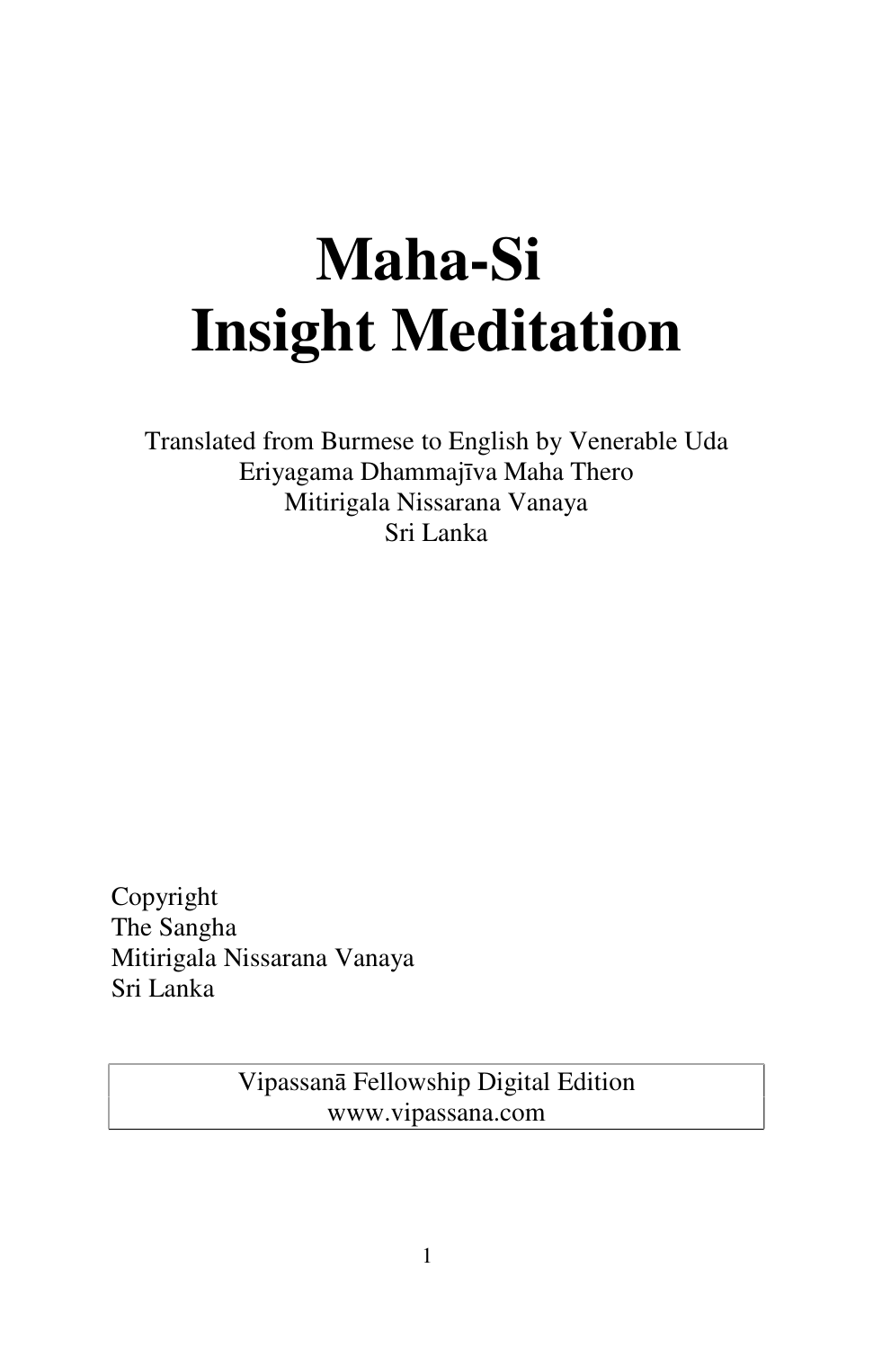# Maha-Si Insight Meditation

Translated from Burmese to English by Venerable Uda Eriyagama Dhammajīva Maha Thero
Mitirigala Nissarana Vanaya
Sri Lanka

Copyright
The Sangha
Mitirigala Nissarana Vanaya
Sri Lanka

Vipassanā Fellowship Digital Edition
www.vipassana.com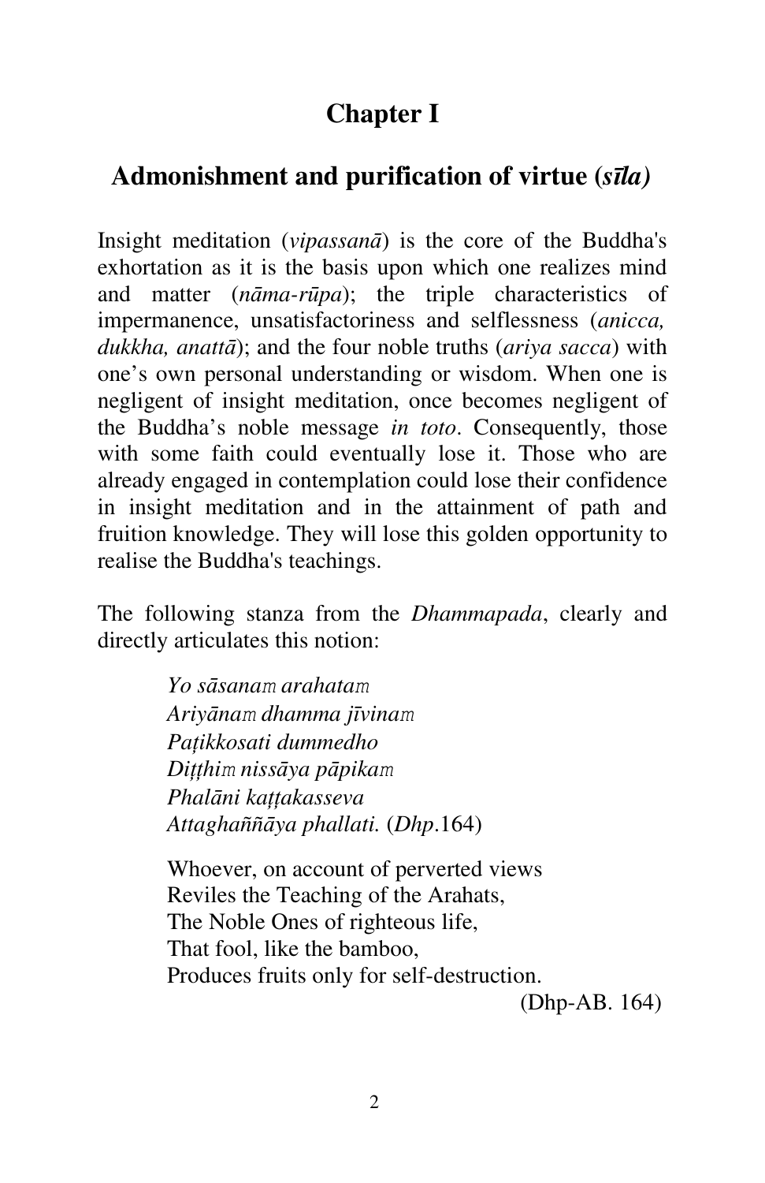# Chapter I

## Admonishment and purification of virtue (*sīla)*

Insight meditation (*vipassanā*) is the core of the Buddha's exhortation as it is the basis upon which one realizes mind and matter (*nāma-rūpa*); the triple characteristics of impermanence, unsatisfactoriness and selflessness (*anicca, dukkha, anattā*); and the four noble truths (*ariya sacca*) with one's own personal understanding or wisdom. When one is negligent of insight meditation, once becomes negligent of the Buddha's noble message *in toto*. Consequently, those with some faith could eventually lose it. Those who are already engaged in contemplation could lose their confidence in insight meditation and in the attainment of path and fruition knowledge. They will lose this golden opportunity to realise the Buddha's teachings.

The following stanza from the *Dhammapada*, clearly and directly articulates this notion:

> *Yo sāsanaṃ arahataṃ*
> *Ariyānaṃ dhamma jīvinaṃ*
> *Paṭikkosati dummedho*
> *Diṭṭhiṃ nissāya pāpikaṃ*
> *Phalāni kaṭṭakasseva*
> *Attaghaññāya phallati.* (*Dhp*.164)

> Whoever, on account of perverted views
> Reviles the Teaching of the Arahats,
> The Noble Ones of righteous life,
> That fool, like the bamboo,
> Produces fruits only for self-destruction.
> (Dhp-AB. 164)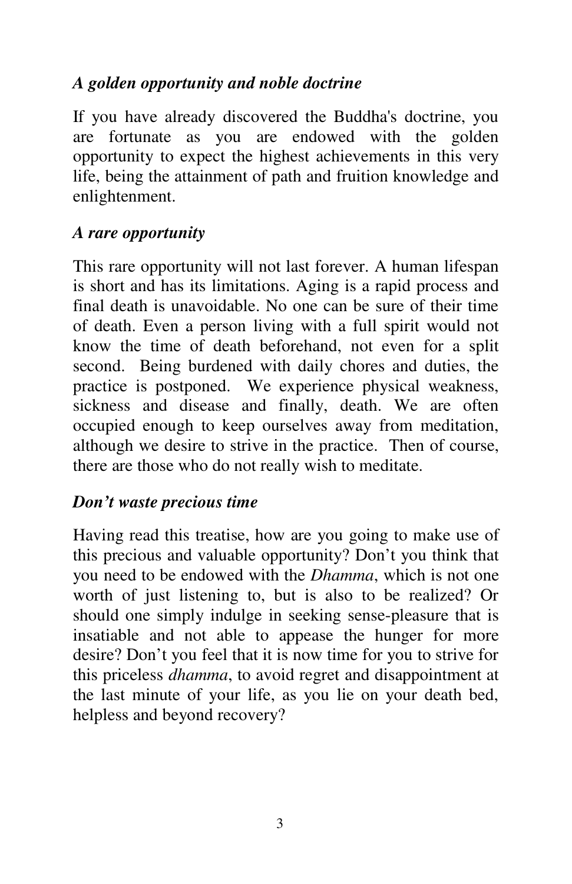### *A golden opportunity and noble doctrine*

If you have already discovered the Buddha's doctrine, you are fortunate as you are endowed with the golden opportunity to expect the highest achievements in this very life, being the attainment of path and fruition knowledge and enlightenment.

### *A rare opportunity*

This rare opportunity will not last forever. A human lifespan is short and has its limitations. Aging is a rapid process and final death is unavoidable. No one can be sure of their time of death. Even a person living with a full spirit would not know the time of death beforehand, not even for a split second. Being burdened with daily chores and duties, the practice is postponed. We experience physical weakness, sickness and disease and finally, death. We are often occupied enough to keep ourselves away from meditation, although we desire to strive in the practice. Then of course, there are those who do not really wish to meditate.

### *Don't waste precious time*

Having read this treatise, how are you going to make use of this precious and valuable opportunity? Don't you think that you need to be endowed with the *Dhamma*, which is not one worth of just listening to, but is also to be realized? Or should one simply indulge in seeking sense-pleasure that is insatiable and not able to appease the hunger for more desire? Don't you feel that it is now time for you to strive for this priceless *dhamma*, to avoid regret and disappointment at the last minute of your life, as you lie on your death bed, helpless and beyond recovery?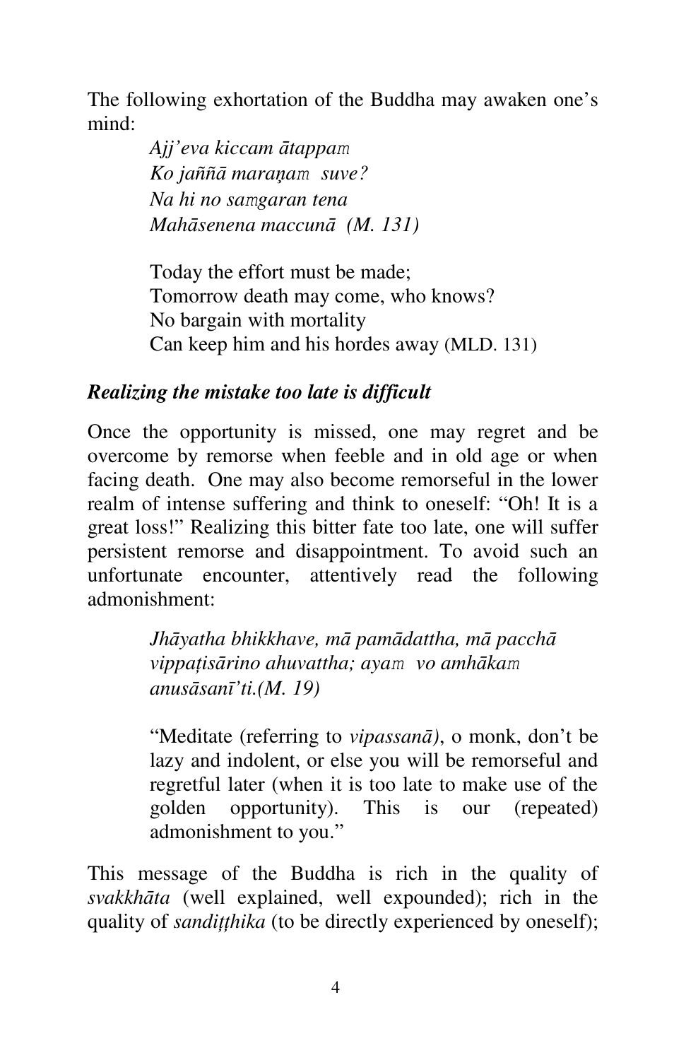The following exhortation of the Buddha may awaken one's mind:

> *Ajj'eva kiccam ātappam*
> *Ko jaññā maraṇam suve?*
> *Na hi no samgaran tena*
> *Mahāsenena maccunā (M. 131)*
>
> Today the effort must be made;
> Tomorrow death may come, who knows?
> No bargain with mortality
> Can keep him and his hordes away (MLD. 131)

***Realizing the mistake too late is difficult***

Once the opportunity is missed, one may regret and be overcome by remorse when feeble and in old age or when facing death. One may also become remorseful in the lower realm of intense suffering and think to oneself: "Oh! It is a great loss!" Realizing this bitter fate too late, one will suffer persistent remorse and disappointment. To avoid such an unfortunate encounter, attentively read the following admonishment:

> *Jhāyatha bhikkhave, mā pamādattha, mā pacchā vippaṭisārino ahuvattha; ayam vo amhākam anusāsanī'ti.(M. 19)*
>
> "Meditate (referring to *vipassanā)*, o monk, don't be lazy and indolent, or else you will be remorseful and regretful later (when it is too late to make use of the golden opportunity). This is our (repeated) admonishment to you."

This message of the Buddha is rich in the quality of *svakkhāta* (well explained, well expounded); rich in the quality of *sandiṭṭhika* (to be directly experienced by oneself);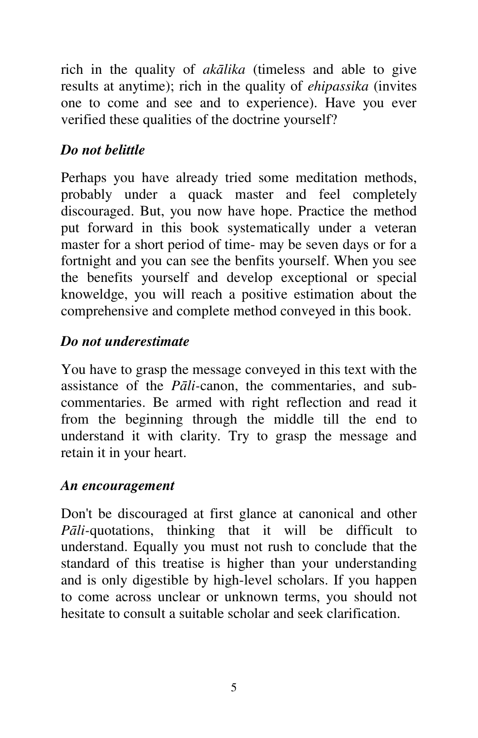rich in the quality of *akālika* (timeless and able to give results at anytime); rich in the quality of *ehipassika* (invites one to come and see and to experience). Have you ever verified these qualities of the doctrine yourself?

### *Do not belittle*

Perhaps you have already tried some meditation methods, probably under a quack master and feel completely discouraged. But, you now have hope. Practice the method put forward in this book systematically under a veteran master for a short period of time- may be seven days or for a fortnight and you can see the benfits yourself. When you see the benefits yourself and develop exceptional or special knoweldge, you will reach a positive estimation about the comprehensive and complete method conveyed in this book.

### *Do not underestimate*

You have to grasp the message conveyed in this text with the assistance of the *Pāli*-canon, the commentaries, and sub-commentaries. Be armed with right reflection and read it from the beginning through the middle till the end to understand it with clarity. Try to grasp the message and retain it in your heart.

### *An encouragement*

Don't be discouraged at first glance at canonical and other *Pāli*-quotations, thinking that it will be difficult to understand. Equally you must not rush to conclude that the standard of this treatise is higher than your understanding and is only digestible by high-level scholars. If you happen to come across unclear or unknown terms, you should not hesitate to consult a suitable scholar and seek clarification.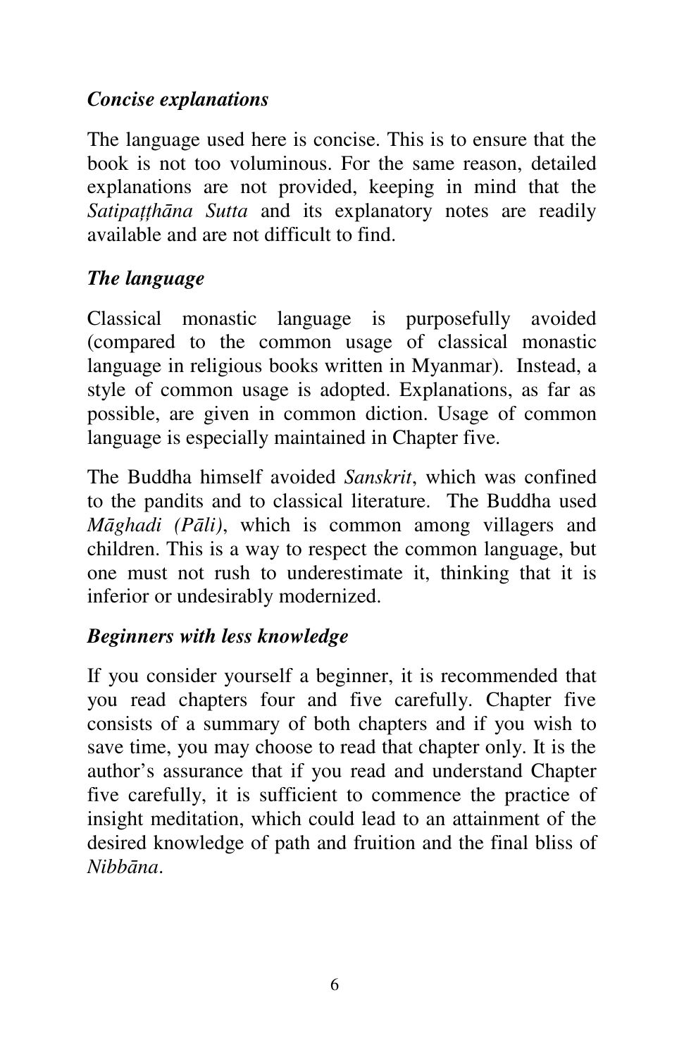### *Concise explanations*

The language used here is concise. This is to ensure that the book is not too voluminous. For the same reason, detailed explanations are not provided, keeping in mind that the *Satipaṭṭhāna Sutta* and its explanatory notes are readily available and are not difficult to find.

### *The language*

Classical monastic language is purposefully avoided (compared to the common usage of classical monastic language in religious books written in Myanmar). Instead, a style of common usage is adopted. Explanations, as far as possible, are given in common diction. Usage of common language is especially maintained in Chapter five.

The Buddha himself avoided *Sanskrit*, which was confined to the pandits and to classical literature. The Buddha used *Māghadi (Pāli)*, which is common among villagers and children. This is a way to respect the common language, but one must not rush to underestimate it, thinking that it is inferior or undesirably modernized.

### *Beginners with less knowledge*

If you consider yourself a beginner, it is recommended that you read chapters four and five carefully. Chapter five consists of a summary of both chapters and if you wish to save time, you may choose to read that chapter only. It is the author's assurance that if you read and understand Chapter five carefully, it is sufficient to commence the practice of insight meditation, which could lead to an attainment of the desired knowledge of path and fruition and the final bliss of *Nibbāna*.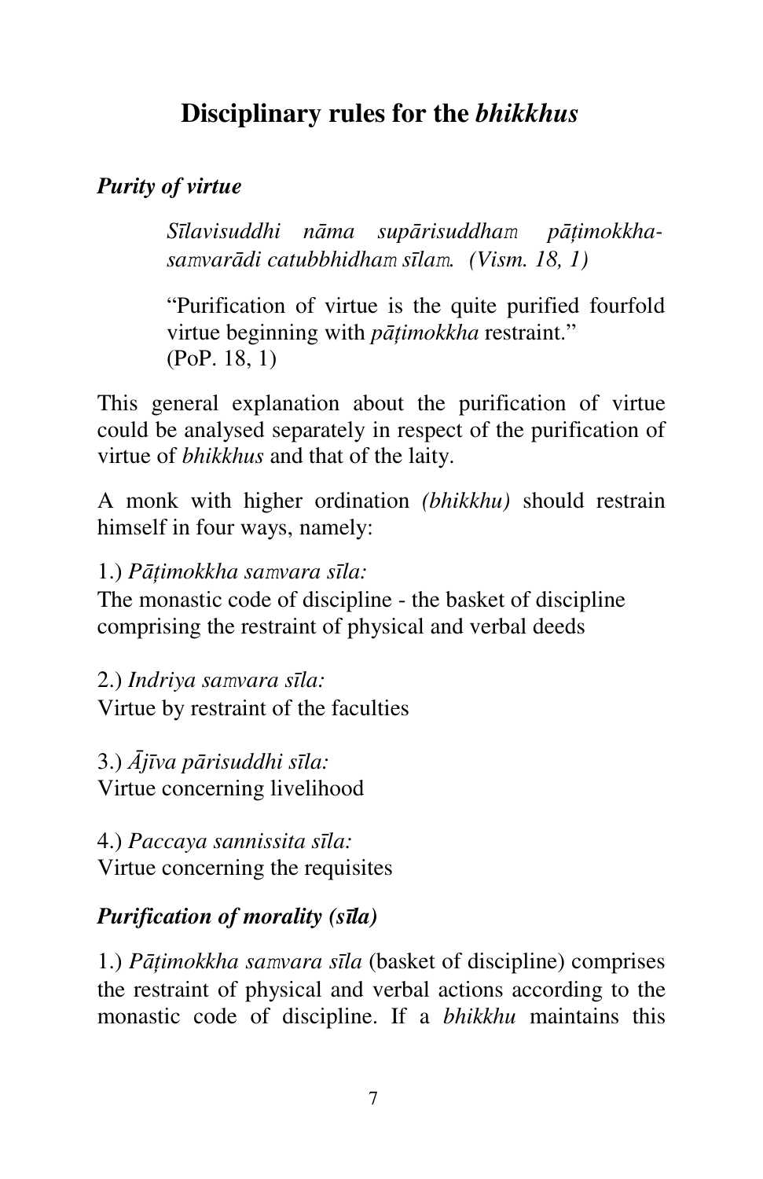# Disciplinary rules for the *bhikkhus*

## *Purity of virtue*

> *Sīlavisuddhi nāma supārisuddhaṁ pāṭimokkha-saṁvarādi catubbhidhaṁ sīlaṁ. (Vism. 18, 1)*
>
> "Purification of virtue is the quite purified fourfold virtue beginning with *pāṭimokkha* restraint."
> (PoP. 18, 1)

This general explanation about the purification of virtue could be analysed separately in respect of the purification of virtue of *bhikkhus* and that of the laity.

A monk with higher ordination *(bhikkhu)* should restrain himself in four ways, namely:

1.) *Pāṭimokkha saṁvara sīla:*
The monastic code of discipline - the basket of discipline comprising the restraint of physical and verbal deeds

2.) *Indriya saṁvara sīla:*
Virtue by restraint of the faculties

3.) *Ājīva pārisuddhi sīla:*
Virtue concerning livelihood

4.) *Paccaya sannissita sīla:*
Virtue concerning the requisites

## *Purification of morality (sīla)*

1.) *Pāṭimokkha saṁvara sīla* (basket of discipline) comprises the restraint of physical and verbal actions according to the monastic code of discipline. If a *bhikkhu* maintains this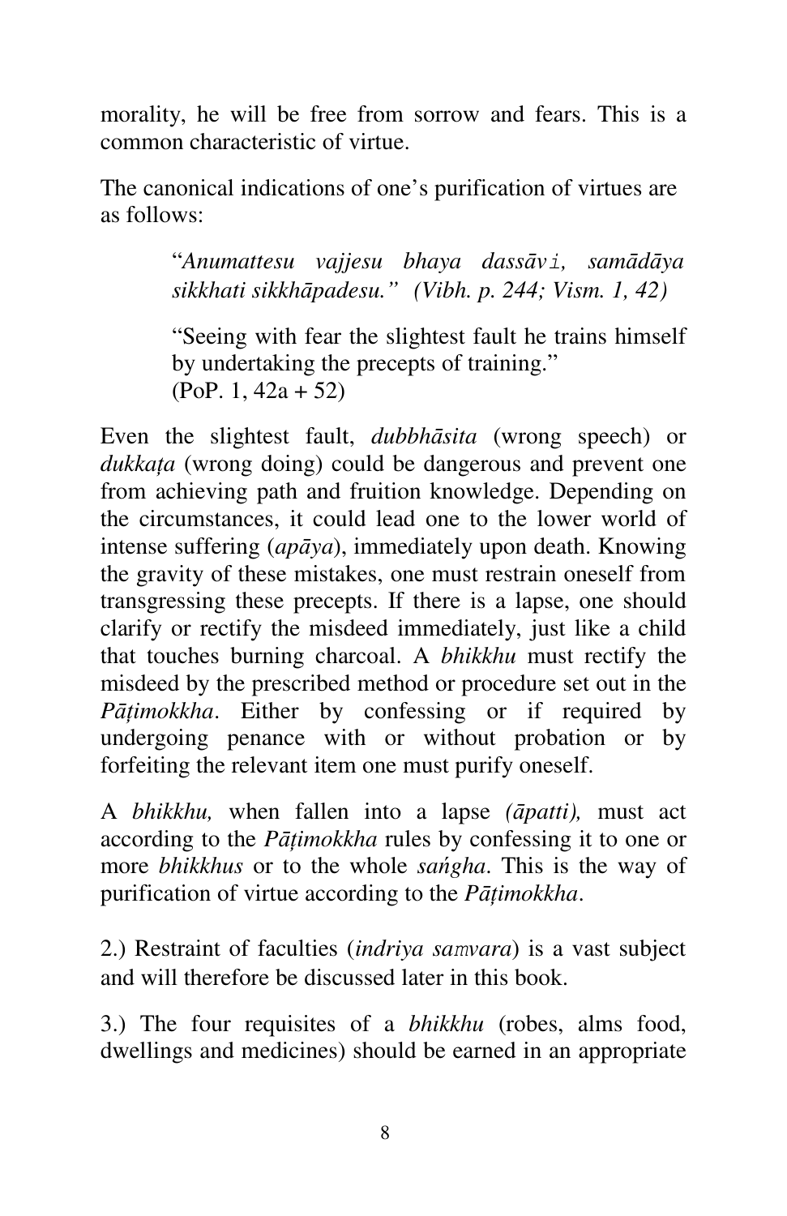morality, he will be free from sorrow and fears. This is a common characteristic of virtue.

The canonical indications of one's purification of virtues are as follows:

> "*Anumattesu vajjesu bhaya dassāvi, samādāya sikkhati sikkhāpadesu." (Vibh. p. 244; Vism. 1, 42)*
>
> "Seeing with fear the slightest fault he trains himself by undertaking the precepts of training." (PoP. 1, 42a + 52)

Even the slightest fault, *dubbhāsita* (wrong speech) or *dukkaṭa* (wrong doing) could be dangerous and prevent one from achieving path and fruition knowledge. Depending on the circumstances, it could lead one to the lower world of intense suffering (*apāya*), immediately upon death. Knowing the gravity of these mistakes, one must restrain oneself from transgressing these precepts. If there is a lapse, one should clarify or rectify the misdeed immediately, just like a child that touches burning charcoal. A *bhikkhu* must rectify the misdeed by the prescribed method or procedure set out in the *Pāṭimokkha*. Either by confessing or if required by undergoing penance with or without probation or by forfeiting the relevant item one must purify oneself.

A *bhikkhu,* when fallen into a lapse *(āpatti),* must act according to the *Pāṭimokkha* rules by confessing it to one or more *bhikkhus* or to the whole *saṅgha*. This is the way of purification of virtue according to the *Pāṭimokkha*.

2.) Restraint of faculties (*indriya saṃvara*) is a vast subject and will therefore be discussed later in this book.

3.) The four requisites of a *bhikkhu* (robes, alms food, dwellings and medicines) should be earned in an appropriate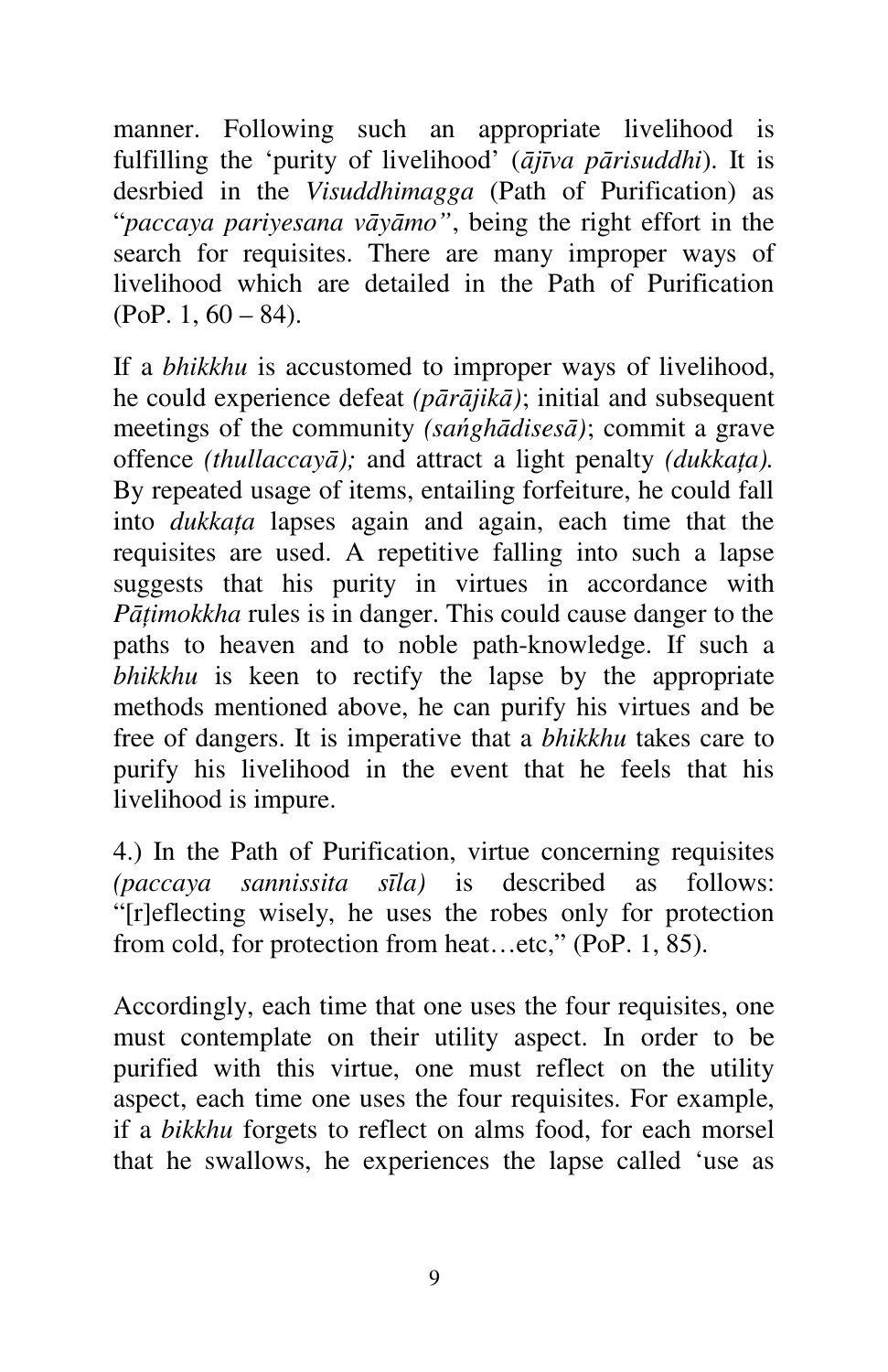manner. Following such an appropriate livelihood is fulfilling the 'purity of livelihood' (*ājīva pārisuddhi*). It is desrbied in the *Visuddhimagga* (Path of Purification) as "*paccaya pariyesana vāyāmo"*, being the right effort in the search for requisites. There are many improper ways of livelihood which are detailed in the Path of Purification (PoP. 1, 60 – 84).

If a *bhikkhu* is accustomed to improper ways of livelihood, he could experience defeat *(pārājikā)*; initial and subsequent meetings of the community *(saṅghādisesā)*; commit a grave offence *(thullaccayā);* and attract a light penalty *(dukkaṭa).* By repeated usage of items, entailing forfeiture, he could fall into *dukkaṭa* lapses again and again, each time that the requisites are used. A repetitive falling into such a lapse suggests that his purity in virtues in accordance with *Pāṭimokkha* rules is in danger. This could cause danger to the paths to heaven and to noble path-knowledge. If such a *bhikkhu* is keen to rectify the lapse by the appropriate methods mentioned above, he can purify his virtues and be free of dangers. It is imperative that a *bhikkhu* takes care to purify his livelihood in the event that he feels that his livelihood is impure.

4.) In the Path of Purification, virtue concerning requisites *(paccaya sannissita sīla)* is described as follows: "[r]eflecting wisely, he uses the robes only for protection from cold, for protection from heat…etc," (PoP. 1, 85).

Accordingly, each time that one uses the four requisites, one must contemplate on their utility aspect. In order to be purified with this virtue, one must reflect on the utility aspect, each time one uses the four requisites. For example, if a *bikkhu* forgets to reflect on alms food, for each morsel that he swallows, he experiences the lapse called 'use as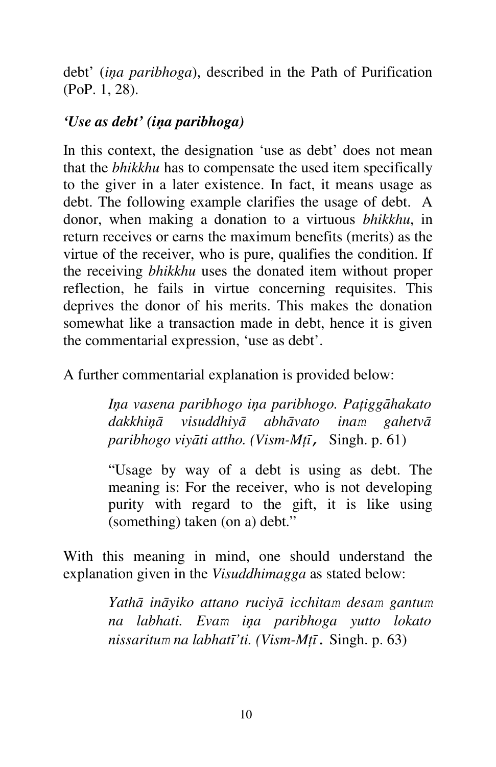debt' (*iṇa paribhoga*), described in the Path of Purification (PoP. 1, 28).

***'Use as debt' (iṇa paribhoga)***

In this context, the designation 'use as debt' does not mean that the *bhikkhu* has to compensate the used item specifically to the giver in a later existence. In fact, it means usage as debt. The following example clarifies the usage of debt. A donor, when making a donation to a virtuous *bhikkhu*, in return receives or earns the maximum benefits (merits) as the virtue of the receiver, who is pure, qualifies the condition. If the receiving *bhikkhu* uses the donated item without proper reflection, he fails in virtue concerning requisites. This deprives the donor of his merits. This makes the donation somewhat like a transaction made in debt, hence it is given the commentarial expression, 'use as debt'.

A further commentarial explanation is provided below:

> *Iṇa vasena paribhogo iṇa paribhogo. Paṭiggāhakato dakkhiṇā visuddhiyā abhāvato inaṃ gahetvā paribhogo viyāti attho. (Vism-Mṭī,* Singh. p. 61)
>
> "Usage by way of a debt is using as debt. The meaning is: For the receiver, who is not developing purity with regard to the gift, it is like using (something) taken (on a) debt."

With this meaning in mind, one should understand the explanation given in the *Visuddhimagga* as stated below:

> *Yathā ināyiko attano ruciyā icchitaṃ desaṃ gantuṃ na labhati. Evaṃ iṇa paribhoga yutto lokato nissarituṃ na labhatī'ti. (Vism-Mṭī.* Singh. p. 63)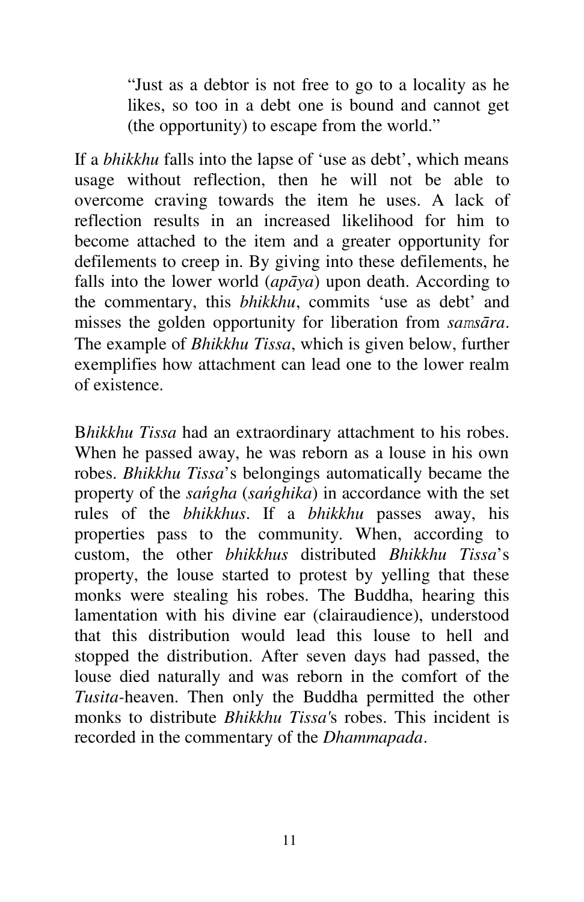> “Just as a debtor is not free to go to a locality as he likes, so too in a debt one is bound and cannot get (the opportunity) to escape from the world.”

If a *bhikkhu* falls into the lapse of ‘use as debt’, which means usage without reflection, then he will not be able to overcome craving towards the item he uses. A lack of reflection results in an increased likelihood for him to become attached to the item and a greater opportunity for defilements to creep in. By giving into these defilements, he falls into the lower world (*apāya*) upon death. According to the commentary, this *bhikkhu*, commits ‘use as debt’ and misses the golden opportunity for liberation from *saṁsāra*. The example of *Bhikkhu Tissa*, which is given below, further exemplifies how attachment can lead one to the lower realm of existence.

B*hikkhu Tissa* had an extraordinary attachment to his robes. When he passed away, he was reborn as a louse in his own robes. *Bhikkhu Tissa*’s belongings automatically became the property of the *saṅgha* (*saṅghika*) in accordance with the set rules of the *bhikkhus*. If a *bhikkhu* passes away, his properties pass to the community. When, according to custom, the other *bhikkhus* distributed *Bhikkhu Tissa*’s property, the louse started to protest by yelling that these monks were stealing his robes. The Buddha, hearing this lamentation with his divine ear (clairaudience), understood that this distribution would lead this louse to hell and stopped the distribution. After seven days had passed, the louse died naturally and was reborn in the comfort of the *Tusita*-heaven. Then only the Buddha permitted the other monks to distribute *Bhikkhu Tissa*'s robes. This incident is recorded in the commentary of the *Dhammapada*.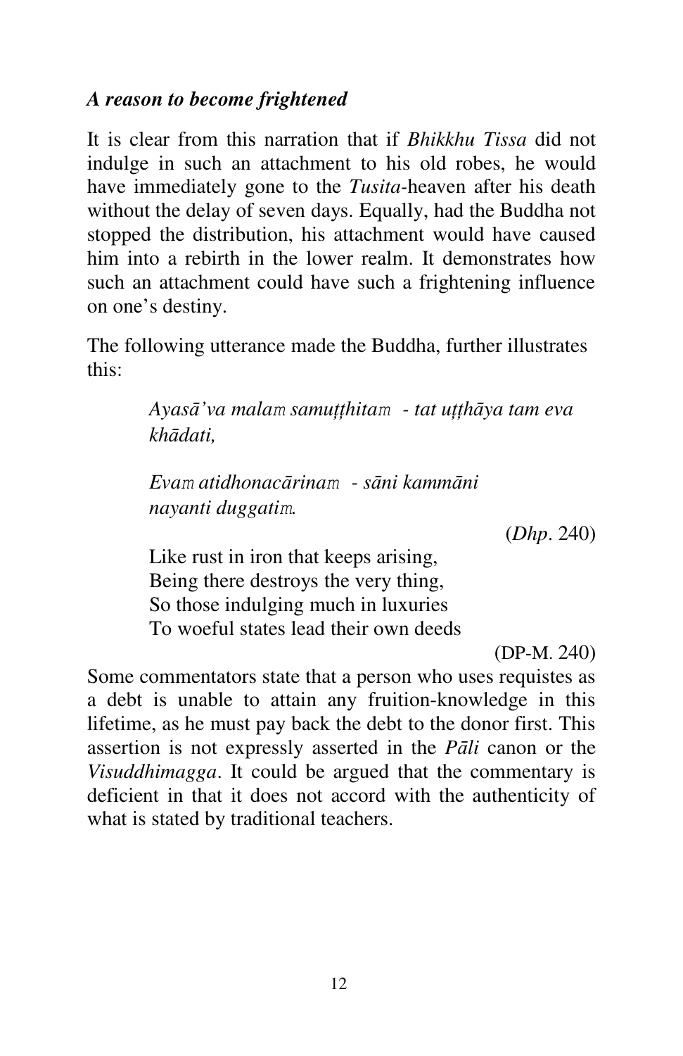### *A reason to become frightened*

It is clear from this narration that if *Bhikkhu Tissa* did not indulge in such an attachment to his old robes, he would have immediately gone to the *Tusita*-heaven after his death without the delay of seven days. Equally, had the Buddha not stopped the distribution, his attachment would have caused him into a rebirth in the lower realm. It demonstrates how such an attachment could have such a frightening influence on one's destiny.

The following utterance made the Buddha, further illustrates this:

> *Ayasā'va malaṃ samuṭṭhitaṃ - tat uṭṭhāya tam eva khādati,*
>
> *Evaṃ atidhonacārinaṃ - sāni kammāni nayanti duggatiṃ.*
>
> (*Dhp*. 240)
>
> Like rust in iron that keeps arising,
> Being there destroys the very thing,
> So those indulging much in luxuries
> To woeful states lead their own deeds
>
> (DP-M. 240)

Some commentators state that a person who uses requistes as a debt is unable to attain any fruition-knowledge in this lifetime, as he must pay back the debt to the donor first. This assertion is not expressly asserted in the *Pāli* canon or the *Visuddhimagga*. It could be argued that the commentary is deficient in that it does not accord with the authenticity of what is stated by traditional teachers.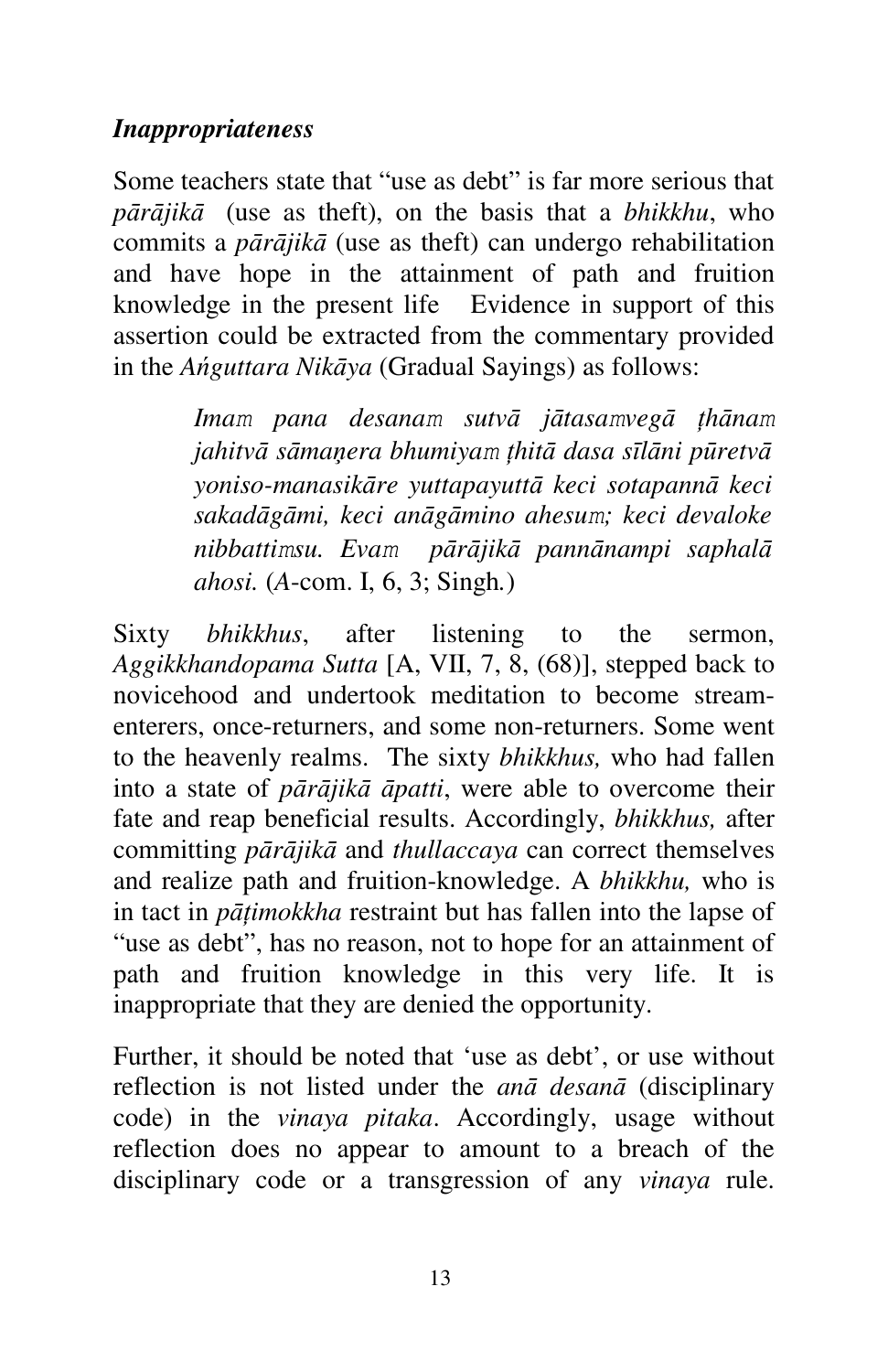### *Inappropriateness*

Some teachers state that "use as debt" is far more serious that *pārājikā* (use as theft), on the basis that a *bhikkhu*, who commits a *pārājikā* (use as theft) can undergo rehabilitation and have hope in the attainment of path and fruition knowledge in the present life  Evidence in support of this assertion could be extracted from the commentary provided in the *Aṅguttara Nikāya* (Gradual Sayings) as follows:

> *Imaṃ pana desanaṃ sutvā jātasaṃvegā ṭhānaṃ jahitvā sāmaṇera bhumiyaṃ ṭhitā dasa sīlāni pūretvā yoniso-manasikāre yuttapayuttā keci sotapannā keci sakadāgāmi, keci anāgāmino ahesuṃ; keci devaloke nibbattiṃsu. Evaṃ pārājikā pannānampi saphalā ahosi.* (*A*-com. I, 6, 3; Singh*.*)

Sixty *bhikkhus*, after listening to the sermon, *Aggikkhandopama Sutta* [A, VII, 7, 8, (68)], stepped back to novicehood and undertook meditation to become stream-enterers, once-returners, and some non-returners. Some went to the heavenly realms. The sixty *bhikkhus,* who had fallen into a state of *pārājikā āpatti*, were able to overcome their fate and reap beneficial results. Accordingly, *bhikkhus,* after committing *pārājikā* and *thullaccaya* can correct themselves and realize path and fruition-knowledge. A *bhikkhu,* who is in tact in *pāṭimokkha* restraint but has fallen into the lapse of "use as debt", has no reason, not to hope for an attainment of path and fruition knowledge in this very life. It is inappropriate that they are denied the opportunity.

Further, it should be noted that 'use as debt', or use without reflection is not listed under the *anā desanā* (disciplinary code) in the *vinaya pitaka*. Accordingly, usage without reflection does no appear to amount to a breach of the disciplinary code or a transgression of any *vinaya* rule.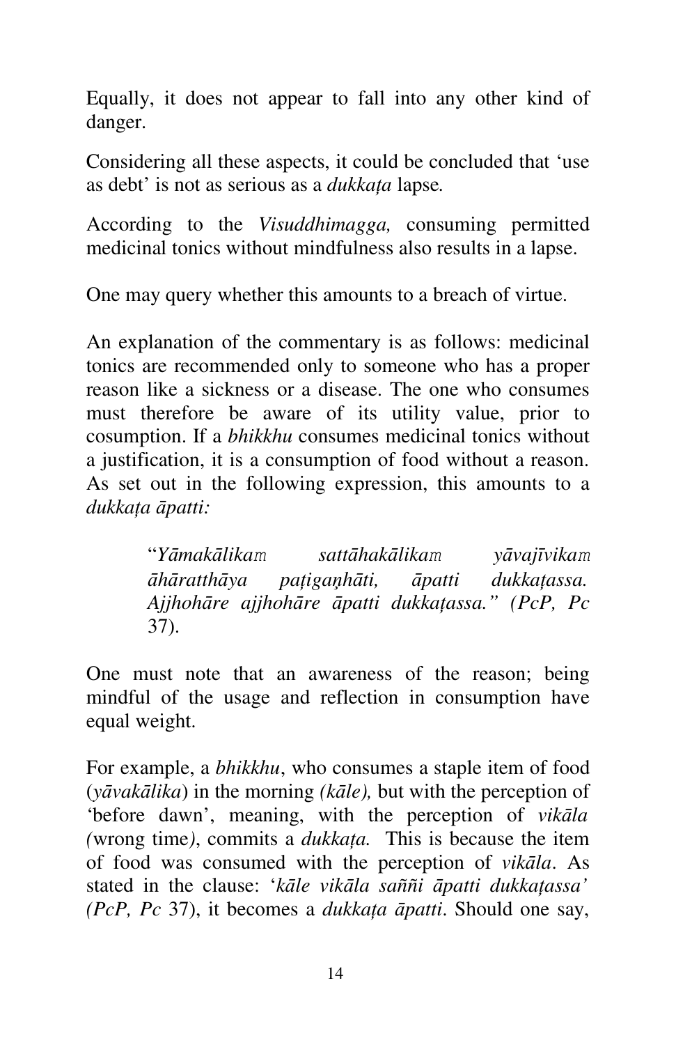Equally, it does not appear to fall into any other kind of danger.

Considering all these aspects, it could be concluded that 'use as debt' is not as serious as a *dukkaṭa* lapse.

According to the *Visuddhimagga,* consuming permitted medicinal tonics without mindfulness also results in a lapse.

One may query whether this amounts to a breach of virtue.

An explanation of the commentary is as follows: medicinal tonics are recommended only to someone who has a proper reason like a sickness or a disease. The one who consumes must therefore be aware of its utility value, prior to cosumption. If a *bhikkhu* consumes medicinal tonics without a justification, it is a consumption of food without a reason. As set out in the following expression, this amounts to a *dukkaṭa āpatti:*

> "*Yāmakālikaṃ sattāhakālikaṃ yāvajīvikaṃ āhāratthāya paṭigaṇhāti, āpatti dukkaṭassa. Ajjhohāre ajjhohāre āpatti dukkaṭassa." (PcP, Pc* 37).

One must note that an awareness of the reason; being mindful of the usage and reflection in consumption have equal weight.

For example, a *bhikkhu*, who consumes a staple item of food (*yāvakālika*) in the morning *(kāle),* but with the perception of 'before dawn', meaning, with the perception of *vikāla (*wrong time*)*, commits a *dukkaṭa.* This is because the item of food was consumed with the perception of *vikāla*. As stated in the clause: '*kāle vikāla saññi āpatti dukkaṭassa' (PcP, Pc* 37), it becomes a *dukkaṭa āpatti*. Should one say,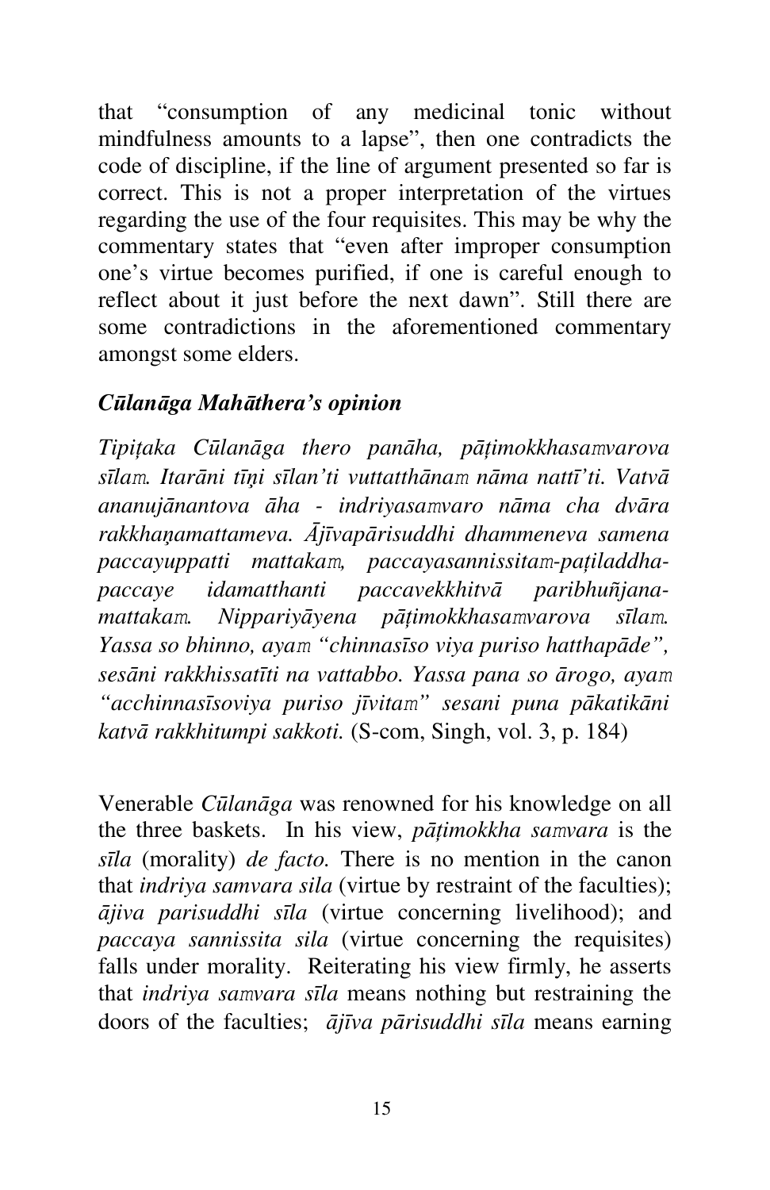that "consumption of any medicinal tonic without mindfulness amounts to a lapse", then one contradicts the code of discipline, if the line of argument presented so far is correct. This is not a proper interpretation of the virtues regarding the use of the four requisites. This may be why the commentary states that "even after improper consumption one's virtue becomes purified, if one is careful enough to reflect about it just before the next dawn". Still there are some contradictions in the aforementioned commentary amongst some elders.

### *Cūlanāga Mahāthera's opinion*

*Tipiṭaka Cūlanāga thero panāha, pāṭimokkhasaṃvarova sīlaṃ. Itarāni tīṇi sīlan'ti vuttatthānaṃ nāma nattī'ti. Vatvā ananujānantova āha - indriyasaṃvaro nāma cha dvāra rakkhaṇamattameva. Ājīvapārisuddhi dhammeneva samena paccayuppatti mattakaṃ, paccayasannissitaṃ-paṭiladdha-paccaye idamatthanti paccavekkhitvā paribhuñjana-mattakaṃ. Nippariyāyena pāṭimokkhasaṃvarova sīlaṃ. Yassa so bhinno, ayaṃ "chinnasīso viya puriso hatthapāde", sesāni rakkhissatīti na vattabbo. Yassa pana so ārogo, ayaṃ "acchinnasīsoviya puriso jīvitaṃ" sesani puna pākatikāni katvā rakkhitumpi sakkoti.* (S-com, Singh, vol. 3, p. 184)

Venerable *Cūlanāga* was renowned for his knowledge on all the three baskets. In his view, *pāṭimokkha saṃvara* is the *sīla* (morality) *de facto.* There is no mention in the canon that *indriya samvara sila* (virtue by restraint of the faculties); *ājiva parisuddhi sīla* (virtue concerning livelihood); and *paccaya sannissita sila* (virtue concerning the requisites) falls under morality. Reiterating his view firmly, he asserts that *indriya saṃvara sīla* means nothing but restraining the doors of the faculties; *ājīva pārisuddhi sīla* means earning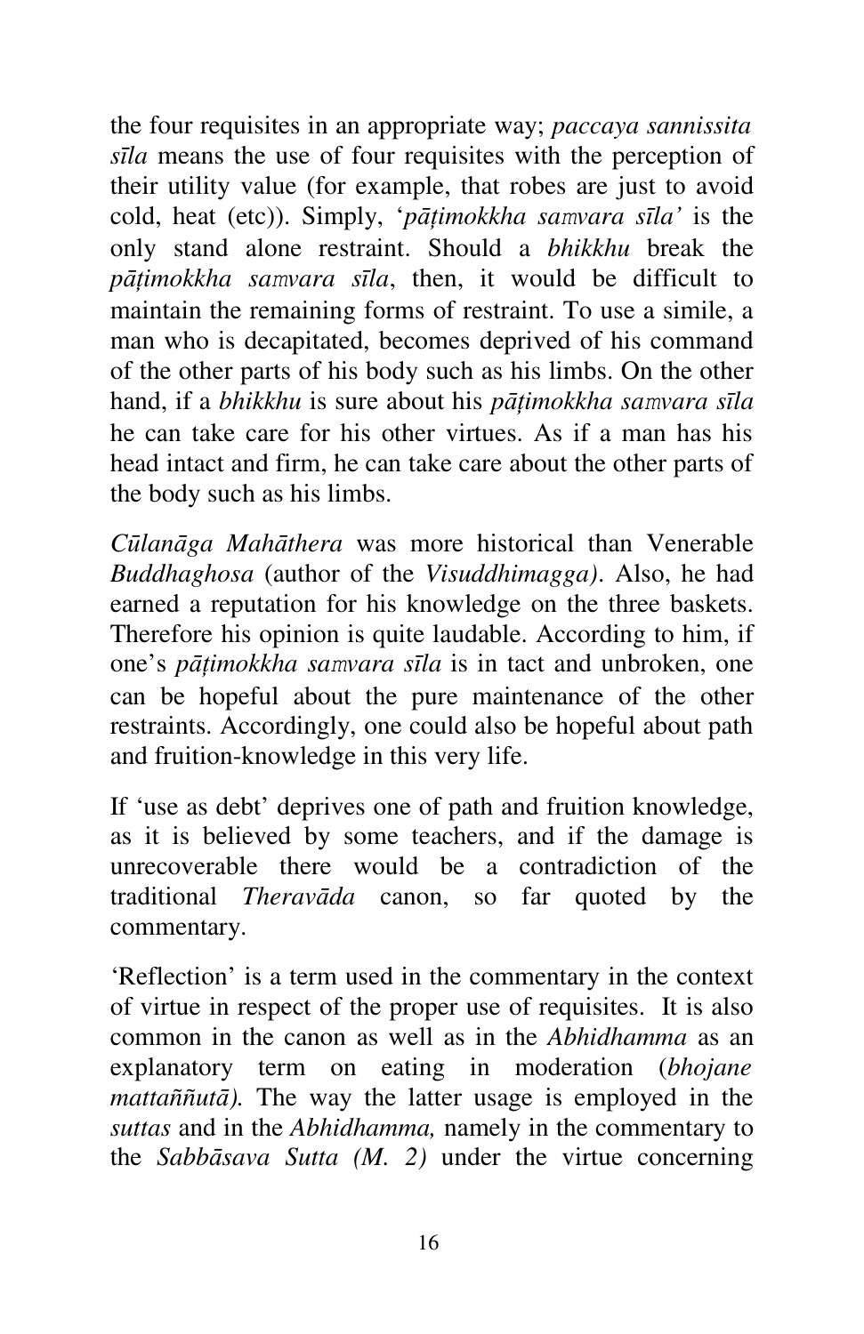the four requisites in an appropriate way; *paccaya sannissita sīla* means the use of four requisites with the perception of their utility value (for example, that robes are just to avoid cold, heat (etc)). Simply, '*pāṭimokkha saṃvara sīla'* is the only stand alone restraint. Should a *bhikkhu* break the *pāṭimokkha saṃvara sīla*, then, it would be difficult to maintain the remaining forms of restraint. To use a simile, a man who is decapitated, becomes deprived of his command of the other parts of his body such as his limbs. On the other hand, if a *bhikkhu* is sure about his *pāṭimokkha saṃvara sīla* he can take care for his other virtues. As if a man has his head intact and firm, he can take care about the other parts of the body such as his limbs.

*Cūlanāga Mahāthera* was more historical than Venerable *Buddhaghosa* (author of the *Visuddhimagga)*. Also, he had earned a reputation for his knowledge on the three baskets. Therefore his opinion is quite laudable. According to him, if one's *pāṭimokkha saṃvara sīla* is in tact and unbroken, one can be hopeful about the pure maintenance of the other restraints. Accordingly, one could also be hopeful about path and fruition-knowledge in this very life.

If 'use as debt' deprives one of path and fruition knowledge, as it is believed by some teachers, and if the damage is unrecoverable there would be a contradiction of the traditional *Theravāda* canon, so far quoted by the commentary.

'Reflection' is a term used in the commentary in the context of virtue in respect of the proper use of requisites. It is also common in the canon as well as in the *Abhidhamma* as an explanatory term on eating in moderation (*bhojane mattaññutā).* The way the latter usage is employed in the *suttas* and in the *Abhidhamma,* namely in the commentary to the *Sabbāsava Sutta (M. 2)* under the virtue concerning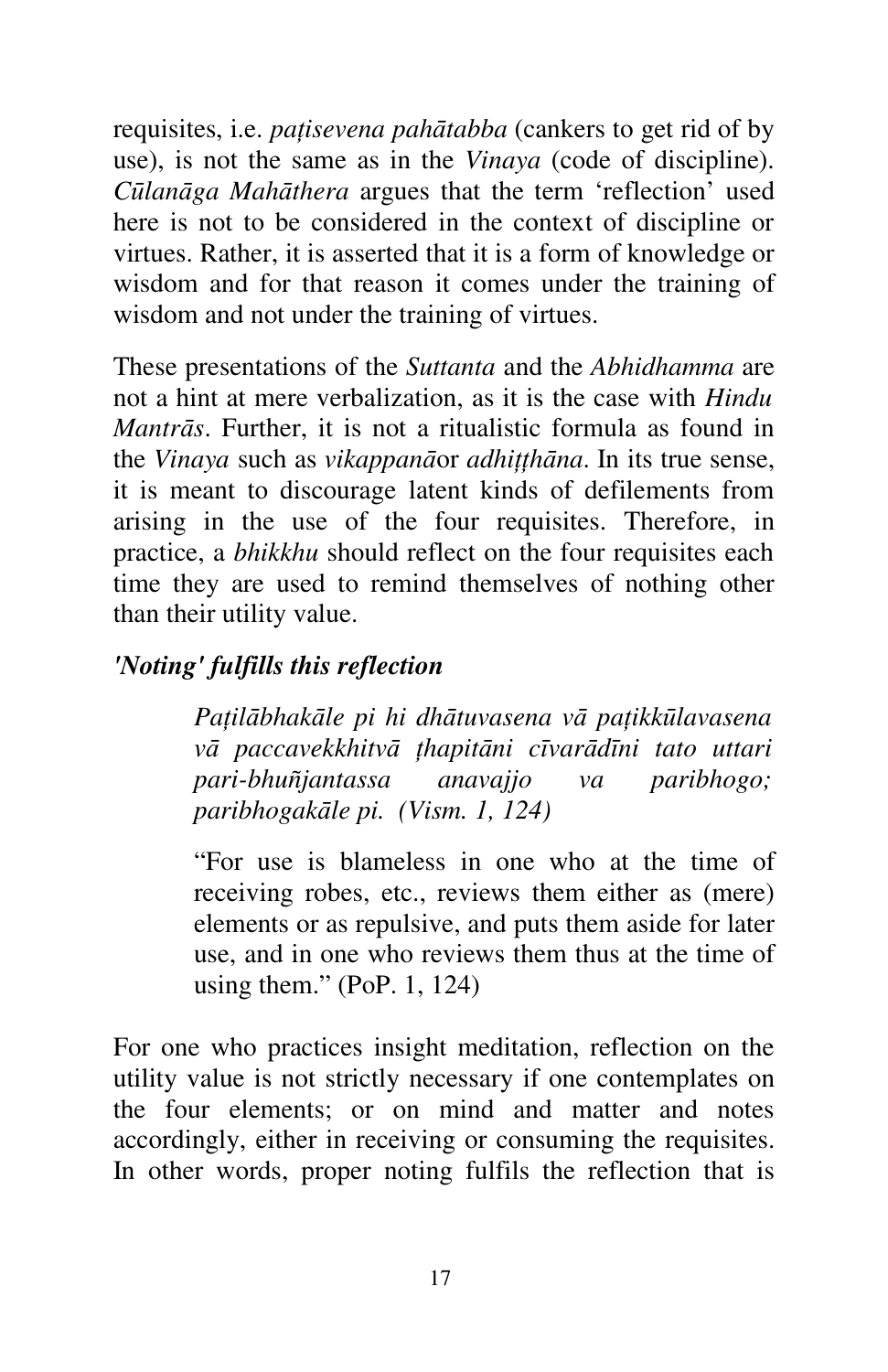requisites, i.e. *paṭisevena pahātabba* (cankers to get rid of by use), is not the same as in the *Vinaya* (code of discipline). *Cūlanāga Mahāthera* argues that the term 'reflection' used here is not to be considered in the context of discipline or virtues. Rather, it is asserted that it is a form of knowledge or wisdom and for that reason it comes under the training of wisdom and not under the training of virtues.

These presentations of the *Suttanta* and the *Abhidhamma* are not a hint at mere verbalization, as it is the case with *Hindu Mantrās*. Further, it is not a ritualistic formula as found in the *Vinaya* such as *vikappanā*or *adhiṭṭhāna*. In its true sense, it is meant to discourage latent kinds of defilements from arising in the use of the four requisites. Therefore, in practice, a *bhikkhu* should reflect on the four requisites each time they are used to remind themselves of nothing other than their utility value.

### *'Noting' fulfills this reflection*

> *Paṭilābhakāle pi hi dhātuvasena vā paṭikkūlavasena vā paccavekkhitvā ṭhapitāni cīvarādīni tato uttari pari-bhuñjantassa anavajjo va paribhogo; paribhogakāle pi. (Vism. 1, 124)*
>
> "For use is blameless in one who at the time of receiving robes, etc., reviews them either as (mere) elements or as repulsive, and puts them aside for later use, and in one who reviews them thus at the time of using them." (PoP. 1, 124)

For one who practices insight meditation, reflection on the utility value is not strictly necessary if one contemplates on the four elements; or on mind and matter and notes accordingly, either in receiving or consuming the requisites. In other words, proper noting fulfils the reflection that is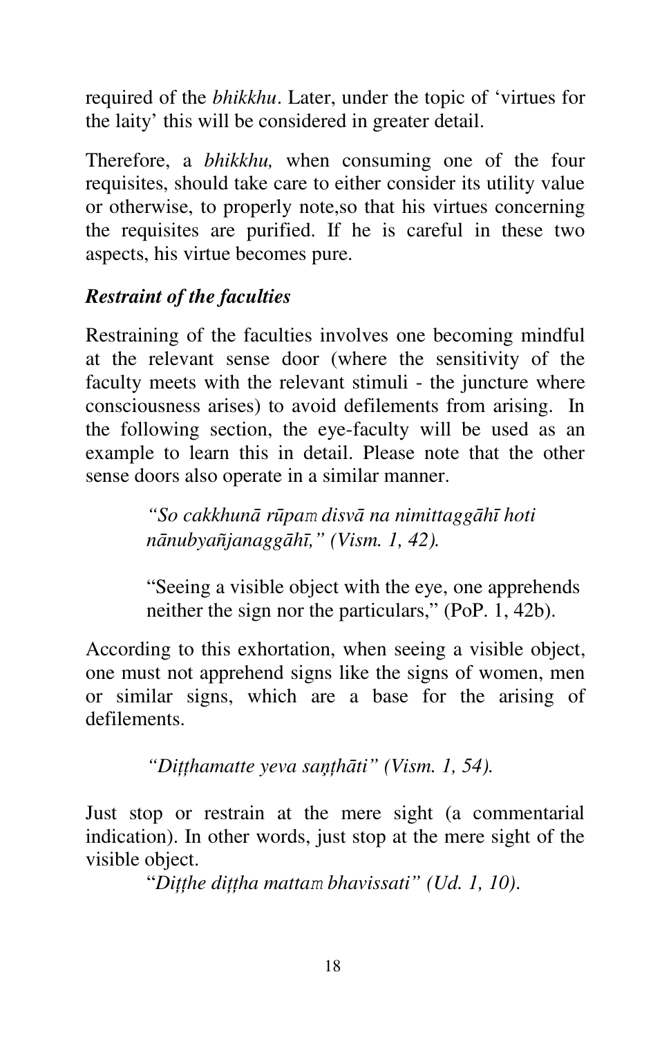required of the *bhikkhu*. Later, under the topic of 'virtues for the laity' this will be considered in greater detail.

Therefore, a *bhikkhu,* when consuming one of the four requisites, should take care to either consider its utility value or otherwise, to properly note,so that his virtues concerning the requisites are purified. If he is careful in these two aspects, his virtue becomes pure.

***Restraint of the faculties***

Restraining of the faculties involves one becoming mindful at the relevant sense door (where the sensitivity of the faculty meets with the relevant stimuli - the juncture where consciousness arises) to avoid defilements from arising. In the following section, the eye-faculty will be used as an example to learn this in detail. Please note that the other sense doors also operate in a similar manner.

> *"So cakkhunā rūpaṃ disvā na nimittaggāhī hoti nānubyañjanaggāhī," (Vism. 1, 42).*
>
> "Seeing a visible object with the eye, one apprehends neither the sign nor the particulars," (PoP. 1, 42b).

According to this exhortation, when seeing a visible object, one must not apprehend signs like the signs of women, men or similar signs, which are a base for the arising of defilements.

> *"Diṭṭhamatte yeva saṇṭhāti" (Vism. 1, 54).*

Just stop or restrain at the mere sight (a commentarial indication). In other words, just stop at the mere sight of the visible object.

> "*Diṭṭhe diṭṭha mattaṃ bhavissati" (Ud. 1, 10).*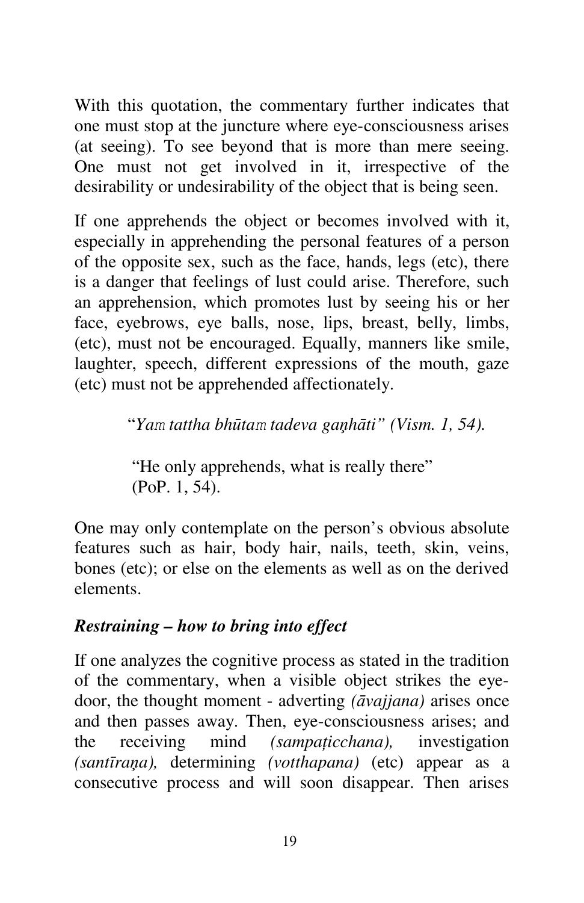With this quotation, the commentary further indicates that one must stop at the juncture where eye-consciousness arises (at seeing). To see beyond that is more than mere seeing. One must not get involved in it, irrespective of the desirability or undesirability of the object that is being seen.

If one apprehends the object or becomes involved with it, especially in apprehending the personal features of a person of the opposite sex, such as the face, hands, legs (etc), there is a danger that feelings of lust could arise. Therefore, such an apprehension, which promotes lust by seeing his or her face, eyebrows, eye balls, nose, lips, breast, belly, limbs, (etc), must not be encouraged. Equally, manners like smile, laughter, speech, different expressions of the mouth, gaze (etc) must not be apprehended affectionately.

> "*Yaṃ tattha bhūtaṃ tadeva gaṇhāti" (Vism. 1, 54).*
>
> "He only apprehends, what is really there"
> (PoP. 1, 54).

One may only contemplate on the person's obvious absolute features such as hair, body hair, nails, teeth, skin, veins, bones (etc); or else on the elements as well as on the derived elements.

### *Restraining – how to bring into effect*

If one analyzes the cognitive process as stated in the tradition of the commentary, when a visible object strikes the eye-door, the thought moment - adverting *(āvajjana)* arises once and then passes away. Then, eye-consciousness arises; and the receiving mind *(sampaṭicchana),* investigation *(santīraṇa),* determining *(votthapana)* (etc) appear as a consecutive process and will soon disappear. Then arises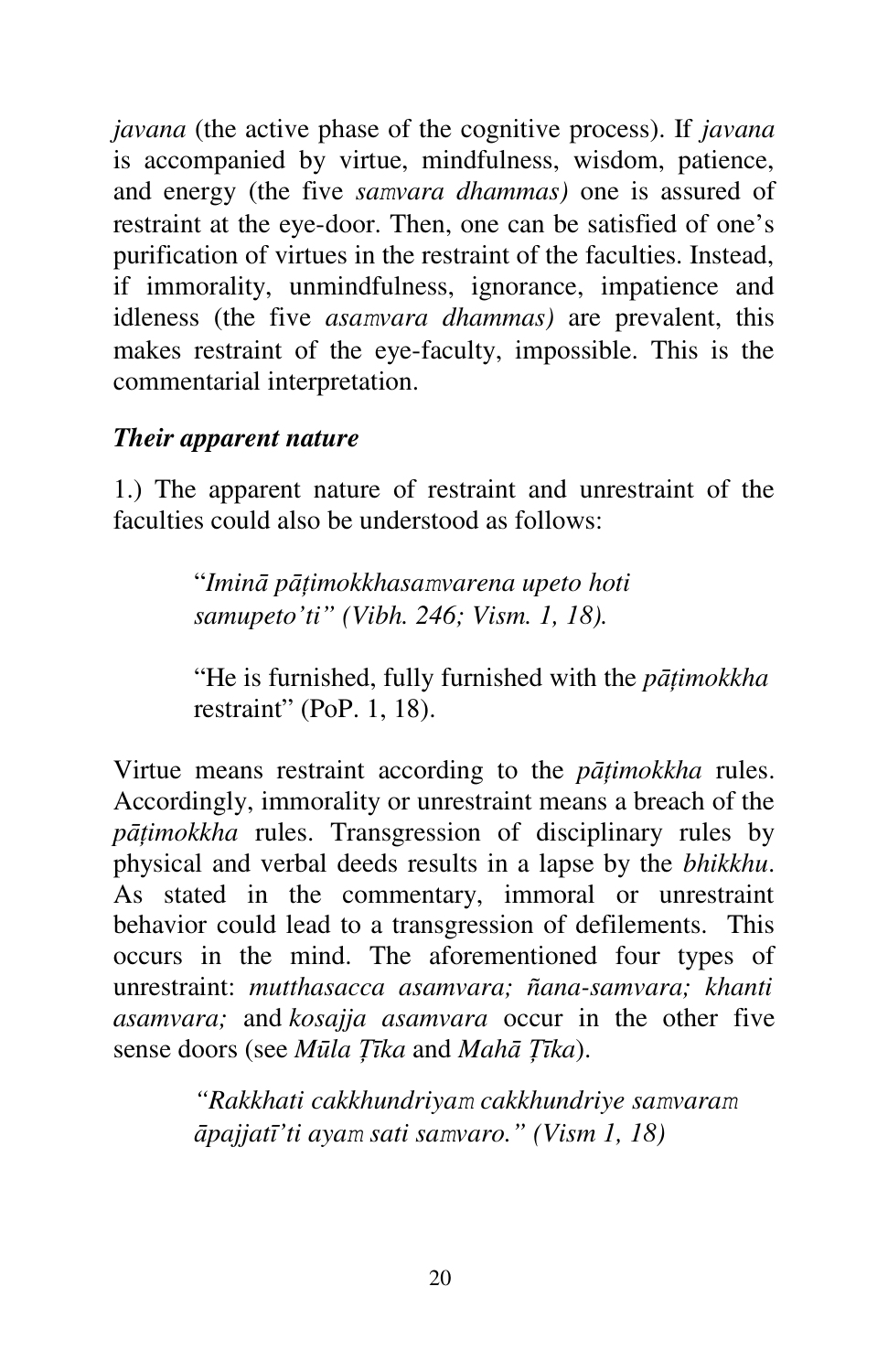*javana* (the active phase of the cognitive process). If *javana* is accompanied by virtue, mindfulness, wisdom, patience, and energy (the five *saṃvara dhammas)* one is assured of restraint at the eye-door. Then, one can be satisfied of one's purification of virtues in the restraint of the faculties. Instead, if immorality, unmindfulness, ignorance, impatience and idleness (the five *asaṃvara dhammas)* are prevalent, this makes restraint of the eye-faculty, impossible. This is the commentarial interpretation.

### *Their apparent nature*

1.) The apparent nature of restraint and unrestraint of the faculties could also be understood as follows:

> "*Iminā pāṭimokkhasaṃvarena upeto hoti samupeto'ti" (Vibh. 246; Vism. 1, 18).*
>
> "He is furnished, fully furnished with the *pāṭimokkha* restraint" (PoP. 1, 18).

Virtue means restraint according to the *pāṭimokkha* rules. Accordingly, immorality or unrestraint means a breach of the *pāṭimokkha* rules. Transgression of disciplinary rules by physical and verbal deeds results in a lapse by the *bhikkhu*. As stated in the commentary, immoral or unrestraint behavior could lead to a transgression of defilements. This occurs in the mind. The aforementioned four types of unrestraint: *mutthasacca asamvara; ñana-samvara; khanti asamvara;* and *kosajja asamvara* occur in the other five sense doors (see *Mūla Ṭīka* and *Mahā Ṭīka*).

> *"Rakkhati cakkhundriyaṃ cakkhundriye saṃvaraṃ āpajjatī'ti ayaṃ sati saṃvaro." (Vism 1, 18)*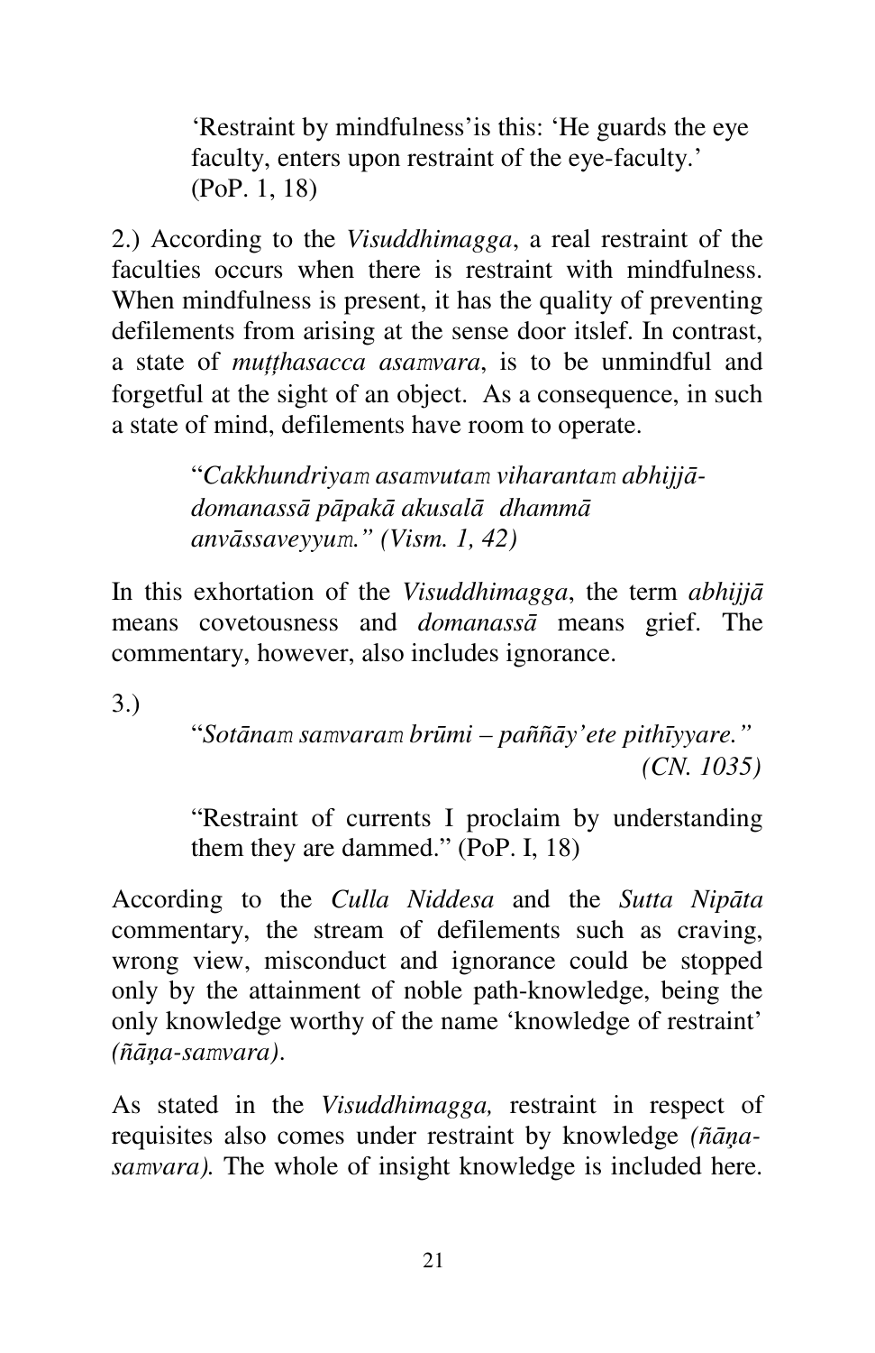> 'Restraint by mindfulness' is this: 'He guards the eye faculty, enters upon restraint of the eye-faculty.' (PoP. 1, 18)

2.) According to the *Visuddhimagga*, a real restraint of the faculties occurs when there is restraint with mindfulness. When mindfulness is present, it has the quality of preventing defilements from arising at the sense door itslef. In contrast, a state of *muṭṭhasacca asaṁvara*, is to be unmindful and forgetful at the sight of an object. As a consequence, in such a state of mind, defilements have room to operate.

> "*Cakkhundriyaṁ asaṁvutaṁ viharantaṁ abhijjā-domanassā pāpakā akusalā dhammā anvāssaveyyuṁ." (Vism. 1, 42)*

In this exhortation of the *Visuddhimagga*, the term *abhijjā* means covetousness and *domanassā* means grief. The commentary, however, also includes ignorance.

3.)

> "*Sotānaṁ saṁvaraṁ brūmi – paññāy'ete pithīyyare." (CN. 1035)*

> "Restraint of currents I proclaim by understanding them they are dammed." (PoP. I, 18)

According to the *Culla Niddesa* and the *Sutta Nipāta* commentary, the stream of defilements such as craving, wrong view, misconduct and ignorance could be stopped only by the attainment of noble path-knowledge, being the only knowledge worthy of the name 'knowledge of restraint' *(ñāṇa-saṁvara)*.

As stated in the *Visuddhimagga,* restraint in respect of requisites also comes under restraint by knowledge *(ñāṇa-saṁvara).* The whole of insight knowledge is included here.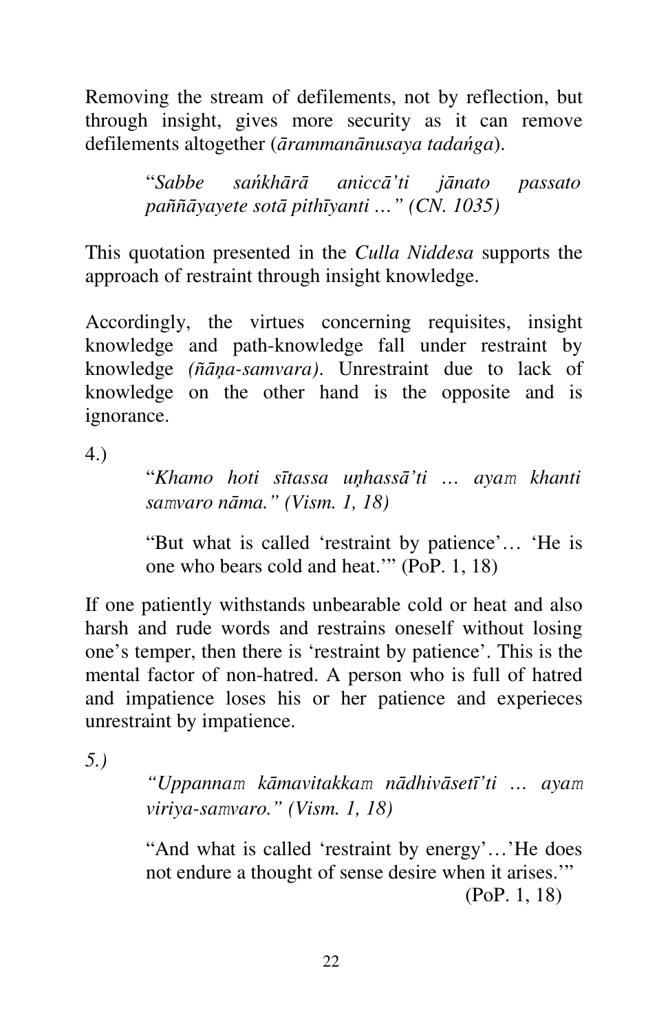Removing the stream of defilements, not by reflection, but through insight, gives more security as it can remove defilements altogether (*ārammanānusaya tadaṅga*).

> "*Sabbe saṅkhārā aniccā'ti jānato passato paññāyayete sotā pithīyanti …" (CN. 1035)*

This quotation presented in the *Culla Niddesa* supports the approach of restraint through insight knowledge.

Accordingly, the virtues concerning requisites, insight knowledge and path-knowledge fall under restraint by knowledge *(ñāṇa-samvara)*. Unrestraint due to lack of knowledge on the other hand is the opposite and is ignorance.

4.)

> "*Khamo hoti sītassa uṇhassā'ti … ayaṁ khanti saṁvaro nāma." (Vism. 1, 18)*
>
> "But what is called 'restraint by patience'… 'He is one who bears cold and heat.'" (PoP. 1, 18)

If one patiently withstands unbearable cold or heat and also harsh and rude words and restrains oneself without losing one's temper, then there is 'restraint by patience'. This is the mental factor of non-hatred. A person who is full of hatred and impatience loses his or her patience and experieces unrestraint by impatience.

*5.)*

> *"Uppannaṁ kāmavitakkaṁ nādhivāsetī'ti … ayaṁ viriya-saṁvaro." (Vism. 1, 18)*
>
> "And what is called 'restraint by energy'…'He does not endure a thought of sense desire when it arises.'" (PoP. 1, 18)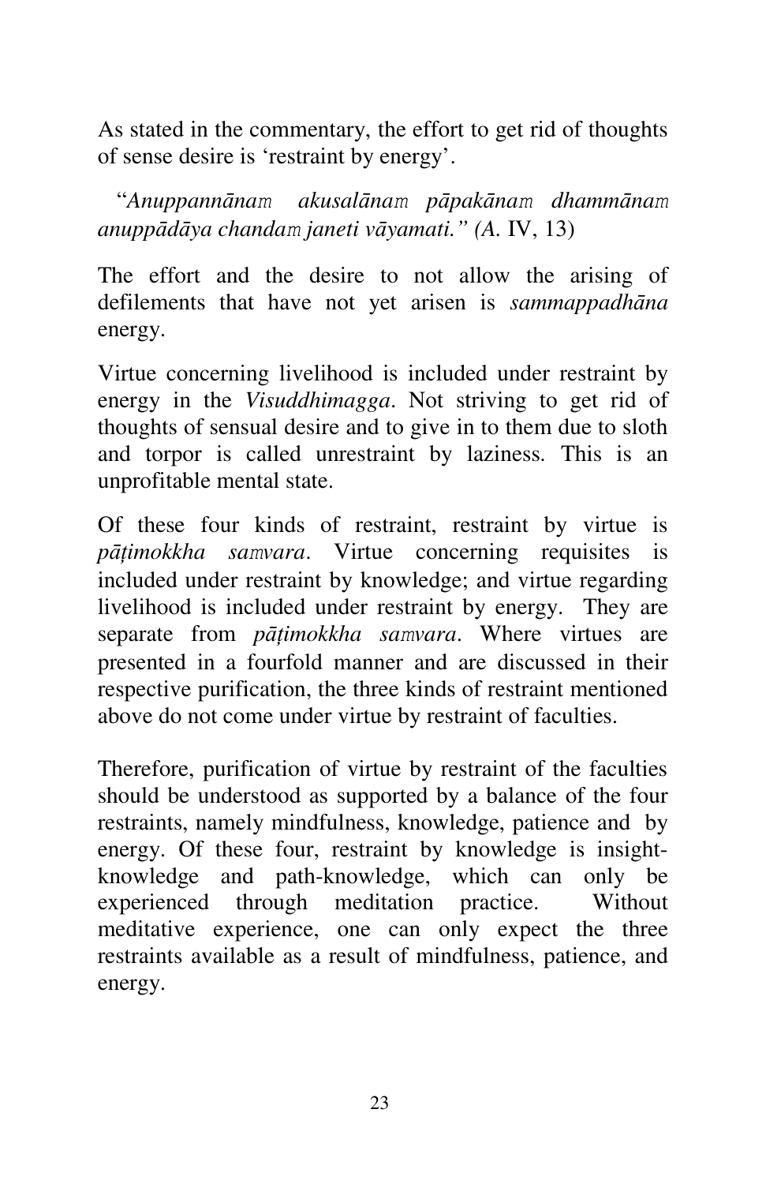As stated in the commentary, the effort to get rid of thoughts of sense desire is ‘restraint by energy’.

“*Anuppannānaṃ akusalānaṃ pāpakānaṃ dhammānaṃ anuppādāya chandaṃ janeti vāyamati.” (A.* IV, 13)

The effort and the desire to not allow the arising of defilements that have not yet arisen is *sammappadhāna* energy.

Virtue concerning livelihood is included under restraint by energy in the *Visuddhimagga*. Not striving to get rid of thoughts of sensual desire and to give in to them due to sloth and torpor is called unrestraint by laziness. This is an unprofitable mental state.

Of these four kinds of restraint, restraint by virtue is *pāṭimokkha saṃvara*. Virtue concerning requisites is included under restraint by knowledge; and virtue regarding livelihood is included under restraint by energy. They are separate from *pāṭimokkha saṃvara*. Where virtues are presented in a fourfold manner and are discussed in their respective purification, the three kinds of restraint mentioned above do not come under virtue by restraint of faculties.

Therefore, purification of virtue by restraint of the faculties should be understood as supported by a balance of the four restraints, namely mindfulness, knowledge, patience and by energy. Of these four, restraint by knowledge is insight-knowledge and path-knowledge, which can only be experienced through meditation practice. Without meditative experience, one can only expect the three restraints available as a result of mindfulness, patience, and energy.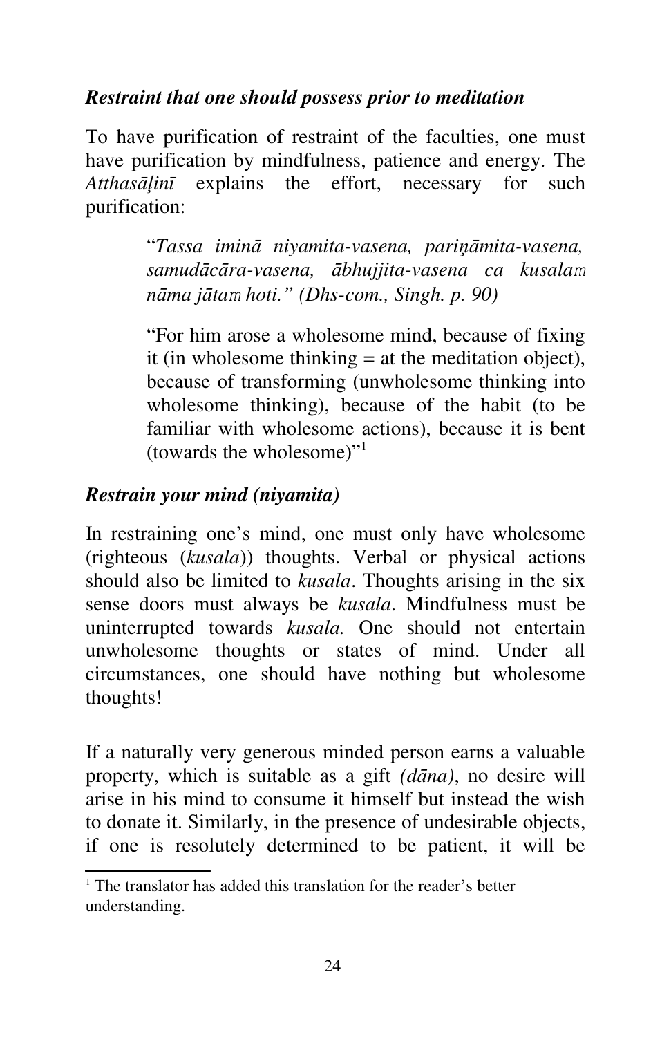***Restraint that one should possess prior to meditation***

To have purification of restraint of the faculties, one must have purification by mindfulness, patience and energy. The *Atthasāḷinī* explains the effort, necessary for such purification:

> "*Tassa iminā niyamita-vasena, pariṇāmita-vasena, samudācāra-vasena, ābhujjita-vasena ca kusalaṁ nāma jātaṁ hoti." (Dhs-com., Singh. p. 90)*
>
> "For him arose a wholesome mind, because of fixing it (in wholesome thinking = at the meditation object), because of transforming (unwholesome thinking into wholesome thinking), because of the habit (to be familiar with wholesome actions), because it is bent (towards the wholesome)"[1]

***Restrain your mind (niyamita)***

In restraining one's mind, one must only have wholesome (righteous (*kusala*)) thoughts. Verbal or physical actions should also be limited to *kusala*. Thoughts arising in the six sense doors must always be *kusala*. Mindfulness must be uninterrupted towards *kusala.* One should not entertain unwholesome thoughts or states of mind. Under all circumstances, one should have nothing but wholesome thoughts!

If a naturally very generous minded person earns a valuable property, which is suitable as a gift *(dāna)*, no desire will arise in his mind to consume it himself but instead the wish to donate it. Similarly, in the presence of undesirable objects, if one is resolutely determined to be patient, it will be

[1] The translator has added this translation for the reader's better understanding.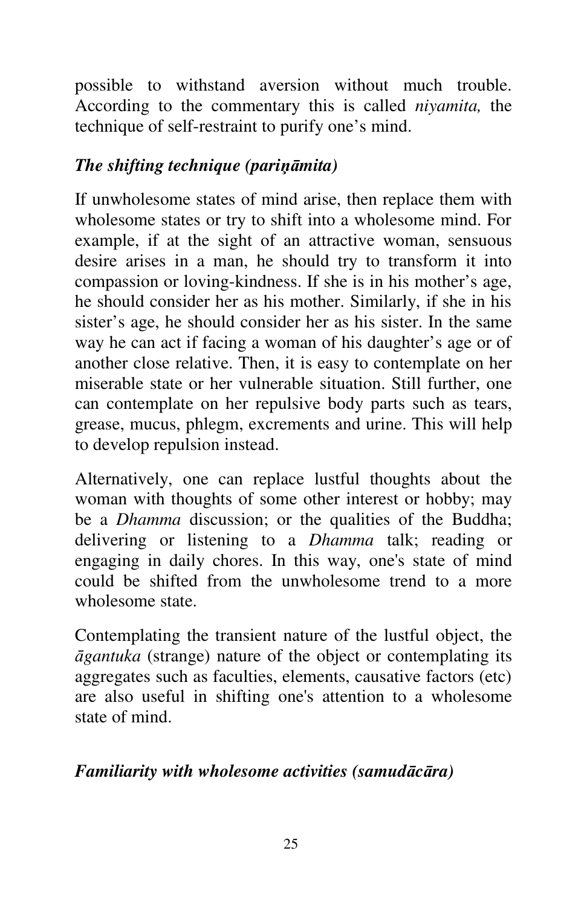possible to withstand aversion without much trouble. According to the commentary this is called *niyamita,* the technique of self-restraint to purify one's mind.

### *The shifting technique (pariṇāmita)*

If unwholesome states of mind arise, then replace them with wholesome states or try to shift into a wholesome mind. For example, if at the sight of an attractive woman, sensuous desire arises in a man, he should try to transform it into compassion or loving-kindness. If she is in his mother's age, he should consider her as his mother. Similarly, if she in his sister's age, he should consider her as his sister. In the same way he can act if facing a woman of his daughter's age or of another close relative. Then, it is easy to contemplate on her miserable state or her vulnerable situation. Still further, one can contemplate on her repulsive body parts such as tears, grease, mucus, phlegm, excrements and urine. This will help to develop repulsion instead.

Alternatively, one can replace lustful thoughts about the woman with thoughts of some other interest or hobby; may be a *Dhamma* discussion; or the qualities of the Buddha; delivering or listening to a *Dhamma* talk; reading or engaging in daily chores. In this way, one's state of mind could be shifted from the unwholesome trend to a more wholesome state.

Contemplating the transient nature of the lustful object, the *āgantuka* (strange) nature of the object or contemplating its aggregates such as faculties, elements, causative factors (etc) are also useful in shifting one's attention to a wholesome state of mind.

### *Familiarity with wholesome activities (samudācāra)*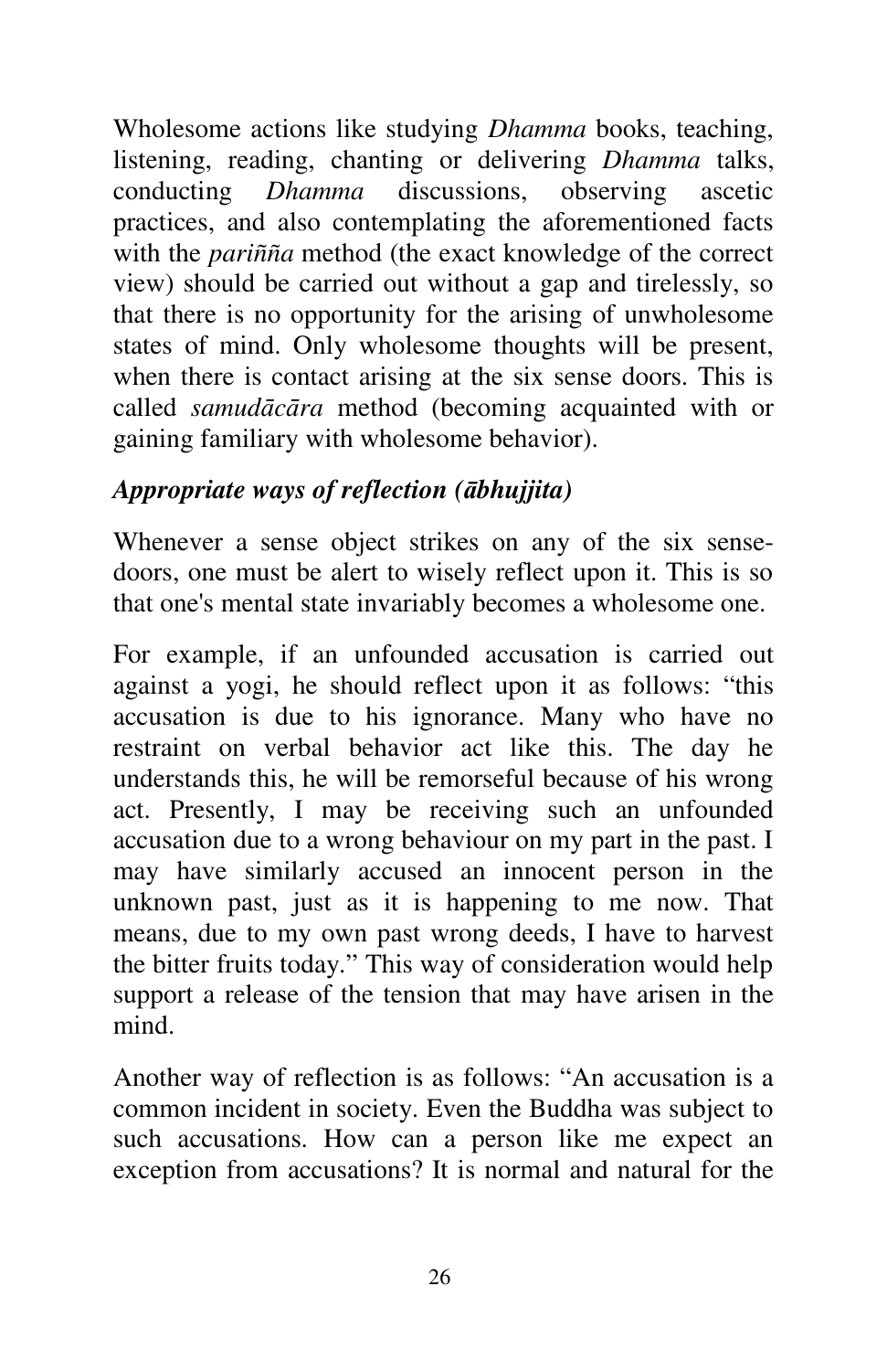Wholesome actions like studying *Dhamma* books, teaching, listening, reading, chanting or delivering *Dhamma* talks, conducting *Dhamma* discussions, observing ascetic practices, and also contemplating the aforementioned facts with the *pariñña* method (the exact knowledge of the correct view) should be carried out without a gap and tirelessly, so that there is no opportunity for the arising of unwholesome states of mind. Only wholesome thoughts will be present, when there is contact arising at the six sense doors. This is called *samudācāra* method (becoming acquainted with or gaining familiary with wholesome behavior).

### *Appropriate ways of reflection (ābhujjita)*

Whenever a sense object strikes on any of the six sense-doors, one must be alert to wisely reflect upon it. This is so that one's mental state invariably becomes a wholesome one.

For example, if an unfounded accusation is carried out against a yogi, he should reflect upon it as follows: "this accusation is due to his ignorance. Many who have no restraint on verbal behavior act like this. The day he understands this, he will be remorseful because of his wrong act. Presently, I may be receiving such an unfounded accusation due to a wrong behaviour on my part in the past. I may have similarly accused an innocent person in the unknown past, just as it is happening to me now. That means, due to my own past wrong deeds, I have to harvest the bitter fruits today." This way of consideration would help support a release of the tension that may have arisen in the mind.

Another way of reflection is as follows: "An accusation is a common incident in society. Even the Buddha was subject to such accusations. How can a person like me expect an exception from accusations? It is normal and natural for the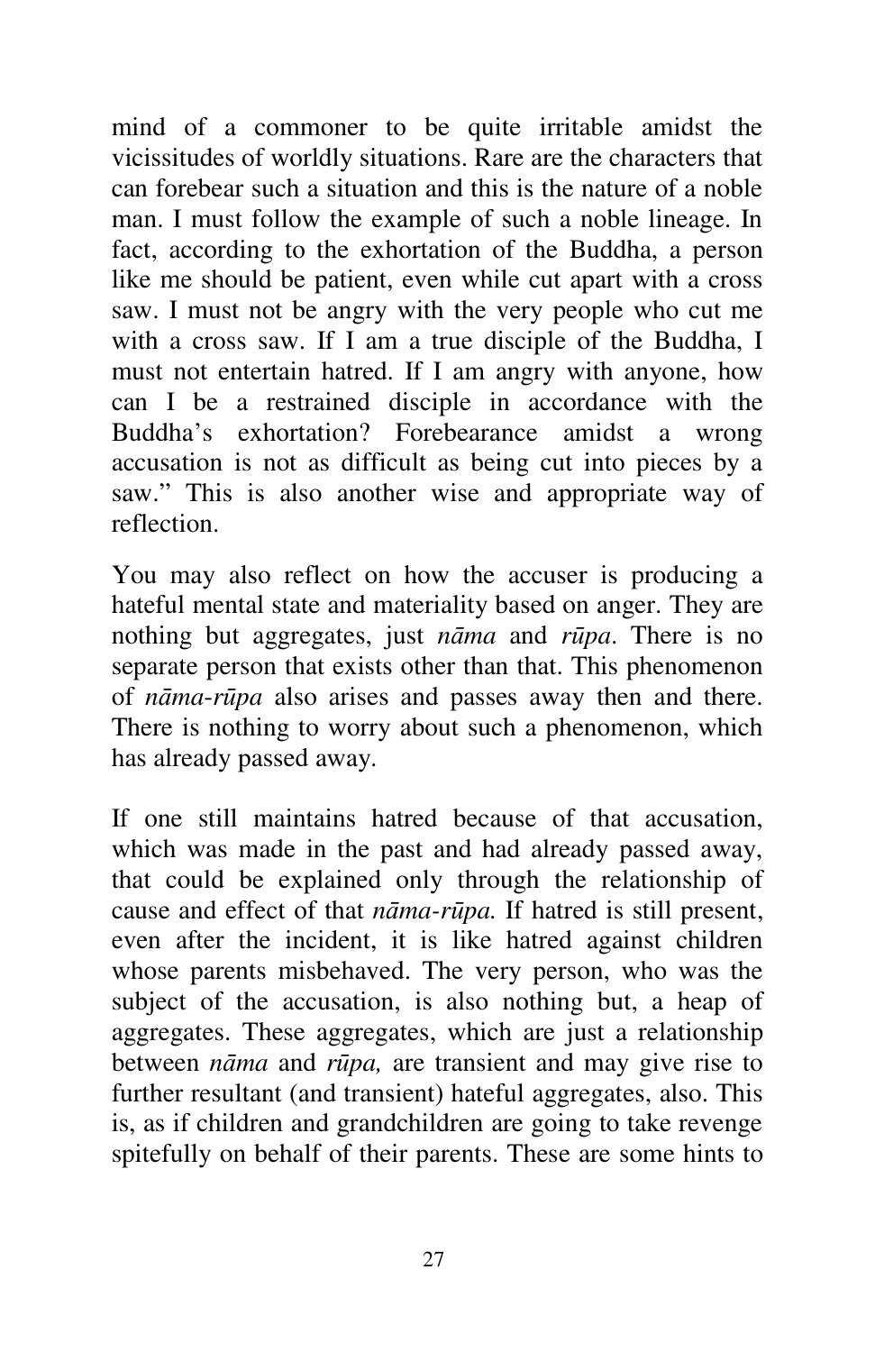mind of a commoner to be quite irritable amidst the vicissitudes of worldly situations. Rare are the characters that can forebear such a situation and this is the nature of a noble man. I must follow the example of such a noble lineage. In fact, according to the exhortation of the Buddha, a person like me should be patient, even while cut apart with a cross saw. I must not be angry with the very people who cut me with a cross saw. If I am a true disciple of the Buddha, I must not entertain hatred. If I am angry with anyone, how can I be a restrained disciple in accordance with the Buddha's exhortation? Forebearance amidst a wrong accusation is not as difficult as being cut into pieces by a saw." This is also another wise and appropriate way of reflection.

You may also reflect on how the accuser is producing a hateful mental state and materiality based on anger. They are nothing but aggregates, just *nāma* and *rūpa*. There is no separate person that exists other than that. This phenomenon of *nāma-rūpa* also arises and passes away then and there. There is nothing to worry about such a phenomenon, which has already passed away.

If one still maintains hatred because of that accusation, which was made in the past and had already passed away, that could be explained only through the relationship of cause and effect of that *nāma-rūpa.* If hatred is still present, even after the incident, it is like hatred against children whose parents misbehaved. The very person, who was the subject of the accusation, is also nothing but, a heap of aggregates. These aggregates, which are just a relationship between *nāma* and *rūpa,* are transient and may give rise to further resultant (and transient) hateful aggregates, also. This is, as if children and grandchildren are going to take revenge spitefully on behalf of their parents. These are some hints to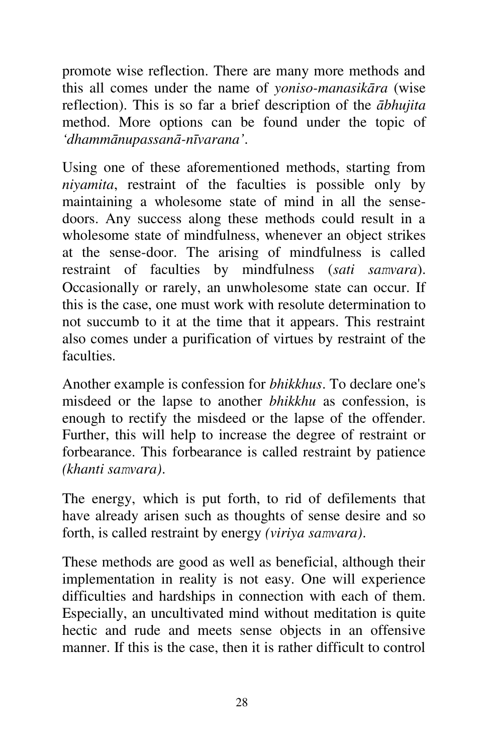promote wise reflection. There are many more methods and this all comes under the name of *yoniso-manasikāra* (wise reflection). This is so far a brief description of the *ābhujita* method. More options can be found under the topic of *'dhammānupassanā-nīvarana'*.

Using one of these aforementioned methods, starting from *niyamita*, restraint of the faculties is possible only by maintaining a wholesome state of mind in all the sense-doors. Any success along these methods could result in a wholesome state of mindfulness, whenever an object strikes at the sense-door. The arising of mindfulness is called restraint of faculties by mindfulness (*sati saṃvara*). Occasionally or rarely, an unwholesome state can occur. If this is the case, one must work with resolute determination to not succumb to it at the time that it appears. This restraint also comes under a purification of virtues by restraint of the faculties.

Another example is confession for *bhikkhus*. To declare one's misdeed or the lapse to another *bhikkhu* as confession, is enough to rectify the misdeed or the lapse of the offender. Further, this will help to increase the degree of restraint or forbearance. This forbearance is called restraint by patience *(khanti saṃvara)*.

The energy, which is put forth, to rid of defilements that have already arisen such as thoughts of sense desire and so forth, is called restraint by energy *(viriya saṃvara)*.

These methods are good as well as beneficial, although their implementation in reality is not easy. One will experience difficulties and hardships in connection with each of them. Especially, an uncultivated mind without meditation is quite hectic and rude and meets sense objects in an offensive manner. If this is the case, then it is rather difficult to control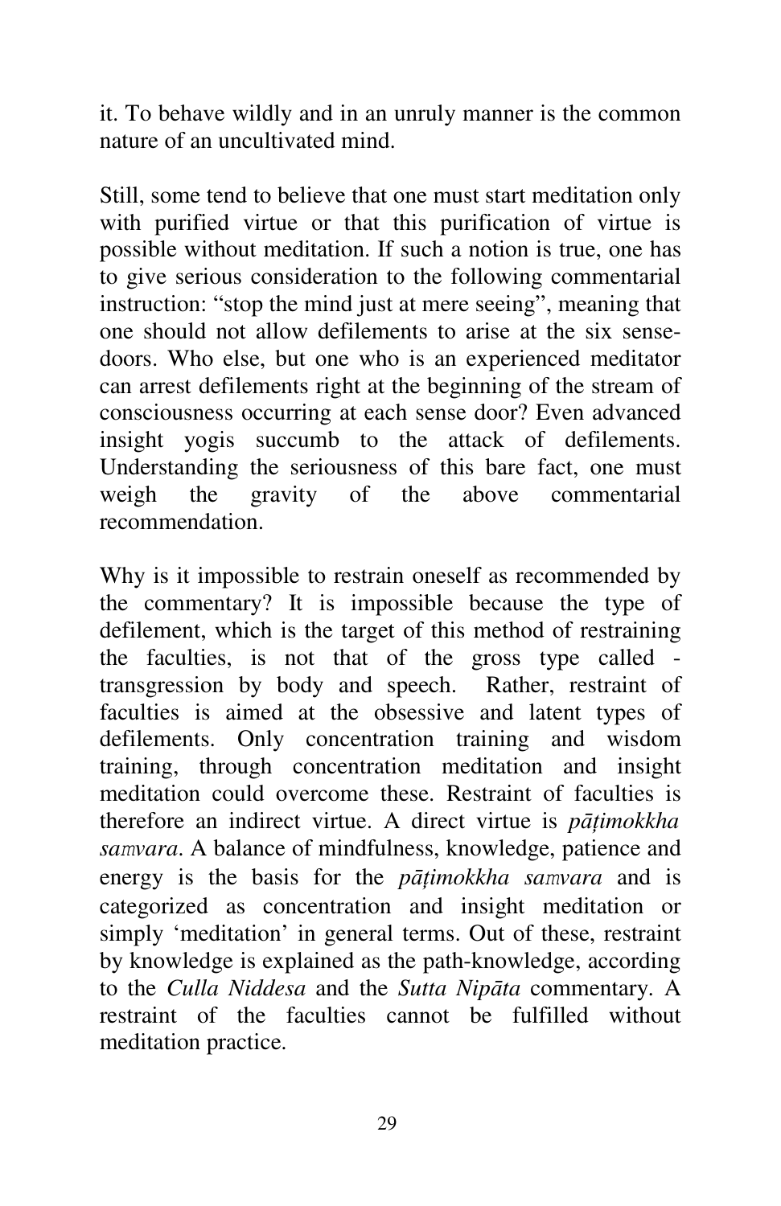it. To behave wildly and in an unruly manner is the common nature of an uncultivated mind.

Still, some tend to believe that one must start meditation only with purified virtue or that this purification of virtue is possible without meditation. If such a notion is true, one has to give serious consideration to the following commentarial instruction: "stop the mind just at mere seeing", meaning that one should not allow defilements to arise at the six sense-doors. Who else, but one who is an experienced meditator can arrest defilements right at the beginning of the stream of consciousness occurring at each sense door? Even advanced insight yogis succumb to the attack of defilements. Understanding the seriousness of this bare fact, one must weigh the gravity of the above commentarial recommendation.

Why is it impossible to restrain oneself as recommended by the commentary? It is impossible because the type of defilement, which is the target of this method of restraining the faculties, is not that of the gross type called - transgression by body and speech. Rather, restraint of faculties is aimed at the obsessive and latent types of defilements. Only concentration training and wisdom training, through concentration meditation and insight meditation could overcome these. Restraint of faculties is therefore an indirect virtue. A direct virtue is *pāṭimokkha saṃvara*. A balance of mindfulness, knowledge, patience and energy is the basis for the *pāṭimokkha saṃvara* and is categorized as concentration and insight meditation or simply 'meditation' in general terms. Out of these, restraint by knowledge is explained as the path-knowledge, according to the *Culla Niddesa* and the *Sutta Nipāta* commentary. A restraint of the faculties cannot be fulfilled without meditation practice.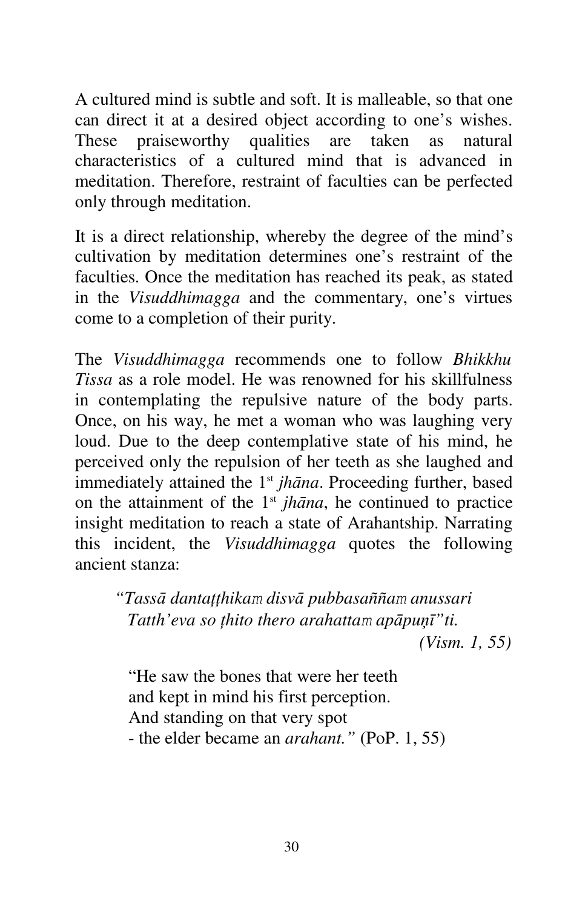A cultured mind is subtle and soft. It is malleable, so that one can direct it at a desired object according to one's wishes. These praiseworthy qualities are taken as natural characteristics of a cultured mind that is advanced in meditation. Therefore, restraint of faculties can be perfected only through meditation.

It is a direct relationship, whereby the degree of the mind's cultivation by meditation determines one's restraint of the faculties. Once the meditation has reached its peak, as stated in the *Visuddhimagga* and the commentary, one's virtues come to a completion of their purity.

The *Visuddhimagga* recommends one to follow *Bhikkhu Tissa* as a role model. He was renowned for his skillfulness in contemplating the repulsive nature of the body parts. Once, on his way, he met a woman who was laughing very loud. Due to the deep contemplative state of his mind, he perceived only the repulsion of her teeth as she laughed and immediately attained the 1st *jhāna*. Proceeding further, based on the attainment of the 1st *jhāna*, he continued to practice insight meditation to reach a state of Arahantship. Narrating this incident, the *Visuddhimagga* quotes the following ancient stanza:

> *"Tassā dantaṭṭhikaṁ disvā pubbasaññaṁ anussari*
> *Tatth'eva so ṭhito thero arahattaṁ apāpuṇī"ti.*
> *(Vism. 1, 55)*

> "He saw the bones that were her teeth
> and kept in mind his first perception.
> And standing on that very spot
> - the elder became an *arahant."* (PoP. 1, 55)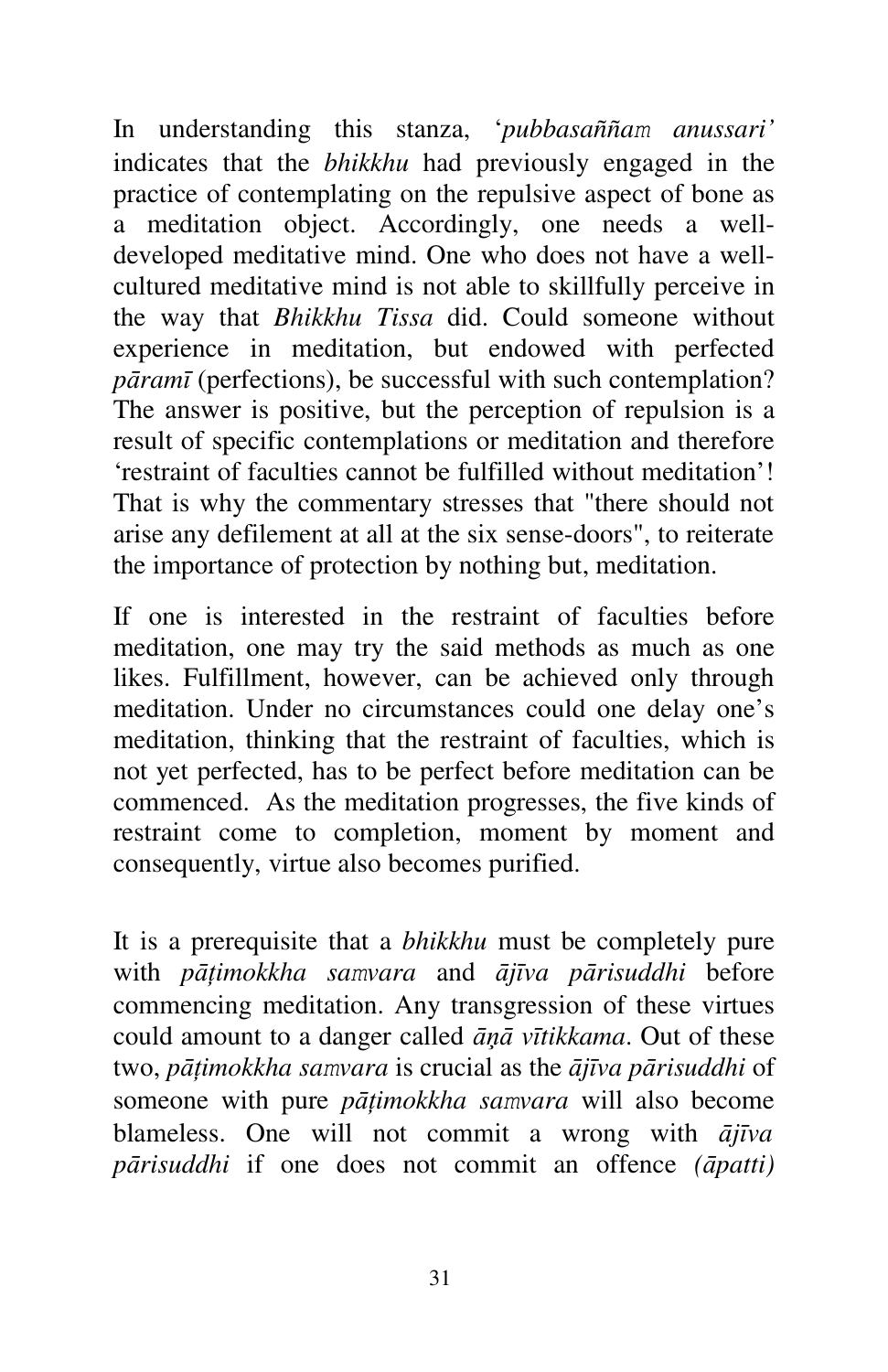In understanding this stanza, '*pubbasaññaṃ anussari'* indicates that the *bhikkhu* had previously engaged in the practice of contemplating on the repulsive aspect of bone as a meditation object. Accordingly, one needs a well-developed meditative mind. One who does not have a well-cultured meditative mind is not able to skillfully perceive in the way that *Bhikkhu Tissa* did. Could someone without experience in meditation, but endowed with perfected *pāramī* (perfections), be successful with such contemplation? The answer is positive, but the perception of repulsion is a result of specific contemplations or meditation and therefore 'restraint of faculties cannot be fulfilled without meditation'! That is why the commentary stresses that "there should not arise any defilement at all at the six sense-doors", to reiterate the importance of protection by nothing but, meditation.

If one is interested in the restraint of faculties before meditation, one may try the said methods as much as one likes. Fulfillment, however, can be achieved only through meditation. Under no circumstances could one delay one's meditation, thinking that the restraint of faculties, which is not yet perfected, has to be perfect before meditation can be commenced. As the meditation progresses, the five kinds of restraint come to completion, moment by moment and consequently, virtue also becomes purified.

It is a prerequisite that a *bhikkhu* must be completely pure with *pāṭimokkha saṃvara* and *ājīva pārisuddhi* before commencing meditation. Any transgression of these virtues could amount to a danger called *āṇā vītikkama*. Out of these two, *pāṭimokkha saṃvara* is crucial as the *ājīva pārisuddhi* of someone with pure *pāṭimokkha saṃvara* will also become blameless. One will not commit a wrong with *ājīva pārisuddhi* if one does not commit an offence *(āpatti)*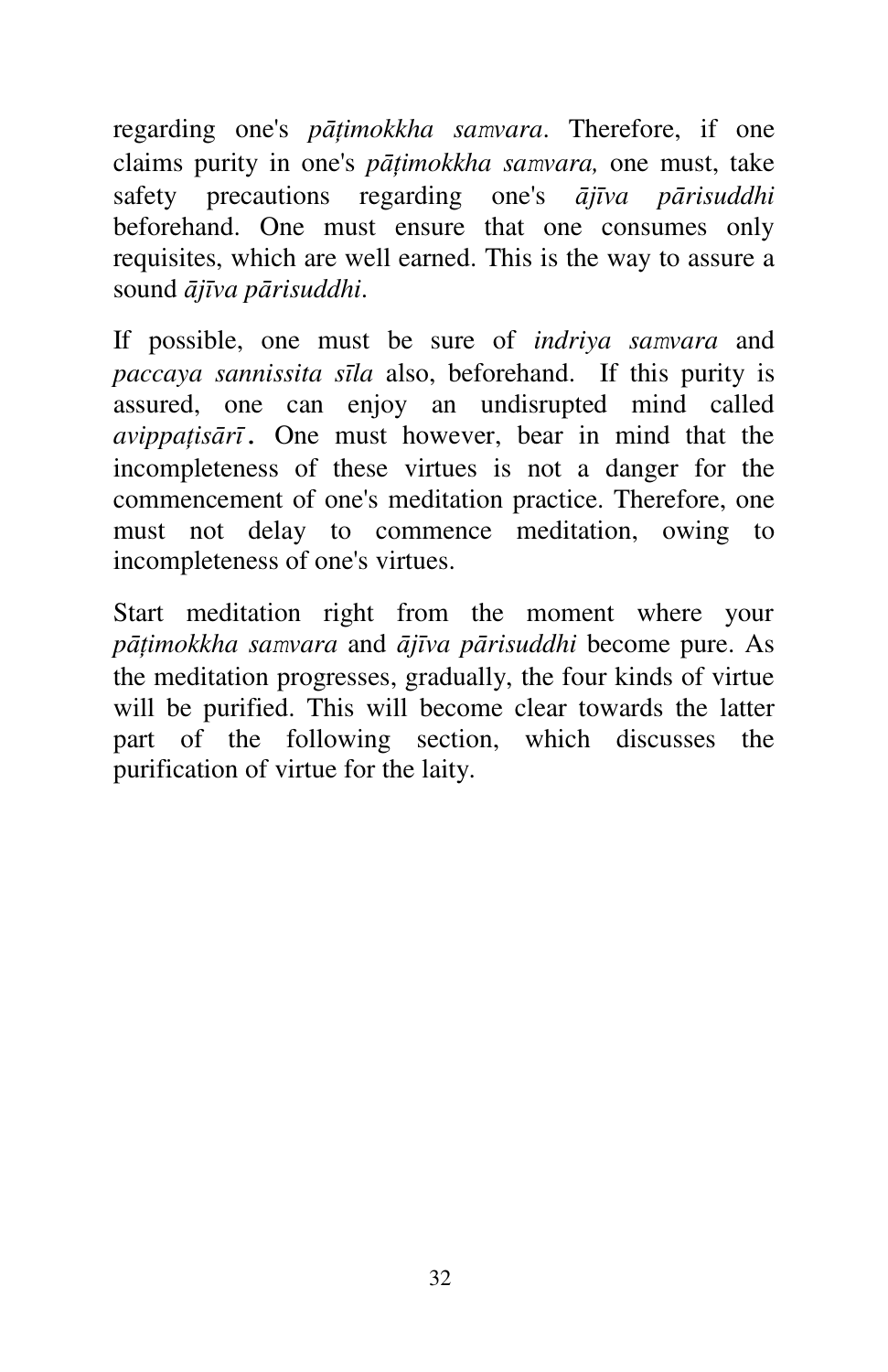regarding one's *pāṭimokkha samvara*. Therefore, if one claims purity in one's *pāṭimokkha samvara,* one must, take safety precautions regarding one's *ājīva pārisuddhi* beforehand. One must ensure that one consumes only requisites, which are well earned. This is the way to assure a sound *ājīva pārisuddhi*.

If possible, one must be sure of *indriya samvara* and *paccaya sannissita sīla* also, beforehand. If this purity is assured, one can enjoy an undisrupted mind called *avippaṭisārī*. One must however, bear in mind that the incompleteness of these virtues is not a danger for the commencement of one's meditation practice. Therefore, one must not delay to commence meditation, owing to incompleteness of one's virtues.

Start meditation right from the moment where your *pāṭimokkha samvara* and *ājīva pārisuddhi* become pure. As the meditation progresses, gradually, the four kinds of virtue will be purified. This will become clear towards the latter part of the following section, which discusses the purification of virtue for the laity.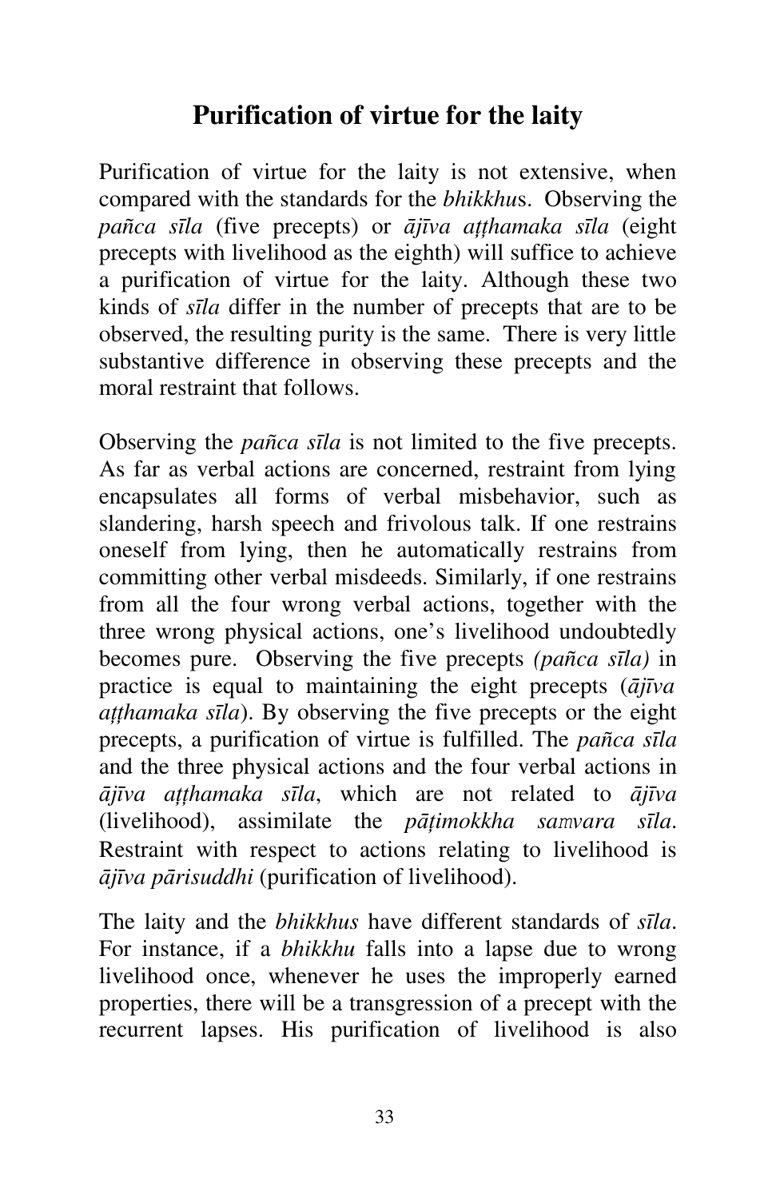## Purification of virtue for the laity

Purification of virtue for the laity is not extensive, when compared with the standards for the *bhikkhu*s. Observing the *pañca sīla* (five precepts) or *ājīva aṭṭhamaka sīla* (eight precepts with livelihood as the eighth) will suffice to achieve a purification of virtue for the laity. Although these two kinds of *sīla* differ in the number of precepts that are to be observed, the resulting purity is the same. There is very little substantive difference in observing these precepts and the moral restraint that follows.

Observing the *pañca sīla* is not limited to the five precepts. As far as verbal actions are concerned, restraint from lying encapsulates all forms of verbal misbehavior, such as slandering, harsh speech and frivolous talk. If one restrains oneself from lying, then he automatically restrains from committing other verbal misdeeds. Similarly, if one restrains from all the four wrong verbal actions, together with the three wrong physical actions, one's livelihood undoubtedly becomes pure. Observing the five precepts *(pañca sīla)* in practice is equal to maintaining the eight precepts (*ājīva aṭṭhamaka sīla*). By observing the five precepts or the eight precepts, a purification of virtue is fulfilled. The *pañca sīla* and the three physical actions and the four verbal actions in *ājīva aṭṭhamaka sīla*, which are not related to *ājīva* (livelihood), assimilate the *pāṭimokkha saṃvara sīla*. Restraint with respect to actions relating to livelihood is *ājīva pārisuddhi* (purification of livelihood).

The laity and the *bhikkhus* have different standards of *sīla*. For instance, if a *bhikkhu* falls into a lapse due to wrong livelihood once, whenever he uses the improperly earned properties, there will be a transgression of a precept with the recurrent lapses. His purification of livelihood is also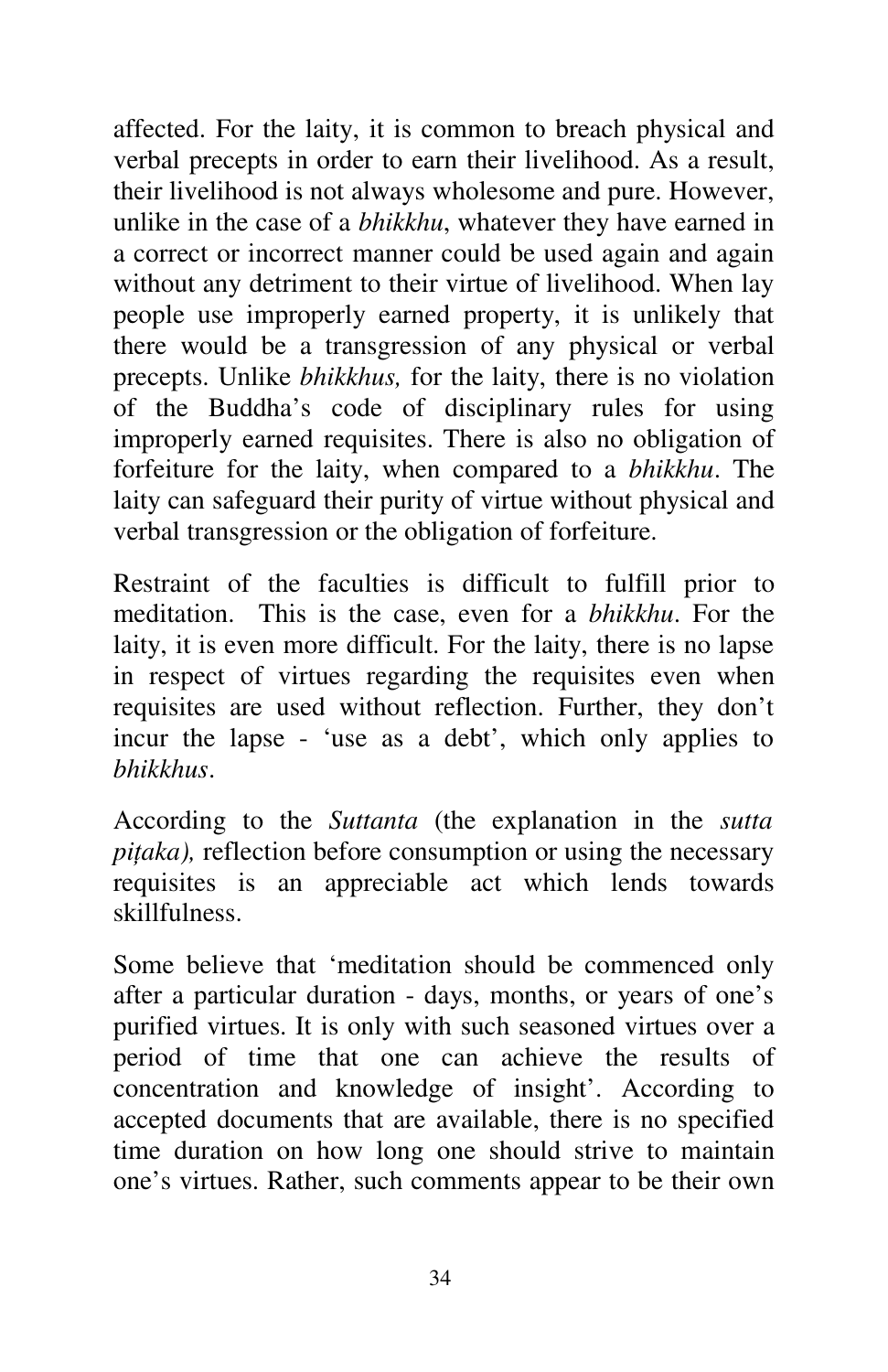affected. For the laity, it is common to breach physical and verbal precepts in order to earn their livelihood. As a result, their livelihood is not always wholesome and pure. However, unlike in the case of a *bhikkhu*, whatever they have earned in a correct or incorrect manner could be used again and again without any detriment to their virtue of livelihood. When lay people use improperly earned property, it is unlikely that there would be a transgression of any physical or verbal precepts. Unlike *bhikkhus,* for the laity, there is no violation of the Buddha's code of disciplinary rules for using improperly earned requisites. There is also no obligation of forfeiture for the laity, when compared to a *bhikkhu*. The laity can safeguard their purity of virtue without physical and verbal transgression or the obligation of forfeiture.

Restraint of the faculties is difficult to fulfill prior to meditation. This is the case, even for a *bhikkhu*. For the laity, it is even more difficult. For the laity, there is no lapse in respect of virtues regarding the requisites even when requisites are used without reflection. Further, they don't incur the lapse - 'use as a debt', which only applies to *bhikkhus*.

According to the *Suttanta* (the explanation in the *sutta piṭaka),* reflection before consumption or using the necessary requisites is an appreciable act which lends towards skillfulness.

Some believe that 'meditation should be commenced only after a particular duration - days, months, or years of one's purified virtues. It is only with such seasoned virtues over a period of time that one can achieve the results of concentration and knowledge of insight'. According to accepted documents that are available, there is no specified time duration on how long one should strive to maintain one's virtues. Rather, such comments appear to be their own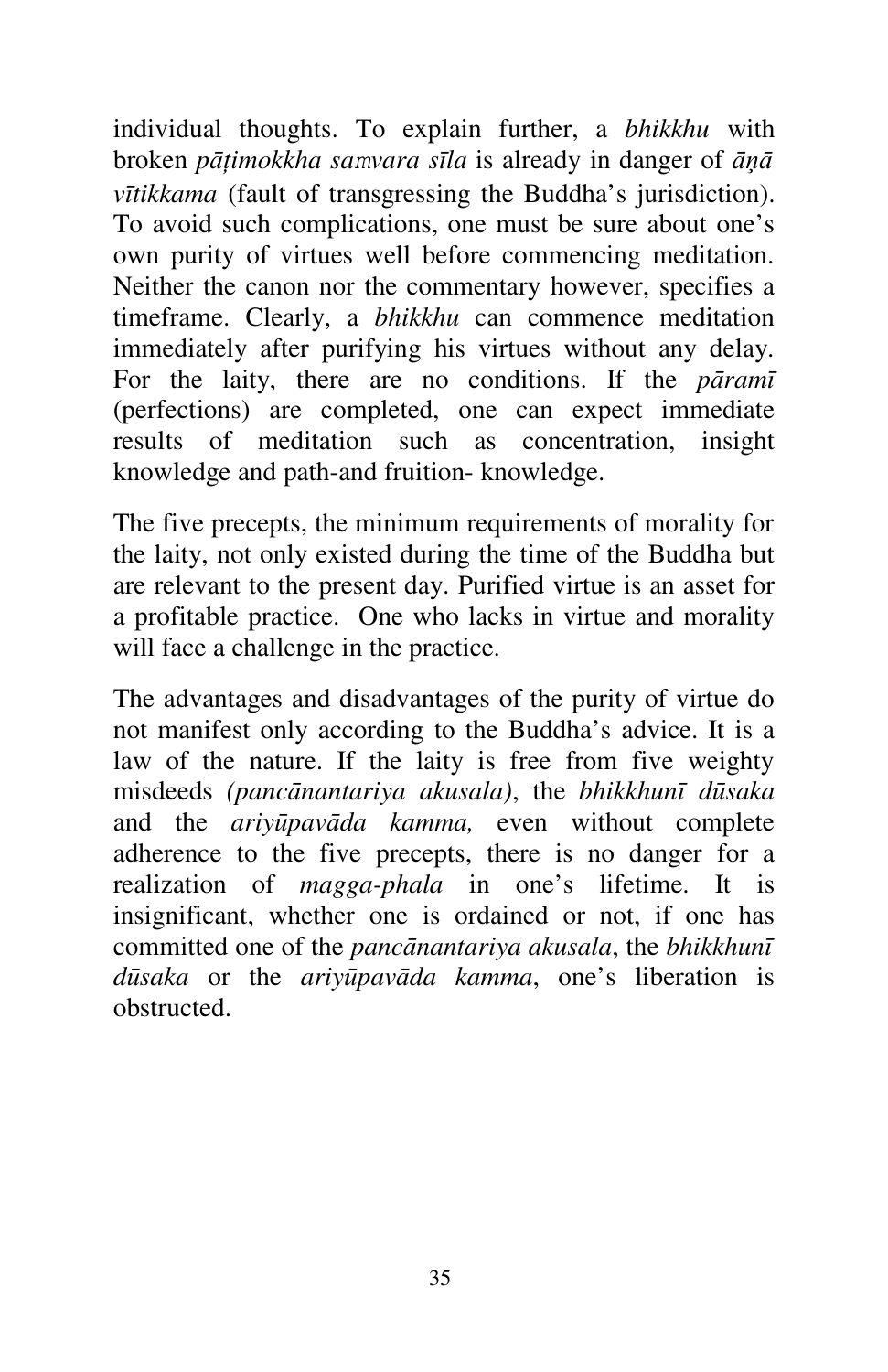individual thoughts. To explain further, a *bhikkhu* with broken *pāṭimokkha saṁvara sīla* is already in danger of *āṇā vītikkama* (fault of transgressing the Buddha's jurisdiction). To avoid such complications, one must be sure about one's own purity of virtues well before commencing meditation. Neither the canon nor the commentary however, specifies a timeframe. Clearly, a *bhikkhu* can commence meditation immediately after purifying his virtues without any delay. For the laity, there are no conditions. If the *pāramī* (perfections) are completed, one can expect immediate results of meditation such as concentration, insight knowledge and path-and fruition- knowledge.

The five precepts, the minimum requirements of morality for the laity, not only existed during the time of the Buddha but are relevant to the present day. Purified virtue is an asset for a profitable practice. One who lacks in virtue and morality will face a challenge in the practice.

The advantages and disadvantages of the purity of virtue do not manifest only according to the Buddha's advice. It is a law of the nature. If the laity is free from five weighty misdeeds *(pancānantariya akusala)*, the *bhikkhunī dūsaka* and the *ariyūpavāda kamma,* even without complete adherence to the five precepts, there is no danger for a realization of *magga-phala* in one's lifetime. It is insignificant, whether one is ordained or not, if one has committed one of the *pancānantariya akusala*, the *bhikkhunī dūsaka* or the *ariyūpavāda kamma*, one's liberation is obstructed.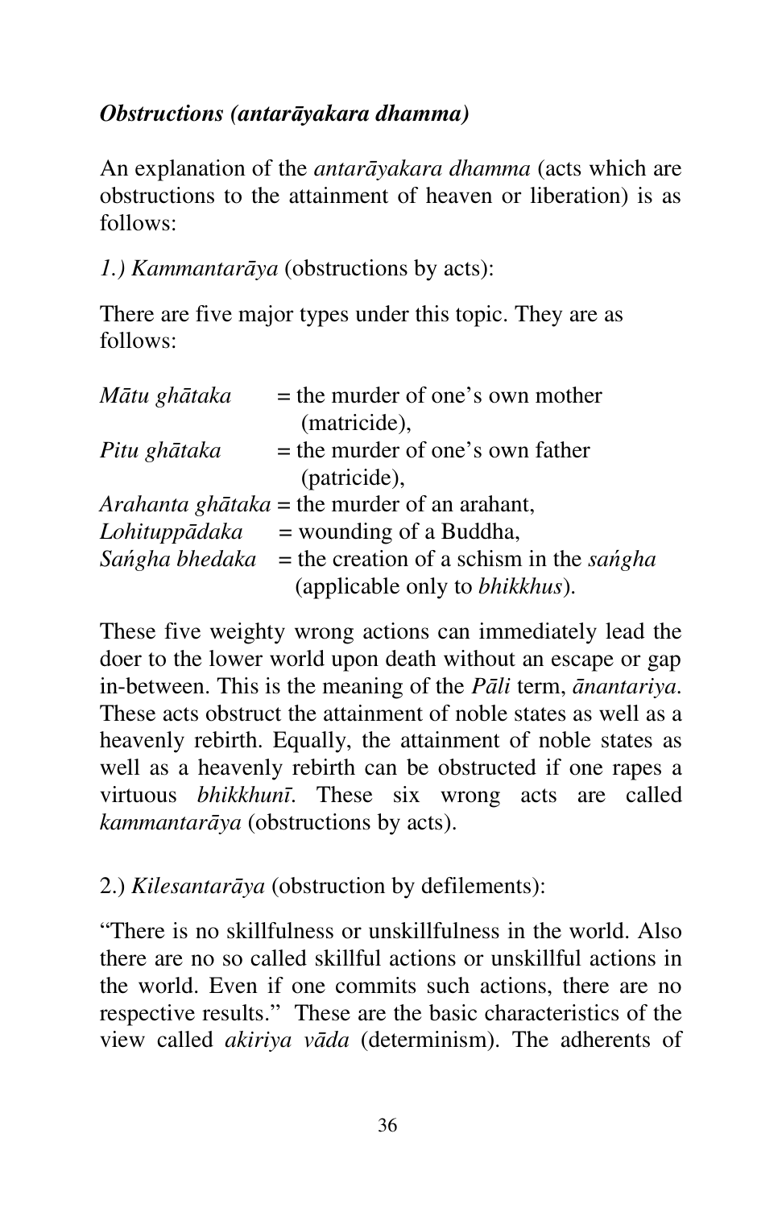***Obstructions (antarāyakara dhamma)***

An explanation of the *antarāyakara dhamma* (acts which are obstructions to the attainment of heaven or liberation) is as follows:

*1.) Kammantarāya* (obstructions by acts):

There are five major types under this topic. They are as follows:

*Mātu ghātaka* = the murder of one's own mother (matricide),
*Pitu ghātaka* = the murder of one's own father (patricide),
*Arahanta ghātaka* = the murder of an arahant,
*Lohituppādaka* = wounding of a Buddha,
*Saṅgha bhedaka* = the creation of a schism in the *saṅgha* (applicable only to *bhikkhus*).

These five weighty wrong actions can immediately lead the doer to the lower world upon death without an escape or gap in-between. This is the meaning of the *Pāli* term, *ānantariya*. These acts obstruct the attainment of noble states as well as a heavenly rebirth. Equally, the attainment of noble states as well as a heavenly rebirth can be obstructed if one rapes a virtuous *bhikkhunī*. These six wrong acts are called *kammantarāya* (obstructions by acts).

2.) *Kilesantarāya* (obstruction by defilements):

"There is no skillfulness or unskillfulness in the world. Also there are no so called skillful actions or unskillful actions in the world. Even if one commits such actions, there are no respective results." These are the basic characteristics of the view called *akiriya vāda* (determinism). The adherents of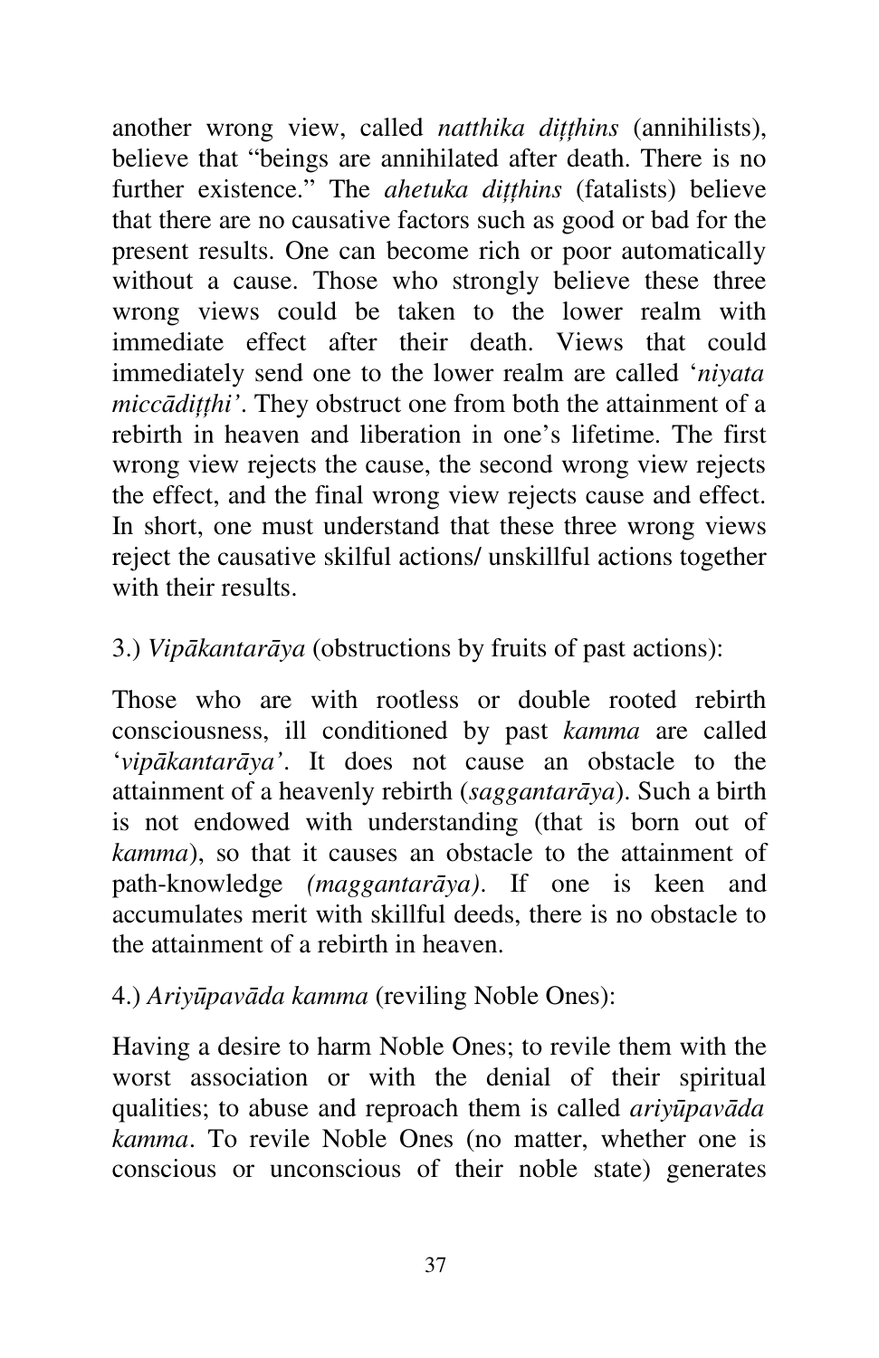another wrong view, called *natthika diṭṭhins* (annihilists), believe that "beings are annihilated after death. There is no further existence." The *ahetuka diṭṭhins* (fatalists) believe that there are no causative factors such as good or bad for the present results. One can become rich or poor automatically without a cause. Those who strongly believe these three wrong views could be taken to the lower realm with immediate effect after their death. Views that could immediately send one to the lower realm are called '*niyata miccādiṭṭhi'*. They obstruct one from both the attainment of a rebirth in heaven and liberation in one's lifetime. The first wrong view rejects the cause, the second wrong view rejects the effect, and the final wrong view rejects cause and effect. In short, one must understand that these three wrong views reject the causative skilful actions/ unskillful actions together with their results.

3.) *Vipākantarāya* (obstructions by fruits of past actions):

Those who are with rootless or double rooted rebirth consciousness, ill conditioned by past *kamma* are called '*vipākantarāya'*. It does not cause an obstacle to the attainment of a heavenly rebirth (*saggantarāya*). Such a birth is not endowed with understanding (that is born out of *kamma*), so that it causes an obstacle to the attainment of path-knowledge *(maggantarāya)*. If one is keen and accumulates merit with skillful deeds, there is no obstacle to the attainment of a rebirth in heaven.

4.) *Ariyūpavāda kamma* (reviling Noble Ones):

Having a desire to harm Noble Ones; to revile them with the worst association or with the denial of their spiritual qualities; to abuse and reproach them is called *ariyūpavāda kamma*. To revile Noble Ones (no matter, whether one is conscious or unconscious of their noble state) generates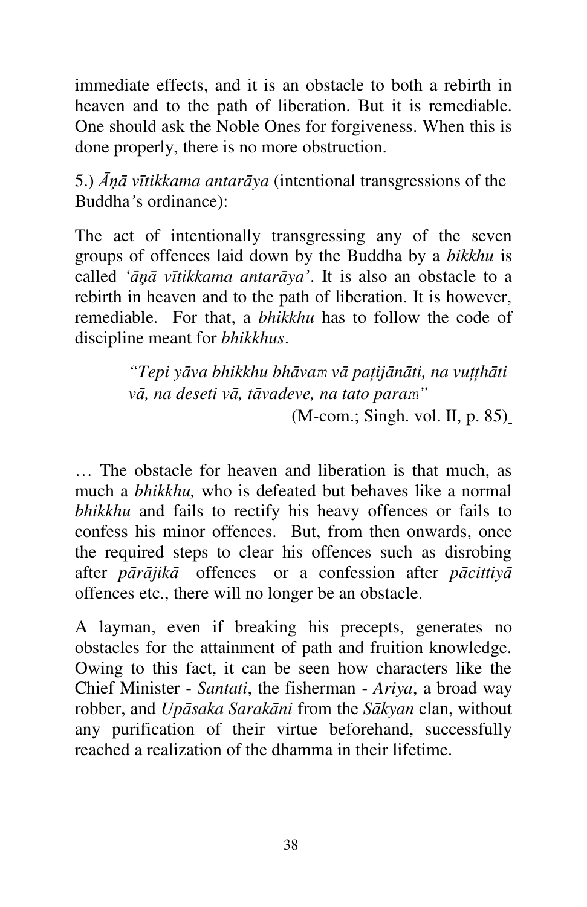immediate effects, and it is an obstacle to both a rebirth in heaven and to the path of liberation. But it is remediable. One should ask the Noble Ones for forgiveness. When this is done properly, there is no more obstruction.

5.) *Āṇā vītikkama antarāya* (intentional transgressions of the Buddha's ordinance):

The act of intentionally transgressing any of the seven groups of offences laid down by the Buddha by a *bikkhu* is called *'āṇā vītikkama antarāya'*. It is also an obstacle to a rebirth in heaven and to the path of liberation. It is however, remediable. For that, a *bhikkhu* has to follow the code of discipline meant for *bhikkhus*.

> *"Tepi yāva bhikkhu bhāvaṁ vā paṭijānāti, na vuṭṭhāti vā, na deseti vā, tāvadeve, na tato paraṁ"*
>
> (M-com.; Singh. vol. II, p. 85)

… The obstacle for heaven and liberation is that much, as much a *bhikkhu,* who is defeated but behaves like a normal *bhikkhu* and fails to rectify his heavy offences or fails to confess his minor offences. But, from then onwards, once the required steps to clear his offences such as disrobing after *pārājikā* offences or a confession after *pācittiyā* offences etc., there will no longer be an obstacle.

A layman, even if breaking his precepts, generates no obstacles for the attainment of path and fruition knowledge. Owing to this fact, it can be seen how characters like the Chief Minister - *Santati*, the fisherman - *Ariya*, a broad way robber, and *Upāsaka Sarakāni* from the *Sākyan* clan, without any purification of their virtue beforehand, successfully reached a realization of the dhamma in their lifetime.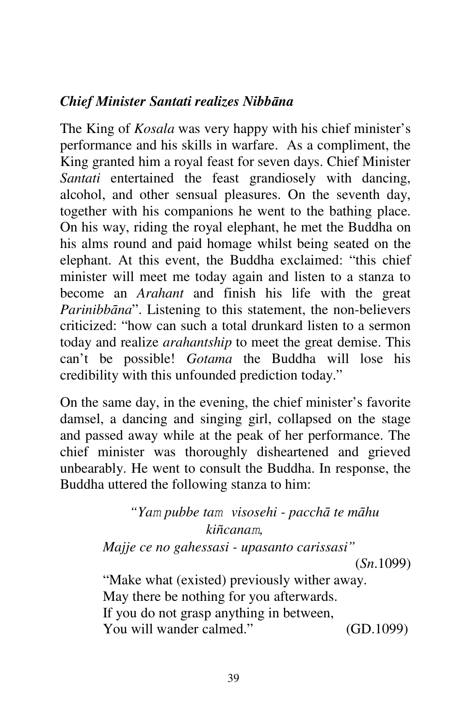### *Chief Minister Santati realizes Nibbāna*

The King of *Kosala* was very happy with his chief minister's performance and his skills in warfare. As a compliment, the King granted him a royal feast for seven days. Chief Minister *Santati* entertained the feast grandiosely with dancing, alcohol, and other sensual pleasures. On the seventh day, together with his companions he went to the bathing place. On his way, riding the royal elephant, he met the Buddha on his alms round and paid homage whilst being seated on the elephant. At this event, the Buddha exclaimed: "this chief minister will meet me today again and listen to a stanza to become an *Arahant* and finish his life with the great *Parinibbāna*". Listening to this statement, the non-believers criticized: "how can such a total drunkard listen to a sermon today and realize *arahantship* to meet the great demise. This can't be possible! *Gotama* the Buddha will lose his credibility with this unfounded prediction today."

On the same day, in the evening, the chief minister's favorite damsel, a dancing and singing girl, collapsed on the stage and passed away while at the peak of her performance. The chief minister was thoroughly disheartened and grieved unbearably. He went to consult the Buddha. In response, the Buddha uttered the following stanza to him:

> *"Yaṁ pubbe taṁ visosehi - pacchā te māhu kiñcanaṁ,*
> *Majje ce no gahessasi - upasanto carissasi"*
> (*Sn.*1099)
>
> "Make what (existed) previously wither away.
> May there be nothing for you afterwards.
> If you do not grasp anything in between,
> You will wander calmed." (GD.1099)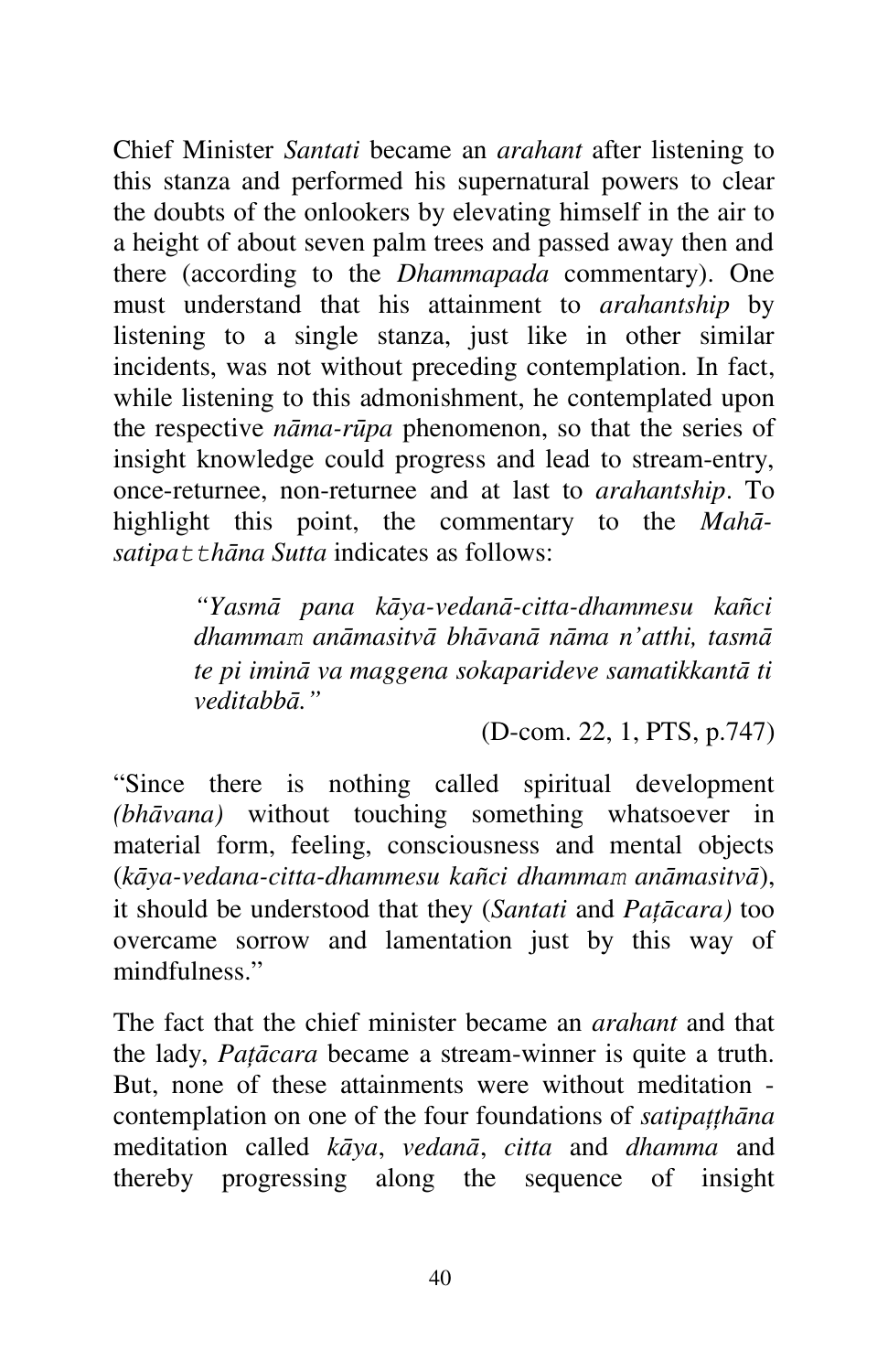Chief Minister *Santati* became an *arahant* after listening to this stanza and performed his supernatural powers to clear the doubts of the onlookers by elevating himself in the air to a height of about seven palm trees and passed away then and there (according to the *Dhammapada* commentary). One must understand that his attainment to *arahantship* by listening to a single stanza, just like in other similar incidents, was not without preceding contemplation. In fact, while listening to this admonishment, he contemplated upon the respective *nāma-rūpa* phenomenon, so that the series of insight knowledge could progress and lead to stream-entry, once-returnee, non-returnee and at last to *arahantship*. To highlight this point, the commentary to the *Mahā-satipatthāna Sutta* indicates as follows:

> *"Yasmā pana kāya-vedanā-citta-dhammesu kañci dhammam anāmasitvā bhāvanā nāma n'atthi, tasmā te pi iminā va maggena sokaparideve samatikkantā ti veditabbā."*
>
> (D-com. 22, 1, PTS, p.747)

"Since there is nothing called spiritual development *(bhāvana)* without touching something whatsoever in material form, feeling, consciousness and mental objects (*kāya-vedana-citta-dhammesu kañci dhammam anāmasitvā*), it should be understood that they (*Santati* and *Paṭācara)* too overcame sorrow and lamentation just by this way of mindfulness."

The fact that the chief minister became an *arahant* and that the lady, *Paṭācara* became a stream-winner is quite a truth. But, none of these attainments were without meditation - contemplation on one of the four foundations of *satipaṭṭhāna* meditation called *kāya*, *vedanā*, *citta* and *dhamma* and thereby progressing along the sequence of insight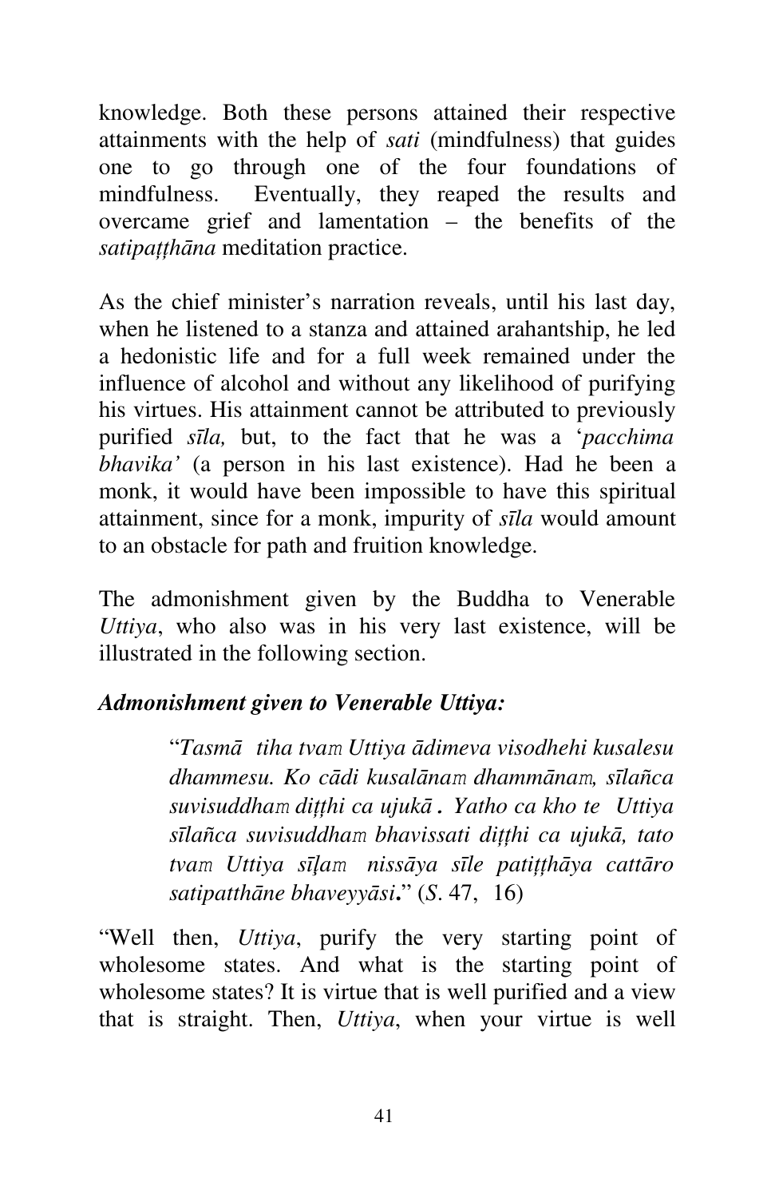knowledge. Both these persons attained their respective attainments with the help of *sati* (mindfulness) that guides one to go through one of the four foundations of mindfulness. Eventually, they reaped the results and overcame grief and lamentation – the benefits of the *satipaṭṭhāna* meditation practice.

As the chief minister's narration reveals, until his last day, when he listened to a stanza and attained arahantship, he led a hedonistic life and for a full week remained under the influence of alcohol and without any likelihood of purifying his virtues. His attainment cannot be attributed to previously purified *sīla,* but, to the fact that he was a '*pacchima bhavika'* (a person in his last existence). Had he been a monk, it would have been impossible to have this spiritual attainment, since for a monk, impurity of *sīla* would amount to an obstacle for path and fruition knowledge.

The admonishment given by the Buddha to Venerable *Uttiya*, who also was in his very last existence, will be illustrated in the following section.

***Admonishment given to Venerable Uttiya:***

> "*Tasmā tiha tvaṃ Uttiya ādimeva visodhehi kusalesu dhammesu. Ko cādi kusalānaṃ dhammānaṃ, sīlañca suvisuddhaṃ diṭṭhi ca ujukā . Yatho ca kho te Uttiya sīlañca suvisuddhaṃ bhavissati diṭṭhi ca ujukā, tato tvaṃ Uttiya sīḷaṃ nissāya sīle patiṭṭhāya cattāro satipatthāne bhaveyyāsi***.**" (*S*. 47, 16)

"Well then, *Uttiya*, purify the very starting point of wholesome states. And what is the starting point of wholesome states? It is virtue that is well purified and a view that is straight. Then, *Uttiya*, when your virtue is well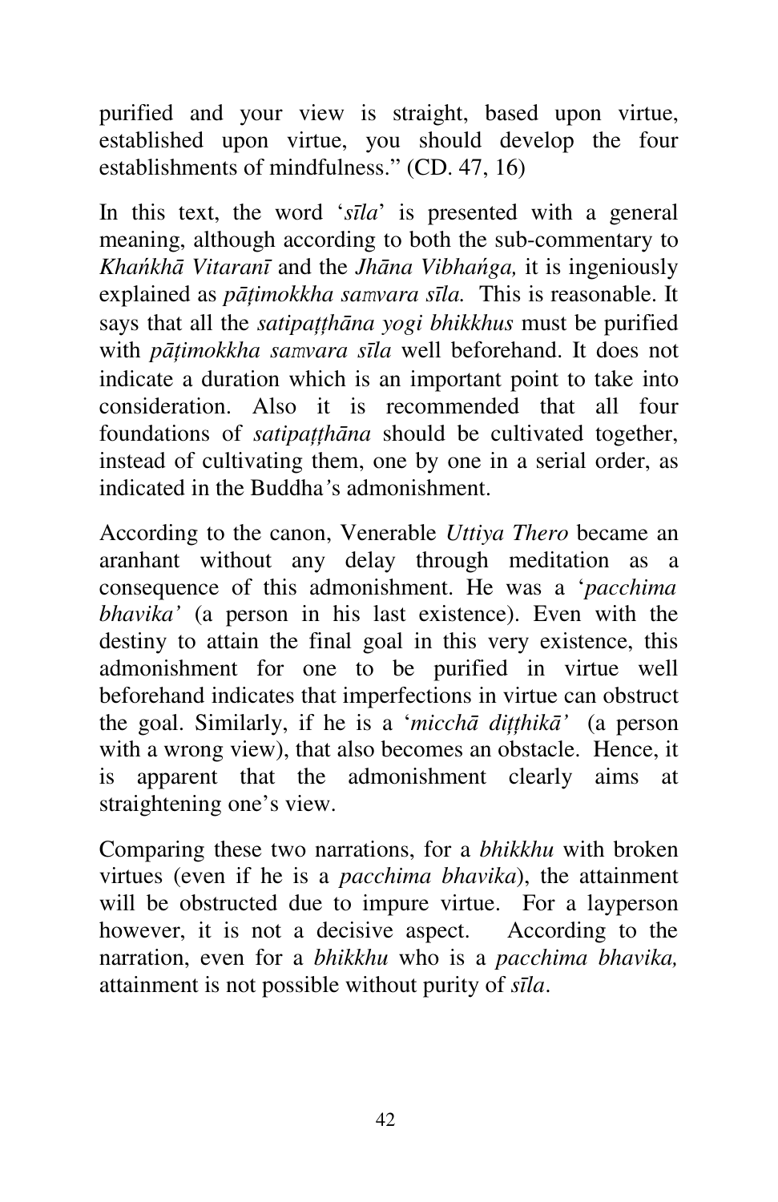purified and your view is straight, based upon virtue, established upon virtue, you should develop the four establishments of mindfulness." (CD. 47, 16)

In this text, the word '*sīla*' is presented with a general meaning, although according to both the sub-commentary to *Khańkhā Vitaranī* and the *Jhāna Vibhańga,* it is ingeniously explained as *pāṭimokkha saṃvara sīla.* This is reasonable. It says that all the *satipaṭṭhāna yogi bhikkhus* must be purified with *pāṭimokkha saṃvara sīla* well beforehand. It does not indicate a duration which is an important point to take into consideration. Also it is recommended that all four foundations of *satipaṭṭhāna* should be cultivated together, instead of cultivating them, one by one in a serial order, as indicated in the Buddha's admonishment.

According to the canon, Venerable *Uttiya Thero* became an aranhant without any delay through meditation as a consequence of this admonishment. He was a '*pacchima bhavika'* (a person in his last existence). Even with the destiny to attain the final goal in this very existence, this admonishment for one to be purified in virtue well beforehand indicates that imperfections in virtue can obstruct the goal. Similarly, if he is a '*micchā diṭṭhikā'* (a person with a wrong view), that also becomes an obstacle. Hence, it is apparent that the admonishment clearly aims at straightening one's view.

Comparing these two narrations, for a *bhikkhu* with broken virtues (even if he is a *pacchima bhavika*), the attainment will be obstructed due to impure virtue. For a layperson however, it is not a decisive aspect. According to the narration, even for a *bhikkhu* who is a *pacchima bhavika,* attainment is not possible without purity of *sīla*.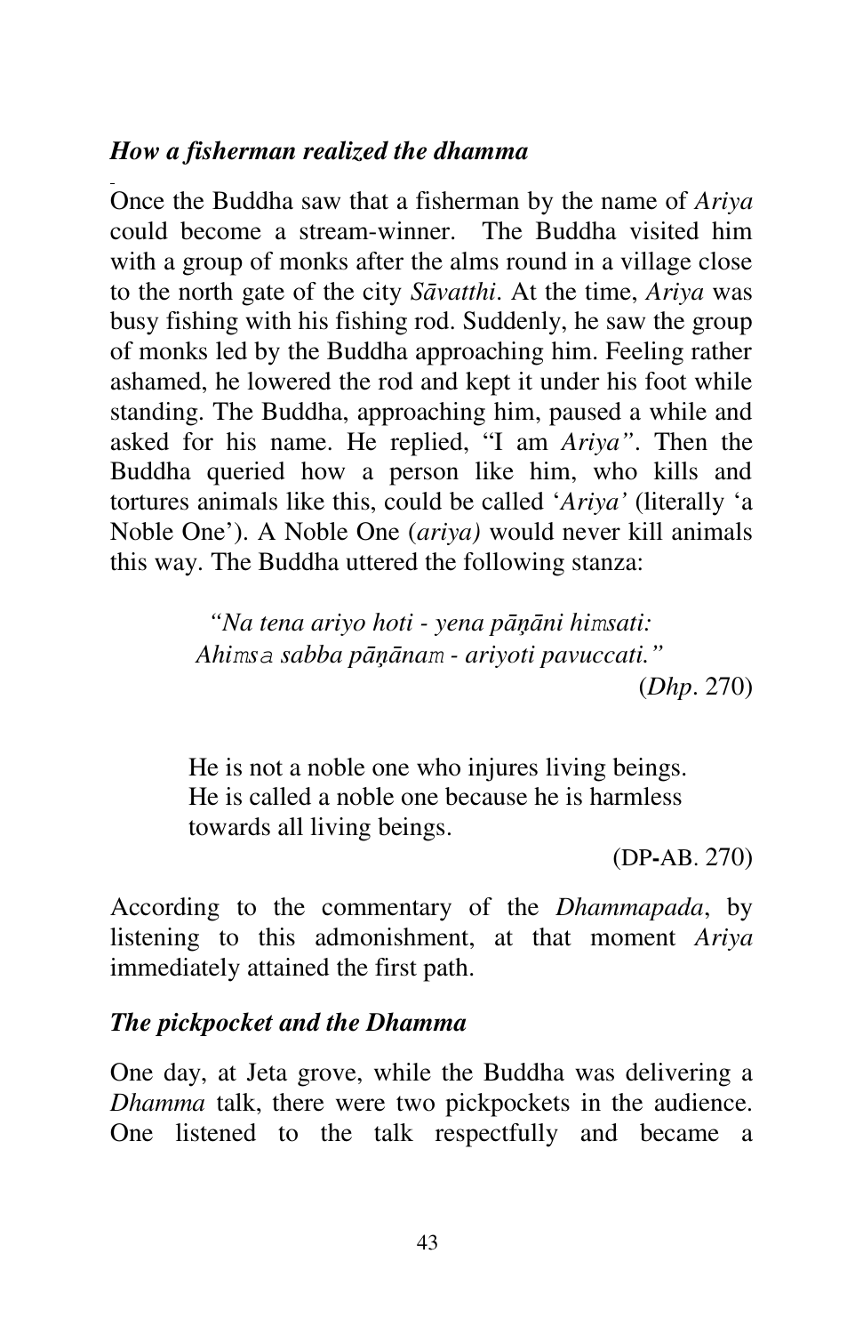### *How a fisherman realized the dhamma*

Once the Buddha saw that a fisherman by the name of *Ariya* could become a stream-winner. The Buddha visited him with a group of monks after the alms round in a village close to the north gate of the city *Sāvatthi*. At the time, *Ariya* was busy fishing with his fishing rod. Suddenly, he saw the group of monks led by the Buddha approaching him. Feeling rather ashamed, he lowered the rod and kept it under his foot while standing. The Buddha, approaching him, paused a while and asked for his name. He replied, "I am *Ariya"*. Then the Buddha queried how a person like him, who kills and tortures animals like this, could be called '*Ariya'* (literally 'a Noble One'). A Noble One (*ariya)* would never kill animals this way. The Buddha uttered the following stanza:

> *"Na tena ariyo hoti - yena pāṇāni himsati:*
> *Ahimsa sabba pāṇānam - ariyoti pavuccati."*
>
> (*Dhp*. 270)

> He is not a noble one who injures living beings.
> He is called a noble one because he is harmless towards all living beings.
>
> (DP-AB. 270)

According to the commentary of the *Dhammapada*, by listening to this admonishment, at that moment *Ariya* immediately attained the first path.

### *The pickpocket and the Dhamma*

One day, at Jeta grove, while the Buddha was delivering a *Dhamma* talk, there were two pickpockets in the audience. One listened to the talk respectfully and became a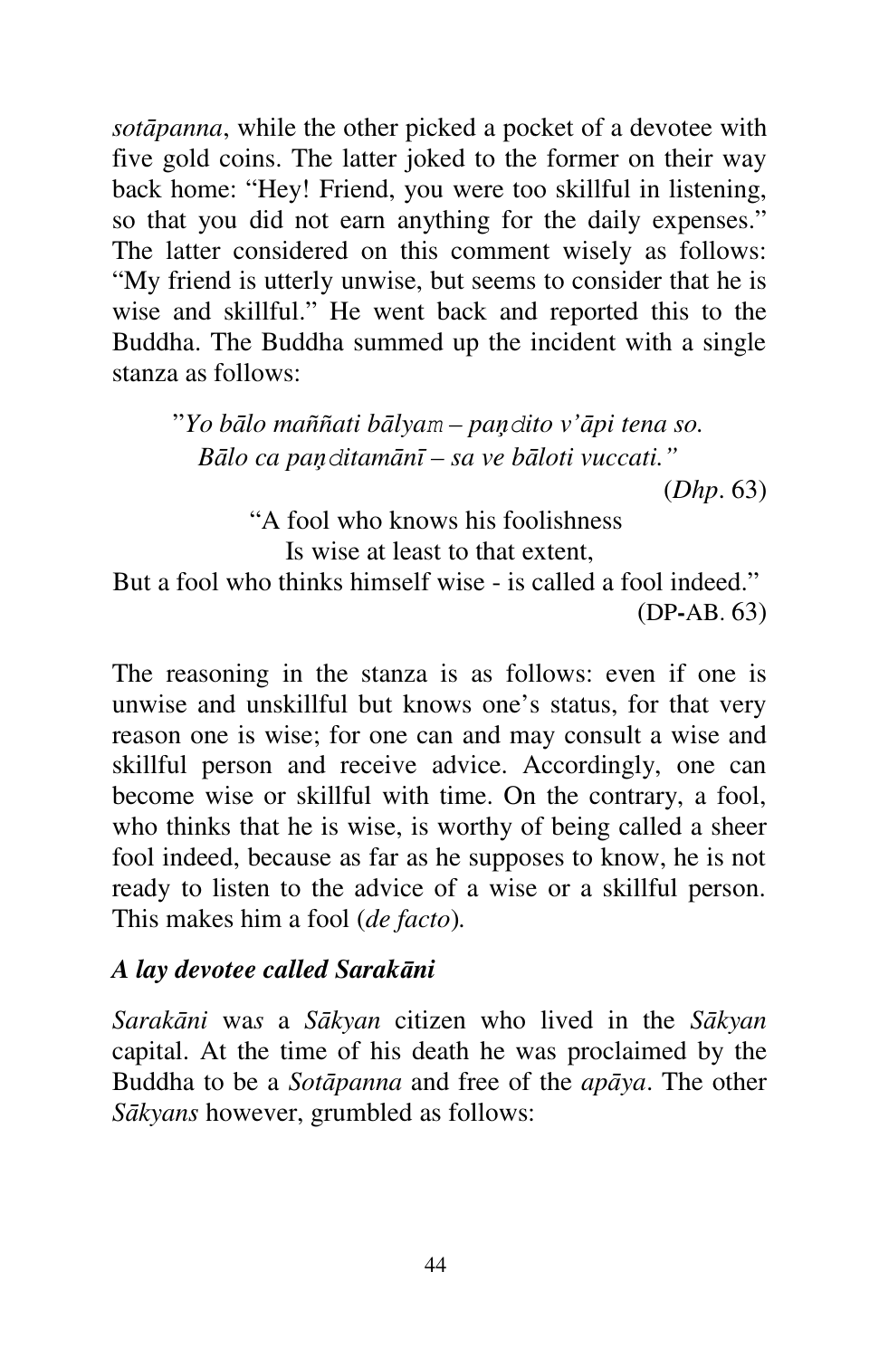*sotāpanna*, while the other picked a pocket of a devotee with five gold coins. The latter joked to the former on their way back home: "Hey! Friend, you were too skillful in listening, so that you did not earn anything for the daily expenses." The latter considered on this comment wisely as follows: "My friend is utterly unwise, but seems to consider that he is wise and skillful." He went back and reported this to the Buddha. The Buddha summed up the incident with a single stanza as follows:

"*Yo bālo maññati bālyaṃ – paṇḍito v'āpi tena so.*
*Bālo ca paṇḍitamānī – sa ve bāloti vuccati."*

(*Dhp*. 63)

"A fool who knows his foolishness
Is wise at least to that extent,
But a fool who thinks himself wise - is called a fool indeed."

(DP-AB. 63)

The reasoning in the stanza is as follows: even if one is unwise and unskillful but knows one's status, for that very reason one is wise; for one can and may consult a wise and skillful person and receive advice. Accordingly, one can become wise or skillful with time. On the contrary, a fool, who thinks that he is wise, is worthy of being called a sheer fool indeed, because as far as he supposes to know, he is not ready to listen to the advice of a wise or a skillful person. This makes him a fool (*de facto*).

### *A lay devotee called Sarakāni*

*Sarakāni* was a *Sākyan* citizen who lived in the *Sākyan* capital. At the time of his death he was proclaimed by the Buddha to be a *Sotāpanna* and free of the *apāya*. The other *Sākyans* however, grumbled as follows: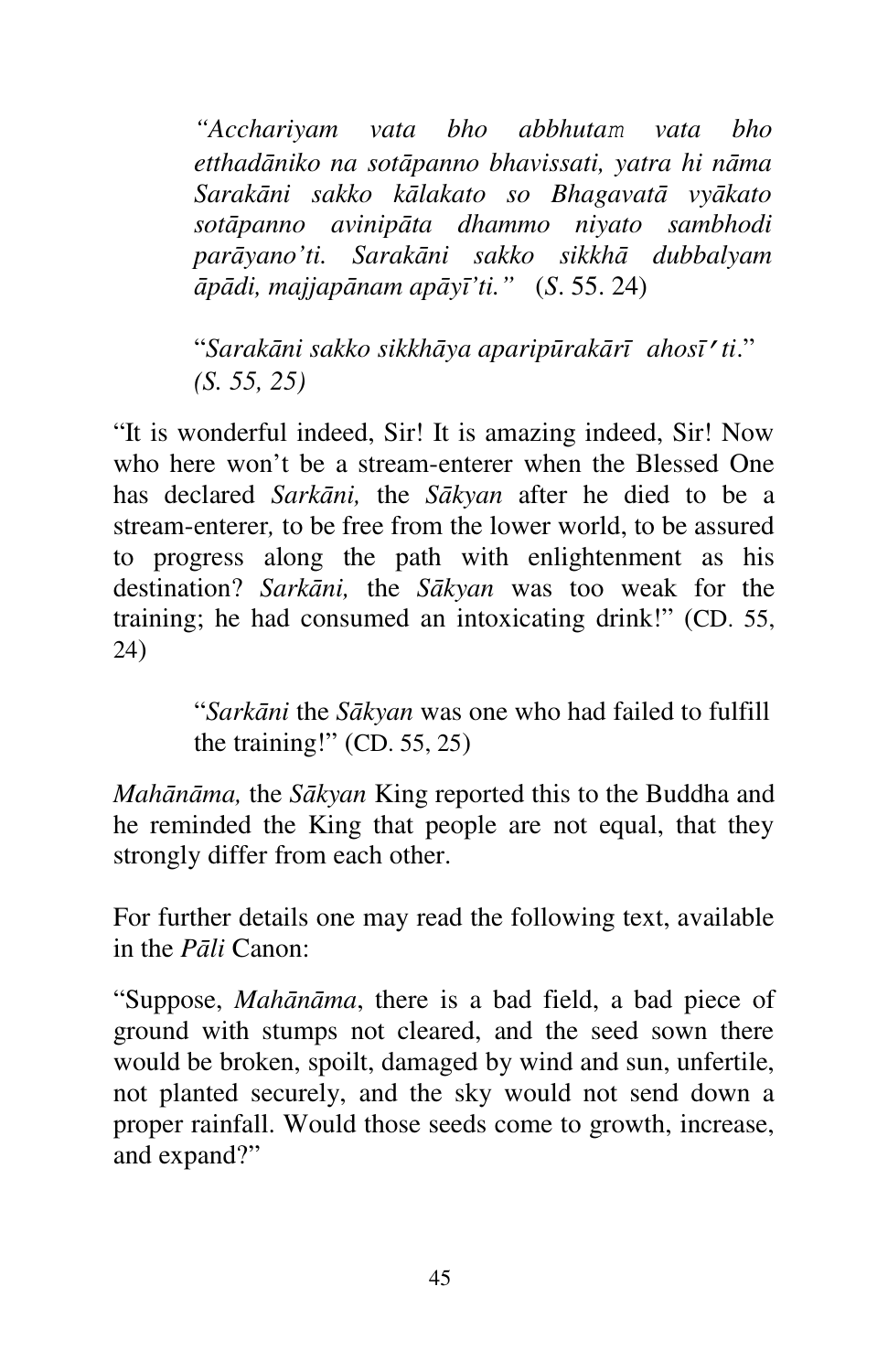> *"Acchariyam vata bho abbhutaṃ vata bho etthadāniko na sotāpanno bhavissati, yatra hi nāma Sarakāni sakko kālakato so Bhagavatā vyākato sotāpanno avinipāta dhammo niyato sambhodi parāyano'ti. Sarakāni sakko sikkhā dubbalyam āpādi, majjapānam apāyī'ti."* (*S*. 55. 24)
>
> "*Sarakāni sakko sikkhāya aparipūrakārī ahosī'ti*." *(S. 55, 25)*

"It is wonderful indeed, Sir! It is amazing indeed, Sir! Now who here won't be a stream-enterer when the Blessed One has declared *Sarkāni,* the *Sākyan* after he died to be a stream-enterer*,* to be free from the lower world, to be assured to progress along the path with enlightenment as his destination? *Sarkāni,* the *Sākyan* was too weak for the training; he had consumed an intoxicating drink!" (CD. 55, 24)

> "*Sarkāni* the *Sākyan* was one who had failed to fulfill the training!" (CD. 55, 25)

*Mahānāma,* the *Sākyan* King reported this to the Buddha and he reminded the King that people are not equal, that they strongly differ from each other.

For further details one may read the following text, available in the *Pāli* Canon:

"Suppose, *Mahānāma*, there is a bad field, a bad piece of ground with stumps not cleared, and the seed sown there would be broken, spoilt, damaged by wind and sun, unfertile, not planted securely, and the sky would not send down a proper rainfall. Would those seeds come to growth, increase, and expand?"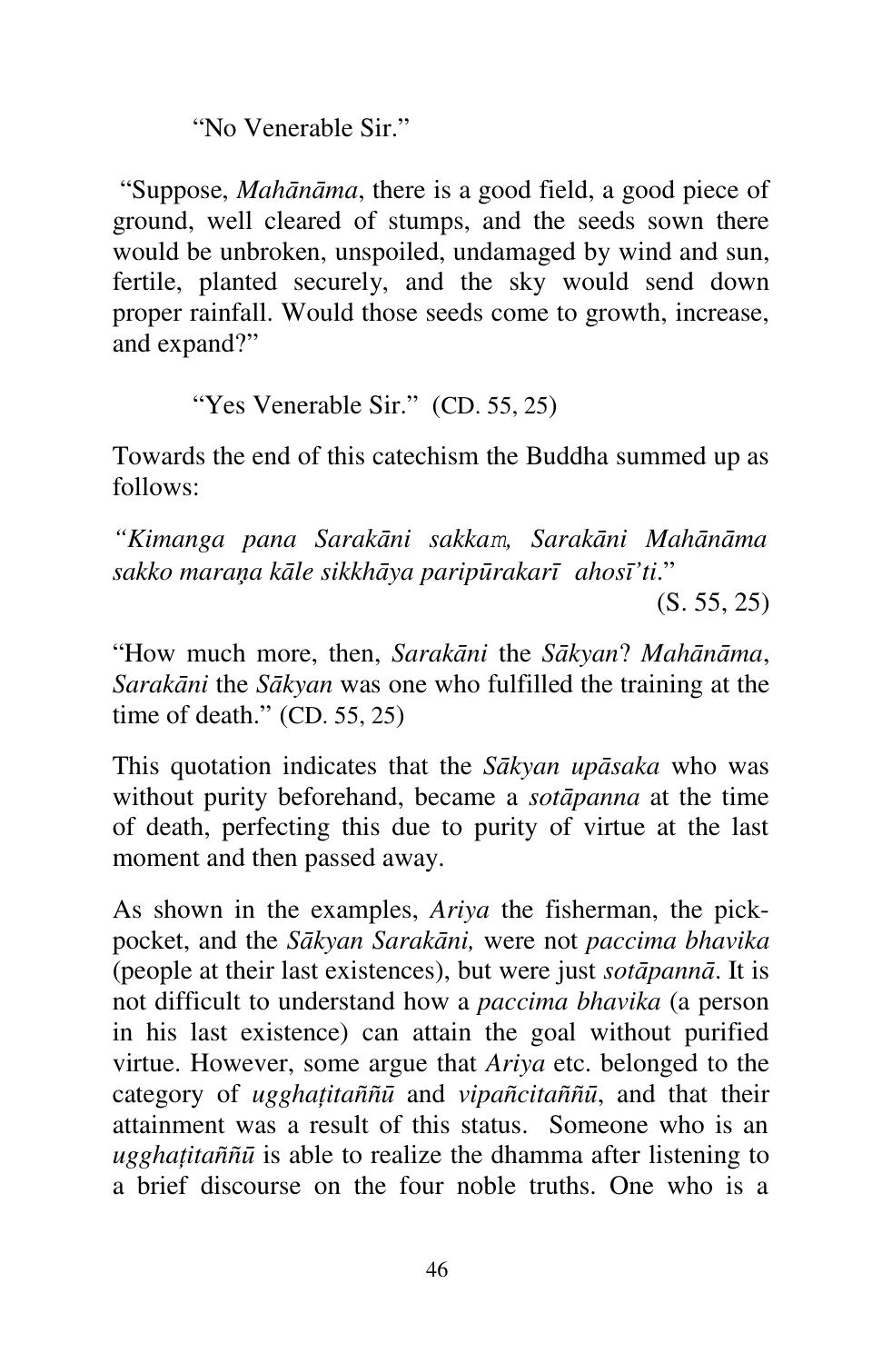"No Venerable Sir."

"Suppose, *Mahānāma*, there is a good field, a good piece of ground, well cleared of stumps, and the seeds sown there would be unbroken, unspoiled, undamaged by wind and sun, fertile, planted securely, and the sky would send down proper rainfall. Would those seeds come to growth, increase, and expand?"

"Yes Venerable Sir." (CD. 55, 25)

Towards the end of this catechism the Buddha summed up as follows:

*"Kimanga pana Sarakāni sakkaṃ, Sarakāni Mahānāma sakko maraṇa kāle sikkhāya paripūrakarī ahosī'ti.*"

(S. 55, 25)

"How much more, then, *Sarakāni* the *Sākyan*? *Mahānāma*, *Sarakāni* the *Sākyan* was one who fulfilled the training at the time of death." (CD. 55, 25)

This quotation indicates that the *Sākyan upāsaka* who was without purity beforehand, became a *sotāpanna* at the time of death, perfecting this due to purity of virtue at the last moment and then passed away.

As shown in the examples, *Ariya* the fisherman, the pick-pocket, and the *Sākyan Sarakāni,* were not *paccima bhavika* (people at their last existences), but were just *sotāpannā*. It is not difficult to understand how a *paccima bhavika* (a person in his last existence) can attain the goal without purified virtue. However, some argue that *Ariya* etc. belonged to the category of *ugghaṭitaññū* and *vipañcitaññū*, and that their attainment was a result of this status. Someone who is an *ugghaṭitaññū* is able to realize the dhamma after listening to a brief discourse on the four noble truths. One who is a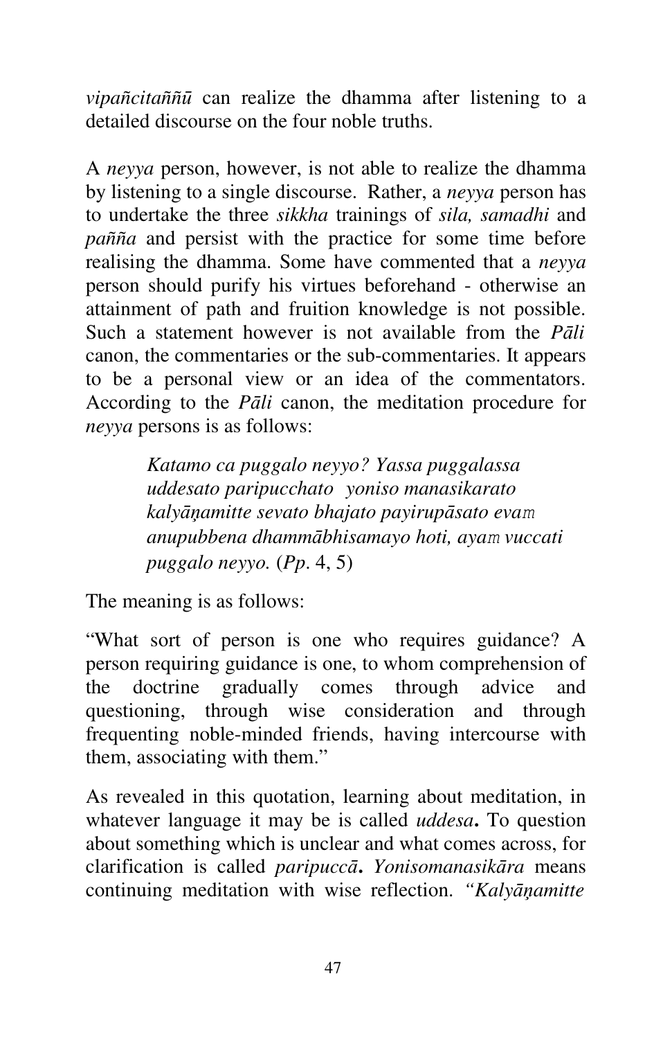*vipañcitaññū* can realize the dhamma after listening to a detailed discourse on the four noble truths.

A *neyya* person, however, is not able to realize the dhamma by listening to a single discourse. Rather, a *neyya* person has to undertake the three *sikkha* trainings of *sila, samadhi* and *pañña* and persist with the practice for some time before realising the dhamma. Some have commented that a *neyya* person should purify his virtues beforehand - otherwise an attainment of path and fruition knowledge is not possible. Such a statement however is not available from the *Pāli* canon, the commentaries or the sub-commentaries. It appears to be a personal view or an idea of the commentators. According to the *Pāli* canon, the meditation procedure for *neyya* persons is as follows:

> *Katamo ca puggalo neyyo? Yassa puggalassa uddesato paripucchato yoniso manasikarato kalyāṇamitte sevato bhajato payirupāsato evaṁ anupubbena dhammābhisamayo hoti, ayaṁ vuccati puggalo neyyo.* (*Pp*. 4, 5)

The meaning is as follows:

"What sort of person is one who requires guidance? A person requiring guidance is one, to whom comprehension of the doctrine gradually comes through advice and questioning, through wise consideration and through frequenting noble-minded friends, having intercourse with them, associating with them."

As revealed in this quotation, learning about meditation, in whatever language it may be is called *uddesa***.** To question about something which is unclear and what comes across, for clarification is called *paripuccā***.** *Yonisomanasikāra* means continuing meditation with wise reflection. *"Kalyāṇamitte*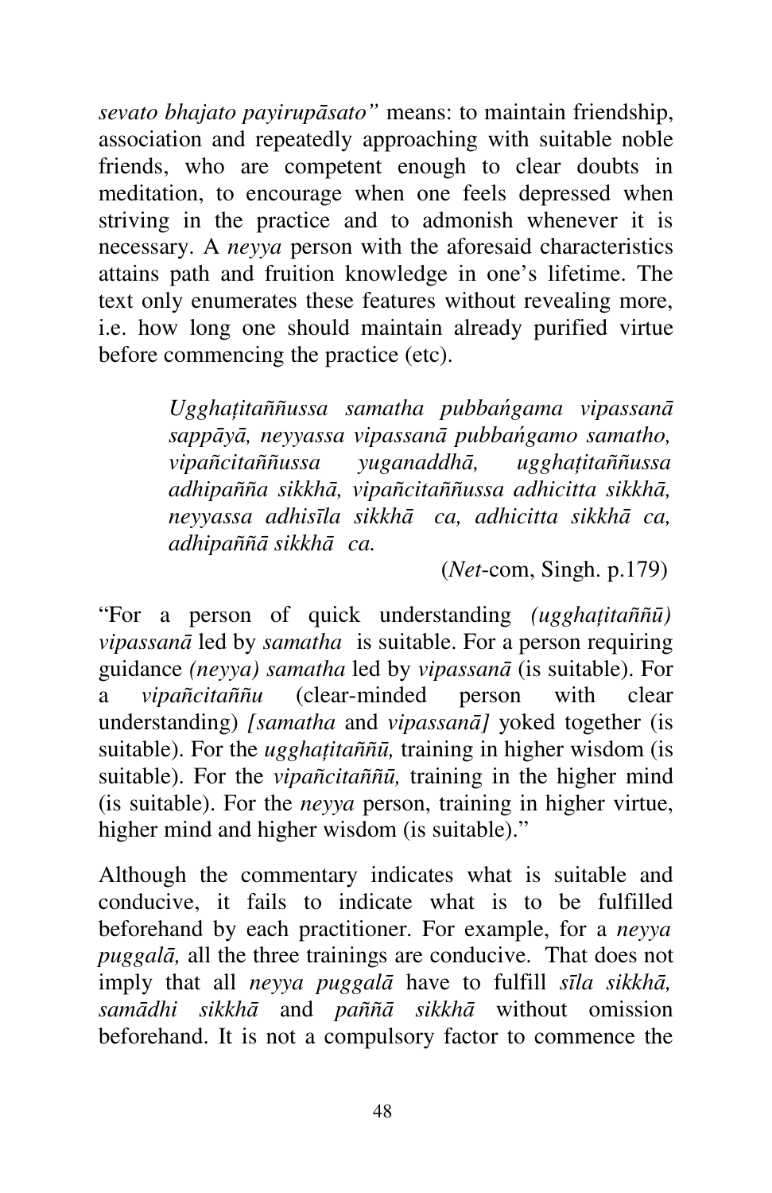*sevato bhajato payirupāsato"* means: to maintain friendship, association and repeatedly approaching with suitable noble friends, who are competent enough to clear doubts in meditation, to encourage when one feels depressed when striving in the practice and to admonish whenever it is necessary. A *neyya* person with the aforesaid characteristics attains path and fruition knowledge in one's lifetime. The text only enumerates these features without revealing more, i.e. how long one should maintain already purified virtue before commencing the practice (etc).

> *Ugghaṭitaññussa samatha pubbaṅgama vipassanā sappāyā, neyyassa vipassanā pubbaṅgamo samatho, vipañcitaññussa yuganaddhā, ugghaṭitaññussa adhipañña sikkhā, vipañcitaññussa adhicitta sikkhā, neyyassa adhisīla sikkhā ca, adhicitta sikkhā ca, adhipaññā sikkhā ca.*
>
> (*Net*-com, Singh. p.179)

"For a person of quick understanding *(ugghaṭitaññū) vipassanā* led by *samatha* is suitable. For a person requiring guidance *(neyya) samatha* led by *vipassanā* (is suitable). For a *vipañcitaññu* (clear-minded person with clear understanding) *[samatha* and *vipassanā]* yoked together (is suitable). For the *ugghaṭitaññū,* training in higher wisdom (is suitable). For the *vipañcitaññū,* training in the higher mind (is suitable). For the *neyya* person, training in higher virtue, higher mind and higher wisdom (is suitable)."

Although the commentary indicates what is suitable and conducive, it fails to indicate what is to be fulfilled beforehand by each practitioner. For example, for a *neyya puggalā,* all the three trainings are conducive. That does not imply that all *neyya puggalā* have to fulfill *sīla sikkhā, samādhi sikkhā* and *paññā sikkhā* without omission beforehand. It is not a compulsory factor to commence the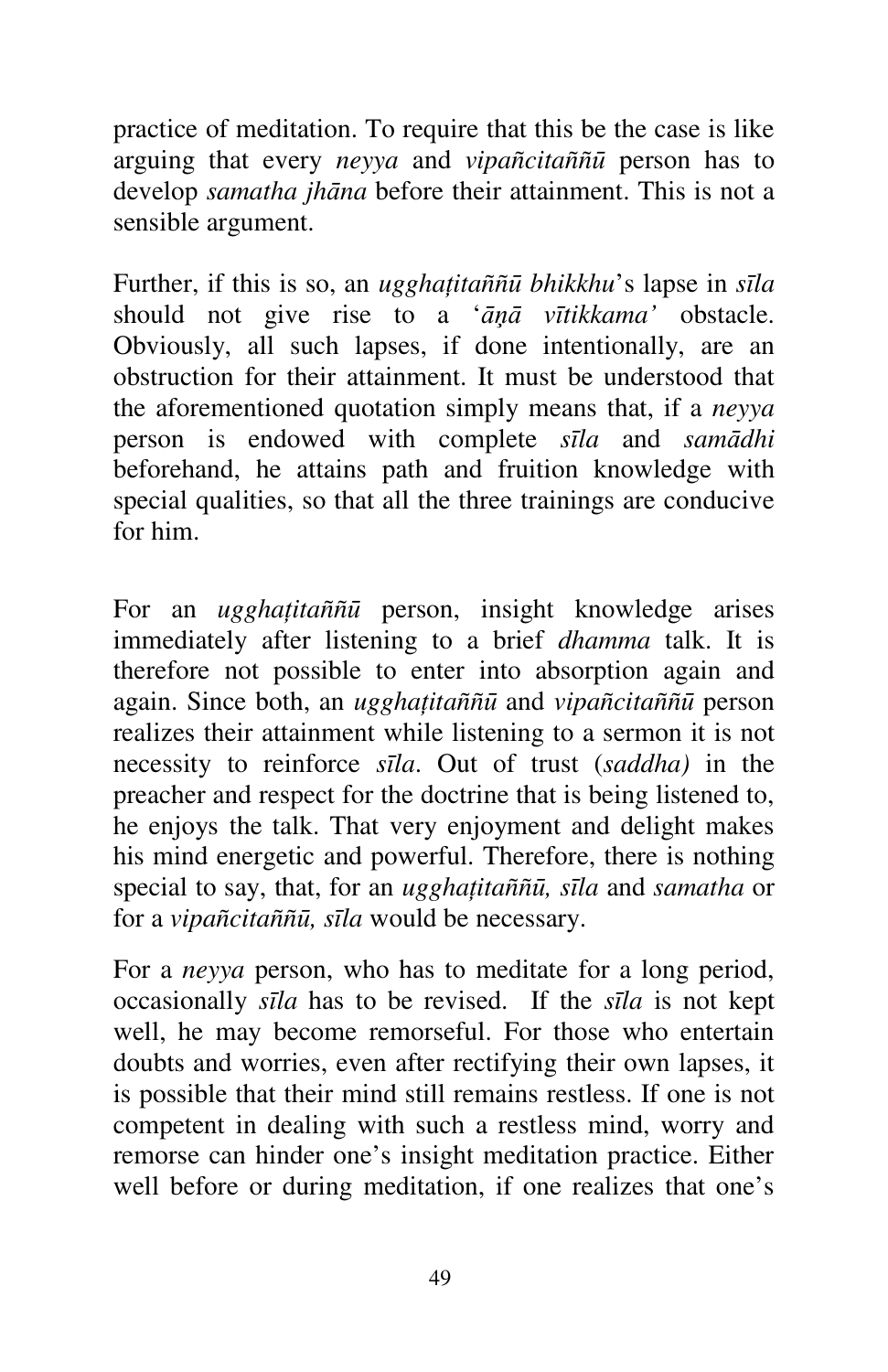practice of meditation. To require that this be the case is like arguing that every *neyya* and *vipañcitaññū* person has to develop *samatha jhāna* before their attainment. This is not a sensible argument.

Further, if this is so, an *ugghaṭitaññū bhikkhu*'s lapse in *sīla* should not give rise to a '*āṇā vītikkama'* obstacle. Obviously, all such lapses, if done intentionally, are an obstruction for their attainment. It must be understood that the aforementioned quotation simply means that, if a *neyya* person is endowed with complete *sīla* and *samādhi* beforehand, he attains path and fruition knowledge with special qualities, so that all the three trainings are conducive for him.

For an *ugghaṭitaññū* person, insight knowledge arises immediately after listening to a brief *dhamma* talk. It is therefore not possible to enter into absorption again and again. Since both, an *ugghaṭitaññū* and *vipañcitaññū* person realizes their attainment while listening to a sermon it is not necessity to reinforce *sīla*. Out of trust (*saddha)* in the preacher and respect for the doctrine that is being listened to, he enjoys the talk. That very enjoyment and delight makes his mind energetic and powerful. Therefore, there is nothing special to say, that, for an *ugghaṭitaññū, sīla* and *samatha* or for a *vipañcitaññū, sīla* would be necessary.

For a *neyya* person, who has to meditate for a long period, occasionally *sīla* has to be revised. If the *sīla* is not kept well, he may become remorseful. For those who entertain doubts and worries, even after rectifying their own lapses, it is possible that their mind still remains restless. If one is not competent in dealing with such a restless mind, worry and remorse can hinder one's insight meditation practice. Either well before or during meditation, if one realizes that one's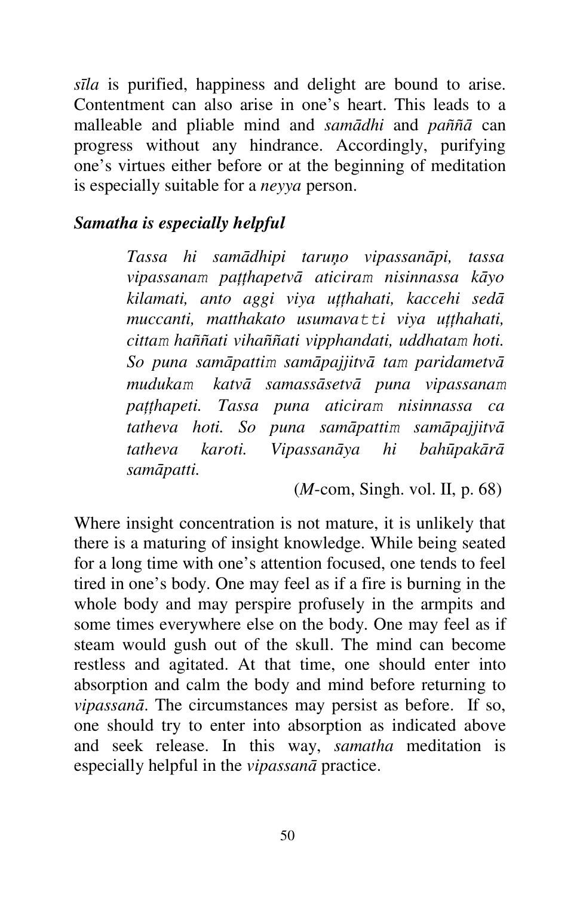*sīla* is purified, happiness and delight are bound to arise. Contentment can also arise in one's heart. This leads to a malleable and pliable mind and *samādhi* and *paññā* can progress without any hindrance. Accordingly, purifying one's virtues either before or at the beginning of meditation is especially suitable for a *neyya* person.

***Samatha is especially helpful***

> *Tassa hi samādhipi taruṇo vipassanāpi, tassa vipassanaṃ paṭṭhapetvā aticiraṃ nisinnassa kāyo kilamati, anto aggi viya uṭṭhahati, kaccehi sedā muccanti, matthakato usumavaṭṭi viya uṭṭhahati, cittaṃ haññati vihaññati vipphandati, uddhataṃ hoti. So puna samāpattiṃ samāpajjitvā taṃ paridametvā mudukaṃ katvā samassāsetvā puna vipassanaṃ paṭṭhapeti. Tassa puna aticiraṃ nisinnassa ca tatheva hoti. So puna samāpattiṃ samāpajjitvā tatheva karoti. Vipassanāya hi bahūpakārā samāpatti.*
>
> (*M*-com, Singh. vol. II, p. 68)

Where insight concentration is not mature, it is unlikely that there is a maturing of insight knowledge. While being seated for a long time with one's attention focused, one tends to feel tired in one's body. One may feel as if a fire is burning in the whole body and may perspire profusely in the armpits and some times everywhere else on the body. One may feel as if steam would gush out of the skull. The mind can become restless and agitated. At that time, one should enter into absorption and calm the body and mind before returning to *vipassanā*. The circumstances may persist as before. If so, one should try to enter into absorption as indicated above and seek release. In this way, *samatha* meditation is especially helpful in the *vipassanā* practice.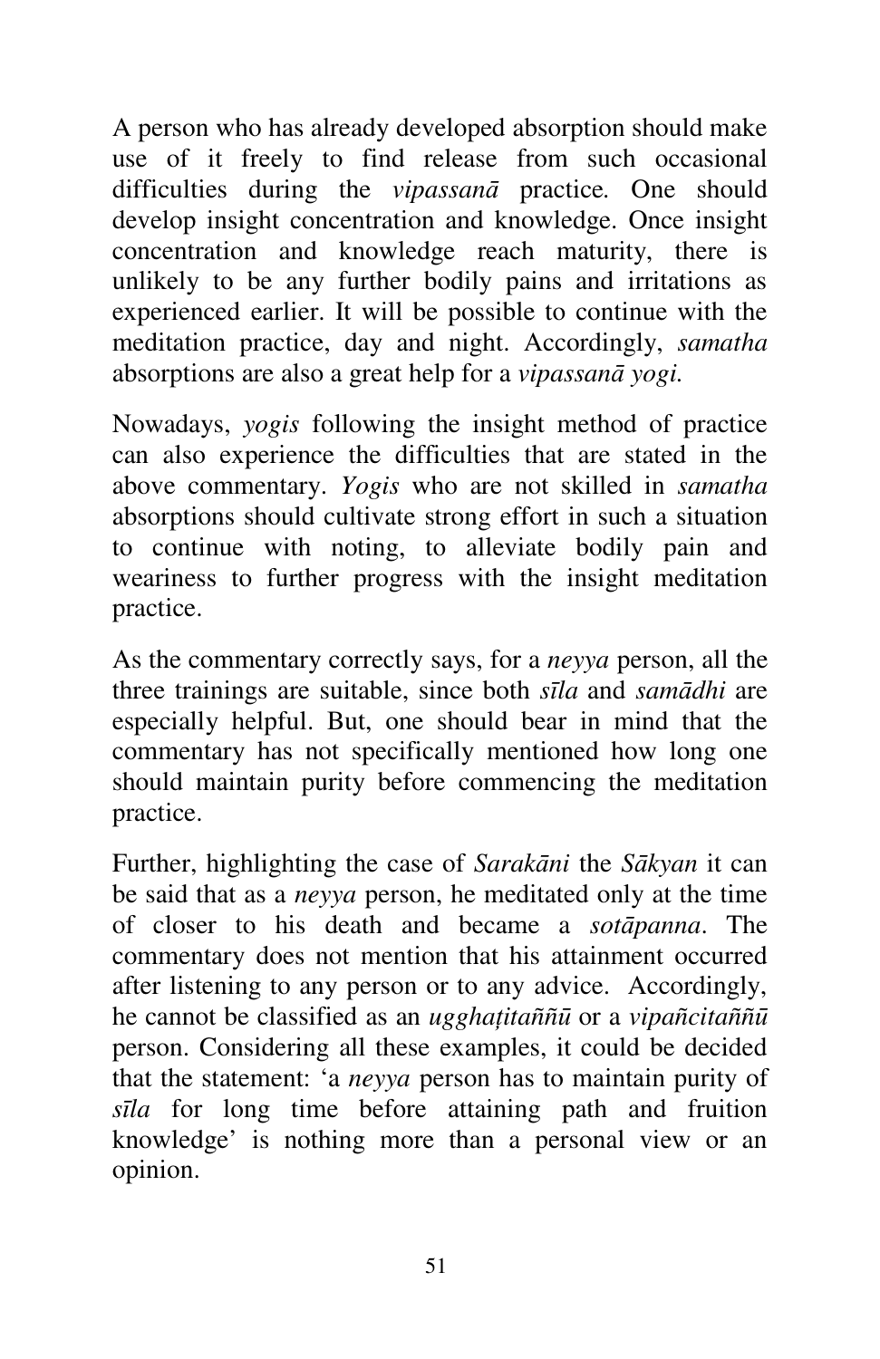A person who has already developed absorption should make use of it freely to find release from such occasional difficulties during the *vipassanā* practice. One should develop insight concentration and knowledge. Once insight concentration and knowledge reach maturity, there is unlikely to be any further bodily pains and irritations as experienced earlier. It will be possible to continue with the meditation practice, day and night. Accordingly, *samatha* absorptions are also a great help for a *vipassanā yogi.*

Nowadays, *yogis* following the insight method of practice can also experience the difficulties that are stated in the above commentary. *Yogis* who are not skilled in *samatha* absorptions should cultivate strong effort in such a situation to continue with noting, to alleviate bodily pain and weariness to further progress with the insight meditation practice.

As the commentary correctly says, for a *neyya* person, all the three trainings are suitable, since both *sīla* and *samādhi* are especially helpful. But, one should bear in mind that the commentary has not specifically mentioned how long one should maintain purity before commencing the meditation practice.

Further, highlighting the case of *Sarakāni* the *Sākyan* it can be said that as a *neyya* person, he meditated only at the time of closer to his death and became a *sotāpanna*. The commentary does not mention that his attainment occurred after listening to any person or to any advice. Accordingly, he cannot be classified as an *ugghaṭitaññū* or a *vipañcitaññū* person. Considering all these examples, it could be decided that the statement: 'a *neyya* person has to maintain purity of *sīla* for long time before attaining path and fruition knowledge' is nothing more than a personal view or an opinion.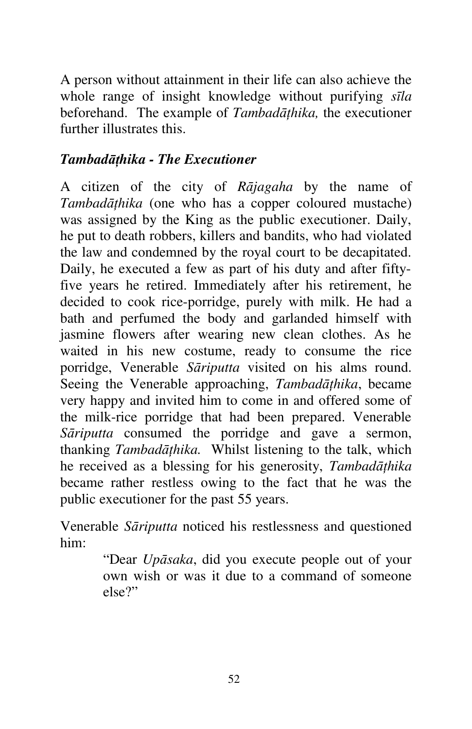A person without attainment in their life can also achieve the whole range of insight knowledge without purifying *sīla* beforehand. The example of *Tambadāṭhika,* the executioner further illustrates this.

### *Tambadāṭhika - The Executioner*

A citizen of the city of *Rājagaha* by the name of *Tambadāṭhika* (one who has a copper coloured mustache) was assigned by the King as the public executioner. Daily, he put to death robbers, killers and bandits, who had violated the law and condemned by the royal court to be decapitated. Daily, he executed a few as part of his duty and after fifty-five years he retired. Immediately after his retirement, he decided to cook rice-porridge, purely with milk. He had a bath and perfumed the body and garlanded himself with jasmine flowers after wearing new clean clothes. As he waited in his new costume, ready to consume the rice porridge, Venerable *Sāriputta* visited on his alms round. Seeing the Venerable approaching, *Tambadāṭhika*, became very happy and invited him to come in and offered some of the milk-rice porridge that had been prepared. Venerable *Sāriputta* consumed the porridge and gave a sermon, thanking *Tambadāṭhika.* Whilst listening to the talk, which he received as a blessing for his generosity, *Tambadāṭhika* became rather restless owing to the fact that he was the public executioner for the past 55 years.

Venerable *Sāriputta* noticed his restlessness and questioned him:

> "Dear *Upāsaka*, did you execute people out of your own wish or was it due to a command of someone else?"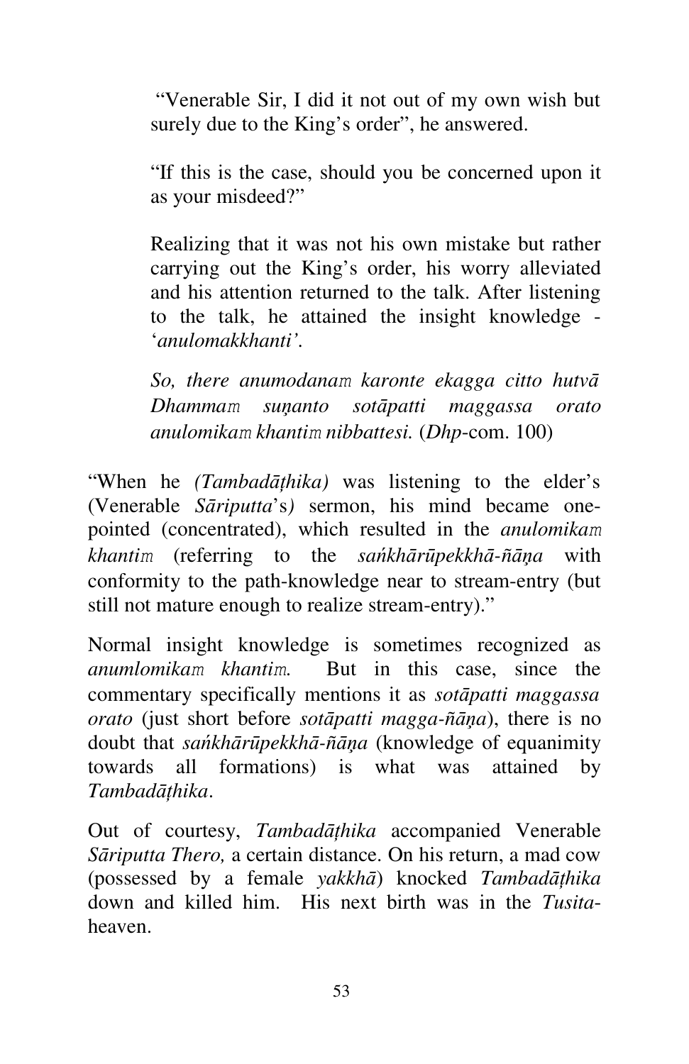> "Venerable Sir, I did it not out of my own wish but surely due to the King's order", he answered.
>
> "If this is the case, should you be concerned upon it as your misdeed?"
>
> Realizing that it was not his own mistake but rather carrying out the King's order, his worry alleviated and his attention returned to the talk. After listening to the talk, he attained the insight knowledge - '*anulomakkhanti'*.
>
> *So, there anumodanaṁ karonte ekagga citto hutvā Dhammaṁ suṇanto sotāpatti maggassa orato anulomikaṁ khantiṁ nibbattesi.* (*Dhp*-com. 100)

"When he *(Tambadāṭhika)* was listening to the elder's (Venerable *Sāriputta*'s*)* sermon, his mind became one-pointed (concentrated), which resulted in the *anulomikaṁ khantiṁ* (referring to the *saṅkhārūpekkhā-ñāṇa* with conformity to the path-knowledge near to stream-entry (but still not mature enough to realize stream-entry)."

Normal insight knowledge is sometimes recognized as *anumlomikaṁ khantiṁ.* But in this case, since the commentary specifically mentions it as *sotāpatti maggassa orato* (just short before *sotāpatti magga-ñāṇa*), there is no doubt that *saṅkhārūpekkhā-ñāṇa* (knowledge of equanimity towards all formations) is what was attained by *Tambadāṭhika*.

Out of courtesy, *Tambadāṭhika* accompanied Venerable *Sāriputta Thero,* a certain distance. On his return, a mad cow (possessed by a female *yakkhā*) knocked *Tambadāṭhika* down and killed him. His next birth was in the *Tusita*-heaven.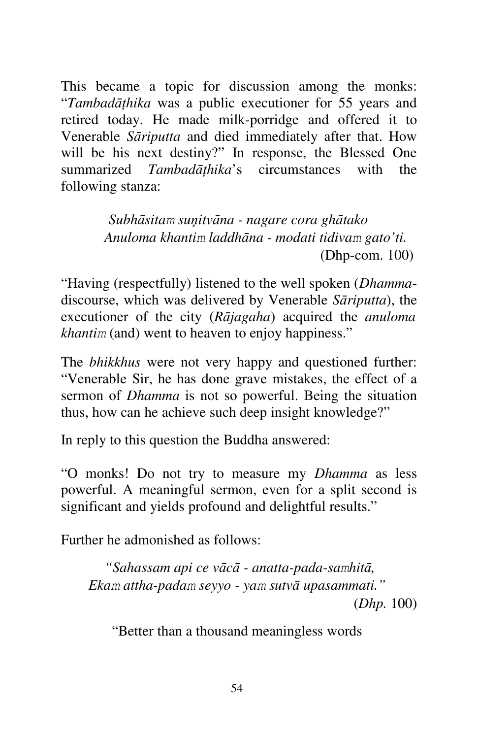This became a topic for discussion among the monks: "*Tambadāṭhika* was a public executioner for 55 years and retired today. He made milk-porridge and offered it to Venerable *Sāriputta* and died immediately after that. How will be his next destiny?" In response, the Blessed One summarized *Tambadāṭhika*'s circumstances with the following stanza:

> *Subhāsitaṁ suṇitvāna - nagare cora ghātako*
> *Anuloma khantiṁ laddhāna - modati tidivaṁ gato'ti.*
> (Dhp-com. 100)

"Having (respectfully) listened to the well spoken (*Dhamma*-discourse, which was delivered by Venerable *Sāriputta*), the executioner of the city (*Rājagaha*) acquired the *anuloma khantiṁ* (and) went to heaven to enjoy happiness."

The *bhikkhus* were not very happy and questioned further: "Venerable Sir, he has done grave mistakes, the effect of a sermon of *Dhamma* is not so powerful. Being the situation thus, how can he achieve such deep insight knowledge?"

In reply to this question the Buddha answered:

"O monks! Do not try to measure my *Dhamma* as less powerful. A meaningful sermon, even for a split second is significant and yields profound and delightful results."

Further he admonished as follows:

> *"Sahassam api ce vācā - anatta-pada-saṁhitā,*
> *Ekaṁ attha-padaṁ seyyo - yaṁ sutvā upasammati."*
> (*Dhp.* 100)

"Better than a thousand meaningless words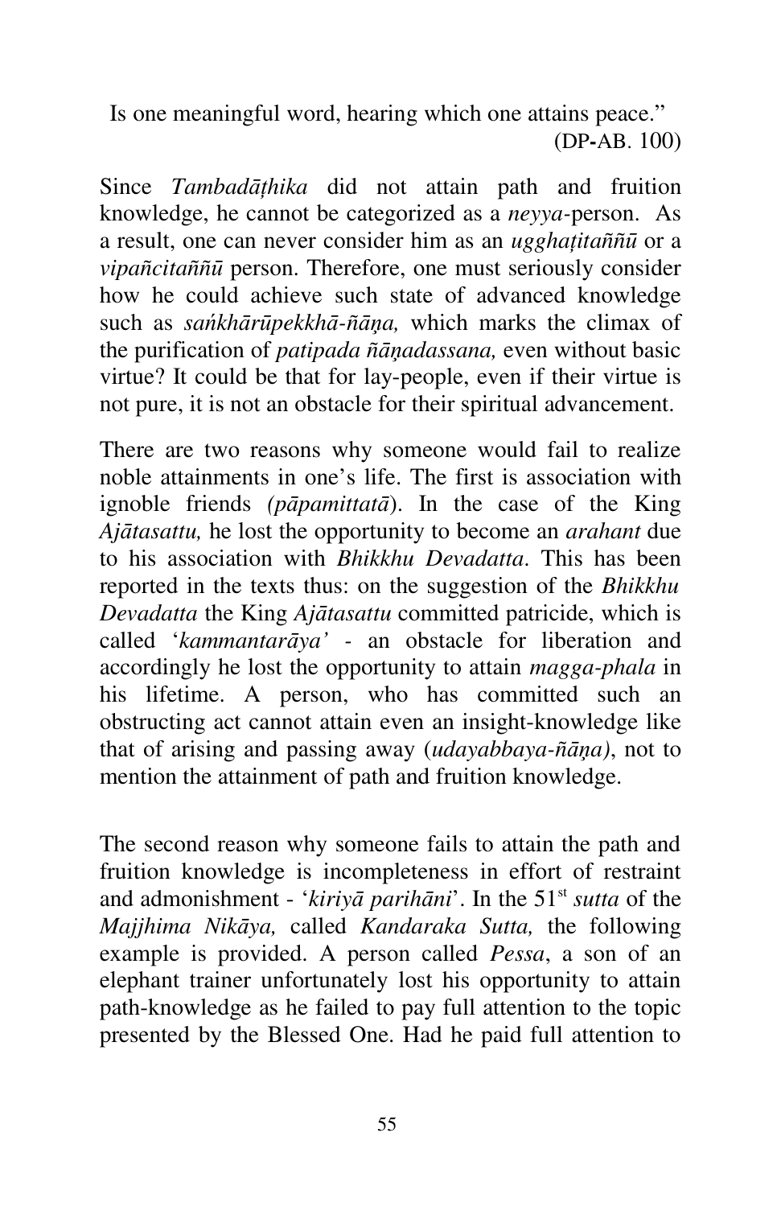Is one meaningful word, hearing which one attains peace."
(DP-AB. 100)

Since *Tambadāṭhika* did not attain path and fruition knowledge, he cannot be categorized as a *neyya*-person. As a result, one can never consider him as an *ugghaṭitaññū* or a *vipañcitaññū* person. Therefore, one must seriously consider how he could achieve such state of advanced knowledge such as *saṅkhārūpekkhā-ñāṇa,* which marks the climax of the purification of *patipada ñāṇadassana,* even without basic virtue? It could be that for lay-people, even if their virtue is not pure, it is not an obstacle for their spiritual advancement.

There are two reasons why someone would fail to realize noble attainments in one's life. The first is association with ignoble friends *(pāpamittatā*). In the case of the King *Ajātasattu,* he lost the opportunity to become an *arahant* due to his association with *Bhikkhu Devadatta*. This has been reported in the texts thus: on the suggestion of the *Bhikkhu Devadatta* the King *Ajātasattu* committed patricide, which is called '*kammantarāya'* - an obstacle for liberation and accordingly he lost the opportunity to attain *magga-phala* in his lifetime. A person, who has committed such an obstructing act cannot attain even an insight-knowledge like that of arising and passing away (*udayabbaya-ñāṇa)*, not to mention the attainment of path and fruition knowledge.

The second reason why someone fails to attain the path and fruition knowledge is incompleteness in effort of restraint and admonishment - '*kiriyā parihāni*'. In the 51st *sutta* of the *Majjhima Nikāya,* called *Kandaraka Sutta,* the following example is provided. A person called *Pessa*, a son of an elephant trainer unfortunately lost his opportunity to attain path-knowledge as he failed to pay full attention to the topic presented by the Blessed One. Had he paid full attention to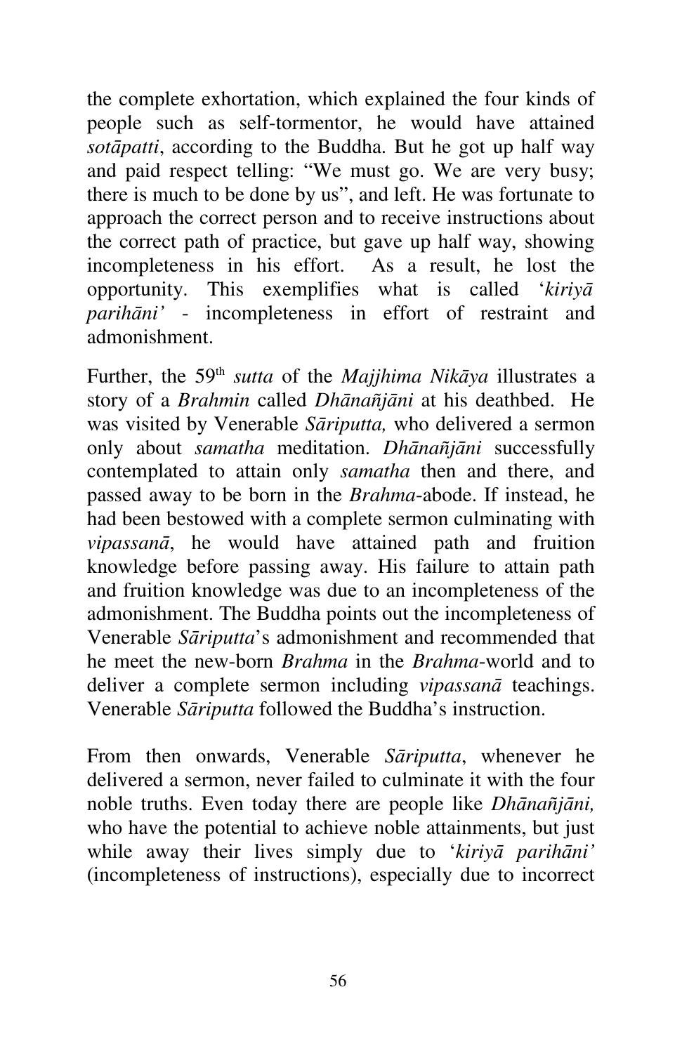the complete exhortation, which explained the four kinds of people such as self-tormentor, he would have attained *sotāpatti*, according to the Buddha. But he got up half way and paid respect telling: "We must go. We are very busy; there is much to be done by us", and left. He was fortunate to approach the correct person and to receive instructions about the correct path of practice, but gave up half way, showing incompleteness in his effort. As a result, he lost the opportunity. This exemplifies what is called '*kiriyā parihāni'* - incompleteness in effort of restraint and admonishment.

Further, the 59th *sutta* of the *Majjhima Nikāya* illustrates a story of a *Brahmin* called *Dhānañjāni* at his deathbed. He was visited by Venerable *Sāriputta,* who delivered a sermon only about *samatha* meditation. *Dhānañjāni* successfully contemplated to attain only *samatha* then and there, and passed away to be born in the *Brahma*-abode. If instead, he had been bestowed with a complete sermon culminating with *vipassanā*, he would have attained path and fruition knowledge before passing away. His failure to attain path and fruition knowledge was due to an incompleteness of the admonishment. The Buddha points out the incompleteness of Venerable *Sāriputta*'s admonishment and recommended that he meet the new-born *Brahma* in the *Brahma*-world and to deliver a complete sermon including *vipassanā* teachings. Venerable *Sāriputta* followed the Buddha's instruction.

From then onwards, Venerable *Sāriputta*, whenever he delivered a sermon, never failed to culminate it with the four noble truths. Even today there are people like *Dhānañjāni,* who have the potential to achieve noble attainments, but just while away their lives simply due to '*kiriyā parihāni'* (incompleteness of instructions), especially due to incorrect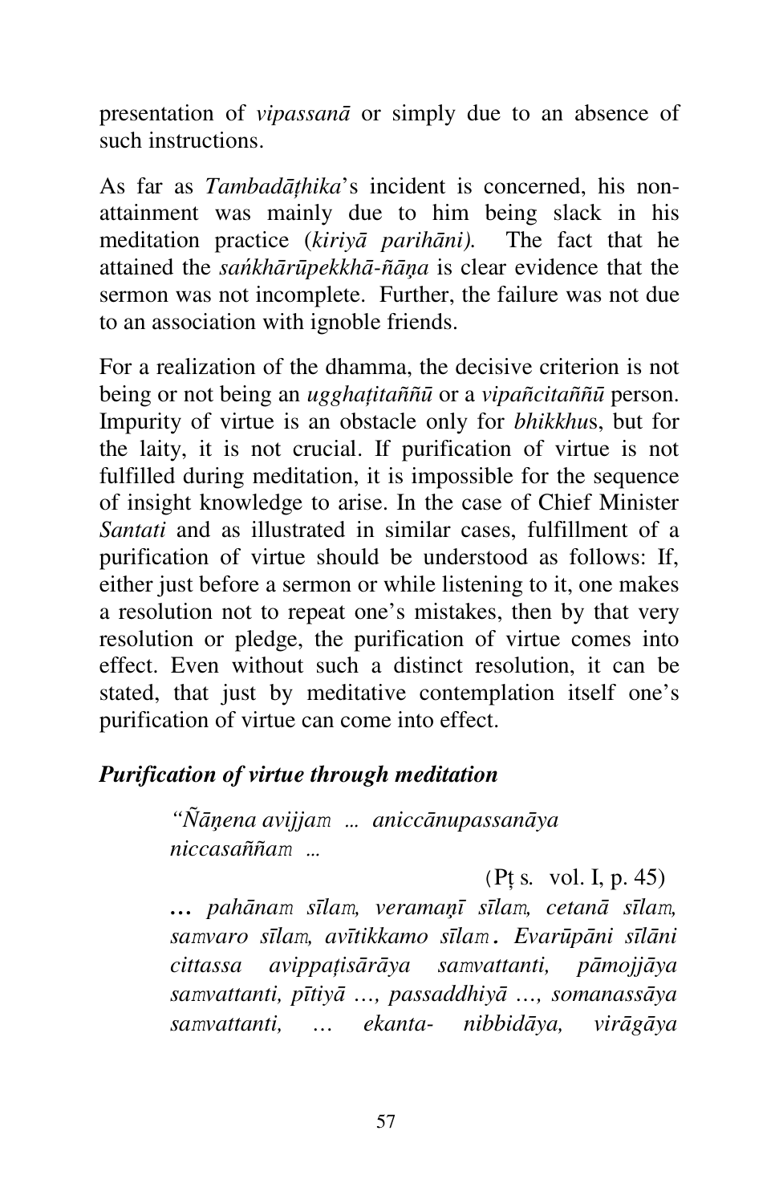presentation of *vipassanā* or simply due to an absence of such instructions.

As far as *Tambadāṭhika*'s incident is concerned, his non-attainment was mainly due to him being slack in his meditation practice (*kiriyā parihāni).* The fact that he attained the *saṅkhārūpekkhā-ñāṇa* is clear evidence that the sermon was not incomplete. Further, the failure was not due to an association with ignoble friends.

For a realization of the dhamma, the decisive criterion is not being or not being an *ugghaṭitaññū* or a *vipañcitaññū* person. Impurity of virtue is an obstacle only for *bhikkhu*s, but for the laity, it is not crucial. If purification of virtue is not fulfilled during meditation, it is impossible for the sequence of insight knowledge to arise. In the case of Chief Minister *Santati* and as illustrated in similar cases, fulfillment of a purification of virtue should be understood as follows: If, either just before a sermon or while listening to it, one makes a resolution not to repeat one's mistakes, then by that very resolution or pledge, the purification of virtue comes into effect. Even without such a distinct resolution, it can be stated, that just by meditative contemplation itself one's purification of virtue can come into effect.

### *Purification of virtue through meditation*

> *"Ñāṇena avijjaṃ ... aniccānupassanāya niccasaññaṃ ...*
>
> (Pṭ s. vol. I, p. 45)
>
> ***...*** *pahānaṃ sīlaṃ, veramaṇī sīlaṃ, cetanā sīlaṃ, saṃvaro sīlaṃ, avītikkamo sīlaṃ*. *Evarūpāni sīlāni cittassa avippaṭisārāya saṃvattanti, pāmojjāya saṃvattanti, pītiyā ..., passaddhiyā ..., somanassāya saṃvattanti, ... ekanta- nibbidāya, virāgāya*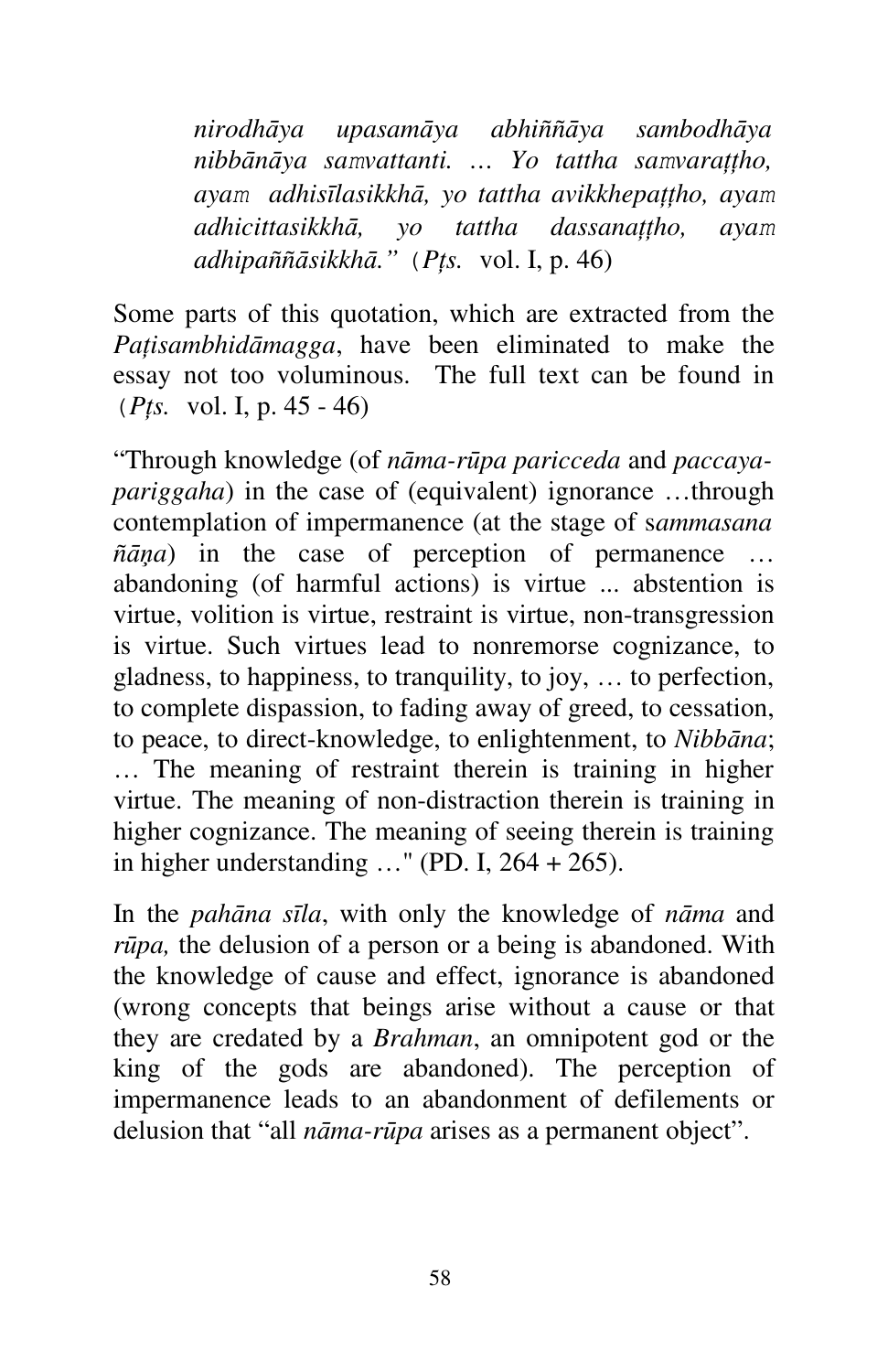> *nirodhāya upasamāya abhiññāya sambodhāya nibbānāya saṃvattanti. … Yo tattha saṃvaraṭṭho, ayaṃ adhisīlasikkhā, yo tattha avikkhepaṭṭho, ayaṃ adhicittasikkhā, yo tattha dassanaṭṭho, ayaṃ adhipaññāsikkhā."* (*Pṭs.* vol. I, p. 46)

Some parts of this quotation, which are extracted from the *Paṭisambhidāmagga*, have been eliminated to make the essay not too voluminous. The full text can be found in (*Pṭs.* vol. I, p. 45 - 46)

"Through knowledge (of *nāma-rūpa paricceda* and *paccaya-pariggaha*) in the case of (equivalent) ignorance …through contemplation of impermanence (at the stage of s*ammasana ñāṇa*) in the case of perception of permanence … abandoning (of harmful actions) is virtue ... abstention is virtue, volition is virtue, restraint is virtue, non-transgression is virtue. Such virtues lead to nonremorse cognizance, to gladness, to happiness, to tranquility, to joy, … to perfection, to complete dispassion, to fading away of greed, to cessation, to peace, to direct-knowledge, to enlightenment, to *Nibbāna*; … The meaning of restraint therein is training in higher virtue. The meaning of non-distraction therein is training in higher cognizance. The meaning of seeing therein is training in higher understanding …" (PD. I, 264 + 265).

In the *pahāna sīla*, with only the knowledge of *nāma* and *rūpa,* the delusion of a person or a being is abandoned. With the knowledge of cause and effect, ignorance is abandoned (wrong concepts that beings arise without a cause or that they are credated by a *Brahman*, an omnipotent god or the king of the gods are abandoned). The perception of impermanence leads to an abandonment of defilements or delusion that "all *nāma-rūpa* arises as a permanent object".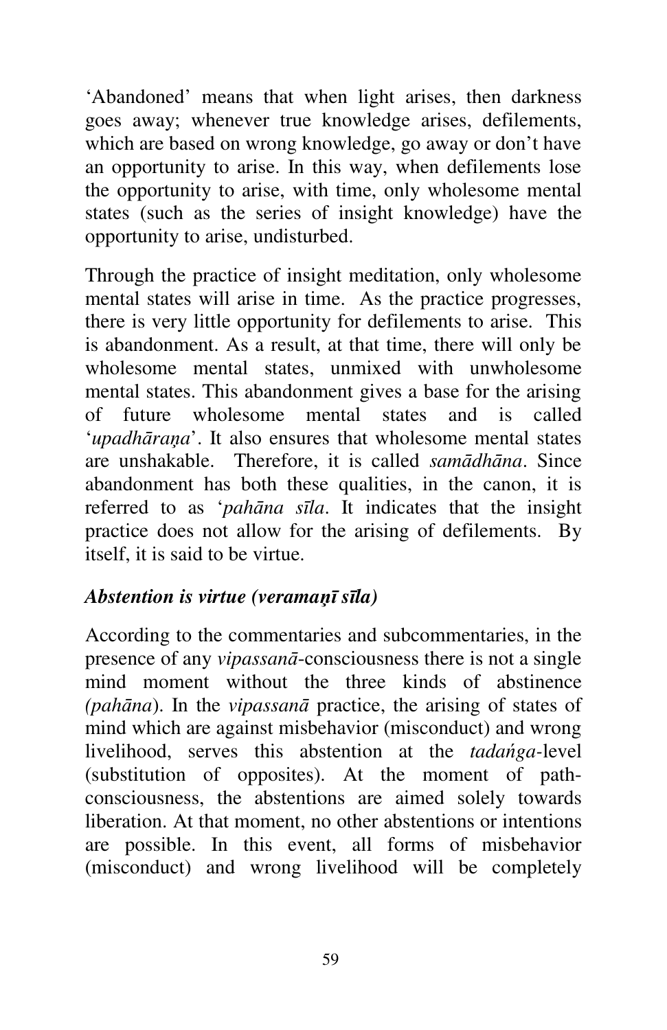'Abandoned' means that when light arises, then darkness goes away; whenever true knowledge arises, defilements, which are based on wrong knowledge, go away or don't have an opportunity to arise. In this way, when defilements lose the opportunity to arise, with time, only wholesome mental states (such as the series of insight knowledge) have the opportunity to arise, undisturbed.

Through the practice of insight meditation, only wholesome mental states will arise in time. As the practice progresses, there is very little opportunity for defilements to arise. This is abandonment. As a result, at that time, there will only be wholesome mental states, unmixed with unwholesome mental states. This abandonment gives a base for the arising of future wholesome mental states and is called '*upadhāraṇa*'. It also ensures that wholesome mental states are unshakable. Therefore, it is called *samādhāna*. Since abandonment has both these qualities, in the canon, it is referred to as '*pahāna sīla*. It indicates that the insight practice does not allow for the arising of defilements. By itself, it is said to be virtue.

### *Abstention is virtue (veramaṇī sīla)*

According to the commentaries and subcommentaries, in the presence of any *vipassanā*-consciousness there is not a single mind moment without the three kinds of abstinence *(pahāna*). In the *vipassanā* practice, the arising of states of mind which are against misbehavior (misconduct) and wrong livelihood, serves this abstention at the *tadaṅga*-level (substitution of opposites). At the moment of path-consciousness, the abstentions are aimed solely towards liberation. At that moment, no other abstentions or intentions are possible. In this event, all forms of misbehavior (misconduct) and wrong livelihood will be completely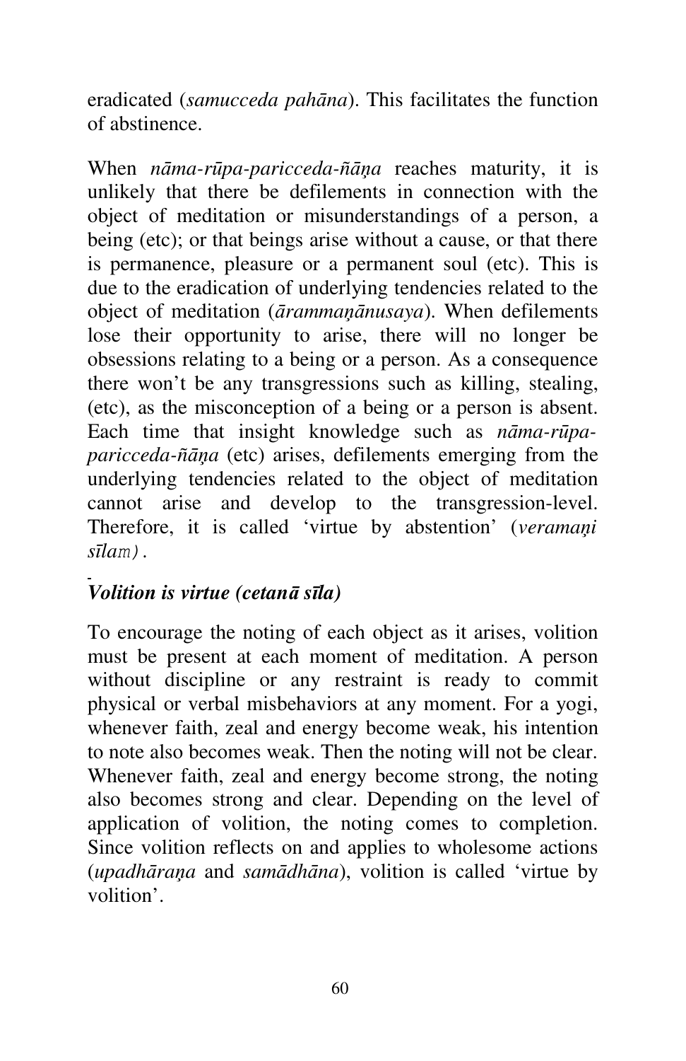eradicated (*samucceda pahāna*). This facilitates the function of abstinence.

When *nāma-rūpa-paricceda-ñāṇa* reaches maturity, it is unlikely that there be defilements in connection with the object of meditation or misunderstandings of a person, a being (etc); or that beings arise without a cause, or that there is permanence, pleasure or a permanent soul (etc). This is due to the eradication of underlying tendencies related to the object of meditation (*ārammaṇānusaya*). When defilements lose their opportunity to arise, there will no longer be obsessions relating to a being or a person. As a consequence there won't be any transgressions such as killing, stealing, (etc), as the misconception of a being or a person is absent. Each time that insight knowledge such as *nāma-rūpa-paricceda-ñāṇa* (etc) arises, defilements emerging from the underlying tendencies related to the object of meditation cannot arise and develop to the transgression-level. Therefore, it is called 'virtue by abstention' (*veramaṇi sīlam*).

### *Volition is virtue (cetanā sīla)*

To encourage the noting of each object as it arises, volition must be present at each moment of meditation. A person without discipline or any restraint is ready to commit physical or verbal misbehaviors at any moment. For a yogi, whenever faith, zeal and energy become weak, his intention to note also becomes weak. Then the noting will not be clear. Whenever faith, zeal and energy become strong, the noting also becomes strong and clear. Depending on the level of application of volition, the noting comes to completion. Since volition reflects on and applies to wholesome actions (*upadhāraṇa* and *samādhāna*), volition is called 'virtue by volition'.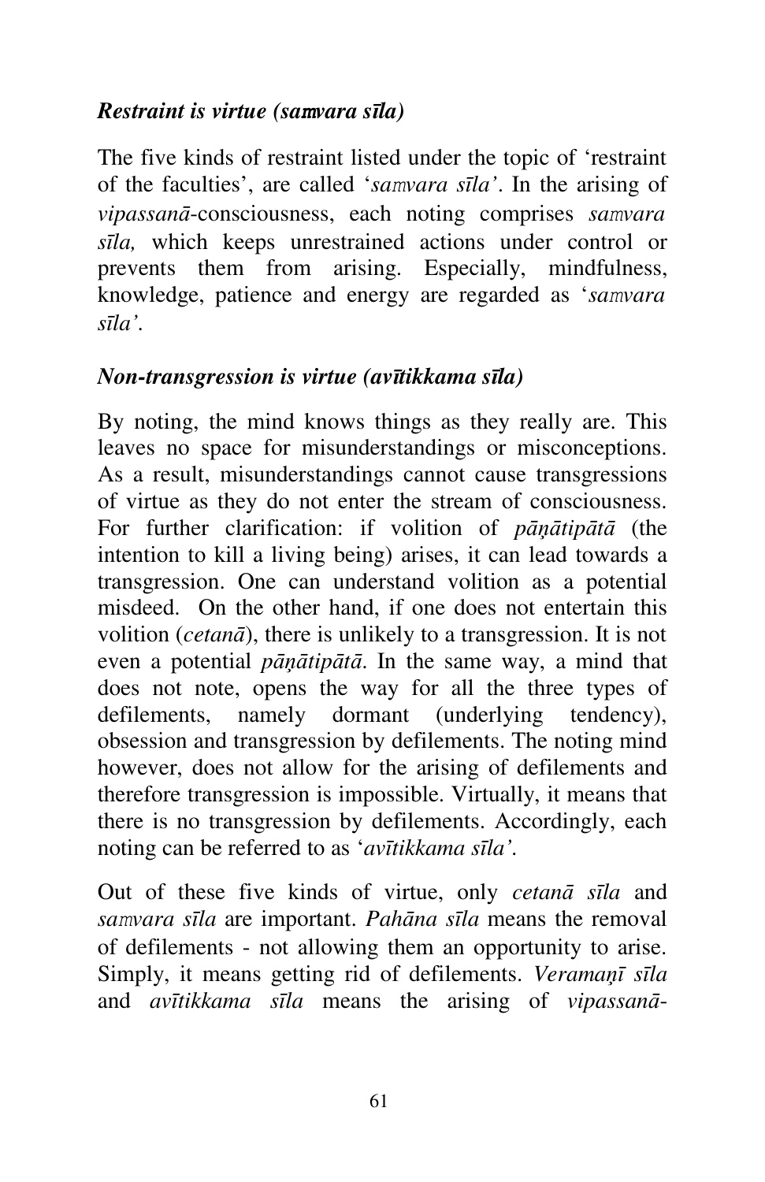### *Restraint is virtue (saṃvara sīla)*

The five kinds of restraint listed under the topic of 'restraint of the faculties', are called '*saṃvara sīla'*. In the arising of *vipassanā*-consciousness, each noting comprises *saṃvara sīla,* which keeps unrestrained actions under control or prevents them from arising. Especially, mindfulness, knowledge, patience and energy are regarded as '*saṃvara sīla'*.

### *Non-transgression is virtue (avītikkama sīla)*

By noting, the mind knows things as they really are. This leaves no space for misunderstandings or misconceptions. As a result, misunderstandings cannot cause transgressions of virtue as they do not enter the stream of consciousness. For further clarification: if volition of *pāṇātipātā* (the intention to kill a living being) arises, it can lead towards a transgression. One can understand volition as a potential misdeed. On the other hand, if one does not entertain this volition (*cetanā*), there is unlikely to a transgression. It is not even a potential *pāṇātipātā*. In the same way, a mind that does not note, opens the way for all the three types of defilements, namely dormant (underlying tendency), obsession and transgression by defilements. The noting mind however, does not allow for the arising of defilements and therefore transgression is impossible. Virtually, it means that there is no transgression by defilements. Accordingly, each noting can be referred to as '*avītikkama sīla'*.

Out of these five kinds of virtue, only *cetanā sīla* and *saṃvara sīla* are important. *Pahāna sīla* means the removal of defilements - not allowing them an opportunity to arise. Simply, it means getting rid of defilements. *Veramaṇī sīla* and *avītikkama sīla* means the arising of *vipassanā*-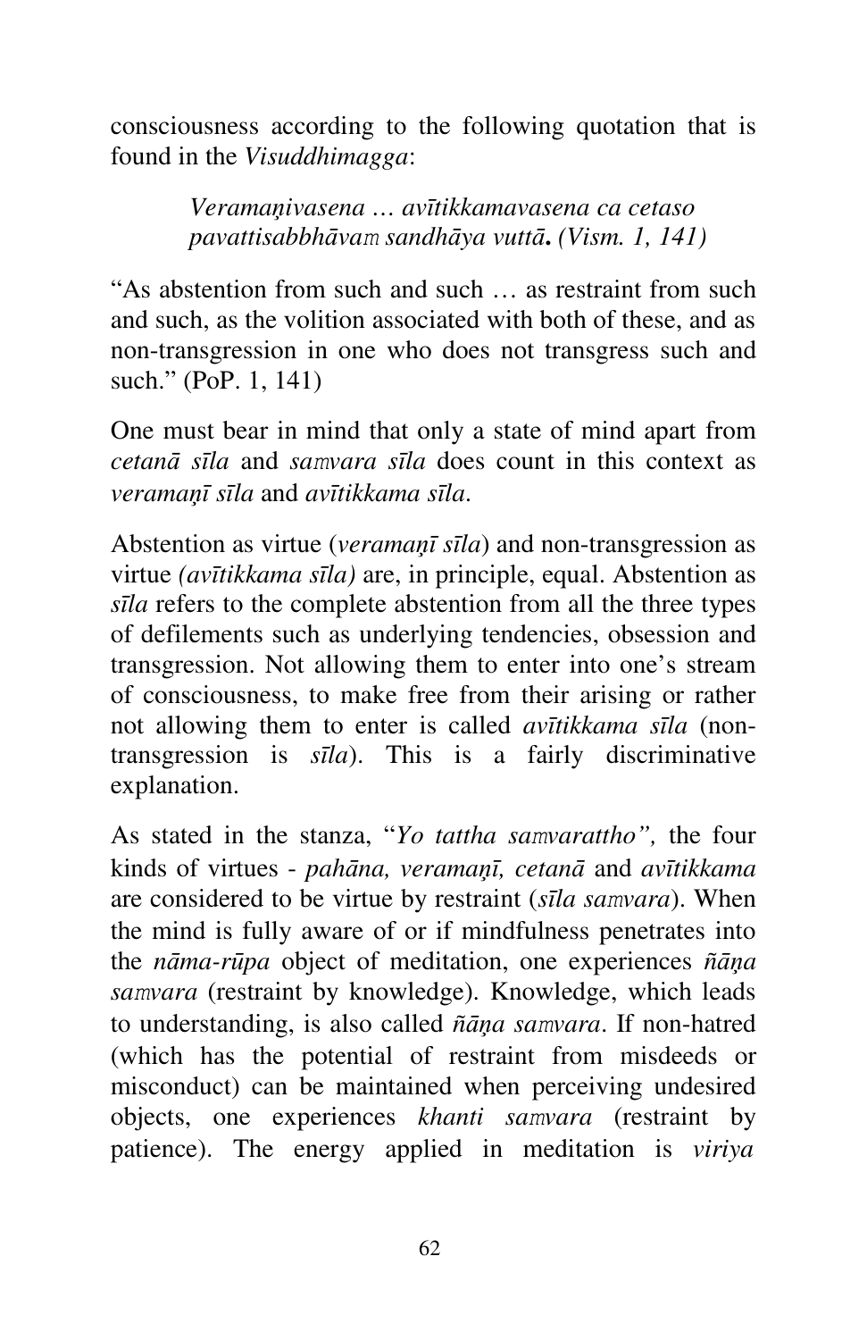consciousness according to the following quotation that is found in the *Visuddhimagga*:

> *Veramaṇivasena … avītikkamavasena ca cetaso pavattisabbhāvaṃ sandhāya vuttā***.** *(Vism. 1, 141)*

"As abstention from such and such … as restraint from such and such, as the volition associated with both of these, and as non-transgression in one who does not transgress such and such." (PoP. 1, 141)

One must bear in mind that only a state of mind apart from *cetanā sīla* and *saṃvara sīla* does count in this context as *veramaṇī sīla* and *avītikkama sīla*.

Abstention as virtue (*veramaṇī sīla*) and non-transgression as virtue *(avītikkama sīla)* are, in principle, equal. Abstention as *sīla* refers to the complete abstention from all the three types of defilements such as underlying tendencies, obsession and transgression. Not allowing them to enter into one's stream of consciousness, to make free from their arising or rather not allowing them to enter is called *avītikkama sīla* (non-transgression is *sīla*). This is a fairly discriminative explanation.

As stated in the stanza, "*Yo tattha saṃvarattho",* the four kinds of virtues - *pahāna, veramaṇī, cetanā* and *avītikkama* are considered to be virtue by restraint (*sīla saṃvara*). When the mind is fully aware of or if mindfulness penetrates into the *nāma-rūpa* object of meditation, one experiences *ñāṇa saṃvara* (restraint by knowledge). Knowledge, which leads to understanding, is also called *ñāṇa saṃvara*. If non-hatred (which has the potential of restraint from misdeeds or misconduct) can be maintained when perceiving undesired objects, one experiences *khanti saṃvara* (restraint by patience). The energy applied in meditation is *viriya*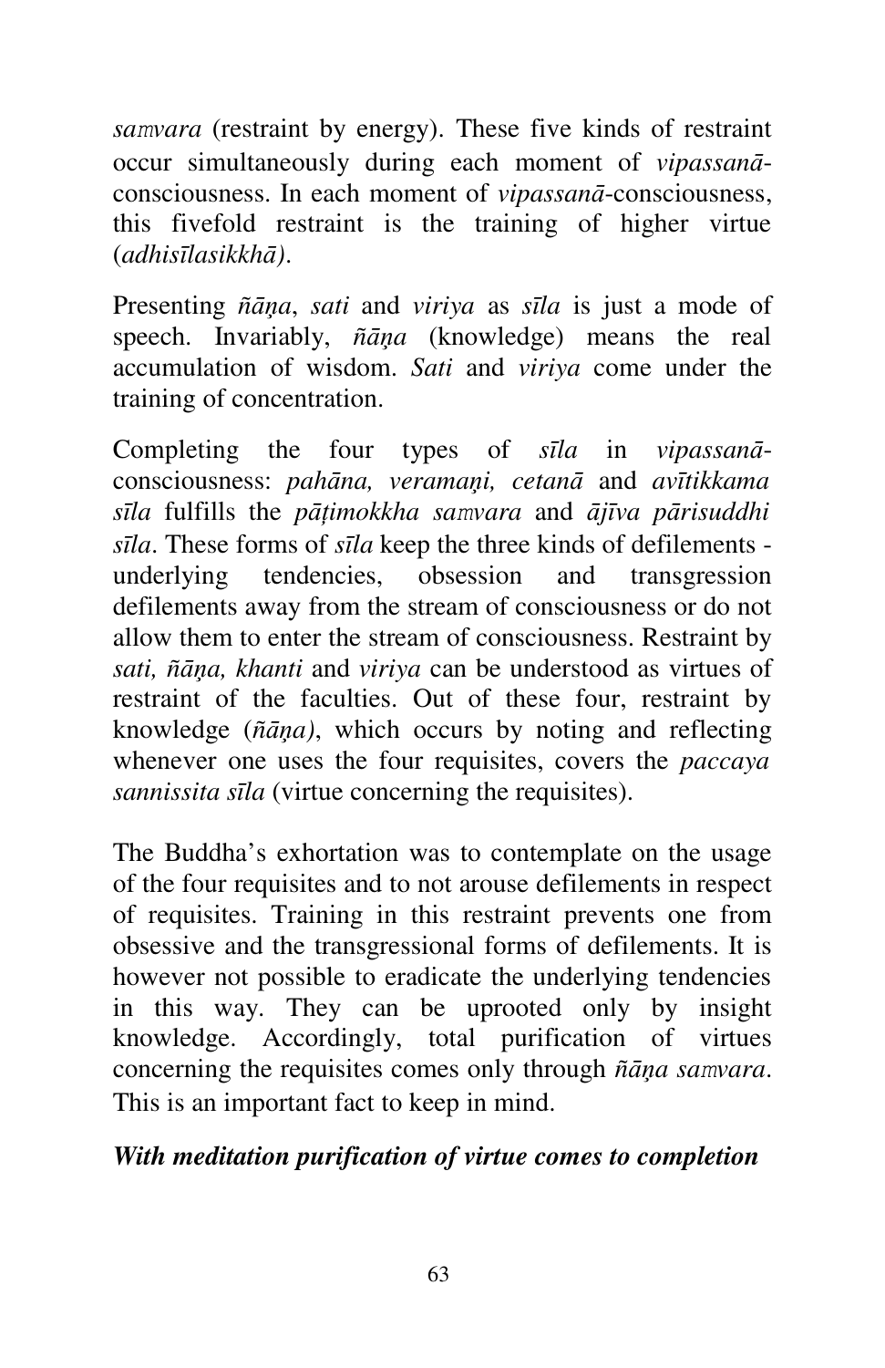*saṁvara* (restraint by energy). These five kinds of restraint occur simultaneously during each moment of *vipassanā*-consciousness. In each moment of *vipassanā*-consciousness, this fivefold restraint is the training of higher virtue (*adhisīlasikkhā)*.

Presenting *ñāṇa*, *sati* and *viriya* as *sīla* is just a mode of speech. Invariably, *ñāṇa* (knowledge) means the real accumulation of wisdom. *Sati* and *viriya* come under the training of concentration.

Completing the four types of *sīla* in *vipassanā*-consciousness: *pahāna, veramaṇi, cetanā* and *avītikkama sīla* fulfills the *pāṭimokkha saṁvara* and *ājīva pārisuddhi sīla*. These forms of *sīla* keep the three kinds of defilements - underlying tendencies, obsession and transgression defilements away from the stream of consciousness or do not allow them to enter the stream of consciousness. Restraint by *sati, ñāṇa, khanti* and *viriya* can be understood as virtues of restraint of the faculties. Out of these four, restraint by knowledge (*ñāṇa)*, which occurs by noting and reflecting whenever one uses the four requisites, covers the *paccaya sannissita sīla* (virtue concerning the requisites).

The Buddha's exhortation was to contemplate on the usage of the four requisites and to not arouse defilements in respect of requisites. Training in this restraint prevents one from obsessive and the transgressional forms of defilements. It is however not possible to eradicate the underlying tendencies in this way. They can be uprooted only by insight knowledge. Accordingly, total purification of virtues concerning the requisites comes only through *ñāṇa saṁvara*. This is an important fact to keep in mind.

***With meditation purification of virtue comes to completion***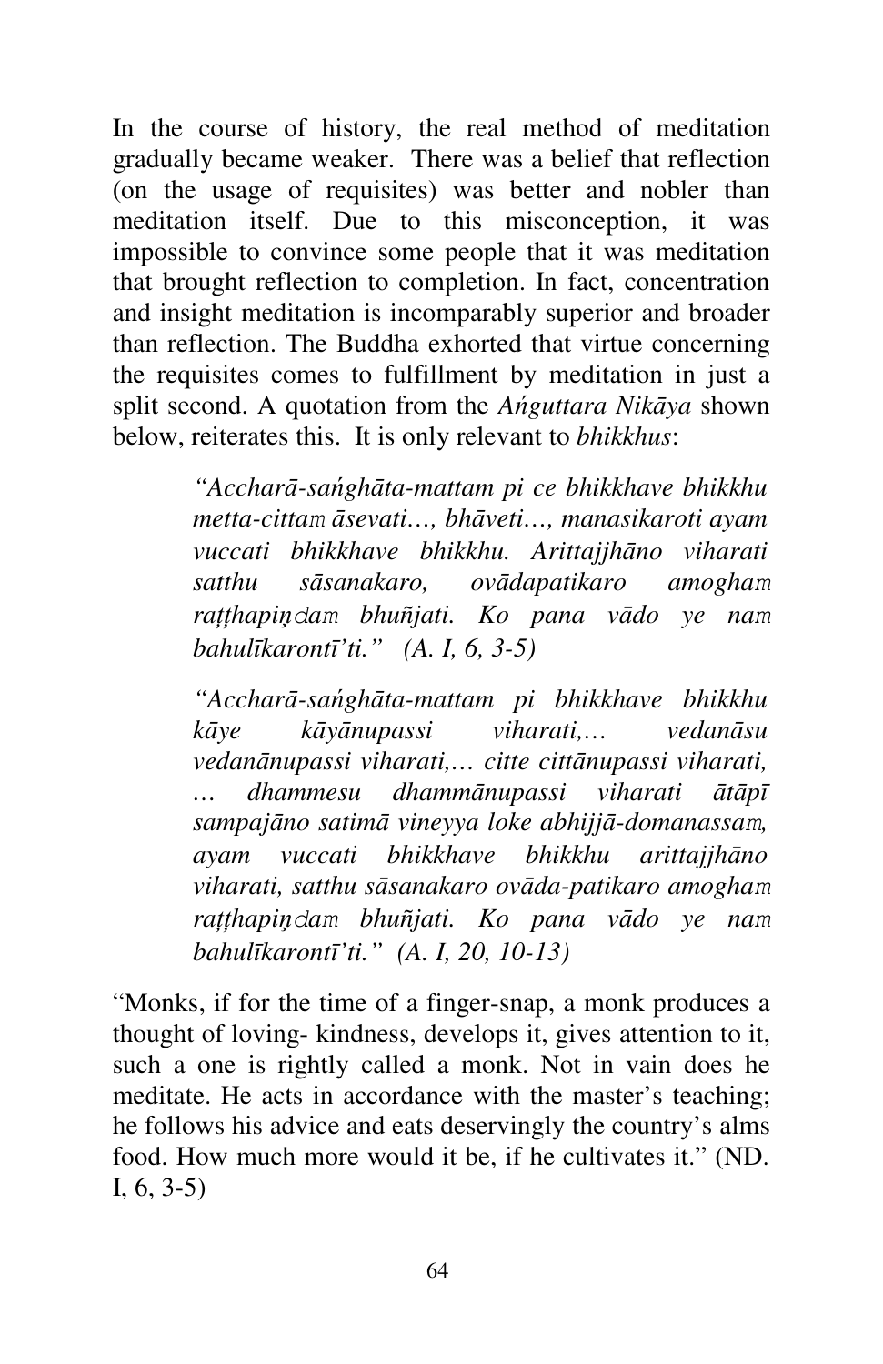In the course of history, the real method of meditation gradually became weaker. There was a belief that reflection (on the usage of requisites) was better and nobler than meditation itself. Due to this misconception, it was impossible to convince some people that it was meditation that brought reflection to completion. In fact, concentration and insight meditation is incomparably superior and broader than reflection. The Buddha exhorted that virtue concerning the requisites comes to fulfillment by meditation in just a split second. A quotation from the *Aṅguttara Nikāya* shown below, reiterates this. It is only relevant to *bhikkhus*:

> *"Accharā-saṅghāta-mattam pi ce bhikkhave bhikkhu metta-cittaṁ āsevati…, bhāveti…, manasikaroti ayam vuccati bhikkhave bhikkhu. Arittajjhāno viharati satthu sāsanakaro, ovādapatikaro amoghaṁ raṭṭhapiṇḍaṁ bhuñjati. Ko pana vādo ye naṁ bahulīkarontī'ti." (A. I, 6, 3-5)*

> *"Accharā-saṅghāta-mattam pi bhikkhave bhikkhu kāye kāyānupassi viharati,… vedanāsu vedanānupassi viharati,… citte cittānupassi viharati, … dhammesu dhammānupassi viharati ātāpī sampajāno satimā vineyya loke abhijjā-domanassaṁ, ayam vuccati bhikkhave bhikkhu arittajjhāno viharati, satthu sāsanakaro ovāda-patikaro amoghaṁ raṭṭhapiṇḍaṁ bhuñjati. Ko pana vādo ye naṁ bahulīkarontī'ti." (A. I, 20, 10-13)*

"Monks, if for the time of a finger-snap, a monk produces a thought of loving- kindness, develops it, gives attention to it, such a one is rightly called a monk. Not in vain does he meditate. He acts in accordance with the master's teaching; he follows his advice and eats deservingly the country's alms food. How much more would it be, if he cultivates it." (ND. I, 6, 3-5)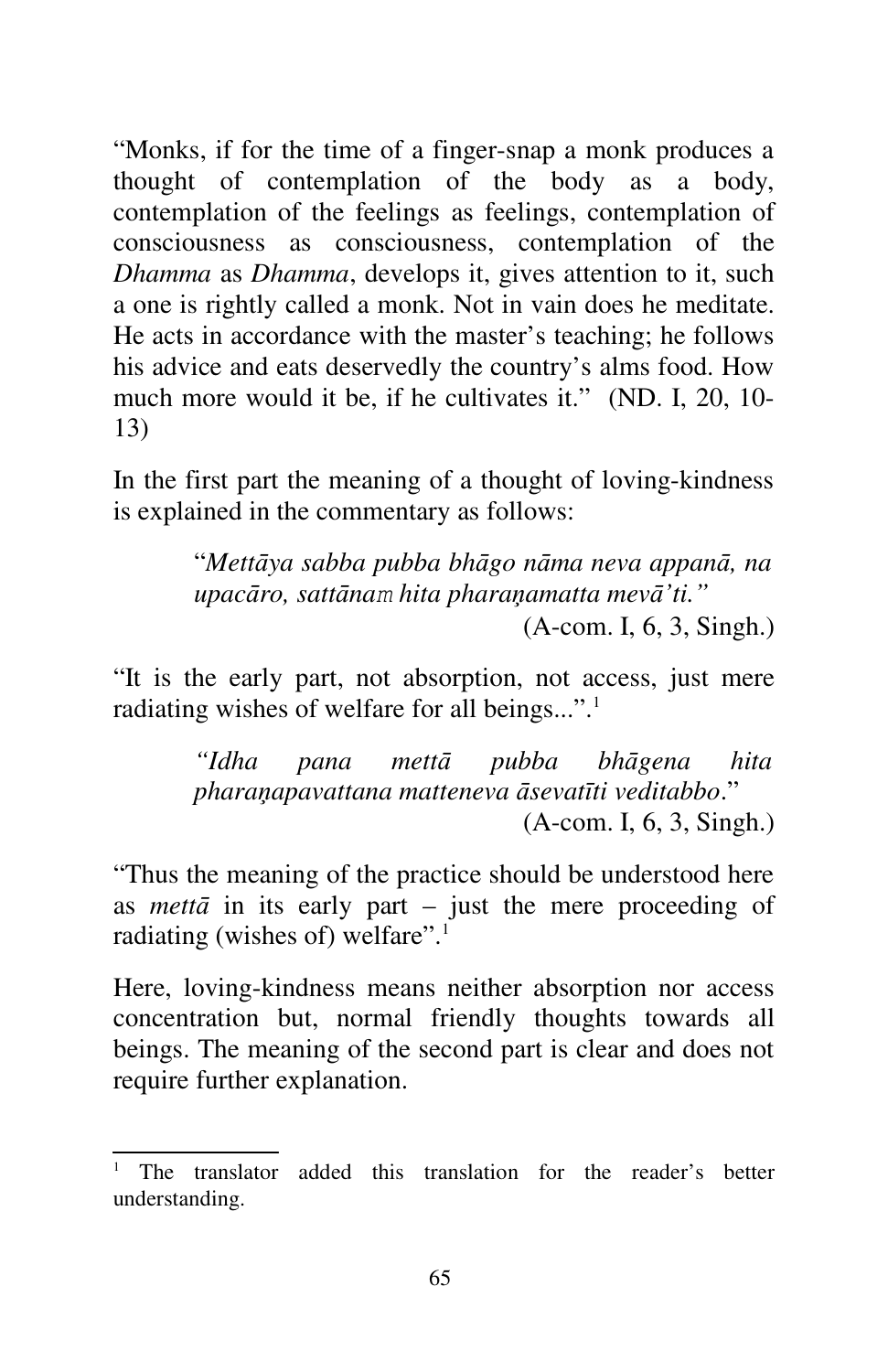"Monks, if for the time of a finger-snap a monk produces a thought of contemplation of the body as a body, contemplation of the feelings as feelings, contemplation of consciousness as consciousness, contemplation of the *Dhamma* as *Dhamma*, develops it, gives attention to it, such a one is rightly called a monk. Not in vain does he meditate. He acts in accordance with the master's teaching; he follows his advice and eats deservedly the country's alms food. How much more would it be, if he cultivates it." (ND. I, 20, 10-13)

In the first part the meaning of a thought of loving-kindness is explained in the commentary as follows:

> "*Mettāya sabba pubba bhāgo nāma neva appanā, na upacāro, sattānaṃ hita pharaṇamatta mevā'ti.*"
> (A-com. I, 6, 3, Singh.)

"It is the early part, not absorption, not access, just mere radiating wishes of welfare for all beings...".[1]

> *"Idha pana mettā pubba bhāgena hita pharaṇapavattana matteneva āsevatīti veditabbo*."
> (A-com. I, 6, 3, Singh.)

"Thus the meaning of the practice should be understood here as *mettā* in its early part – just the mere proceeding of radiating (wishes of) welfare".[1]

Here, loving-kindness means neither absorption nor access concentration but, normal friendly thoughts towards all beings. The meaning of the second part is clear and does not require further explanation.

---

[1] The translator added this translation for the reader's better understanding.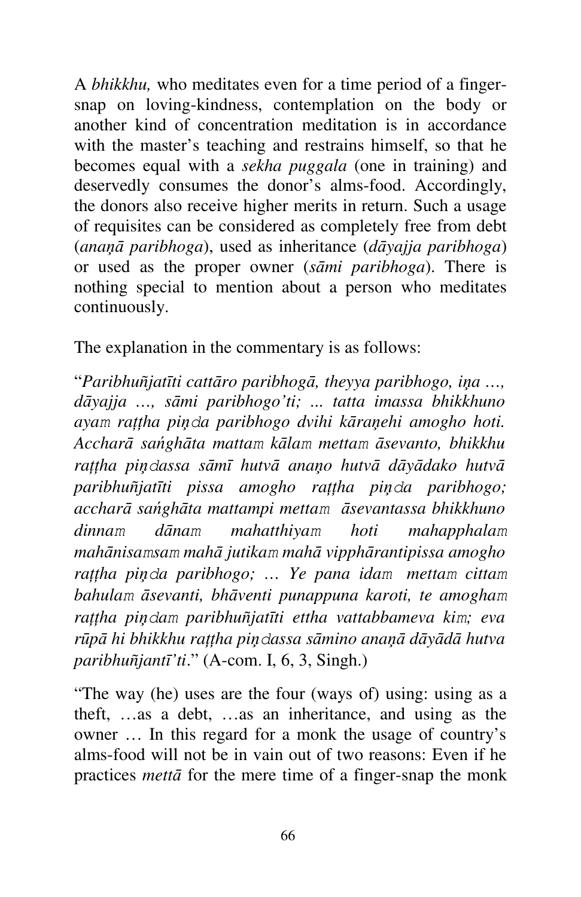A *bhikkhu,* who meditates even for a time period of a finger-snap on loving-kindness, contemplation on the body or another kind of concentration meditation is in accordance with the master's teaching and restrains himself, so that he becomes equal with a *sekha puggala* (one in training) and deservedly consumes the donor's alms-food. Accordingly, the donors also receive higher merits in return. Such a usage of requisites can be considered as completely free from debt (*anaṇā paribhoga*), used as inheritance (*dāyajja paribhoga*) or used as the proper owner (*sāmi paribhoga*). There is nothing special to mention about a person who meditates continuously.

The explanation in the commentary is as follows:

"*Paribhuñjatīti cattāro paribhogā, theyya paribhogo, iṇa …, dāyajja …, sāmi paribhogo'ti; ... tatta imassa bhikkhuno ayaṃ raṭṭha piṇḍa paribhogo dvihi kāraṇehi amogho hoti. Accharā saṅghāta mattaṃ kālaṃ mettaṃ āsevanto, bhikkhu raṭṭha piṇḍassa sāmī hutvā anaṇo hutvā dāyādako hutvā paribhuñjatīti pissa amogho raṭṭha piṇḍa paribhogo; accharā saṅghāta mattampi mettaṃ āsevantassa bhikkhuno dinnaṃ dānaṃ mahatthiyaṃ hoti mahapphalaṃ mahānisaṃsaṃ mahā jutikaṃ mahā vipphārantipissa amogho raṭṭha piṇḍa paribhogo; … Ye pana idaṃ mettaṃ cittaṃ bahulaṃ āsevanti, bhāventi punappuna karoti, te amoghaṃ raṭṭha piṇḍaṃ paribhuñjatīti ettha vattabbameva kiṃ; eva rūpā hi bhikkhu raṭṭha piṇḍassa sāmino anaṇā dāyādā hutva paribhuñjantī'ti*." (A-com. I, 6, 3, Singh.)

"The way (he) uses are the four (ways of) using: using as a theft, …as a debt, …as an inheritance, and using as the owner … In this regard for a monk the usage of country's alms-food will not be in vain out of two reasons: Even if he practices *mettā* for the mere time of a finger-snap the monk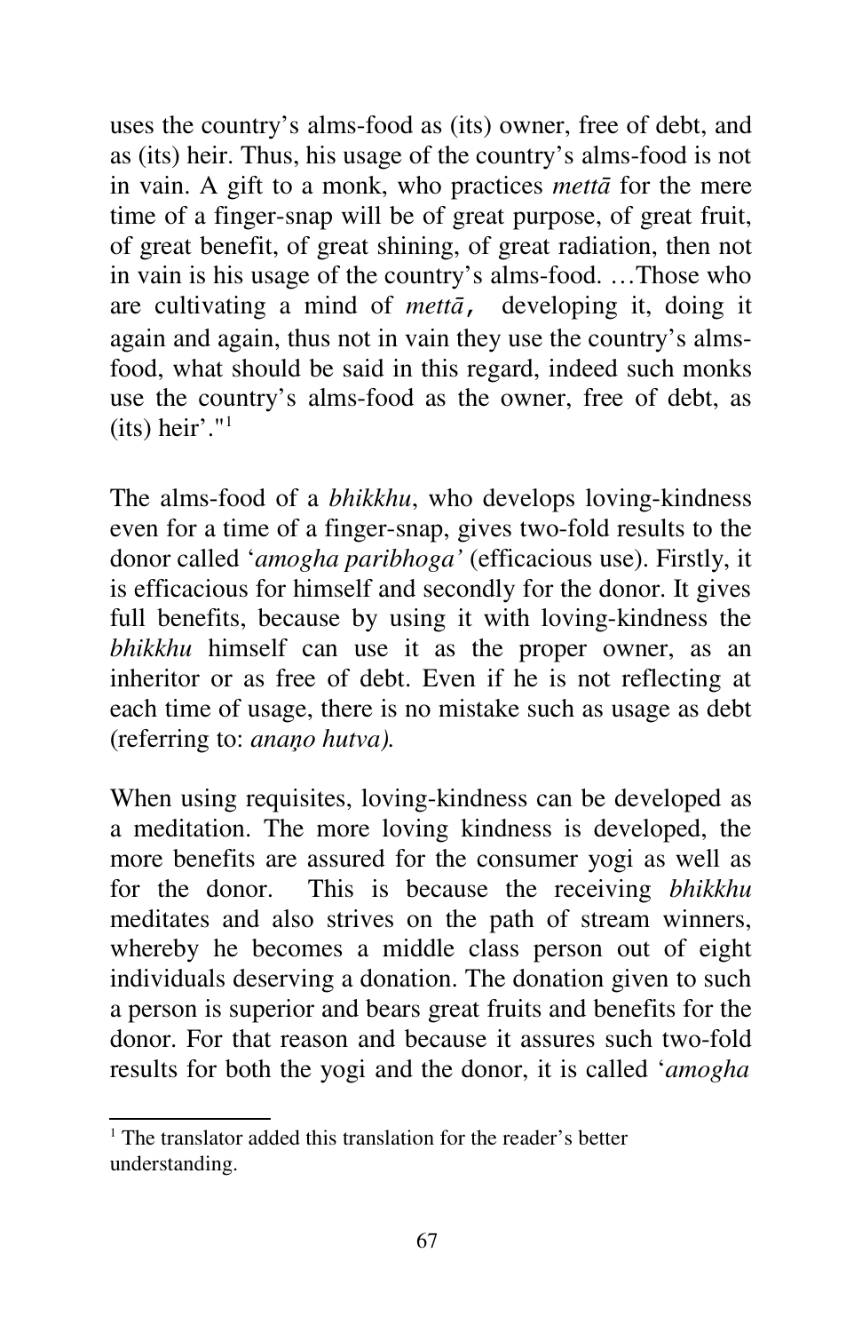uses the country's alms-food as (its) owner, free of debt, and as (its) heir. Thus, his usage of the country's alms-food is not in vain. A gift to a monk, who practices *mettā* for the mere time of a finger-snap will be of great purpose, of great fruit, of great benefit, of great shining, of great radiation, then not in vain is his usage of the country's alms-food. …Those who are cultivating a mind of *mettā*, developing it, doing it again and again, thus not in vain they use the country's alms-food, what should be said in this regard, indeed such monks use the country's alms-food as the owner, free of debt, as (its) heir'."[1]

The alms-food of a *bhikkhu*, who develops loving-kindness even for a time of a finger-snap, gives two-fold results to the donor called '*amogha paribhoga'* (efficacious use). Firstly, it is efficacious for himself and secondly for the donor. It gives full benefits, because by using it with loving-kindness the *bhikkhu* himself can use it as the proper owner, as an inheritor or as free of debt. Even if he is not reflecting at each time of usage, there is no mistake such as usage as debt (referring to: *anaṇo hutva).*

When using requisites, loving-kindness can be developed as a meditation. The more loving kindness is developed, the more benefits are assured for the consumer yogi as well as for the donor. This is because the receiving *bhikkhu* meditates and also strives on the path of stream winners, whereby he becomes a middle class person out of eight individuals deserving a donation. The donation given to such a person is superior and bears great fruits and benefits for the donor. For that reason and because it assures such two-fold results for both the yogi and the donor, it is called '*amogha*

---

[1] The translator added this translation for the reader's better understanding.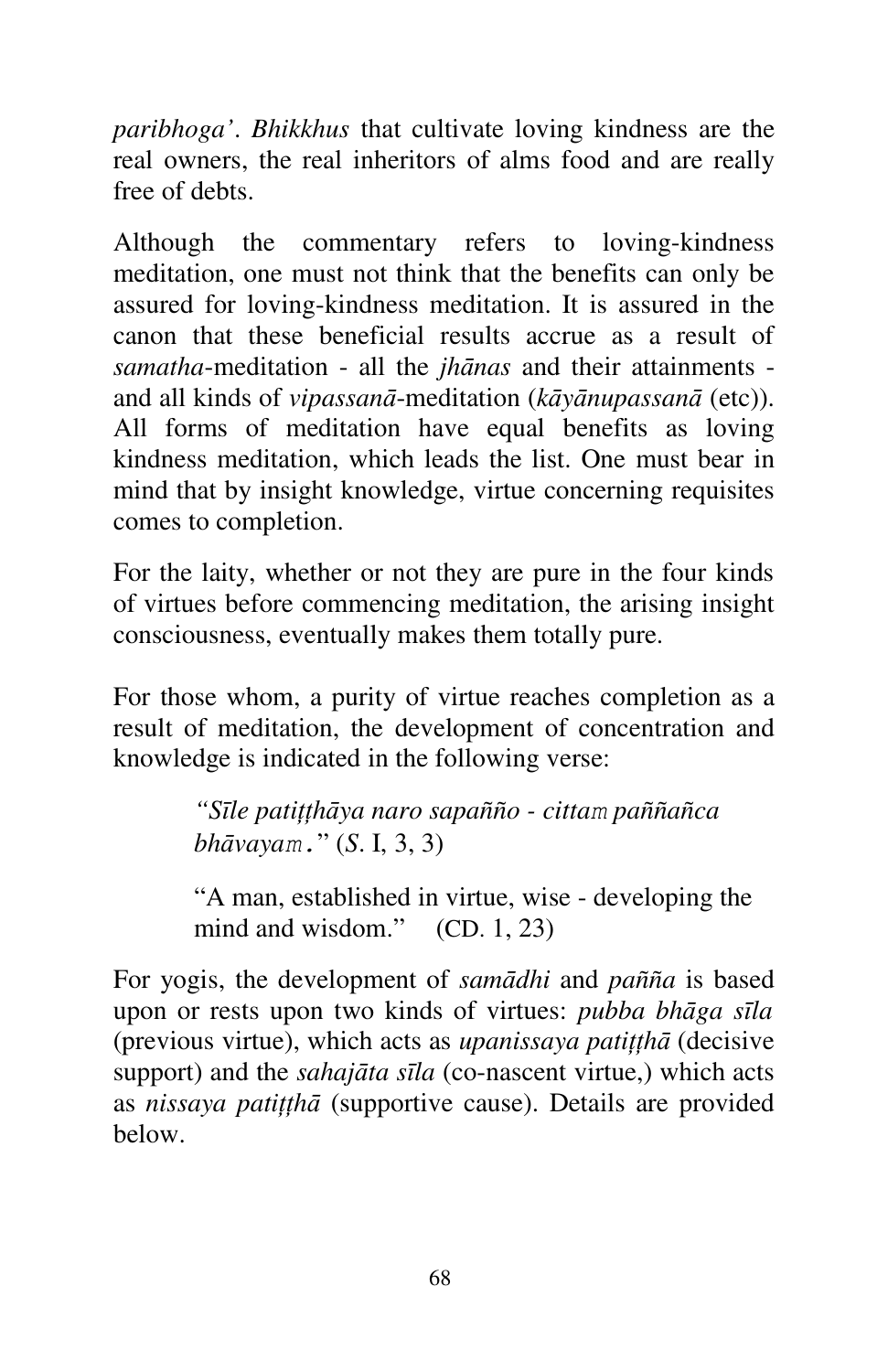*paribhoga'*. *Bhikkhus* that cultivate loving kindness are the real owners, the real inheritors of alms food and are really free of debts.

Although the commentary refers to loving-kindness meditation, one must not think that the benefits can only be assured for loving-kindness meditation. It is assured in the canon that these beneficial results accrue as a result of *samatha*-meditation - all the *jhānas* and their attainments - and all kinds of *vipassanā*-meditation (*kāyānupassanā* (etc)). All forms of meditation have equal benefits as loving kindness meditation, which leads the list. One must bear in mind that by insight knowledge, virtue concerning requisites comes to completion.

For the laity, whether or not they are pure in the four kinds of virtues before commencing meditation, the arising insight consciousness, eventually makes them totally pure.

For those whom, a purity of virtue reaches completion as a result of meditation, the development of concentration and knowledge is indicated in the following verse:

> *"Sīle patiṭṭhāya naro sapañño - cittaṃ paññañca bhāvayaṃ."* (*S*. I, 3, 3)
>
> "A man, established in virtue, wise - developing the mind and wisdom." (CD. 1, 23)

For yogis, the development of *samādhi* and *pañña* is based upon or rests upon two kinds of virtues: *pubba bhāga sīla* (previous virtue), which acts as *upanissaya patiṭṭhā* (decisive support) and the *sahajāta sīla* (co-nascent virtue,) which acts as *nissaya patiṭṭhā* (supportive cause). Details are provided below.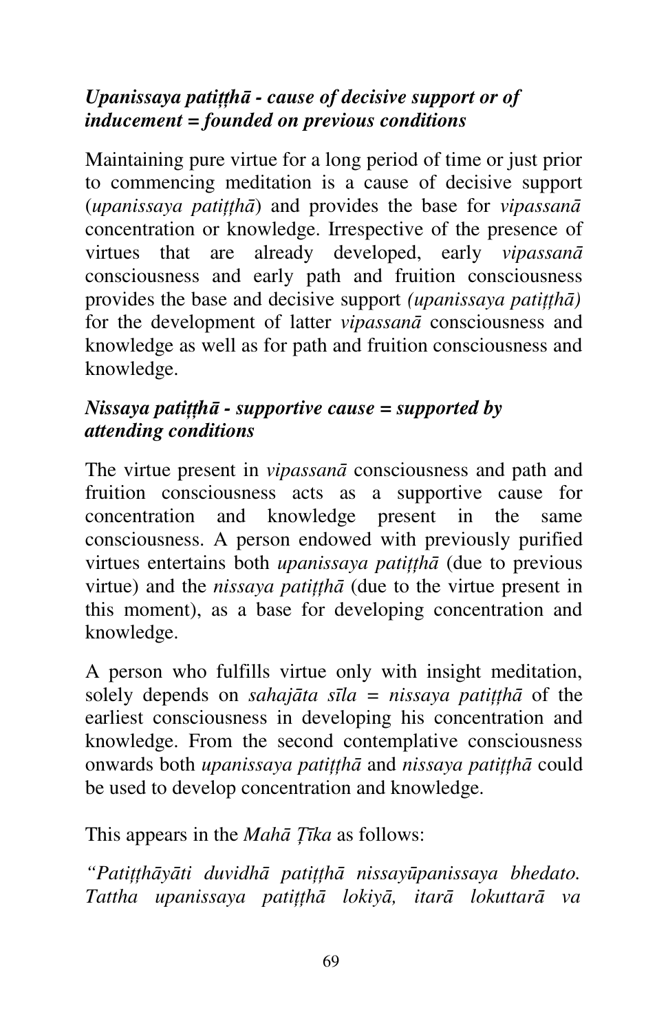***Upanissaya patiṭṭhā - cause of decisive support or of inducement = founded on previous conditions***

Maintaining pure virtue for a long period of time or just prior to commencing meditation is a cause of decisive support (*upanissaya patiṭṭhā*) and provides the base for *vipassanā* concentration or knowledge. Irrespective of the presence of virtues that are already developed, early *vipassanā* consciousness and early path and fruition consciousness provides the base and decisive support *(upanissaya patiṭṭhā)* for the development of latter *vipassanā* consciousness and knowledge as well as for path and fruition consciousness and knowledge.

***Nissaya patiṭṭhā - supportive cause = supported by attending conditions***

The virtue present in *vipassanā* consciousness and path and fruition consciousness acts as a supportive cause for concentration and knowledge present in the same consciousness. A person endowed with previously purified virtues entertains both *upanissaya patiṭṭhā* (due to previous virtue) and the *nissaya patiṭṭhā* (due to the virtue present in this moment), as a base for developing concentration and knowledge.

A person who fulfills virtue only with insight meditation, solely depends on *sahajāta sīla = nissaya patiṭṭhā* of the earliest consciousness in developing his concentration and knowledge. From the second contemplative consciousness onwards both *upanissaya patiṭṭhā* and *nissaya patiṭṭhā* could be used to develop concentration and knowledge.

This appears in the *Mahā Ṭīka* as follows:

*"Patiṭṭhāyāti duvidhā patiṭṭhā nissayūpanissaya bhedato. Tattha upanissaya patiṭṭhā lokiyā, itarā lokuttarā va*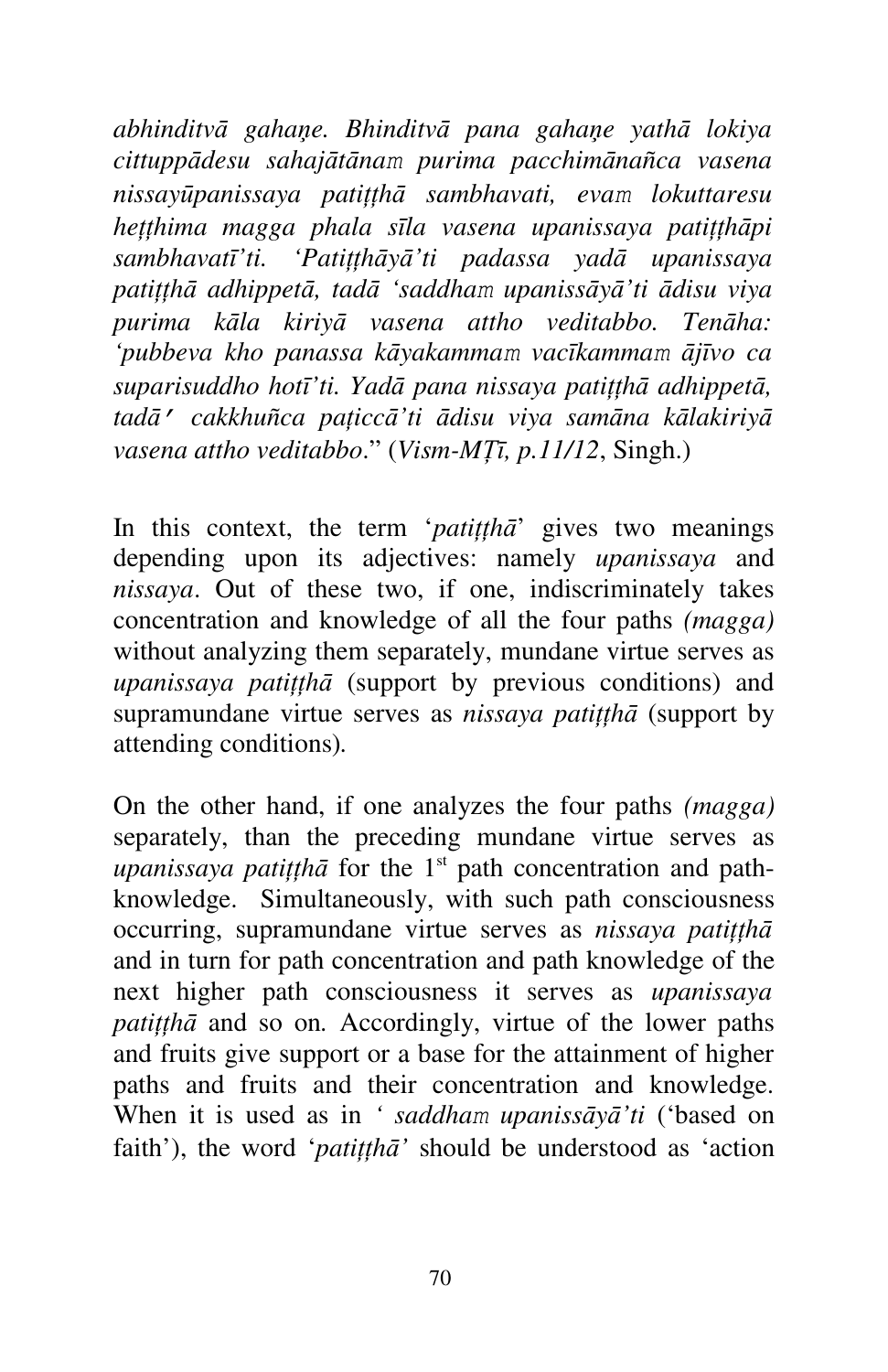*abhinditvā gahaṇe. Bhinditvā pana gahaṇe yathā lokiya cittuppādesu sahajātānaṁ purima pacchimānañca vasena nissayūpanissaya patiṭṭhā sambhavati, evaṁ lokuttaresu heṭṭhima magga phala sīla vasena upanissaya patiṭṭhāpi sambhavatī'ti. 'Patiṭṭhāyā'ti padassa yadā upanissaya patiṭṭhā adhippetā, tadā 'saddhaṁ upanissāyā'ti ādisu viya purima kāla kiriyā vasena attho veditabbo. Tenāha: 'pubbeva kho panassa kāyakammaṁ vacīkammaṁ ājīvo ca suparisuddho hotī'ti. Yadā pana nissaya patiṭṭhā adhippetā, tadā' cakkhuñca paṭiccā'ti ādisu viya samāna kālakiriyā vasena attho veditabbo*." (*Vism-MṬī, p.11/12*, Singh.)

In this context, the term '*patiṭṭhā*' gives two meanings depending upon its adjectives: namely *upanissaya* and *nissaya*. Out of these two, if one, indiscriminately takes concentration and knowledge of all the four paths *(magga)* without analyzing them separately, mundane virtue serves as *upanissaya patiṭṭhā* (support by previous conditions) and supramundane virtue serves as *nissaya patiṭṭhā* (support by attending conditions).

On the other hand, if one analyzes the four paths *(magga)* separately, than the preceding mundane virtue serves as *upanissaya patiṭṭhā* for the 1st path concentration and path-knowledge. Simultaneously, with such path consciousness occurring, supramundane virtue serves as *nissaya patiṭṭhā* and in turn for path concentration and path knowledge of the next higher path consciousness it serves as *upanissaya patiṭṭhā* and so on. Accordingly, virtue of the lower paths and fruits give support or a base for the attainment of higher paths and fruits and their concentration and knowledge. When it is used as in *' saddhaṁ upanissāyā'ti* ('based on faith'), the word '*patiṭṭhā'* should be understood as 'action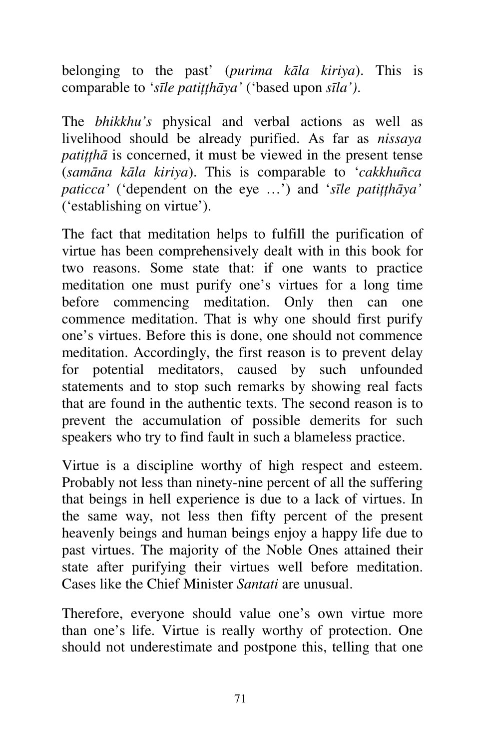belonging to the past' (*purima kāla kiriya*). This is comparable to '*sīle patiṭṭhāya'* ('based upon *sīla')*.

The *bhikkhu's* physical and verbal actions as well as livelihood should be already purified. As far as *nissaya patiṭṭhā* is concerned, it must be viewed in the present tense (*samāna kāla kiriya*). This is comparable to '*cakkhuñca paticca'* ('dependent on the eye …') and '*sīle patiṭṭhāya'* ('establishing on virtue').

The fact that meditation helps to fulfill the purification of virtue has been comprehensively dealt with in this book for two reasons. Some state that: if one wants to practice meditation one must purify one's virtues for a long time before commencing meditation. Only then can one commence meditation. That is why one should first purify one's virtues. Before this is done, one should not commence meditation. Accordingly, the first reason is to prevent delay for potential meditators, caused by such unfounded statements and to stop such remarks by showing real facts that are found in the authentic texts. The second reason is to prevent the accumulation of possible demerits for such speakers who try to find fault in such a blameless practice.

Virtue is a discipline worthy of high respect and esteem. Probably not less than ninety-nine percent of all the suffering that beings in hell experience is due to a lack of virtues. In the same way, not less then fifty percent of the present heavenly beings and human beings enjoy a happy life due to past virtues. The majority of the Noble Ones attained their state after purifying their virtues well before meditation. Cases like the Chief Minister *Santati* are unusual.

Therefore, everyone should value one's own virtue more than one's life. Virtue is really worthy of protection. One should not underestimate and postpone this, telling that one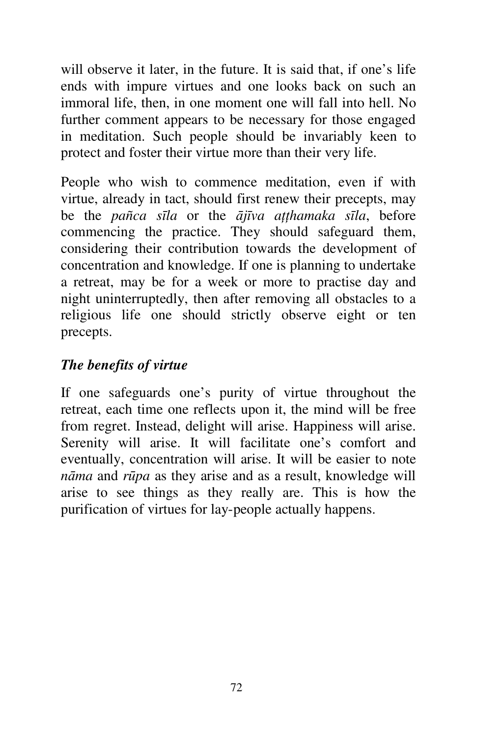will observe it later, in the future. It is said that, if one's life ends with impure virtues and one looks back on such an immoral life, then, in one moment one will fall into hell. No further comment appears to be necessary for those engaged in meditation. Such people should be invariably keen to protect and foster their virtue more than their very life.

People who wish to commence meditation, even if with virtue, already in tact, should first renew their precepts, may be the *pañca sīla* or the *ājīva aṭṭhamaka sīla*, before commencing the practice. They should safeguard them, considering their contribution towards the development of concentration and knowledge. If one is planning to undertake a retreat, may be for a week or more to practise day and night uninterruptedly, then after removing all obstacles to a religious life one should strictly observe eight or ten precepts.

***The benefits of virtue***

If one safeguards one's purity of virtue throughout the retreat, each time one reflects upon it, the mind will be free from regret. Instead, delight will arise. Happiness will arise. Serenity will arise. It will facilitate one's comfort and eventually, concentration will arise. It will be easier to note *nāma* and *rūpa* as they arise and as a result, knowledge will arise to see things as they really are. This is how the purification of virtues for lay-people actually happens.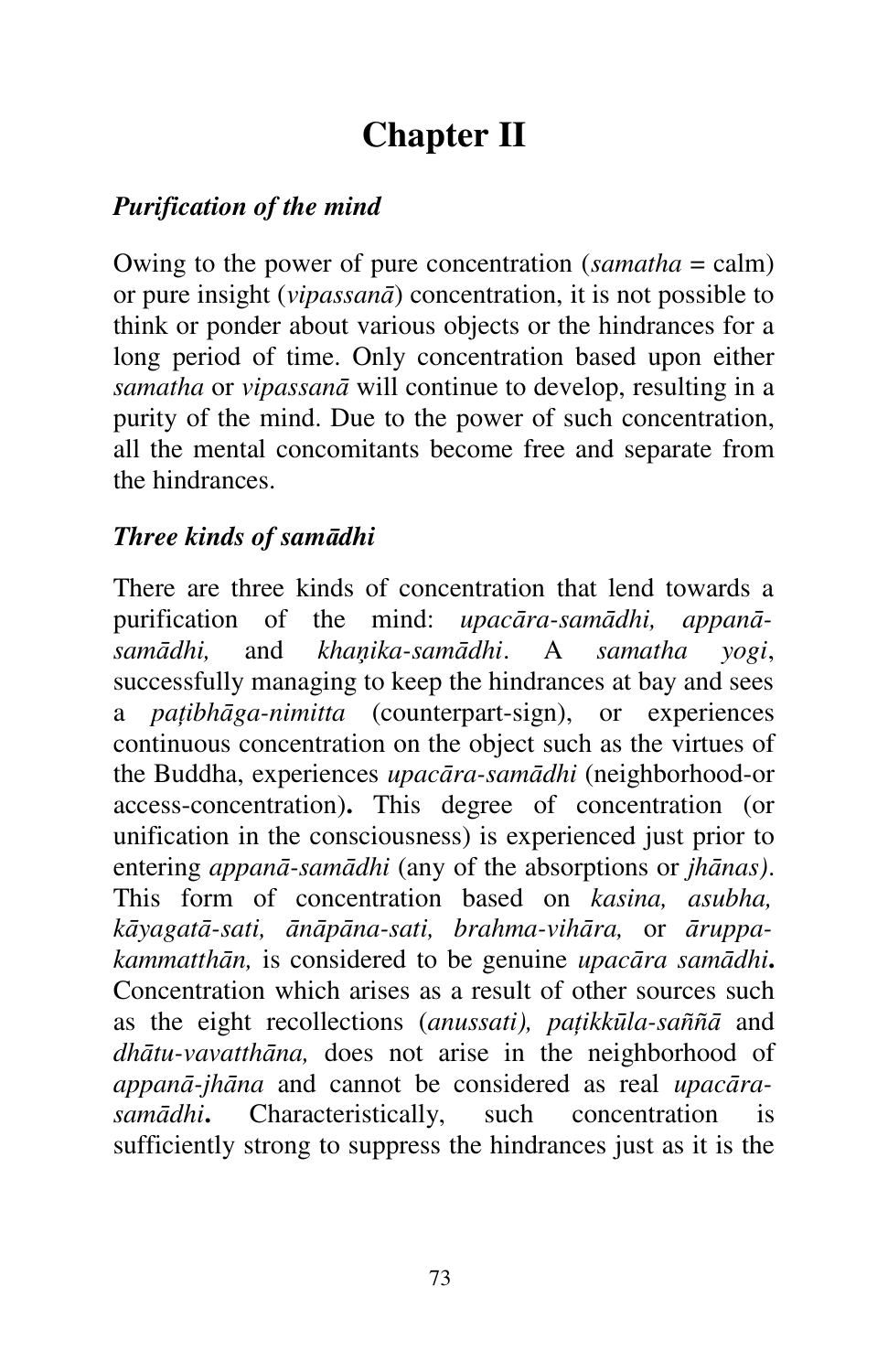# Chapter II

***Purification of the mind***

Owing to the power of pure concentration (*samatha* = calm) or pure insight (*vipassanā*) concentration, it is not possible to think or ponder about various objects or the hindrances for a long period of time. Only concentration based upon either *samatha* or *vipassanā* will continue to develop, resulting in a purity of the mind. Due to the power of such concentration, all the mental concomitants become free and separate from the hindrances.

***Three kinds of samādhi***

There are three kinds of concentration that lend towards a purification of the mind: *upacāra-samādhi, appanā-samādhi,* and *khaṇika-samādhi*. A *samatha yogi*, successfully managing to keep the hindrances at bay and sees a *paṭibhāga-nimitta* (counterpart-sign), or experiences continuous concentration on the object such as the virtues of the Buddha, experiences *upacāra-samādhi* (neighborhood-or access-concentration)**.** This degree of concentration (or unification in the consciousness) is experienced just prior to entering *appanā-samādhi* (any of the absorptions or *jhānas)*. This form of concentration based on *kasina, asubha, kāyagatā-sati, ānāpāna-sati, brahma-vihāra,* or *āruppa-kammatthān,* is considered to be genuine *upacāra samādhi***.** Concentration which arises as a result of other sources such as the eight recollections (*anussati), paṭikkūla-saññā* and *dhātu-vavatthāna,* does not arise in the neighborhood of *appanā-jhāna* and cannot be considered as real *upacāra-samādhi***.** Characteristically, such concentration is sufficiently strong to suppress the hindrances just as it is the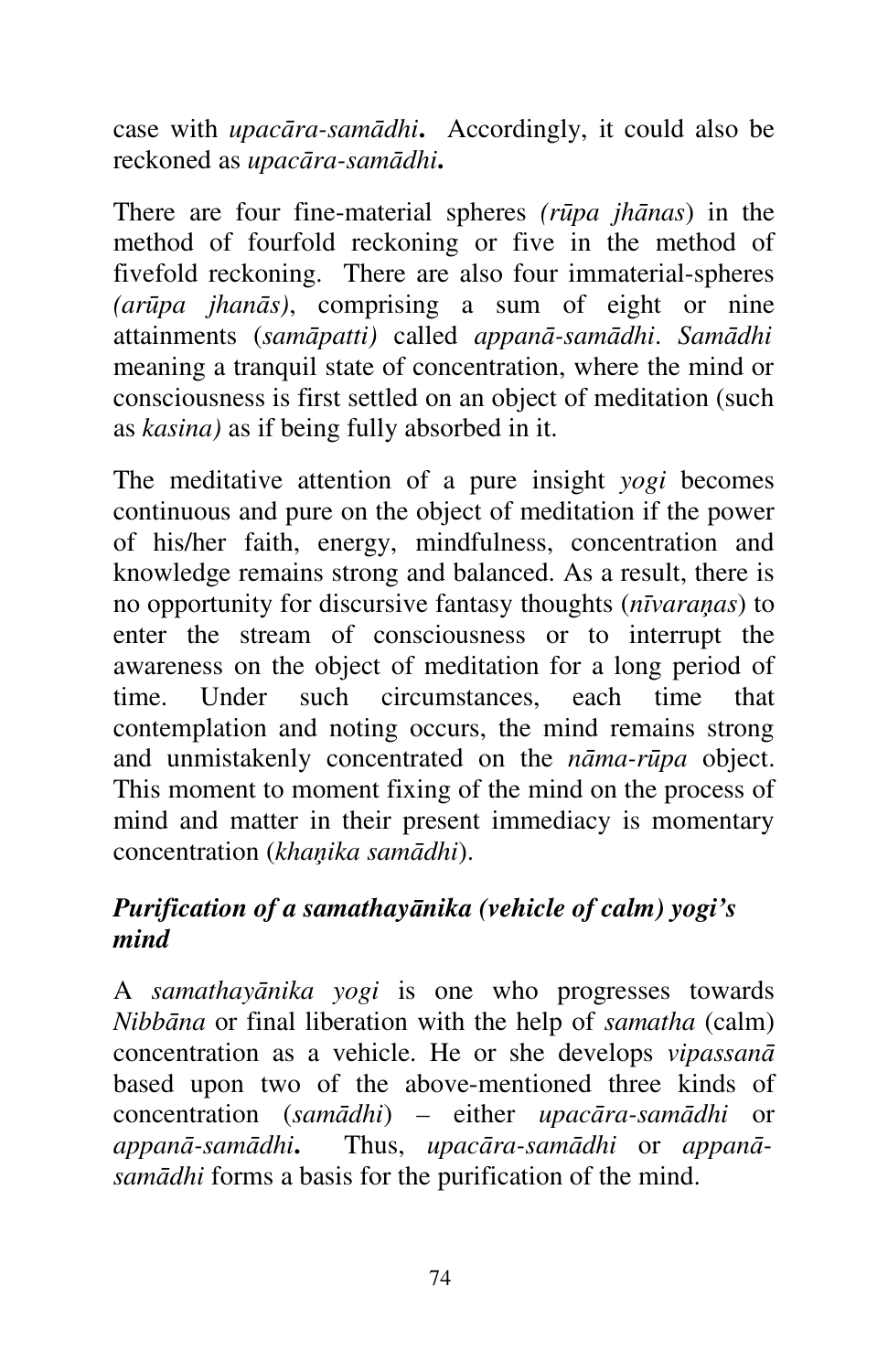case with *upacāra-samādhi***.** Accordingly, it could also be reckoned as *upacāra-samādhi***.**

There are four fine-material spheres *(rūpa jhānas*) in the method of fourfold reckoning or five in the method of fivefold reckoning. There are also four immaterial-spheres *(arūpa jhanās)*, comprising a sum of eight or nine attainments (*samāpatti)* called *appanā-samādhi*. *Samādhi* meaning a tranquil state of concentration, where the mind or consciousness is first settled on an object of meditation (such as *kasina)* as if being fully absorbed in it.

The meditative attention of a pure insight *yogi* becomes continuous and pure on the object of meditation if the power of his/her faith, energy, mindfulness, concentration and knowledge remains strong and balanced. As a result, there is no opportunity for discursive fantasy thoughts (*nīvaraṇas*) to enter the stream of consciousness or to interrupt the awareness on the object of meditation for a long period of time. Under such circumstances, each time that contemplation and noting occurs, the mind remains strong and unmistakenly concentrated on the *nāma-rūpa* object. This moment to moment fixing of the mind on the process of mind and matter in their present immediacy is momentary concentration (*khaṇika samādhi*).

### *Purification of a samathayānika (vehicle of calm) yogi's mind*

A *samathayānika yogi* is one who progresses towards *Nibbāna* or final liberation with the help of *samatha* (calm) concentration as a vehicle. He or she develops *vipassanā* based upon two of the above-mentioned three kinds of concentration (*samādhi*) – either *upacāra-samādhi* or *appanā-samādhi***.** Thus, *upacāra-samādhi* or *appanā-samādhi* forms a basis for the purification of the mind.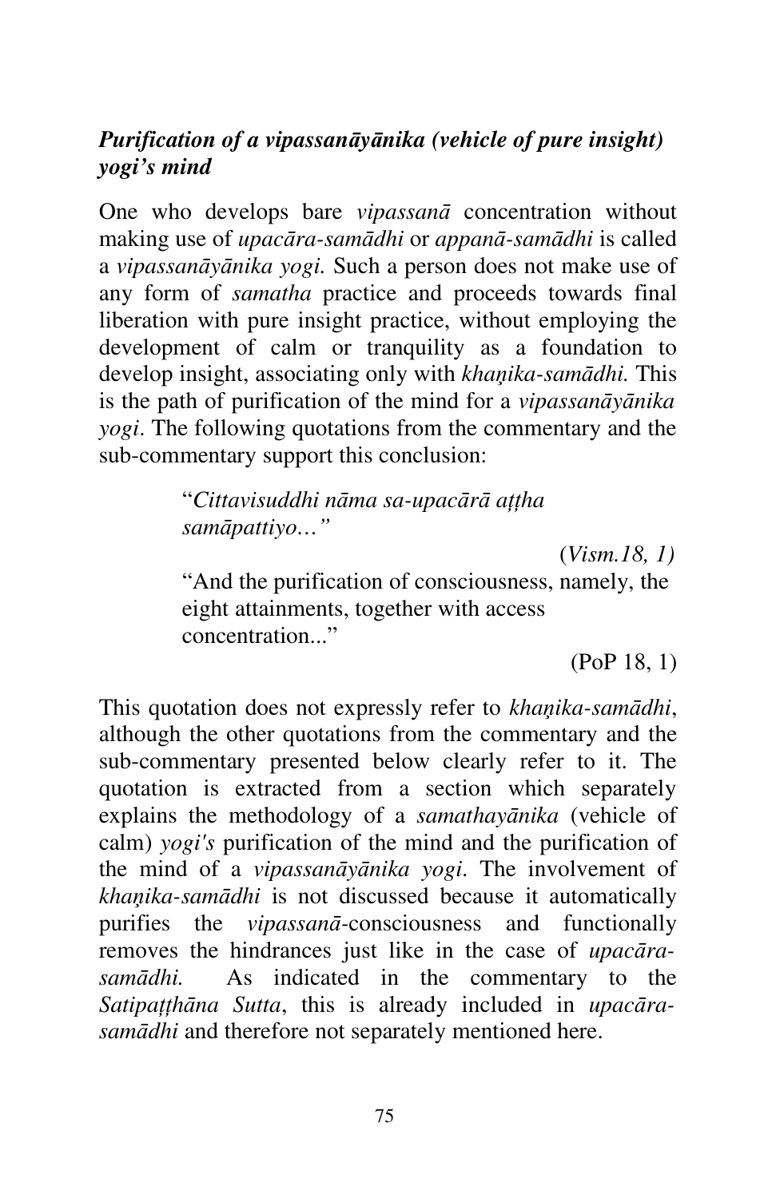### *Purification of a vipassanāyānika (vehicle of pure insight) yogi's mind*

One who develops bare *vipassanā* concentration without making use of *upacāra-samādhi* or *appanā-samādhi* is called a *vipassanāyānika yogi.* Such a person does not make use of any form of *samatha* practice and proceeds towards final liberation with pure insight practice, without employing the development of calm or tranquility as a foundation to develop insight, associating only with *khaṇika-samādhi.* This is the path of purification of the mind for a *vipassanāyānika yogi*. The following quotations from the commentary and the sub-commentary support this conclusion:

> "*Cittavisuddhi nāma sa-upacārā aṭṭha samāpattiyo…*"
>
> (*Vism.18, 1)*
>
> "And the purification of consciousness, namely, the eight attainments, together with access concentration..."
>
> (PoP 18, 1)

This quotation does not expressly refer to *khaṇika-samādhi*, although the other quotations from the commentary and the sub-commentary presented below clearly refer to it. The quotation is extracted from a section which separately explains the methodology of a *samathayānika* (vehicle of calm) *yogi's* purification of the mind and the purification of the mind of a *vipassanāyānika yogi.* The involvement of *khaṇika-samādhi* is not discussed because it automatically purifies the *vipassanā*-consciousness and functionally removes the hindrances just like in the case of *upacāra-samādhi.* As indicated in the commentary to the *Satipaṭṭhāna Sutta*, this is already included in *upacāra-samādhi* and therefore not separately mentioned here.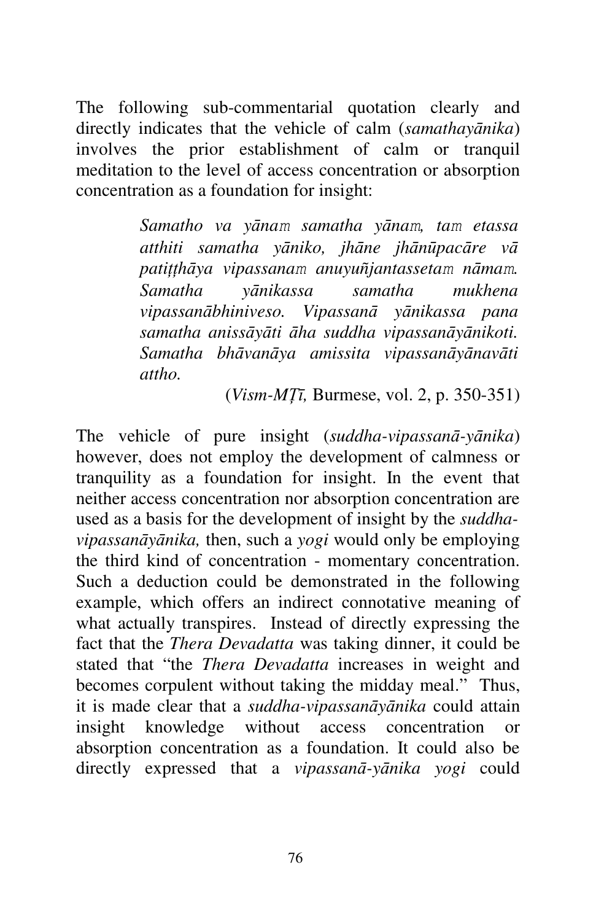The following sub-commentarial quotation clearly and directly indicates that the vehicle of calm (*samathayānika*) involves the prior establishment of calm or tranquil meditation to the level of access concentration or absorption concentration as a foundation for insight:

> *Samatho va yānaṁ samatha yānaṁ, taṁ etassa atthiti samatha yāniko, jhāne jhānūpacāre vā patiṭṭhāya vipassanaṁ anuyuñjantassetaṁ nāmaṁ. Samatha yānikassa samatha mukhena vipassanābhiniveso. Vipassanā yānikassa pana samatha anissāyāti āha suddha vipassanāyānikoti. Samatha bhāvanāya amissita vipassanāyānavāti attho.*
>
> (*Vism-MṬī,* Burmese, vol. 2, p. 350-351)

The vehicle of pure insight (*suddha-vipassanā-yānika*) however, does not employ the development of calmness or tranquility as a foundation for insight. In the event that neither access concentration nor absorption concentration are used as a basis for the development of insight by the *suddha-vipassanāyānika,* then, such a *yogi* would only be employing the third kind of concentration - momentary concentration. Such a deduction could be demonstrated in the following example, which offers an indirect connotative meaning of what actually transpires. Instead of directly expressing the fact that the *Thera Devadatta* was taking dinner, it could be stated that "the *Thera Devadatta* increases in weight and becomes corpulent without taking the midday meal." Thus, it is made clear that a *suddha-vipassanāyānika* could attain insight knowledge without access concentration or absorption concentration as a foundation. It could also be directly expressed that a *vipassanā-yānika yogi* could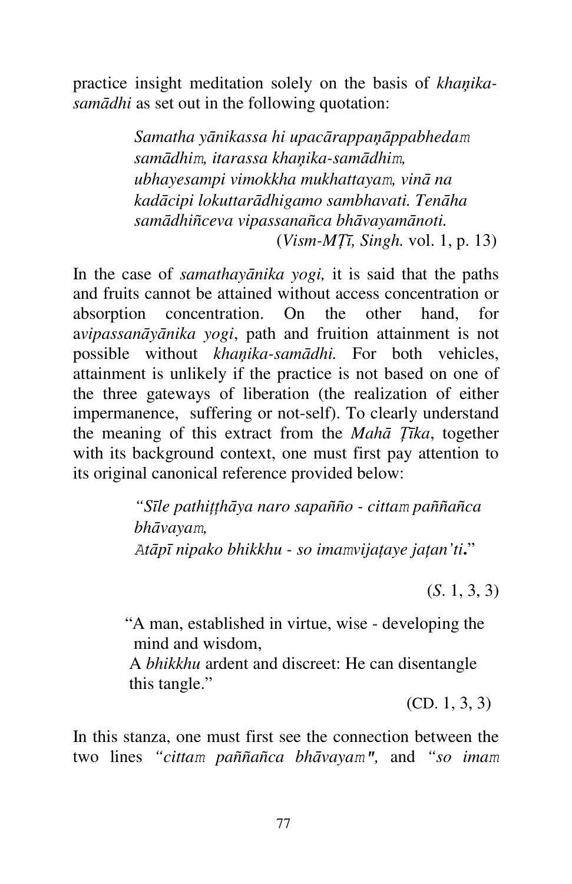practice insight meditation solely on the basis of *khaṇika-samādhi* as set out in the following quotation:

> *Samatha yānikassa hi upacārappaṇāppabhedaṁ samādhiṁ, itarassa khaṇika-samādhiṁ, ubhayesampi vimokkha mukhattayaṁ, vinā na kadācipi lokuttarādhigamo sambhavati. Tenāha samādhiñceva vipassanañca bhāvayamānoti.*
> (*Vism-MṬī, Singh.* vol. 1, p. 13)

In the case of *samathayānika yogi,* it is said that the paths and fruits cannot be attained without access concentration or absorption concentration. On the other hand, for a*vipassanāyānika yogi*, path and fruition attainment is not possible without *khaṇika-samādhi.* For both vehicles, attainment is unlikely if the practice is not based on one of the three gateways of liberation (the realization of either impermanence, suffering or not-self). To clearly understand the meaning of this extract from the *Mahā Ṭīka*, together with its background context, one must first pay attention to its original canonical reference provided below:

> *"Sīle pathiṭṭhāya naro sapañño - cittaṁ paññañca bhāvayaṁ,*
> *Atāpī nipako bhikkhu - so imaṁvijaṭaye jaṭan'ti***.**"
>
> (*S*. 1, 3, 3)

> "A man, established in virtue, wise - developing the mind and wisdom,
> A *bhikkhu* ardent and discreet: He can disentangle this tangle."
>
> (CD. 1, 3, 3)

In this stanza, one must first see the connection between the two lines *"cittaṁ paññañca bhāvayaṁ",* and *"so imaṁ*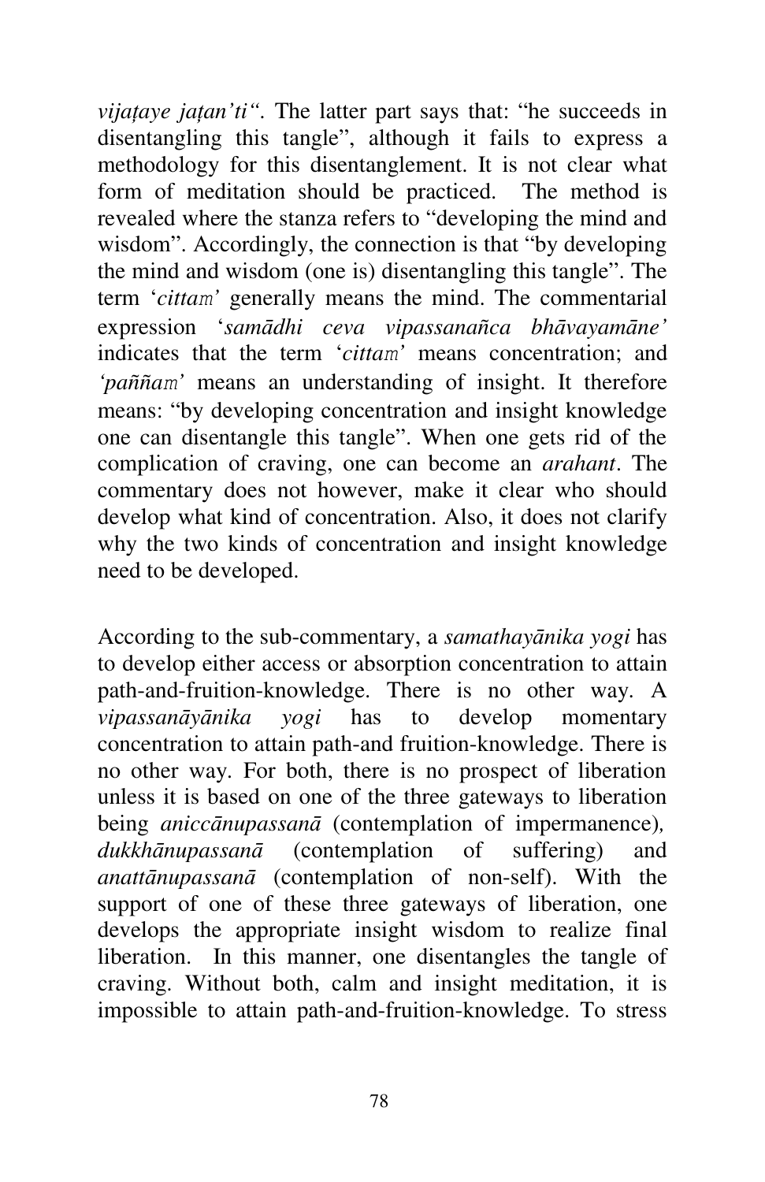*vijaṭaye jaṭan'ti"*. The latter part says that: "he succeeds in disentangling this tangle", although it fails to express a methodology for this disentanglement. It is not clear what form of meditation should be practiced. The method is revealed where the stanza refers to "developing the mind and wisdom". Accordingly, the connection is that "by developing the mind and wisdom (one is) disentangling this tangle". The term '*cittaṃ*' generally means the mind. The commentarial expression '*samādhi ceva vipassanañca bhāvayamāne'* indicates that the term '*cittaṃ*' means concentration; and *'paññaṃ'* means an understanding of insight. It therefore means: "by developing concentration and insight knowledge one can disentangle this tangle". When one gets rid of the complication of craving, one can become an *arahant*. The commentary does not however, make it clear who should develop what kind of concentration. Also, it does not clarify why the two kinds of concentration and insight knowledge need to be developed.

According to the sub-commentary, a *samathayānika yogi* has to develop either access or absorption concentration to attain path-and-fruition-knowledge. There is no other way. A *vipassanāyānika yogi* has to develop momentary concentration to attain path-and fruition-knowledge. There is no other way. For both, there is no prospect of liberation unless it is based on one of the three gateways to liberation being *aniccānupassanā* (contemplation of impermanence), *dukkhānupassanā* (contemplation of suffering) and *anattānupassanā* (contemplation of non-self). With the support of one of these three gateways of liberation, one develops the appropriate insight wisdom to realize final liberation. In this manner, one disentangles the tangle of craving. Without both, calm and insight meditation, it is impossible to attain path-and-fruition-knowledge. To stress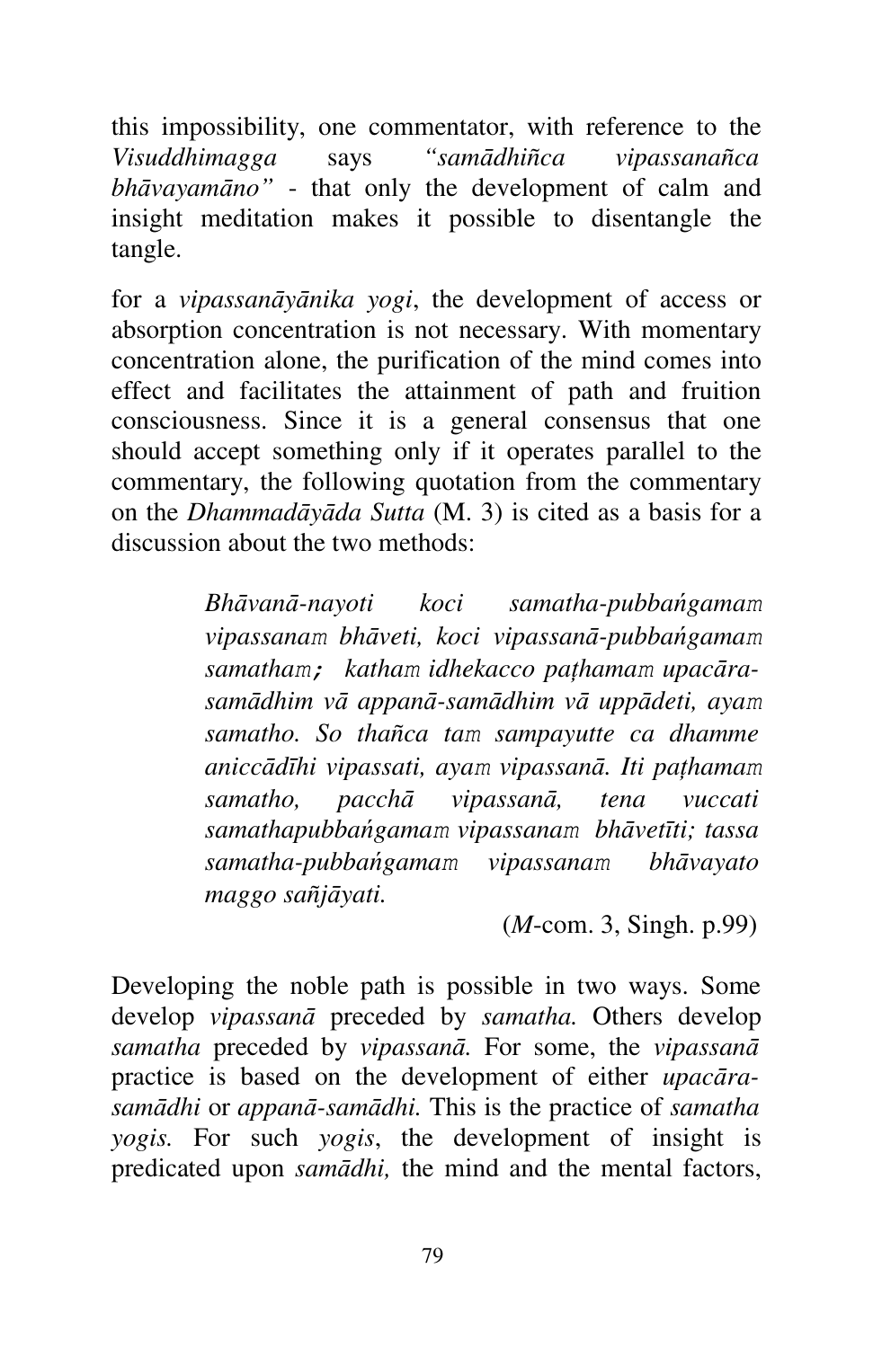this impossibility, one commentator, with reference to the *Visuddhimagga* says *"samādhiñca vipassanañca bhāvayamāno"* - that only the development of calm and insight meditation makes it possible to disentangle the tangle.

for a *vipassanāyānika yogi*, the development of access or absorption concentration is not necessary. With momentary concentration alone, the purification of the mind comes into effect and facilitates the attainment of path and fruition consciousness. Since it is a general consensus that one should accept something only if it operates parallel to the commentary, the following quotation from the commentary on the *Dhammadāyāda Sutta* (M. 3) is cited as a basis for a discussion about the two methods:

> *Bhāvanā-nayoti koci samatha-pubbaṅgamaṁ vipassanaṁ bhāveti, koci vipassanā-pubbaṅgamaṁ samathaṁ; kathaṁ idhekacco paṭhamaṁ upacāra-samādhim vā appanā-samādhim vā uppādeti, ayaṁ samatho. So thañca taṁ sampayutte ca dhamme aniccādīhi vipassati, ayaṁ vipassanā. Iti paṭhamaṁ samatho, pacchā vipassanā, tena vuccati samathapubbaṅgamaṁ vipassanaṁ bhāvetīti; tassa samatha-pubbaṅgamaṁ vipassanaṁ bhāvayato maggo sañjāyati.*
>
> (*M*-com. 3, Singh. p.99)

Developing the noble path is possible in two ways. Some develop *vipassanā* preceded by *samatha.* Others develop *samatha* preceded by *vipassanā.* For some, the *vipassanā* practice is based on the development of either *upacāra-samādhi* or *appanā-samādhi.* This is the practice of *samatha yogis.* For such *yogis*, the development of insight is predicated upon *samādhi,* the mind and the mental factors,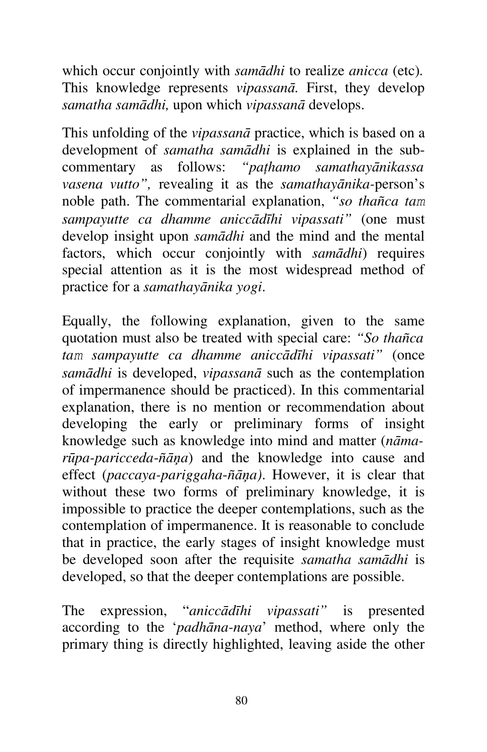which occur conjointly with *samādhi* to realize *anicca* (etc). This knowledge represents *vipassanā.* First, they develop *samatha samādhi,* upon which *vipassanā* develops.

This unfolding of the *vipassanā* practice, which is based on a development of *samatha samādhi* is explained in the sub-commentary as follows: *"paṭhamo samathayānikassa vasena vutto",* revealing it as the *samathayānika*-person's noble path. The commentarial explanation, *"so thañca taṁ sampayutte ca dhamme aniccādīhi vipassati"* (one must develop insight upon *samādhi* and the mind and the mental factors, which occur conjointly with *samādhi*) requires special attention as it is the most widespread method of practice for a *samathayānika yogi*.

Equally, the following explanation, given to the same quotation must also be treated with special care: *"So thañca taṁ sampayutte ca dhamme aniccādīhi vipassati"* (once *samādhi* is developed, *vipassanā* such as the contemplation of impermanence should be practiced). In this commentarial explanation, there is no mention or recommendation about developing the early or preliminary forms of insight knowledge such as knowledge into mind and matter (*nāma-rūpa-paricceda-ñāṇa*) and the knowledge into cause and effect (*paccaya-pariggaha-ñāṇa).* However, it is clear that without these two forms of preliminary knowledge, it is impossible to practice the deeper contemplations, such as the contemplation of impermanence. It is reasonable to conclude that in practice, the early stages of insight knowledge must be developed soon after the requisite *samatha samādhi* is developed, so that the deeper contemplations are possible.

The expression, "*aniccādīhi vipassati"* is presented according to the '*padhāna-naya*' method, where only the primary thing is directly highlighted, leaving aside the other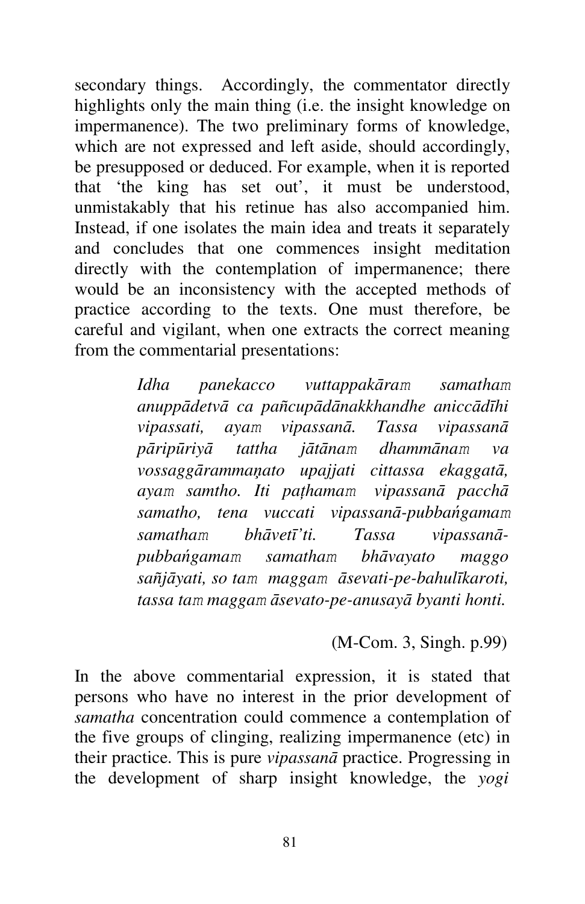secondary things. Accordingly, the commentator directly highlights only the main thing (i.e. the insight knowledge on impermanence). The two preliminary forms of knowledge, which are not expressed and left aside, should accordingly, be presupposed or deduced. For example, when it is reported that 'the king has set out', it must be understood, unmistakably that his retinue has also accompanied him. Instead, if one isolates the main idea and treats it separately and concludes that one commences insight meditation directly with the contemplation of impermanence; there would be an inconsistency with the accepted methods of practice according to the texts. One must therefore, be careful and vigilant, when one extracts the correct meaning from the commentarial presentations:

> *Idha panekacco vuttappakāraṃ samathaṃ anuppādetvā ca pañcupādānakkhandhe aniccādīhi vipassati, ayaṃ vipassanā. Tassa vipassanā pāripūriyā tattha jātānaṃ dhammānaṃ va vossaggārammaṇato upajjati cittassa ekaggatā, ayaṃ samtho. Iti paṭhamaṃ vipassanā pacchā samatho, tena vuccati vipassanā-pubbaṅgamaṃ samathaṃ bhāvetī'ti. Tassa vipassanā-pubbaṅgamaṃ samathaṃ bhāvayato maggo sañjāyati, so taṃ maggaṃ āsevati-pe-bahulīkaroti, tassa taṃ maggaṃ āsevato-pe-anusayā byanti honti.*
>
> (M-Com. 3, Singh. p.99)

In the above commentarial expression, it is stated that persons who have no interest in the prior development of *samatha* concentration could commence a contemplation of the five groups of clinging, realizing impermanence (etc) in their practice. This is pure *vipassanā* practice. Progressing in the development of sharp insight knowledge, the *yogi*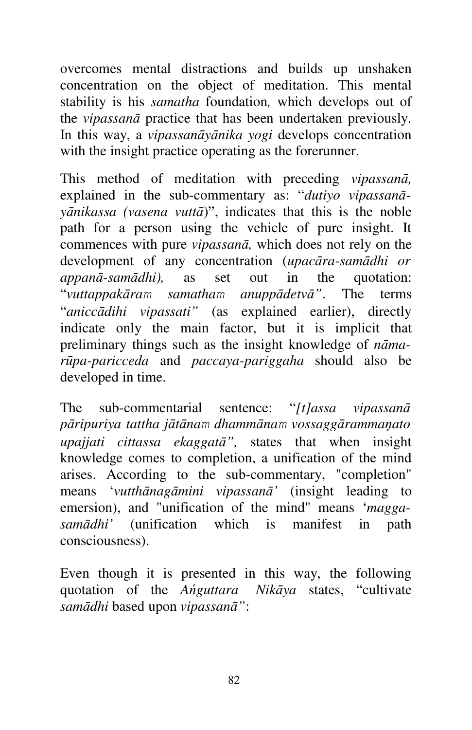overcomes mental distractions and builds up unshaken concentration on the object of meditation. This mental stability is his *samatha* foundation*,* which develops out of the *vipassanā* practice that has been undertaken previously. In this way, a *vipassanāyānika yogi* develops concentration with the insight practice operating as the forerunner.

This method of meditation with preceding *vipassanā,* explained in the sub-commentary as: "*dutiyo vipassanā-yānikassa (vasena vuttā*)", indicates that this is the noble path for a person using the vehicle of pure insight. It commences with pure *vipassanā,* which does not rely on the development of any concentration (*upacāra-samādhi or appanā-samādhi),* as set out in the quotation: "*vuttappakāraṁ samathaṁ anuppādetvā"*. The terms "*aniccādihi vipassati"* (as explained earlier), directly indicate only the main factor, but it is implicit that preliminary things such as the insight knowledge of *nāma-rūpa-paricceda* and *paccaya-pariggaha* should also be developed in time.

The sub-commentarial sentence: "*[t]assa vipassanā pāripuriya tattha jātānaṁ dhammānaṁ vossaggārammaṇato upajjati cittassa ekaggatā",* states that when insight knowledge comes to completion, a unification of the mind arises. According to the sub-commentary, "completion" means '*vutthānagāmini vipassanā'* (insight leading to emersion), and "unification of the mind" means '*magga-samādhi'* (unification which is manifest in path consciousness).

Even though it is presented in this way, the following quotation of the *Aṅguttara Nikāya* states, "cultivate *samādhi* based upon *vipassanā"*: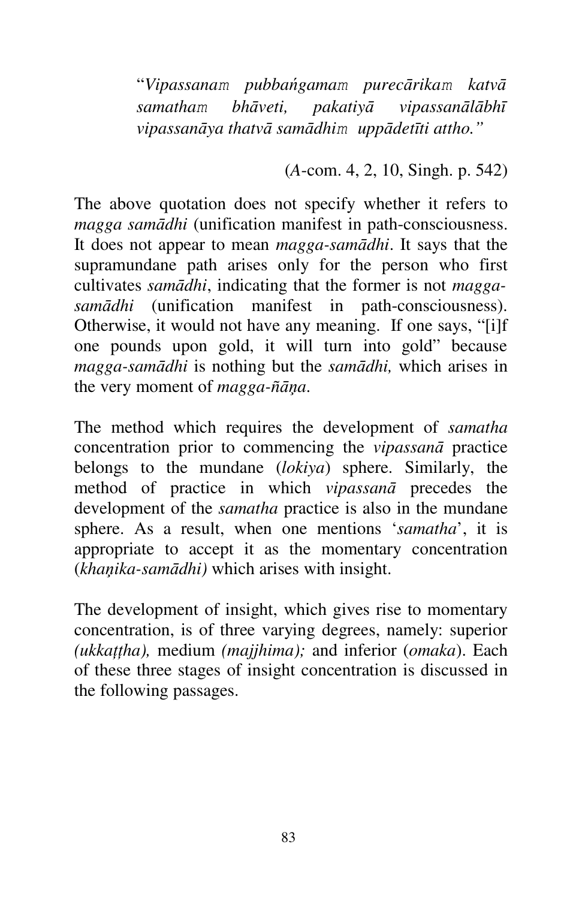> "*Vipassanaṁ pubbaṅgamaṁ purecārikaṁ katvā samathaṁ bhāveti, pakatiyā vipassanālābhī vipassanāya thatvā samādhiṁ uppādetīti attho.*"
>
> (*A*-com. 4, 2, 10, Singh. p. 542)

The above quotation does not specify whether it refers to *magga samādhi* (unification manifest in path-consciousness. It does not appear to mean *magga-samādhi*. It says that the supramundane path arises only for the person who first cultivates *samādhi*, indicating that the former is not *magga-samādhi* (unification manifest in path-consciousness). Otherwise, it would not have any meaning. If one says, "[i]f one pounds upon gold, it will turn into gold" because *magga-samādhi* is nothing but the *samādhi,* which arises in the very moment of *magga-ñāṇa*.

The method which requires the development of *samatha* concentration prior to commencing the *vipassanā* practice belongs to the mundane (*lokiya*) sphere. Similarly, the method of practice in which *vipassanā* precedes the development of the *samatha* practice is also in the mundane sphere. As a result, when one mentions '*samatha*', it is appropriate to accept it as the momentary concentration (*khaṇika-samādhi)* which arises with insight.

The development of insight, which gives rise to momentary concentration, is of three varying degrees, namely: superior *(ukkaṭṭha),* medium *(majjhima);* and inferior (*omaka*). Each of these three stages of insight concentration is discussed in the following passages.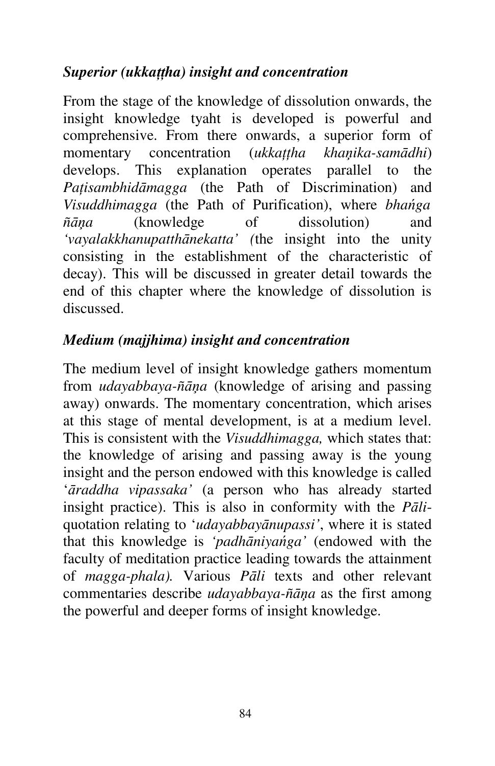### *Superior (ukkaṭṭha) insight and concentration*

From the stage of the knowledge of dissolution onwards, the insight knowledge tyaht is developed is powerful and comprehensive. From there onwards, a superior form of momentary concentration (*ukkaṭṭha khaṇika-samādhi*) develops. This explanation operates parallel to the *Paṭisambhidāmagga* (the Path of Discrimination) and *Visuddhimagga* (the Path of Purification), where *bhańga ñāṇa* (knowledge of dissolution) and *'vayalakkhanupatthānekatta' (*the insight into the unity consisting in the establishment of the characteristic of decay). This will be discussed in greater detail towards the end of this chapter where the knowledge of dissolution is discussed.

### *Medium (majjhima) insight and concentration*

The medium level of insight knowledge gathers momentum from *udayabbaya-ñāṇa* (knowledge of arising and passing away) onwards. The momentary concentration, which arises at this stage of mental development, is at a medium level. This is consistent with the *Visuddhimagga,* which states that: the knowledge of arising and passing away is the young insight and the person endowed with this knowledge is called '*āraddha vipassaka'* (a person who has already started insight practice). This is also in conformity with the *Pāli*-quotation relating to '*udayabbayānupassi'*, where it is stated that this knowledge is *'padhāniyańga'* (endowed with the faculty of meditation practice leading towards the attainment of *magga-phala).* Various *Pāli* texts and other relevant commentaries describe *udayabbaya-ñāṇa* as the first among the powerful and deeper forms of insight knowledge.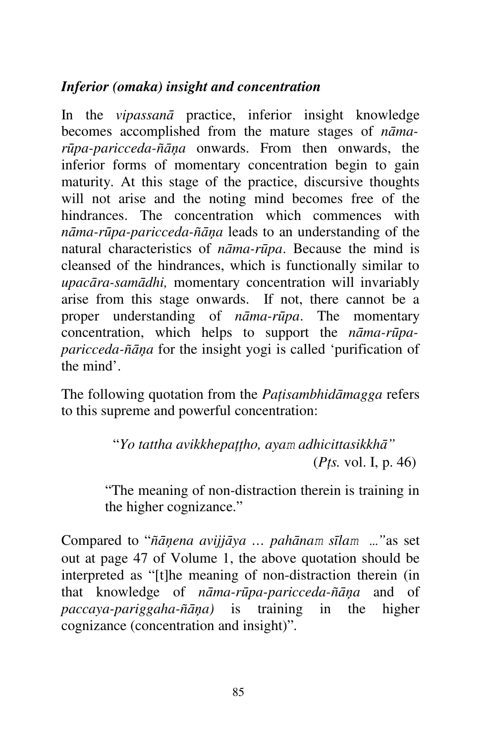***Inferior (omaka) insight and concentration***

In the *vipassanā* practice, inferior insight knowledge becomes accomplished from the mature stages of *nāma-rūpa-paricceda-ñāṇa* onwards. From then onwards, the inferior forms of momentary concentration begin to gain maturity. At this stage of the practice, discursive thoughts will not arise and the noting mind becomes free of the hindrances. The concentration which commences with *nāma-rūpa-paricceda-ñāṇa* leads to an understanding of the natural characteristics of *nāma-rūpa*. Because the mind is cleansed of the hindrances, which is functionally similar to *upacāra-samādhi,* momentary concentration will invariably arise from this stage onwards. If not, there cannot be a proper understanding of *nāma-rūpa*. The momentary concentration, which helps to support the *nāma-rūpa-paricceda-ñāṇa* for the insight yogi is called 'purification of the mind'.

The following quotation from the *Paṭisambhidāmagga* refers to this supreme and powerful concentration:

> "*Yo tattha avikkhepaṭṭho, ayaṁ adhicittasikkhā"*
> (*Pṭs.* vol. I, p. 46)

> "The meaning of non-distraction therein is training in the higher cognizance."

Compared to "*ñāṇena avijjāya … pahānaṁ sīlaṁ …"* as set out at page 47 of Volume 1, the above quotation should be interpreted as "[t]he meaning of non-distraction therein (in that knowledge of *nāma-rūpa-paricceda-ñāṇa* and of *paccaya-pariggaha-ñāṇa)* is training in the higher cognizance (concentration and insight)".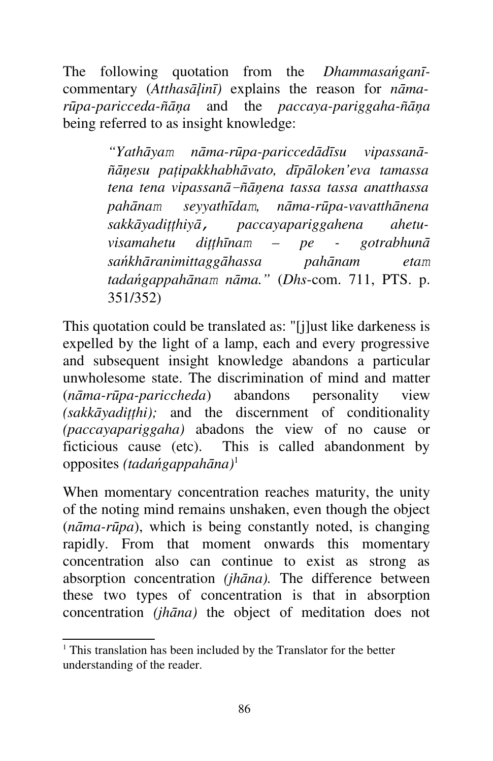The following quotation from the *Dhammasaṅganī*-commentary (*Atthasāḷinī)* explains the reason for *nāma-rūpa-paricceda-ñāṇa* and the *paccaya-pariggaha-ñāṇa* being referred to as insight knowledge:

> *"Yathāyaṁ nāma-rūpa-paricceḍādīsu vipassanā-ñāṇesu paṭipakkhabhāvato, dīpāloken'eva tamassa tena tena vipassanā–ñāṇena tassa tassa anatthassa pahānaṁ seyyathīdaṁ, nāma-rūpa-vavatthānena sakkāyadiṭṭhiyā, paccayapariggahena ahetu-visamahetu diṭṭhīnaṁ – pe - gotrabhunā saṅkhāranimittaggāhassa pahānam etaṁ tadaṅgappahānaṁ nāma."* (*Dhs*-com. 711, PTS. p. 351/352)

This quotation could be translated as: "[j]ust like darkeness is expelled by the light of a lamp, each and every progressive and subsequent insight knowledge abandons a particular unwholesome state. The discrimination of mind and matter (*nāma-rūpa-pariccheda*) abandons personality view *(sakkāyadiṭṭhi);* and the discernment of conditionality *(paccayapariggaha)* abadons the view of no cause or ficticious cause (etc). This is called abandonment by opposites *(tadaṅgappahāna)*[1]

When momentary concentration reaches maturity, the unity of the noting mind remains unshaken, even though the object (*nāma-rūpa*), which is being constantly noted, is changing rapidly. From that moment onwards this momentary concentration also can continue to exist as strong as absorption concentration *(jhāna).* The difference between these two types of concentration is that in absorption concentration *(jhāna)* the object of meditation does not

---

[1] This translation has been included by the Translator for the better understanding of the reader.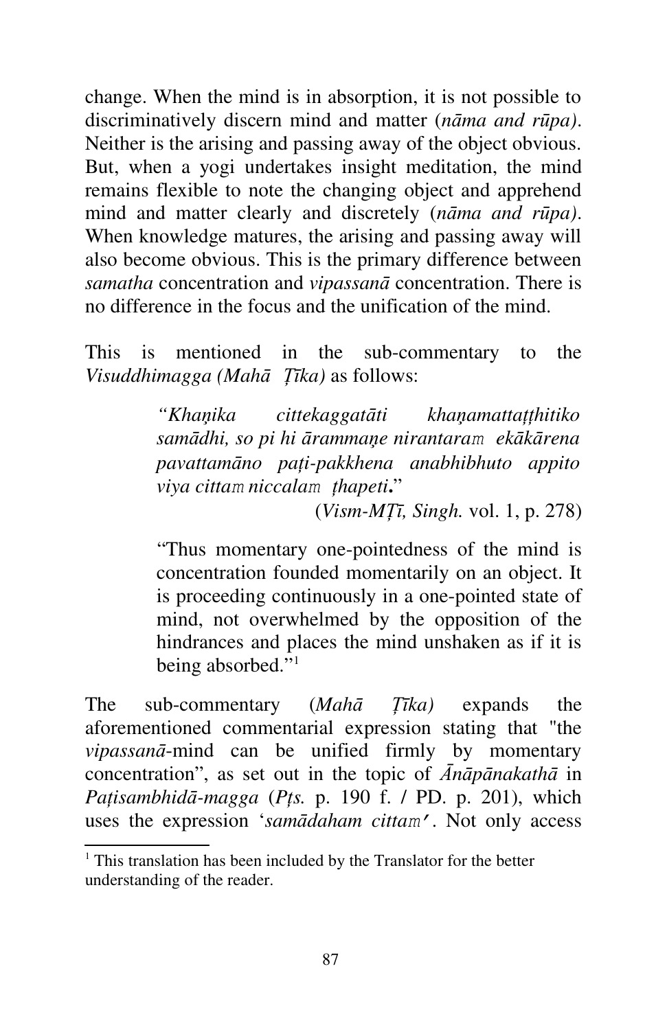change. When the mind is in absorption, it is not possible to discriminatively discern mind and matter (*nāma and rūpa)*. Neither is the arising and passing away of the object obvious. But, when a yogi undertakes insight meditation, the mind remains flexible to note the changing object and apprehend mind and matter clearly and discretely (*nāma and rūpa)*. When knowledge matures, the arising and passing away will also become obvious. This is the primary difference between *samatha* concentration and *vipassanā* concentration. There is no difference in the focus and the unification of the mind.

This is mentioned in the sub-commentary to the *Visuddhimagga (Mahā Ṭīka)* as follows:

> *"Khaṇika cittekaggatāti khaṇamattaṭṭhitiko samādhi, so pi hi ārammaṇe nirantaraṃ ekākārena pavattamāno paṭi-pakkhena anabhibhuto appito viya cittaṃ niccalaṃ ṭhapeti***.**"
>
> (*Vism-MṬī, Singh.* vol. 1, p. 278)

> "Thus momentary one-pointedness of the mind is concentration founded momentarily on an object. It is proceeding continuously in a one-pointed state of mind, not overwhelmed by the opposition of the hindrances and places the mind unshaken as if it is being absorbed."[1]

The sub-commentary (*Mahā Ṭīka)* expands the aforementioned commentarial expression stating that "the *vipassanā*-mind can be unified firmly by momentary concentration", as set out in the topic of *Ānāpānakathā* in *Paṭisambhidā-magga* (*Pṭs.* p. 190 f. / PD. p. 201), which uses the expression '*samādaham cittaṃ*'. Not only access

[1] This translation has been included by the Translator for the better understanding of the reader.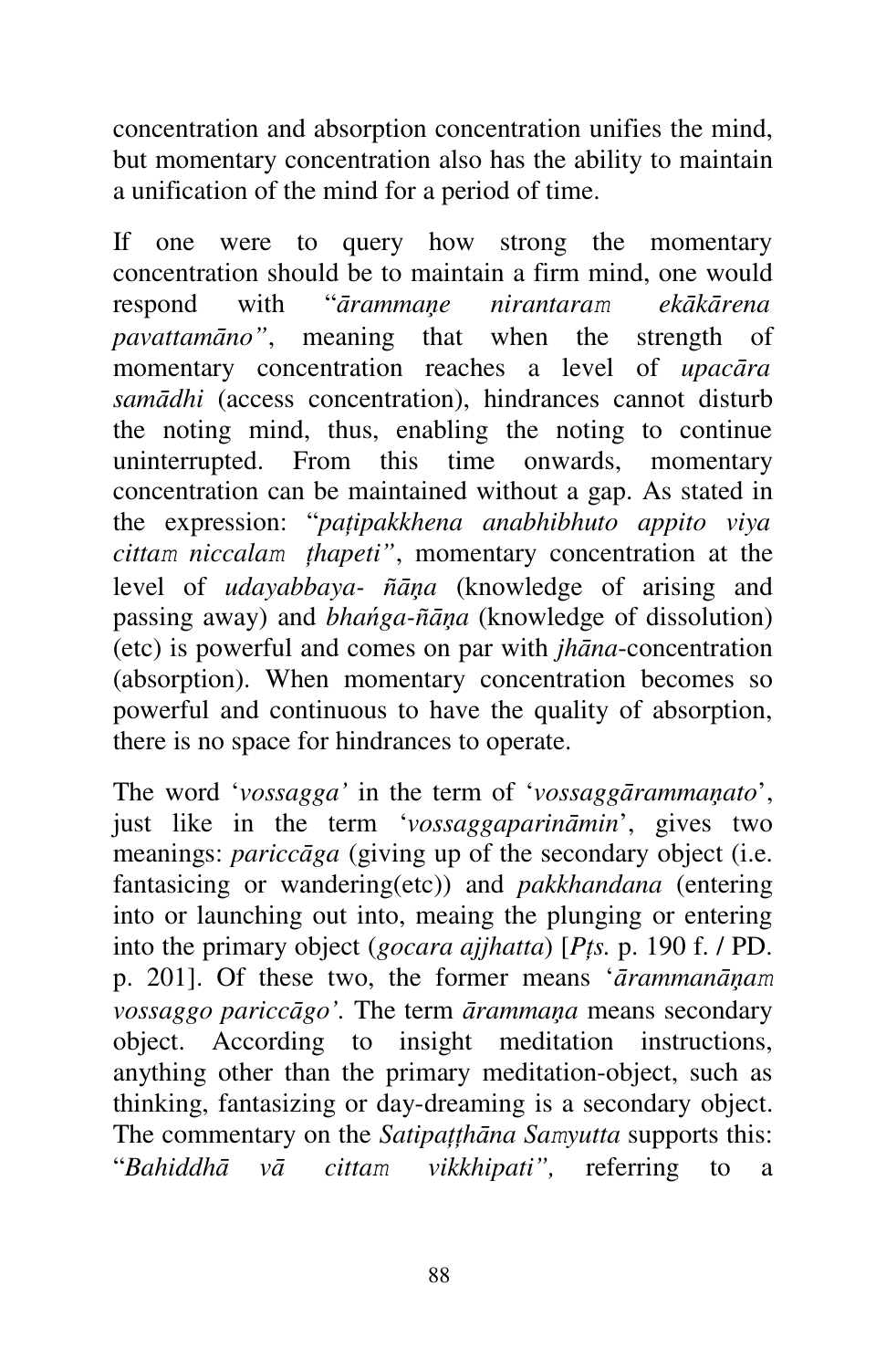concentration and absorption concentration unifies the mind, but momentary concentration also has the ability to maintain a unification of the mind for a period of time.

If one were to query how strong the momentary concentration should be to maintain a firm mind, one would respond with "*ārammaṇe nirantaraṁ ekākārena pavattamāno"*, meaning that when the strength of momentary concentration reaches a level of *upacāra samādhi* (access concentration), hindrances cannot disturb the noting mind, thus, enabling the noting to continue uninterrupted. From this time onwards, momentary concentration can be maintained without a gap. As stated in the expression: "*paṭipakkhena anabhibhuto appito viya cittaṁ niccalaṁ ṭhapeti"*, momentary concentration at the level of *udayabbaya- ñāṇa* (knowledge of arising and passing away) and *bhaṅga-ñāṇa* (knowledge of dissolution) (etc) is powerful and comes on par with *jhāna*-concentration (absorption). When momentary concentration becomes so powerful and continuous to have the quality of absorption, there is no space for hindrances to operate.

The word '*vossagga'* in the term of '*vossaggārammaṇato*', just like in the term '*vossaggaparināmin*', gives two meanings: *pariccāga* (giving up of the secondary object (i.e. fantasicing or wandering(etc)) and *pakkhandana* (entering into or launching out into, meaing the plunging or entering into the primary object (*gocara ajjhatta*) [*Pṭs.* p. 190 f. / PD. p. 201]. Of these two, the former means '*ārammanāṇaṁ vossaggo pariccāgo'.* The term *ārammaṇa* means secondary object. According to insight meditation instructions, anything other than the primary meditation-object, such as thinking, fantasizing or day-dreaming is a secondary object. The commentary on the *Satipaṭṭhāna Saṁyutta* supports this: "*Bahiddhā vā cittaṁ vikkhipati",* referring to a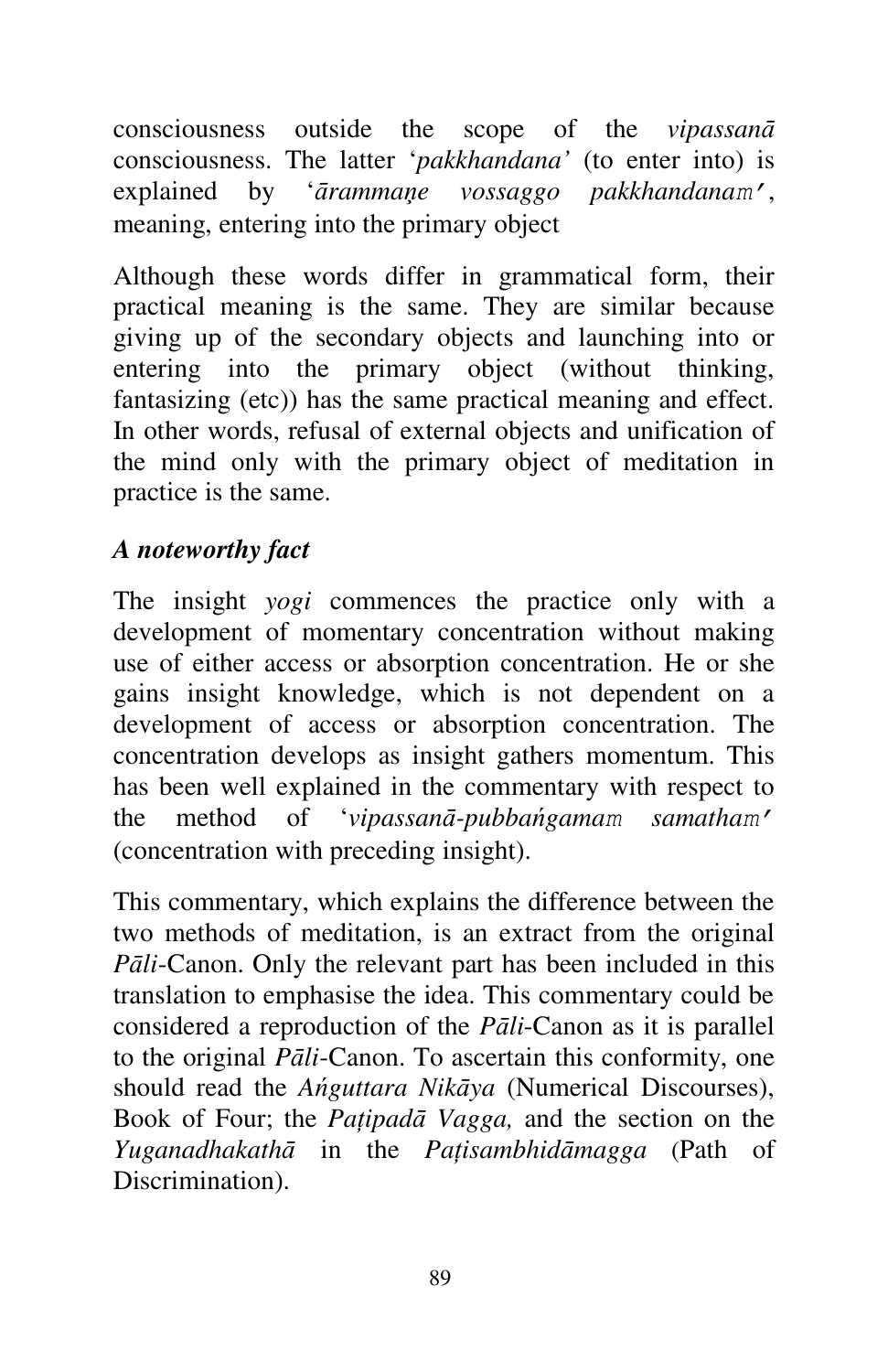consciousness outside the scope of the *vipassanā* consciousness. The latter '*pakkhandana'* (to enter into) is explained by '*ārammaṇe vossaggo pakkhandanaṁ'*, meaning, entering into the primary object

Although these words differ in grammatical form, their practical meaning is the same. They are similar because giving up of the secondary objects and launching into or entering into the primary object (without thinking, fantasizing (etc)) has the same practical meaning and effect. In other words, refusal of external objects and unification of the mind only with the primary object of meditation in practice is the same.

***A noteworthy fact***

The insight *yogi* commences the practice only with a development of momentary concentration without making use of either access or absorption concentration. He or she gains insight knowledge, which is not dependent on a development of access or absorption concentration. The concentration develops as insight gathers momentum. This has been well explained in the commentary with respect to the method of '*vipassanā-pubbaṅgamaṁ samathaṁ'* (concentration with preceding insight).

This commentary, which explains the difference between the two methods of meditation, is an extract from the original *Pāli*-Canon. Only the relevant part has been included in this translation to emphasise the idea. This commentary could be considered a reproduction of the *Pāli*-Canon as it is parallel to the original *Pāli*-Canon. To ascertain this conformity, one should read the *Aṅguttara Nikāya* (Numerical Discourses), Book of Four; the *Paṭipadā Vagga,* and the section on the *Yuganadhakathā* in the *Paṭisambhidāmagga* (Path of Discrimination).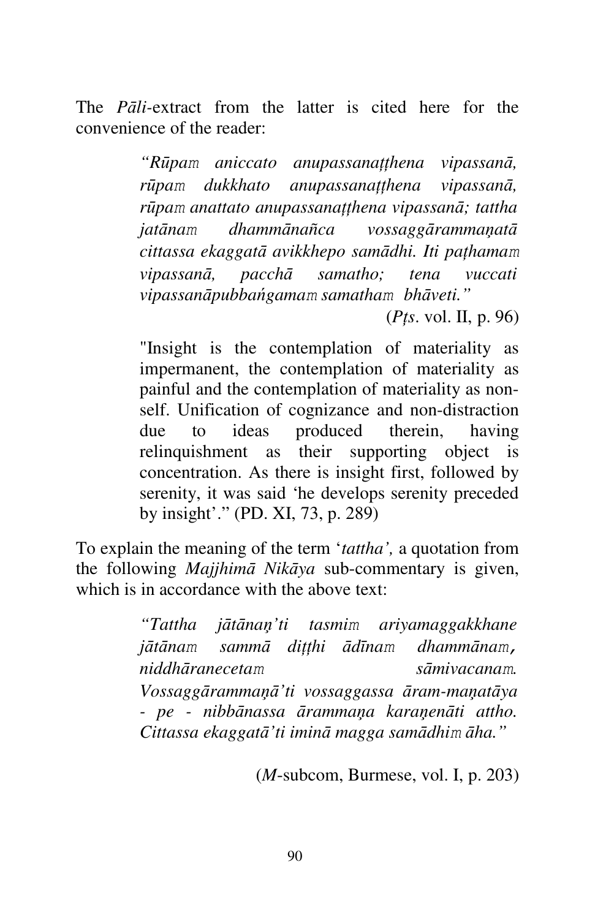The *Pāli*-extract from the latter is cited here for the convenience of the reader:

> *"Rūpaṁ aniccato anupassanaṭṭhena vipassanā, rūpaṁ dukkhato anupassanaṭṭhena vipassanā, rūpaṁ anattato anupassanaṭṭhena vipassanā; tattha jatānaṁ dhammānañca vossaggārammaṇatā cittassa ekaggatā avikkhepo samādhi. Iti paṭhamaṁ vipassanā, pacchā samatho; tena vuccati vipassanāpubbaṅgamaṁ samathaṁ bhāveti."*
>
> (*Pṭs*. vol. II, p. 96)
>
> "Insight is the contemplation of materiality as impermanent, the contemplation of materiality as painful and the contemplation of materiality as non-self. Unification of cognizance and non-distraction due to ideas produced therein, having relinquishment as their supporting object is concentration. As there is insight first, followed by serenity, it was said 'he develops serenity preceded by insight'." (PD. XI, 73, p. 289)

To explain the meaning of the term '*tattha',* a quotation from the following *Majjhimā Nikāya* sub-commentary is given, which is in accordance with the above text:

> *"Tattha jātānaṇ'ti tasmiṁ ariyamaggakkhane jātānaṁ sammā diṭṭhi ādīnaṁ dhammānaṁ, niddhāranecetaṁ sāmivacanaṁ. Vossaggārammaṇā'ti vossaggassa āram-maṇatāya - pe - nibbānassa ārammaṇa karaṇenāti attho. Cittassa ekaggatā'ti iminā magga samādhiṁ āha."*
>
> (*M*-subcom, Burmese, vol. I, p. 203)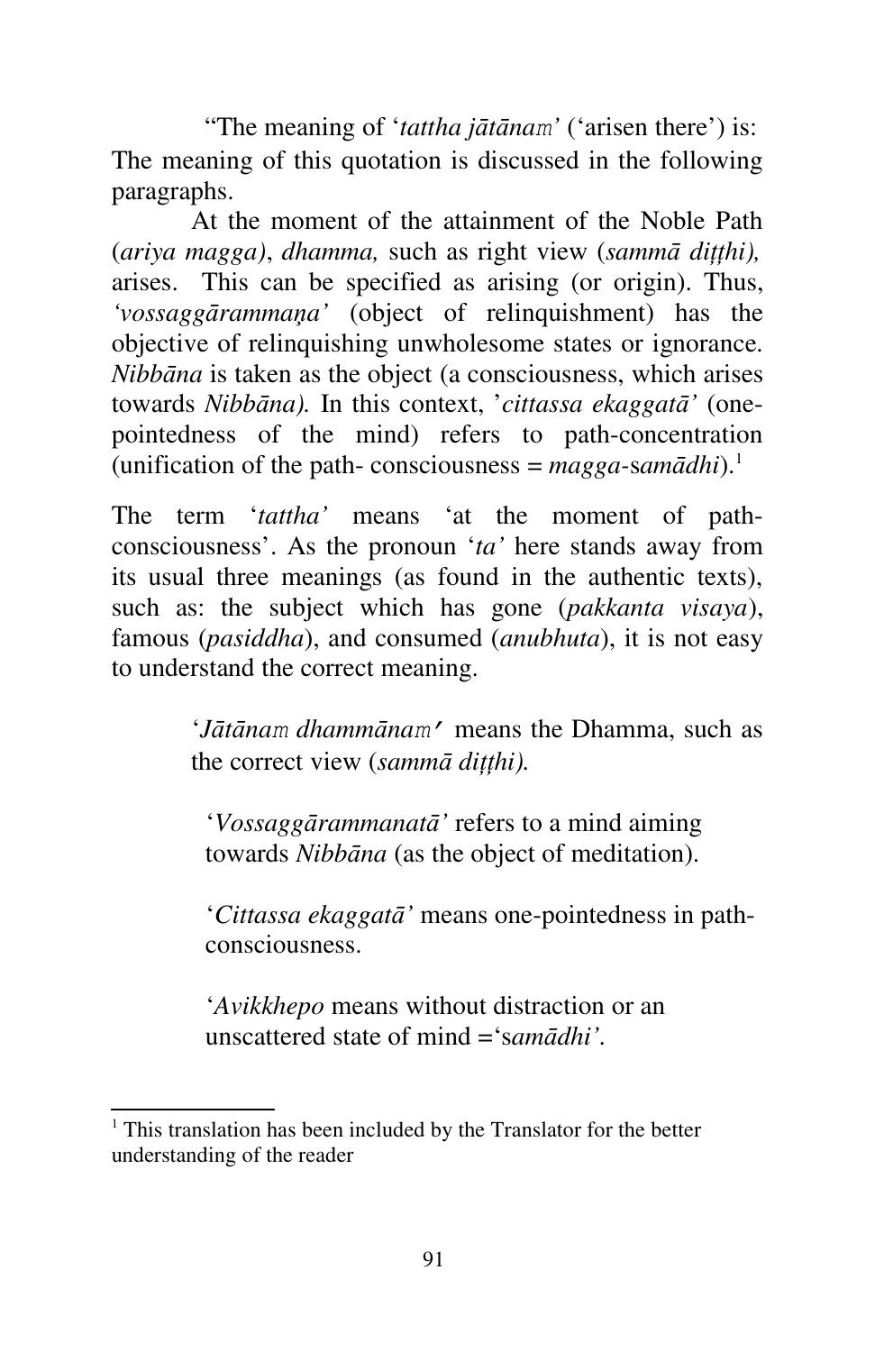"The meaning of '*tattha jātānam*' ('arisen there') is: The meaning of this quotation is discussed in the following paragraphs.

At the moment of the attainment of the Noble Path (*ariya magga*), *dhamma,* such as right view (*sammā diṭṭhi),* arises. This can be specified as arising (or origin). Thus, *'vossaggārammaṇa'* (object of relinquishment) has the objective of relinquishing unwholesome states or ignorance. *Nibbāna* is taken as the object (a consciousness, which arises towards *Nibbāna).* In this context, '*cittassa ekaggatā'* (one-pointedness of the mind) refers to path-concentration (unification of the path- consciousness = *magga*-s*amādhi*).[1]

The term '*tattha'* means 'at the moment of path-consciousness'. As the pronoun '*ta'* here stands away from its usual three meanings (as found in the authentic texts), such as: the subject which has gone (*pakkanta visaya*), famous (*pasiddha*), and consumed (*anubhuta*), it is not easy to understand the correct meaning.

> '*Jātānam dhammānam'* means the Dhamma, such as the correct view (*sammā diṭṭhi).*
>
> '*Vossaggārammanatā'* refers to a mind aiming towards *Nibbāna* (as the object of meditation).
>
> '*Cittassa ekaggatā'* means one-pointedness in path-consciousness.
>
> '*Avikkhepo* means without distraction or an unscattered state of mind ='s*amādhi'.*

[1] This translation has been included by the Translator for the better understanding of the reader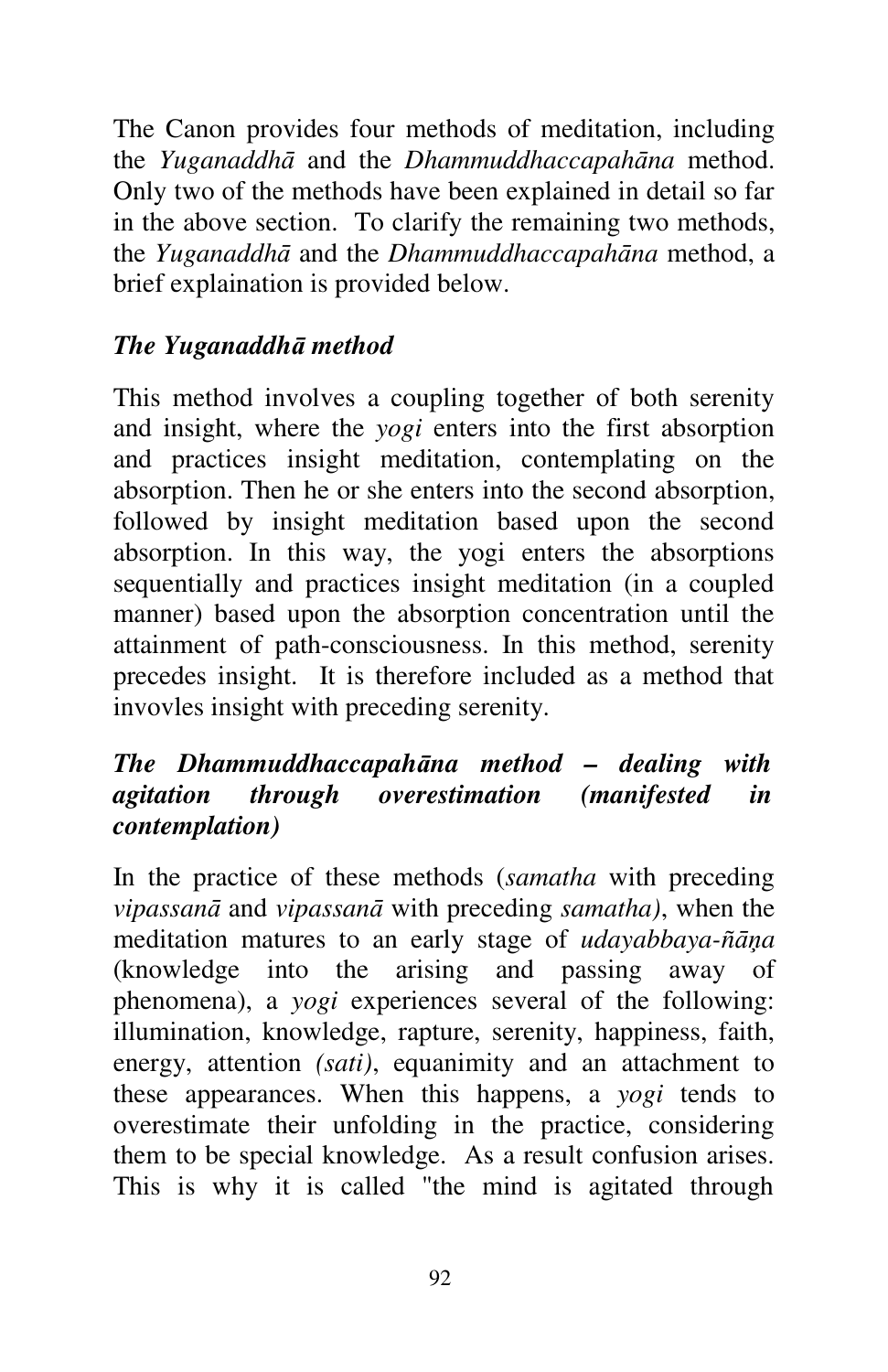The Canon provides four methods of meditation, including the *Yuganaddhā* and the *Dhammuddhaccapahāna* method. Only two of the methods have been explained in detail so far in the above section. To clarify the remaining two methods, the *Yuganaddhā* and the *Dhammuddhaccapahāna* method, a brief explaination is provided below.

### *The Yuganaddhā method*

This method involves a coupling together of both serenity and insight, where the *yogi* enters into the first absorption and practices insight meditation, contemplating on the absorption. Then he or she enters into the second absorption, followed by insight meditation based upon the second absorption. In this way, the yogi enters the absorptions sequentially and practices insight meditation (in a coupled manner) based upon the absorption concentration until the attainment of path-consciousness. In this method, serenity precedes insight. It is therefore included as a method that invovles insight with preceding serenity.

### *The Dhammuddhaccapahāna method – dealing with agitation through overestimation (manifested in contemplation)*

In the practice of these methods (*samatha* with preceding *vipassanā* and *vipassanā* with preceding *samatha)*, when the meditation matures to an early stage of *udayabbaya-ñāṇa* (knowledge into the arising and passing away of phenomena), a *yogi* experiences several of the following: illumination, knowledge, rapture, serenity, happiness, faith, energy, attention *(sati)*, equanimity and an attachment to these appearances. When this happens, a *yogi* tends to overestimate their unfolding in the practice, considering them to be special knowledge. As a result confusion arises. This is why it is called "the mind is agitated through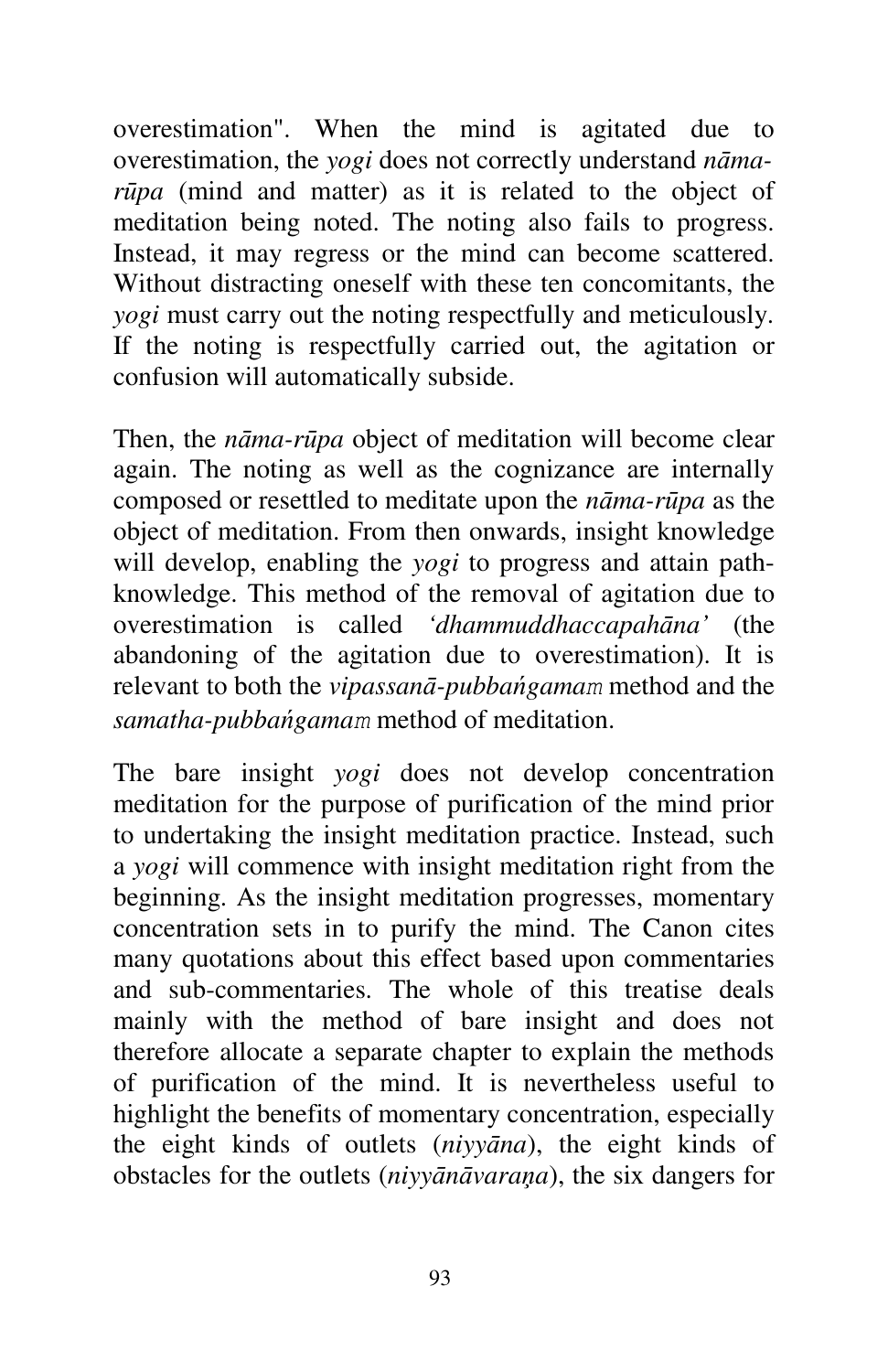overestimation". When the mind is agitated due to overestimation, the *yogi* does not correctly understand *nāma-rūpa* (mind and matter) as it is related to the object of meditation being noted. The noting also fails to progress. Instead, it may regress or the mind can become scattered. Without distracting oneself with these ten concomitants, the *yogi* must carry out the noting respectfully and meticulously. If the noting is respectfully carried out, the agitation or confusion will automatically subside.

Then, the *nāma-rūpa* object of meditation will become clear again. The noting as well as the cognizance are internally composed or resettled to meditate upon the *nāma-rūpa* as the object of meditation. From then onwards, insight knowledge will develop, enabling the *yogi* to progress and attain path-knowledge. This method of the removal of agitation due to overestimation is called *'dhammuddhaccapahāna'* (the abandoning of the agitation due to overestimation). It is relevant to both the *vipassanā-pubbańgamaṁ* method and the *samatha-pubbańgamaṁ* method of meditation.

The bare insight *yogi* does not develop concentration meditation for the purpose of purification of the mind prior to undertaking the insight meditation practice. Instead, such a *yogi* will commence with insight meditation right from the beginning. As the insight meditation progresses, momentary concentration sets in to purify the mind. The Canon cites many quotations about this effect based upon commentaries and sub-commentaries. The whole of this treatise deals mainly with the method of bare insight and does not therefore allocate a separate chapter to explain the methods of purification of the mind. It is nevertheless useful to highlight the benefits of momentary concentration, especially the eight kinds of outlets (*niyyāna*), the eight kinds of obstacles for the outlets (*niyyānāvaraṇa*), the six dangers for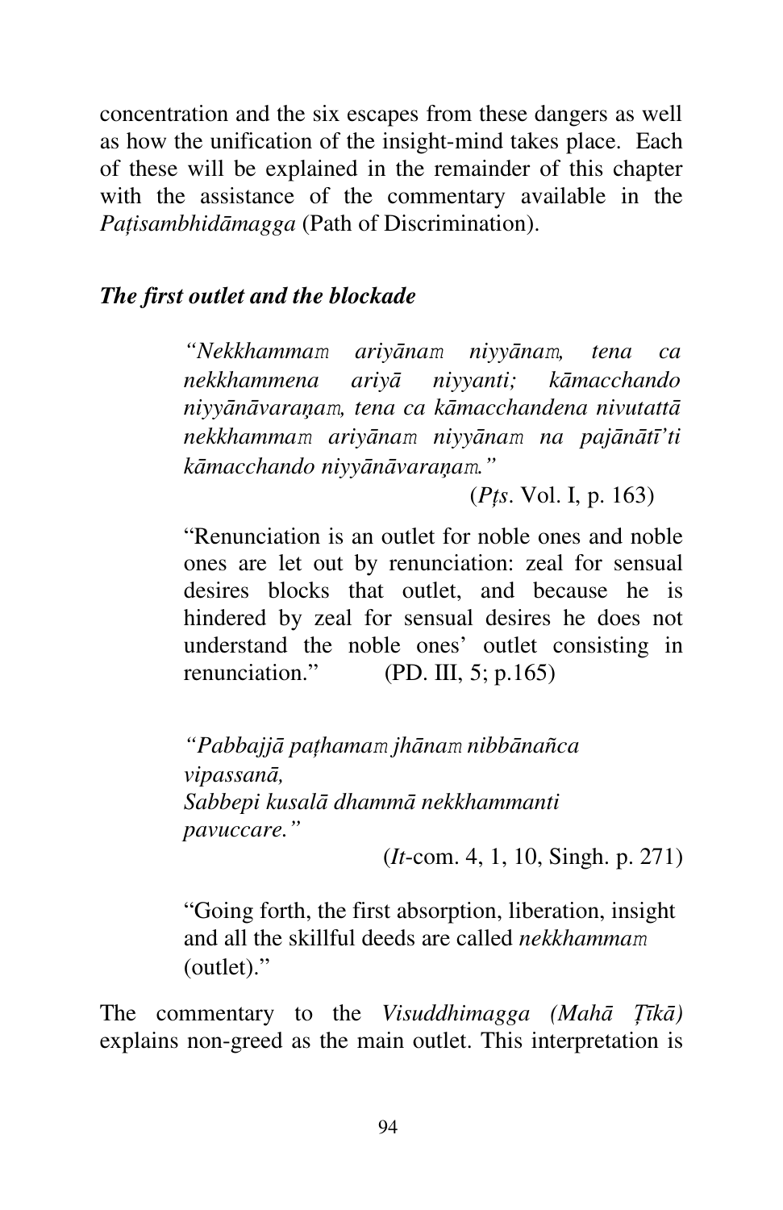concentration and the six escapes from these dangers as well as how the unification of the insight-mind takes place. Each of these will be explained in the remainder of this chapter with the assistance of the commentary available in the *Paṭisambhidāmagga* (Path of Discrimination).

### *The first outlet and the blockade*

> *"Nekkhammaṃ ariyānaṃ niyyānaṃ, tena ca nekkhammena ariyā niyyanti; kāmacchando niyyānāvaraṇaṃ, tena ca kāmacchandena nivutattā nekkhammaṃ ariyānaṃ niyyānaṃ na pajānātī'ti kāmacchando niyyānāvaraṇaṃ."*
>
> (*Pṭs*. Vol. I, p. 163)
>
> "Renunciation is an outlet for noble ones and noble ones are let out by renunciation: zeal for sensual desires blocks that outlet, and because he is hindered by zeal for sensual desires he does not understand the noble ones' outlet consisting in renunciation." (PD. III, 5; p.165)
>
> *"Pabbajjā paṭhamaṃ jhānaṃ nibbānañca vipassanā,*
> *Sabbepi kusalā dhammā nekkhammanti pavuccare."*
>
> (*It*-com. 4, 1, 10, Singh. p. 271)
>
> "Going forth, the first absorption, liberation, insight and all the skillful deeds are called *nekkhammaṃ* (outlet)."

The commentary to the *Visuddhimagga (Mahā Ṭīkā)* explains non-greed as the main outlet. This interpretation is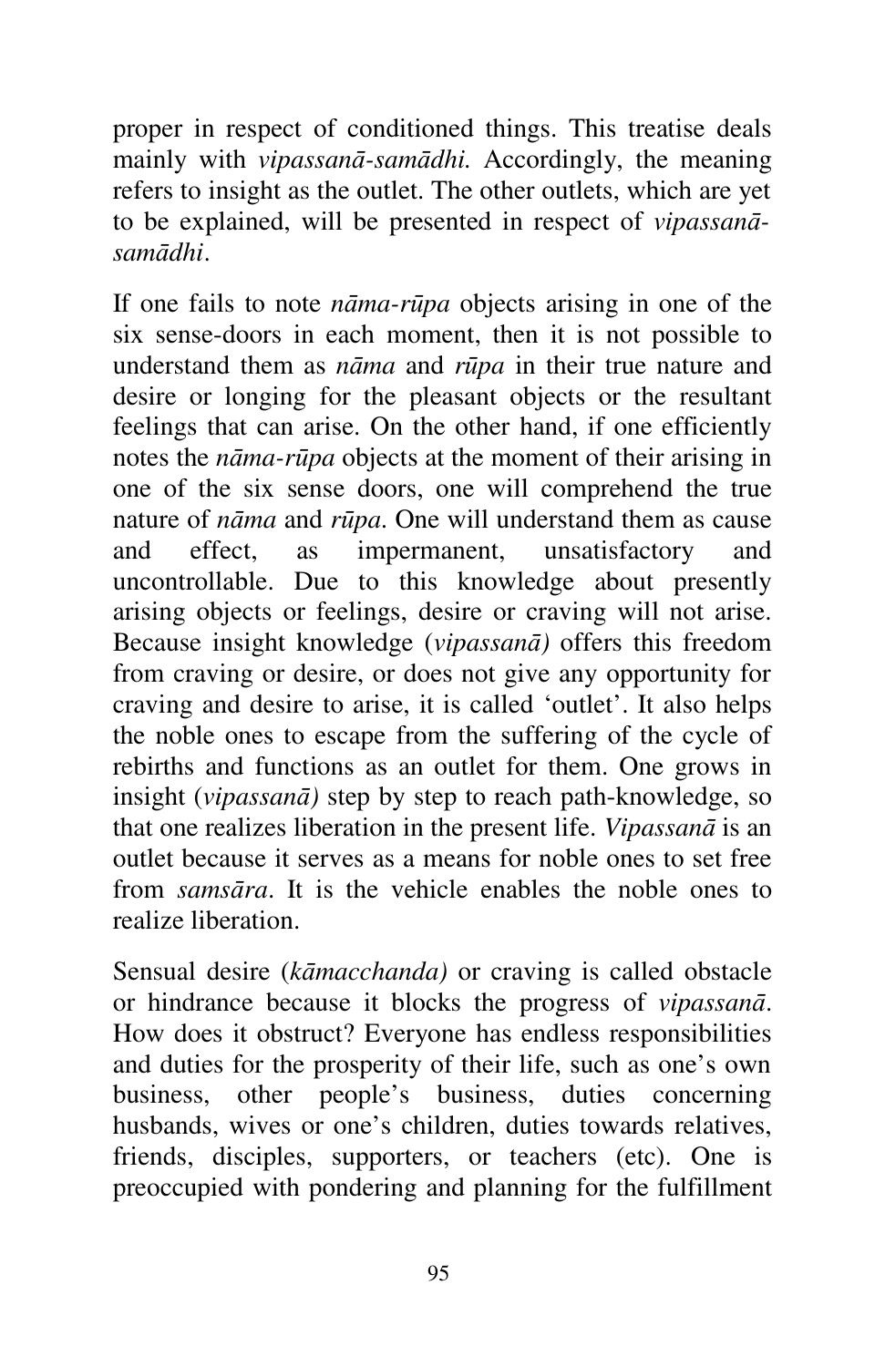proper in respect of conditioned things. This treatise deals mainly with *vipassanā-samādhi.* Accordingly, the meaning refers to insight as the outlet. The other outlets, which are yet to be explained, will be presented in respect of *vipassanā-samādhi*.

If one fails to note *nāma-rūpa* objects arising in one of the six sense-doors in each moment, then it is not possible to understand them as *nāma* and *rūpa* in their true nature and desire or longing for the pleasant objects or the resultant feelings that can arise. On the other hand, if one efficiently notes the *nāma-rūpa* objects at the moment of their arising in one of the six sense doors, one will comprehend the true nature of *nāma* and *rūpa*. One will understand them as cause and effect, as impermanent, unsatisfactory and uncontrollable. Due to this knowledge about presently arising objects or feelings, desire or craving will not arise. Because insight knowledge (*vipassanā)* offers this freedom from craving or desire, or does not give any opportunity for craving and desire to arise, it is called 'outlet'. It also helps the noble ones to escape from the suffering of the cycle of rebirths and functions as an outlet for them. One grows in insight (*vipassanā)* step by step to reach path-knowledge, so that one realizes liberation in the present life. *Vipassanā* is an outlet because it serves as a means for noble ones to set free from *samsāra*. It is the vehicle enables the noble ones to realize liberation.

Sensual desire (*kāmacchanda)* or craving is called obstacle or hindrance because it blocks the progress of *vipassanā*. How does it obstruct? Everyone has endless responsibilities and duties for the prosperity of their life, such as one's own business, other people's business, duties concerning husbands, wives or one's children, duties towards relatives, friends, disciples, supporters, or teachers (etc). One is preoccupied with pondering and planning for the fulfillment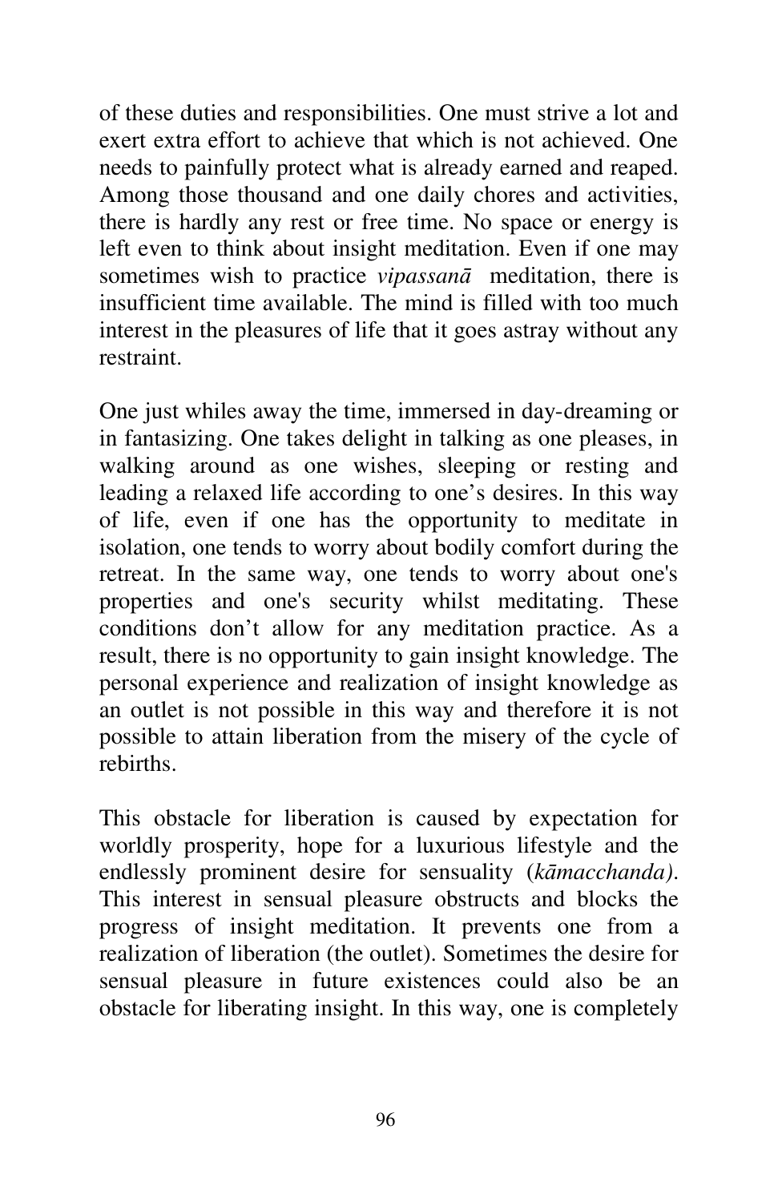of these duties and responsibilities. One must strive a lot and exert extra effort to achieve that which is not achieved. One needs to painfully protect what is already earned and reaped. Among those thousand and one daily chores and activities, there is hardly any rest or free time. No space or energy is left even to think about insight meditation. Even if one may sometimes wish to practice *vipassanā* meditation, there is insufficient time available. The mind is filled with too much interest in the pleasures of life that it goes astray without any restraint.

One just whiles away the time, immersed in day-dreaming or in fantasizing. One takes delight in talking as one pleases, in walking around as one wishes, sleeping or resting and leading a relaxed life according to one's desires. In this way of life, even if one has the opportunity to meditate in isolation, one tends to worry about bodily comfort during the retreat. In the same way, one tends to worry about one's properties and one's security whilst meditating. These conditions don't allow for any meditation practice. As a result, there is no opportunity to gain insight knowledge. The personal experience and realization of insight knowledge as an outlet is not possible in this way and therefore it is not possible to attain liberation from the misery of the cycle of rebirths.

This obstacle for liberation is caused by expectation for worldly prosperity, hope for a luxurious lifestyle and the endlessly prominent desire for sensuality (*kāmacchanda)*. This interest in sensual pleasure obstructs and blocks the progress of insight meditation. It prevents one from a realization of liberation (the outlet). Sometimes the desire for sensual pleasure in future existences could also be an obstacle for liberating insight. In this way, one is completely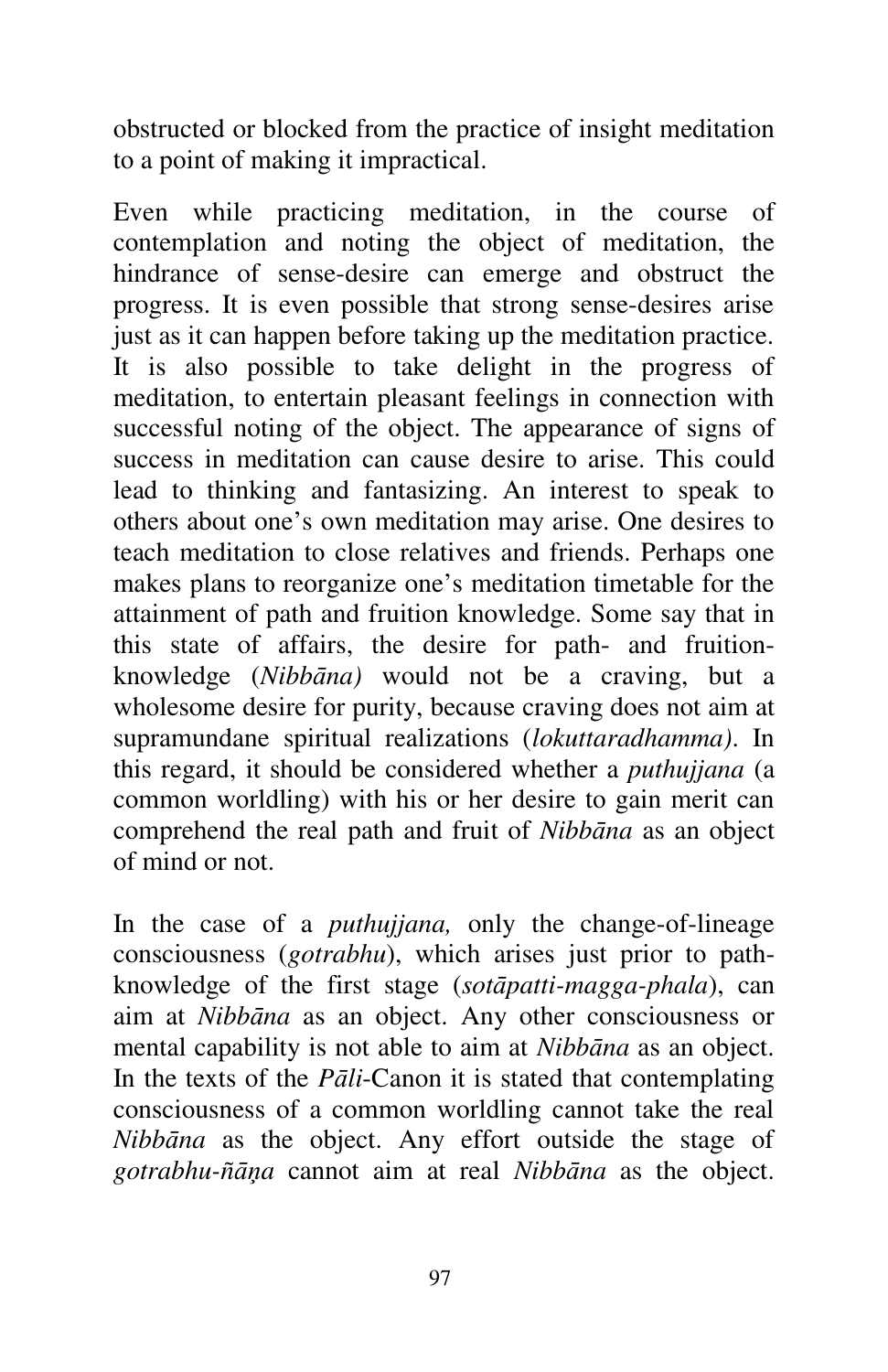obstructed or blocked from the practice of insight meditation to a point of making it impractical.

Even while practicing meditation, in the course of contemplation and noting the object of meditation, the hindrance of sense-desire can emerge and obstruct the progress. It is even possible that strong sense-desires arise just as it can happen before taking up the meditation practice. It is also possible to take delight in the progress of meditation, to entertain pleasant feelings in connection with successful noting of the object. The appearance of signs of success in meditation can cause desire to arise. This could lead to thinking and fantasizing. An interest to speak to others about one's own meditation may arise. One desires to teach meditation to close relatives and friends. Perhaps one makes plans to reorganize one's meditation timetable for the attainment of path and fruition knowledge. Some say that in this state of affairs, the desire for path- and fruition-knowledge (*Nibbāna)* would not be a craving, but a wholesome desire for purity, because craving does not aim at supramundane spiritual realizations (*lokuttaradhamma)*. In this regard, it should be considered whether a *puthujjana* (a common worldling) with his or her desire to gain merit can comprehend the real path and fruit of *Nibbāna* as an object of mind or not.

In the case of a *puthujjana,* only the change-of-lineage consciousness (*gotrabhu*), which arises just prior to path-knowledge of the first stage (*sotāpatti-magga-phala*), can aim at *Nibbāna* as an object. Any other consciousness or mental capability is not able to aim at *Nibbāna* as an object. In the texts of the *Pāli*-Canon it is stated that contemplating consciousness of a common worldling cannot take the real *Nibbāna* as the object. Any effort outside the stage of *gotrabhu-ñāṇa* cannot aim at real *Nibbāna* as the object.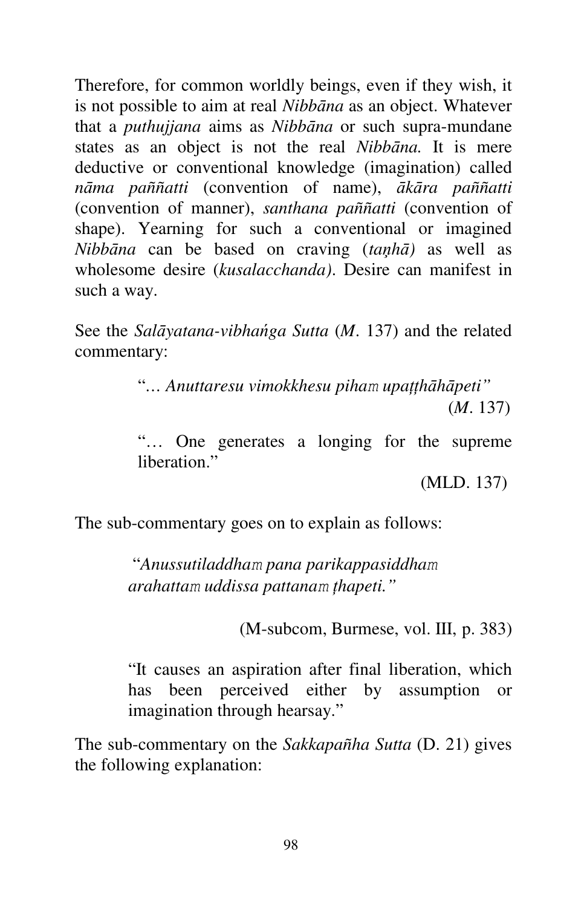Therefore, for common worldly beings, even if they wish, it is not possible to aim at real *Nibbāna* as an object. Whatever that a *puthujjana* aims as *Nibbāna* or such supra-mundane states as an object is not the real *Nibbāna.* It is mere deductive or conventional knowledge (imagination) called *nāma paññatti* (convention of name), *ākāra paññatti* (convention of manner), *santhana paññatti* (convention of shape). Yearning for such a conventional or imagined *Nibbāna* can be based on craving (*taṇhā)* as well as wholesome desire (*kusalacchanda)*. Desire can manifest in such a way.

See the *Salāyatana-vibhaṅga Sutta* (*M*. 137) and the related commentary:

> "*… Anuttaresu vimokkhesu pihaṁ upaṭṭhāhāpeti"*
>
> (*M*. 137)

> "… One generates a longing for the supreme liberation."
>
> (MLD. 137)

The sub-commentary goes on to explain as follows:

> "*Anussutiladdhaṁ pana parikappasiddhaṁ arahattaṁ uddissa pattanaṁ ṭhapeti."*
>
> (M-subcom, Burmese, vol. III, p. 383)

> "It causes an aspiration after final liberation, which has been perceived either by assumption or imagination through hearsay."

The sub-commentary on the *Sakkapañha Sutta* (D. 21) gives the following explanation: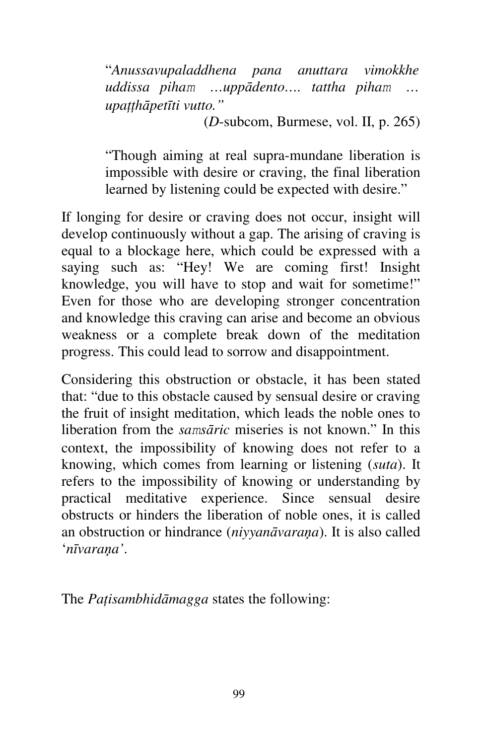> "*Anussavupaladdhena pana anuttara vimokkhe uddissa piham …uppādento…. tattha piham … upaṭṭhāpetīti vutto.*"
>
> (*D*-subcom, Burmese, vol. II, p. 265)

> "Though aiming at real supra-mundane liberation is impossible with desire or craving, the final liberation learned by listening could be expected with desire."

If longing for desire or craving does not occur, insight will develop continuously without a gap. The arising of craving is equal to a blockage here, which could be expressed with a saying such as: "Hey! We are coming first! Insight knowledge, you will have to stop and wait for sometime!" Even for those who are developing stronger concentration and knowledge this craving can arise and become an obvious weakness or a complete break down of the meditation progress. This could lead to sorrow and disappointment.

Considering this obstruction or obstacle, it has been stated that: "due to this obstacle caused by sensual desire or craving the fruit of insight meditation, which leads the noble ones to liberation from the *saṁsāric* miseries is not known." In this context, the impossibility of knowing does not refer to a knowing, which comes from learning or listening (*suta*). It refers to the impossibility of knowing or understanding by practical meditative experience. Since sensual desire obstructs or hinders the liberation of noble ones, it is called an obstruction or hindrance (*niyyanāvaraṇa*). It is also called '*nīvaraṇa'*.

The *Paṭisambhidāmagga* states the following: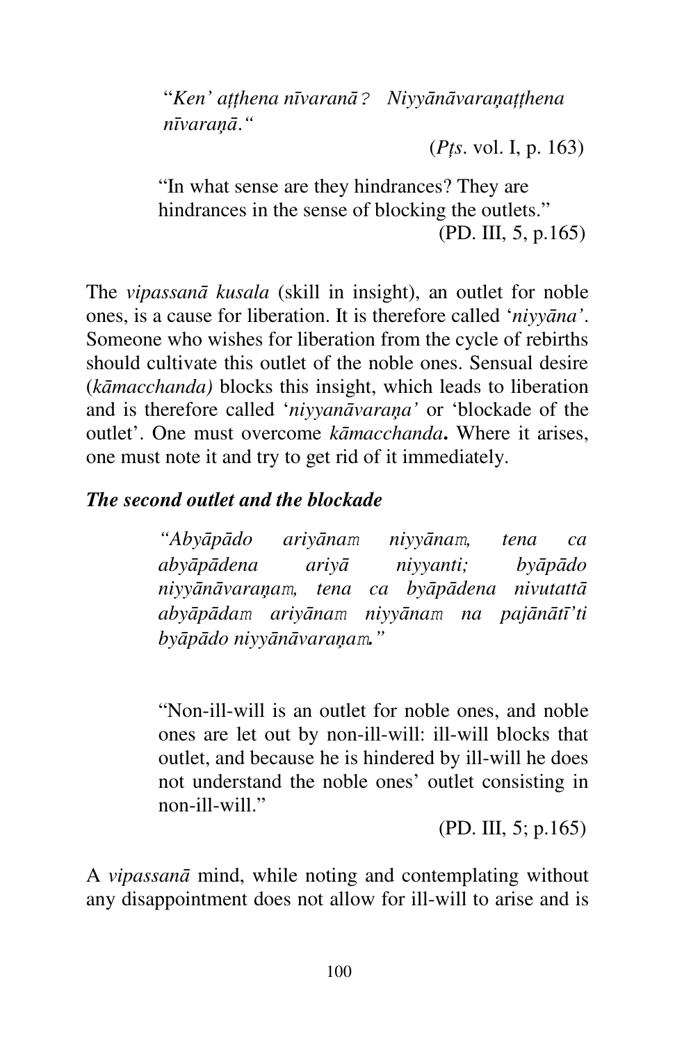> "*Ken' aṭṭhena nīvaranā? Niyyānāvaraṇaṭṭhena nīvaraṇā.*"
>
> (*Pṭs*. vol. I, p. 163)

> "In what sense are they hindrances? They are hindrances in the sense of blocking the outlets."
>
> (PD. III, 5, p.165)

The *vipassanā kusala* (skill in insight), an outlet for noble ones, is a cause for liberation. It is therefore called '*niyyāna'*. Someone who wishes for liberation from the cycle of rebirths should cultivate this outlet of the noble ones. Sensual desire (*kāmacchanda)* blocks this insight, which leads to liberation and is therefore called '*niyyanāvaraṇa'* or 'blockade of the outlet'. One must overcome *kāmacchanda***.** Where it arises, one must note it and try to get rid of it immediately.

### ***The second outlet and the blockade***

> *"Abyāpādo ariyānaṁ niyyānaṁ, tena ca abyāpādena ariyā niyyanti; byāpādo niyyānāvaraṇaṁ, tena ca byāpādena nivutattā abyāpādaṁ ariyānaṁ niyyānaṁ na pajānātī'ti byāpādo niyyānāvaraṇaṁ."*

> "Non-ill-will is an outlet for noble ones, and noble ones are let out by non-ill-will: ill-will blocks that outlet, and because he is hindered by ill-will he does not understand the noble ones' outlet consisting in non-ill-will."
>
> (PD. III, 5; p.165)

A *vipassanā* mind, while noting and contemplating without any disappointment does not allow for ill-will to arise and is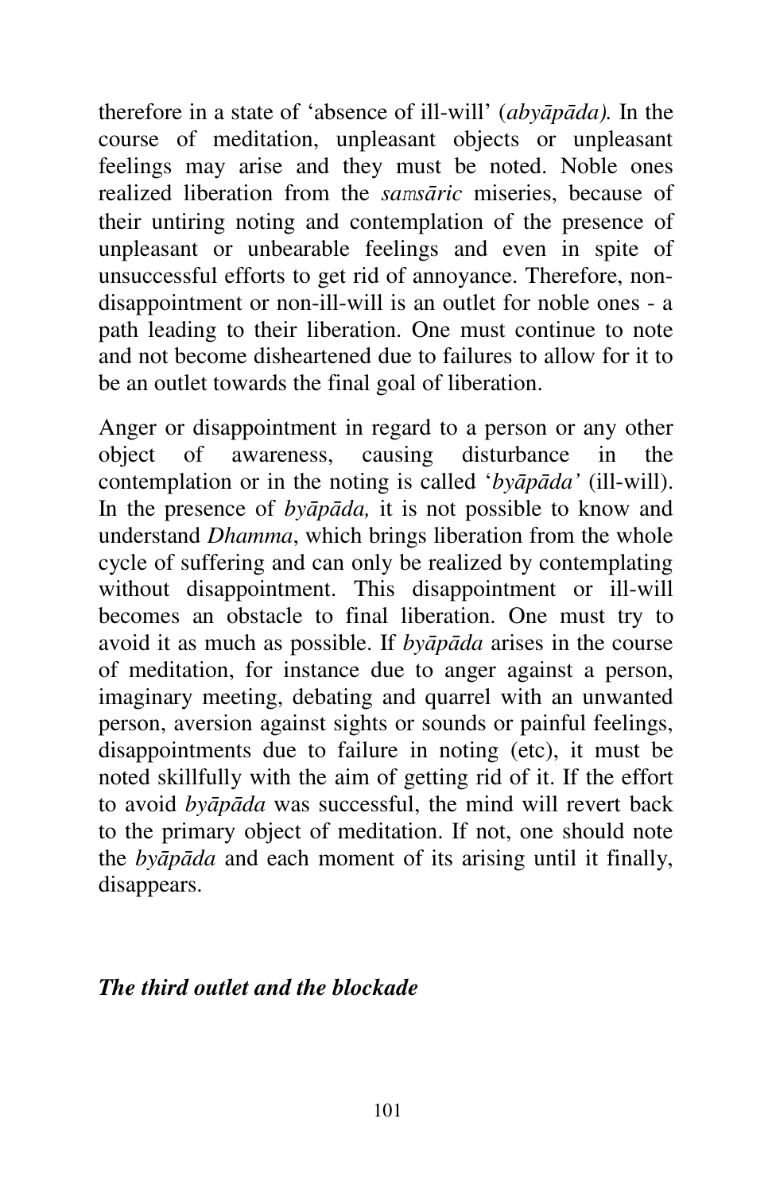therefore in a state of 'absence of ill-will' (*abyāpāda).* In the course of meditation, unpleasant objects or unpleasant feelings may arise and they must be noted. Noble ones realized liberation from the *samsāric* miseries, because of their untiring noting and contemplation of the presence of unpleasant or unbearable feelings and even in spite of unsuccessful efforts to get rid of annoyance. Therefore, non-disappointment or non-ill-will is an outlet for noble ones - a path leading to their liberation. One must continue to note and not become disheartened due to failures to allow for it to be an outlet towards the final goal of liberation.

Anger or disappointment in regard to a person or any other object of awareness, causing disturbance in the contemplation or in the noting is called '*byāpāda'* (ill-will). In the presence of *byāpāda,* it is not possible to know and understand *Dhamma*, which brings liberation from the whole cycle of suffering and can only be realized by contemplating without disappointment. This disappointment or ill-will becomes an obstacle to final liberation. One must try to avoid it as much as possible. If *byāpāda* arises in the course of meditation, for instance due to anger against a person, imaginary meeting, debating and quarrel with an unwanted person, aversion against sights or sounds or painful feelings, disappointments due to failure in noting (etc), it must be noted skillfully with the aim of getting rid of it. If the effort to avoid *byāpāda* was successful, the mind will revert back to the primary object of meditation. If not, one should note the *byāpāda* and each moment of its arising until it finally, disappears.

***The third outlet and the blockade***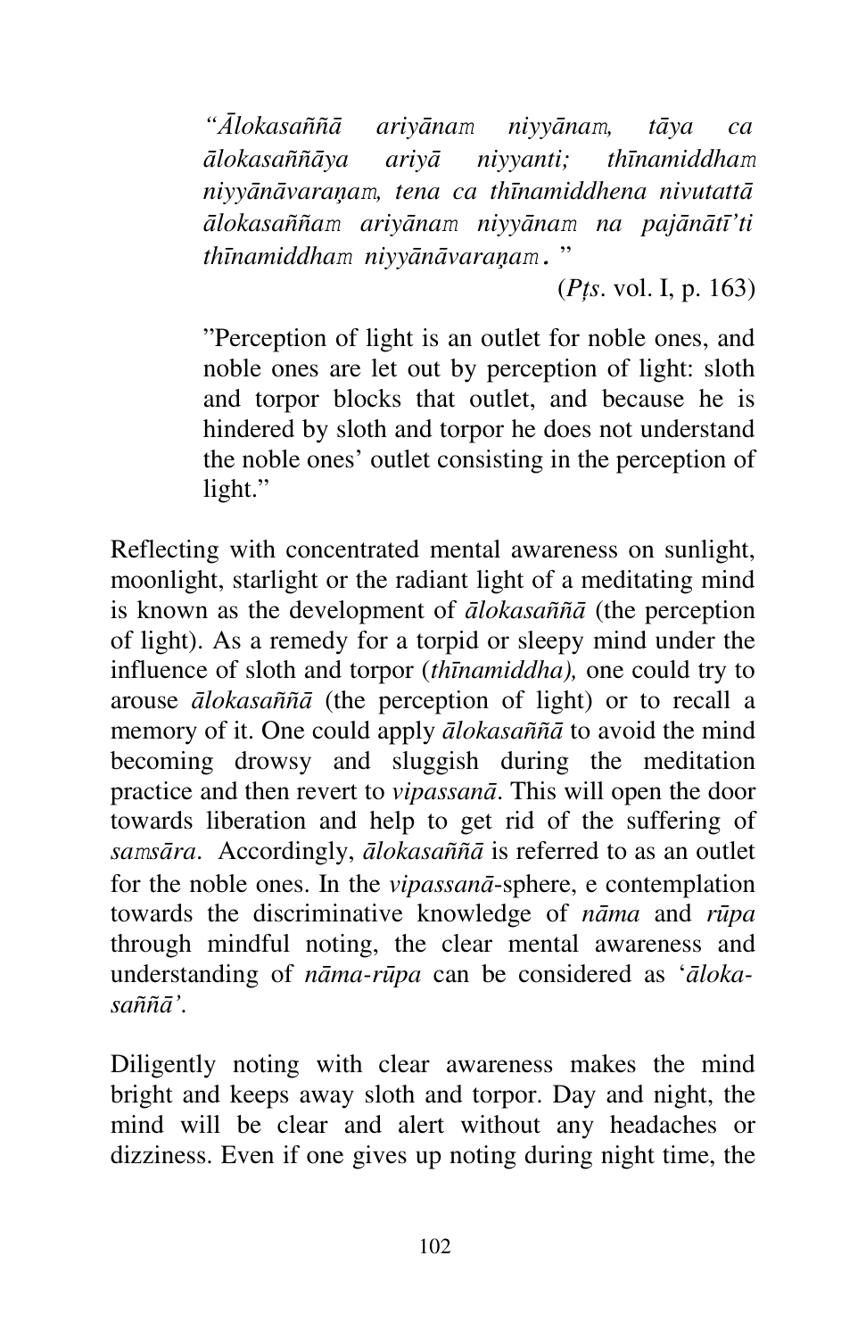> *"Ālokasaññā ariyānaṃ niyyānaṃ, tāya ca ālokasaññāya ariyā niyyanti; thīnamiddhaṃ niyyānāvaraṇaṃ, tena ca thīnamiddhena nivutattā ālokasaññaṃ ariyānaṃ niyyānaṃ na pajānātī'ti thīnamiddhaṃ niyyānāvaraṇaṃ.*"
>
> (*Pṭs*. vol. I, p. 163)
>
> "Perception of light is an outlet for noble ones, and noble ones are let out by perception of light: sloth and torpor blocks that outlet, and because he is hindered by sloth and torpor he does not understand the noble ones' outlet consisting in the perception of light."

Reflecting with concentrated mental awareness on sunlight, moonlight, starlight or the radiant light of a meditating mind is known as the development of *ālokasaññā* (the perception of light). As a remedy for a torpid or sleepy mind under the influence of sloth and torpor (*thīnamiddha),* one could try to arouse *ālokasaññā* (the perception of light) or to recall a memory of it. One could apply *ālokasaññā* to avoid the mind becoming drowsy and sluggish during the meditation practice and then revert to *vipassanā*. This will open the door towards liberation and help to get rid of the suffering of *saṃsāra*. Accordingly, *ālokasaññā* is referred to as an outlet for the noble ones. In the *vipassanā*-sphere, e contemplation towards the discriminative knowledge of *nāma* and *rūpa* through mindful noting, the clear mental awareness and understanding of *nāma-rūpa* can be considered as '*āloka-saññā'*.

Diligently noting with clear awareness makes the mind bright and keeps away sloth and torpor. Day and night, the mind will be clear and alert without any headaches or dizziness. Even if one gives up noting during night time, the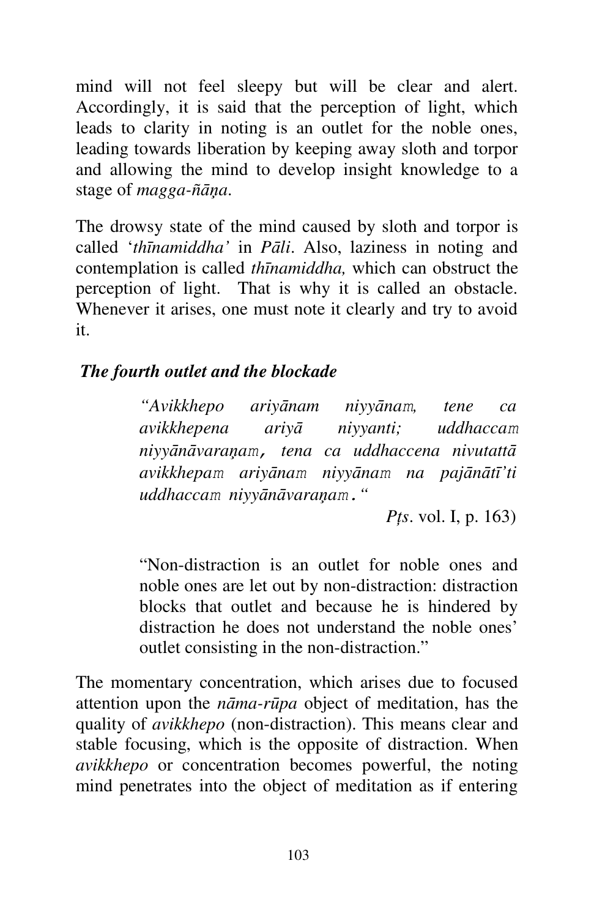mind will not feel sleepy but will be clear and alert. Accordingly, it is said that the perception of light, which leads to clarity in noting is an outlet for the noble ones, leading towards liberation by keeping away sloth and torpor and allowing the mind to develop insight knowledge to a stage of *magga-ñāṇa*.

The drowsy state of the mind caused by sloth and torpor is called '*thīnamiddha'* in *Pāli*. Also, laziness in noting and contemplation is called *thīnamiddha,* which can obstruct the perception of light. That is why it is called an obstacle. Whenever it arises, one must note it clearly and try to avoid it.

### *The fourth outlet and the blockade*

> *"Avikkhepo ariyānam niyyānaṁ, tene ca avikkhepena ariyā niyyanti; uddhaccaṁ niyyānāvaraṇaṁ, tena ca uddhaccena nivutattā avikkhepaṁ ariyānaṁ niyyānaṁ na pajānātī'ti uddhaccaṁ niyyānāvaraṇaṁ."*
>
> *Pṭs*. vol. I, p. 163)
>
> "Non-distraction is an outlet for noble ones and noble ones are let out by non-distraction: distraction blocks that outlet and because he is hindered by distraction he does not understand the noble ones' outlet consisting in the non-distraction."

The momentary concentration, which arises due to focused attention upon the *nāma-rūpa* object of meditation, has the quality of *avikkhepo* (non-distraction). This means clear and stable focusing, which is the opposite of distraction. When *avikkhepo* or concentration becomes powerful, the noting mind penetrates into the object of meditation as if entering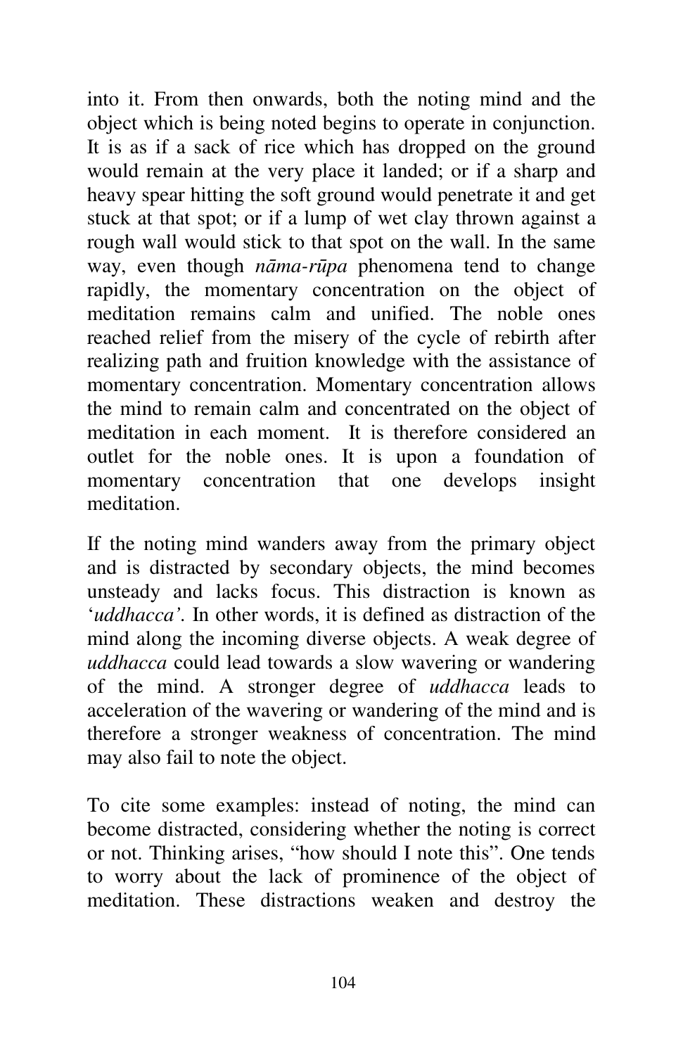into it. From then onwards, both the noting mind and the object which is being noted begins to operate in conjunction. It is as if a sack of rice which has dropped on the ground would remain at the very place it landed; or if a sharp and heavy spear hitting the soft ground would penetrate it and get stuck at that spot; or if a lump of wet clay thrown against a rough wall would stick to that spot on the wall. In the same way, even though *nāma-rūpa* phenomena tend to change rapidly, the momentary concentration on the object of meditation remains calm and unified. The noble ones reached relief from the misery of the cycle of rebirth after realizing path and fruition knowledge with the assistance of momentary concentration. Momentary concentration allows the mind to remain calm and concentrated on the object of meditation in each moment. It is therefore considered an outlet for the noble ones. It is upon a foundation of momentary concentration that one develops insight meditation.

If the noting mind wanders away from the primary object and is distracted by secondary objects, the mind becomes unsteady and lacks focus. This distraction is known as '*uddhacca'*. In other words, it is defined as distraction of the mind along the incoming diverse objects. A weak degree of *uddhacca* could lead towards a slow wavering or wandering of the mind. A stronger degree of *uddhacca* leads to acceleration of the wavering or wandering of the mind and is therefore a stronger weakness of concentration. The mind may also fail to note the object.

To cite some examples: instead of noting, the mind can become distracted, considering whether the noting is correct or not. Thinking arises, "how should I note this". One tends to worry about the lack of prominence of the object of meditation. These distractions weaken and destroy the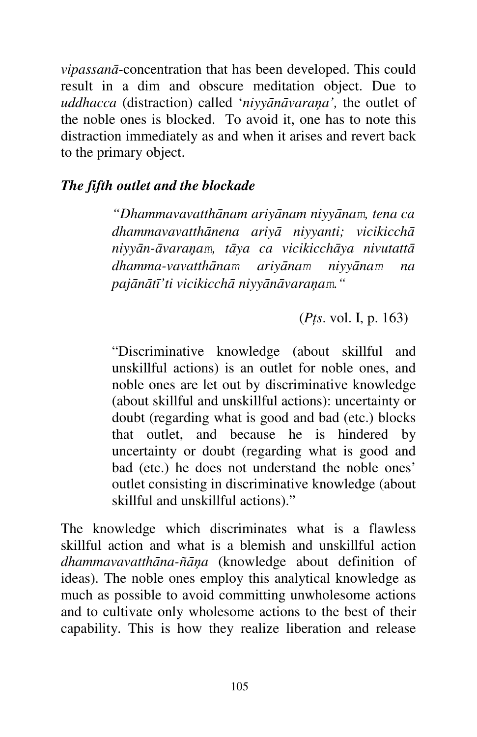*vipassanā*-concentration that has been developed. This could result in a dim and obscure meditation object. Due to *uddhacca* (distraction) called '*niyyānāvaraṇa',* the outlet of the noble ones is blocked. To avoid it, one has to note this distraction immediately as and when it arises and revert back to the primary object.

***The fifth outlet and the blockade***

> *"Dhammavavatthānam ariyānam niyyānaṃ, tena ca dhammavavatthānena ariyā niyyanti; vicikicchā niyyān-āvaraṇaṃ, tāya ca vicikicchāya nivutattā dhamma-vavatthānaṃ ariyānaṃ niyyānaṃ na pajānātī'ti vicikicchā niyyānāvaraṇaṃ."*
>
> (*Pṭs*. vol. I, p. 163)
>
> "Discriminative knowledge (about skillful and unskillful actions) is an outlet for noble ones, and noble ones are let out by discriminative knowledge (about skillful and unskillful actions): uncertainty or doubt (regarding what is good and bad (etc.) blocks that outlet, and because he is hindered by uncertainty or doubt (regarding what is good and bad (etc.) he does not understand the noble ones' outlet consisting in discriminative knowledge (about skillful and unskillful actions)."

The knowledge which discriminates what is a flawless skillful action and what is a blemish and unskillful action *dhammavavatthāna-ñāṇa* (knowledge about definition of ideas). The noble ones employ this analytical knowledge as much as possible to avoid committing unwholesome actions and to cultivate only wholesome actions to the best of their capability. This is how they realize liberation and release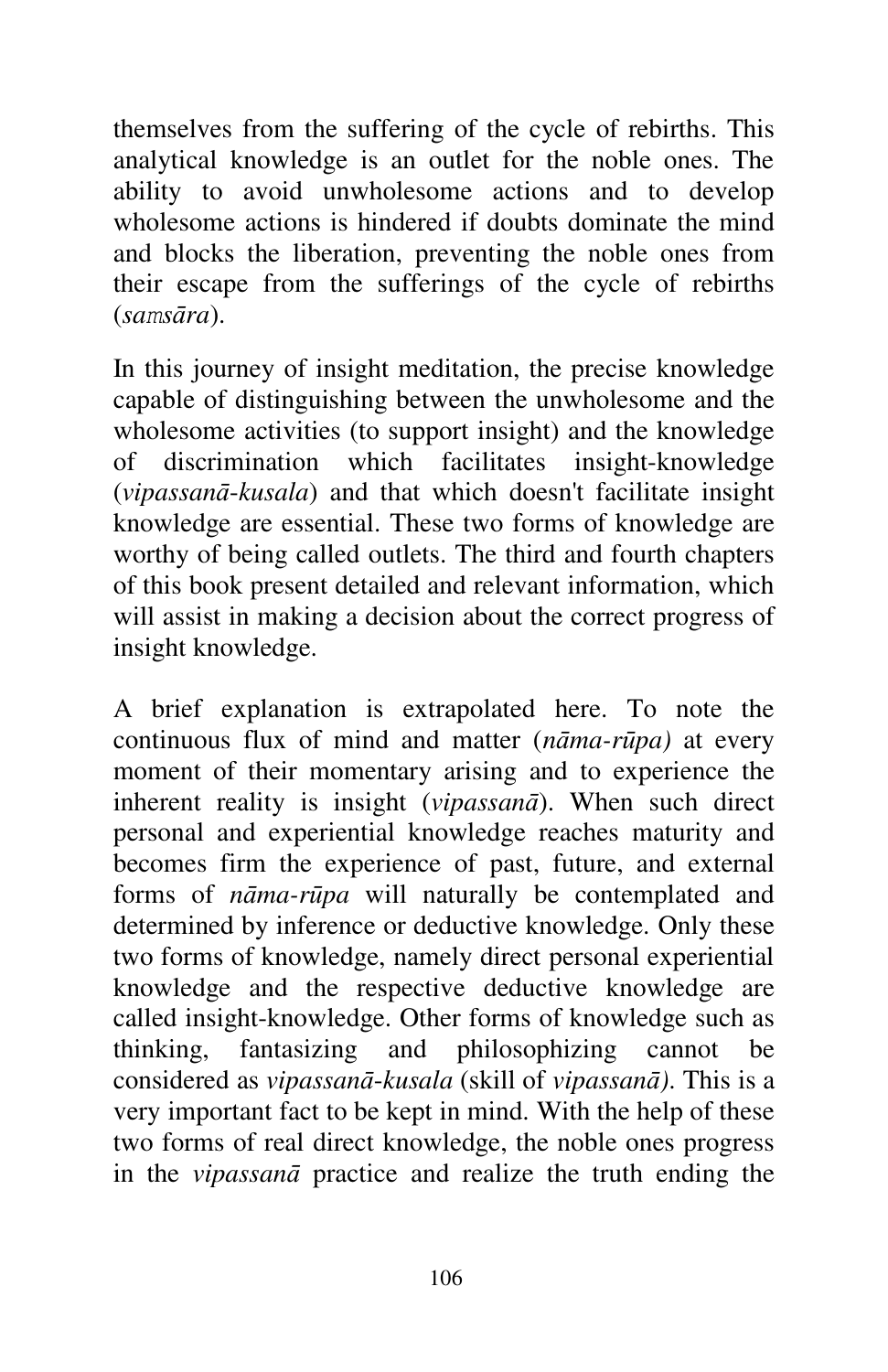themselves from the suffering of the cycle of rebirths. This analytical knowledge is an outlet for the noble ones. The ability to avoid unwholesome actions and to develop wholesome actions is hindered if doubts dominate the mind and blocks the liberation, preventing the noble ones from their escape from the sufferings of the cycle of rebirths (*saṃsāra*).

In this journey of insight meditation, the precise knowledge capable of distinguishing between the unwholesome and the wholesome activities (to support insight) and the knowledge of discrimination which facilitates insight-knowledge (*vipassanā-kusala*) and that which doesn't facilitate insight knowledge are essential. These two forms of knowledge are worthy of being called outlets. The third and fourth chapters of this book present detailed and relevant information, which will assist in making a decision about the correct progress of insight knowledge.

A brief explanation is extrapolated here. To note the continuous flux of mind and matter (*nāma-rūpa)* at every moment of their momentary arising and to experience the inherent reality is insight (*vipassanā*). When such direct personal and experiential knowledge reaches maturity and becomes firm the experience of past, future, and external forms of *nāma-rūpa* will naturally be contemplated and determined by inference or deductive knowledge. Only these two forms of knowledge, namely direct personal experiential knowledge and the respective deductive knowledge are called insight-knowledge. Other forms of knowledge such as thinking, fantasizing and philosophizing cannot be considered as *vipassanā-kusala* (skill of *vipassanā)*. This is a very important fact to be kept in mind. With the help of these two forms of real direct knowledge, the noble ones progress in the *vipassanā* practice and realize the truth ending the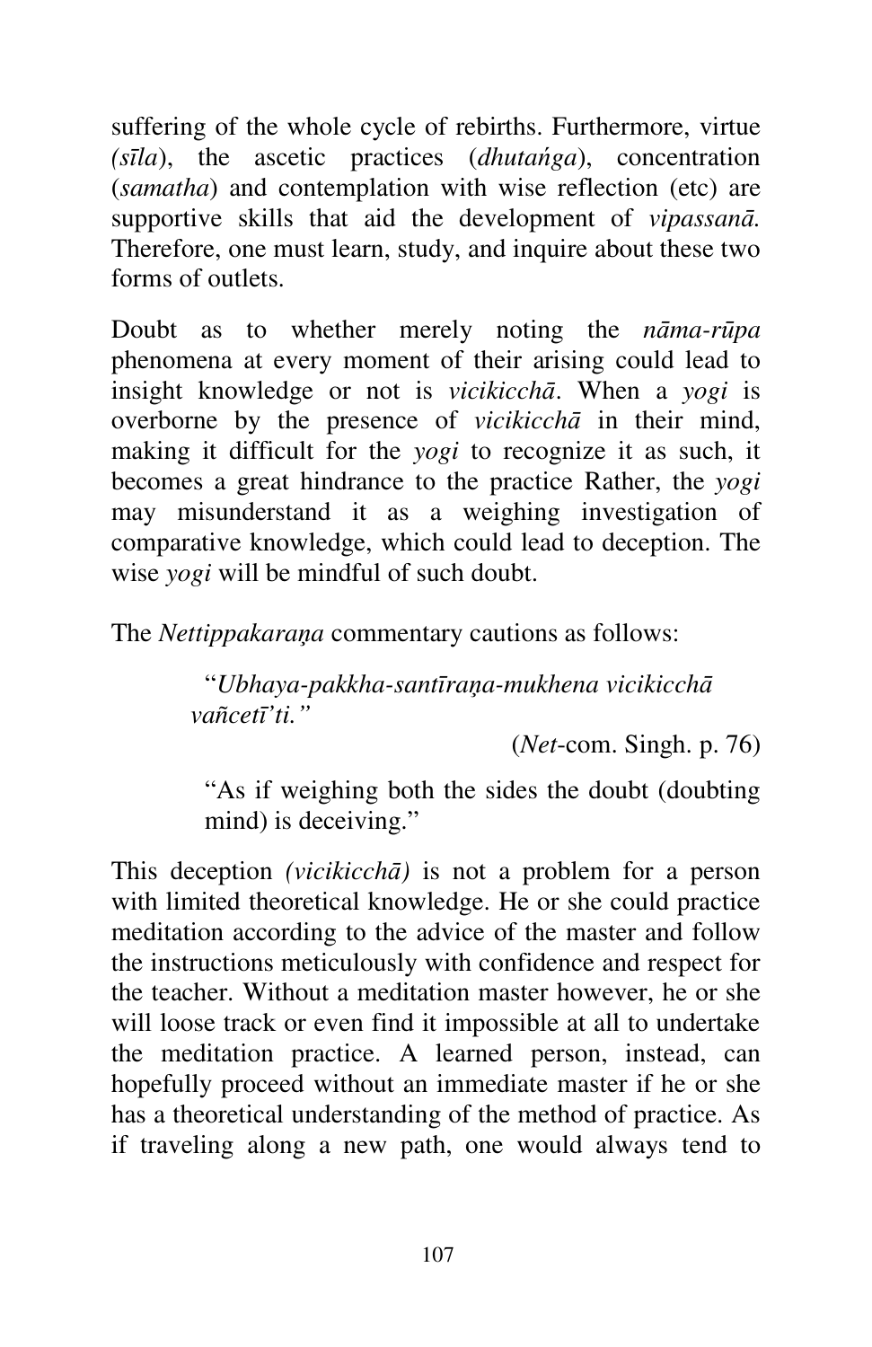suffering of the whole cycle of rebirths. Furthermore, virtue *(sīla*), the ascetic practices (*dhutaṅga*), concentration (*samatha*) and contemplation with wise reflection (etc) are supportive skills that aid the development of *vipassanā.* Therefore, one must learn, study, and inquire about these two forms of outlets.

Doubt as to whether merely noting the *nāma-rūpa* phenomena at every moment of their arising could lead to insight knowledge or not is *vicikicchā*. When a *yogi* is overborne by the presence of *vicikicchā* in their mind, making it difficult for the *yogi* to recognize it as such, it becomes a great hindrance to the practice Rather, the *yogi* may misunderstand it as a weighing investigation of comparative knowledge, which could lead to deception. The wise *yogi* will be mindful of such doubt.

The *Nettippakaraṇa* commentary cautions as follows:

> "*Ubhaya-pakkha-santīraṇa-mukhena vicikicchā vañcetī'ti."*
>
> (*Net*-com. Singh. p. 76)
>
> "As if weighing both the sides the doubt (doubting mind) is deceiving."

This deception *(vicikicchā)* is not a problem for a person with limited theoretical knowledge. He or she could practice meditation according to the advice of the master and follow the instructions meticulously with confidence and respect for the teacher. Without a meditation master however, he or she will loose track or even find it impossible at all to undertake the meditation practice. A learned person, instead, can hopefully proceed without an immediate master if he or she has a theoretical understanding of the method of practice. As if traveling along a new path, one would always tend to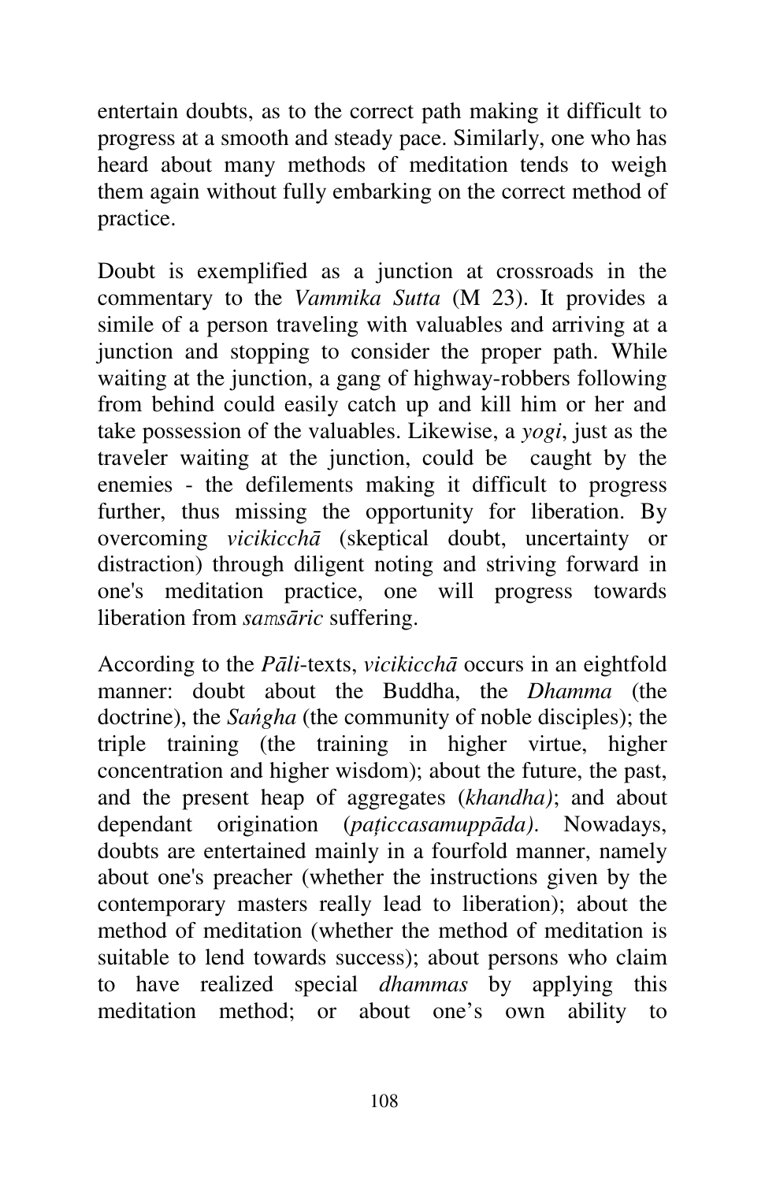entertain doubts, as to the correct path making it difficult to progress at a smooth and steady pace. Similarly, one who has heard about many methods of meditation tends to weigh them again without fully embarking on the correct method of practice.

Doubt is exemplified as a junction at crossroads in the commentary to the *Vammika Sutta* (M 23). It provides a simile of a person traveling with valuables and arriving at a junction and stopping to consider the proper path. While waiting at the junction, a gang of highway-robbers following from behind could easily catch up and kill him or her and take possession of the valuables. Likewise, a *yogi*, just as the traveler waiting at the junction, could be caught by the enemies - the defilements making it difficult to progress further, thus missing the opportunity for liberation. By overcoming *vicikicchā* (skeptical doubt, uncertainty or distraction) through diligent noting and striving forward in one's meditation practice, one will progress towards liberation from *samsāric* suffering.

According to the *Pāli*-texts, *vicikicchā* occurs in an eightfold manner: doubt about the Buddha, the *Dhamma* (the doctrine), the *Saṅgha* (the community of noble disciples); the triple training (the training in higher virtue, higher concentration and higher wisdom); about the future, the past, and the present heap of aggregates (*khandha)*; and about dependant origination (*paṭiccasamuppāda)*. Nowadays, doubts are entertained mainly in a fourfold manner, namely about one's preacher (whether the instructions given by the contemporary masters really lead to liberation); about the method of meditation (whether the method of meditation is suitable to lend towards success); about persons who claim to have realized special *dhammas* by applying this meditation method; or about one's own ability to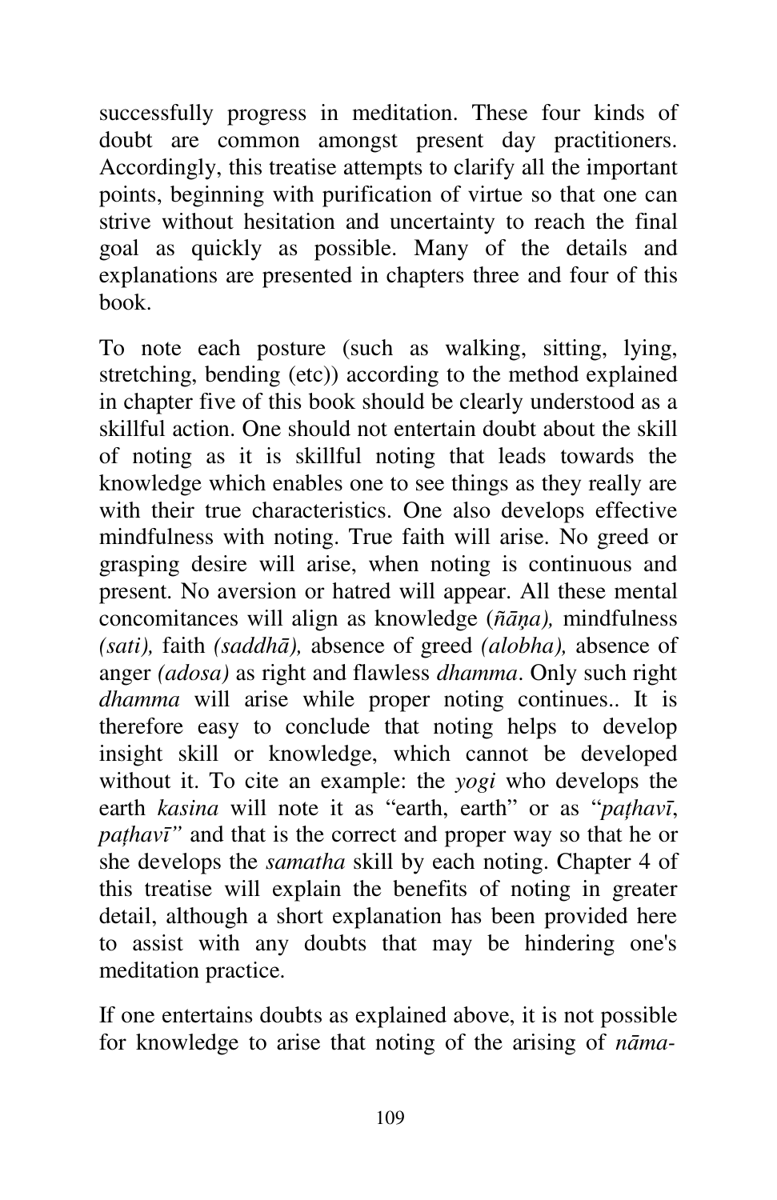successfully progress in meditation. These four kinds of doubt are common amongst present day practitioners. Accordingly, this treatise attempts to clarify all the important points, beginning with purification of virtue so that one can strive without hesitation and uncertainty to reach the final goal as quickly as possible. Many of the details and explanations are presented in chapters three and four of this book.

To note each posture (such as walking, sitting, lying, stretching, bending (etc)) according to the method explained in chapter five of this book should be clearly understood as a skillful action. One should not entertain doubt about the skill of noting as it is skillful noting that leads towards the knowledge which enables one to see things as they really are with their true characteristics. One also develops effective mindfulness with noting. True faith will arise. No greed or grasping desire will arise, when noting is continuous and present. No aversion or hatred will appear. All these mental concomitances will align as knowledge (*ñāṇa),* mindfulness *(sati),* faith *(saddhā),* absence of greed *(alobha),* absence of anger *(adosa)* as right and flawless *dhamma*. Only such right *dhamma* will arise while proper noting continues.. It is therefore easy to conclude that noting helps to develop insight skill or knowledge, which cannot be developed without it. To cite an example: the *yogi* who develops the earth *kasina* will note it as "earth, earth" or as "*paṭhavī*, *paṭhavī"* and that is the correct and proper way so that he or she develops the *samatha* skill by each noting. Chapter 4 of this treatise will explain the benefits of noting in greater detail, although a short explanation has been provided here to assist with any doubts that may be hindering one's meditation practice.

If one entertains doubts as explained above, it is not possible for knowledge to arise that noting of the arising of *nāma-*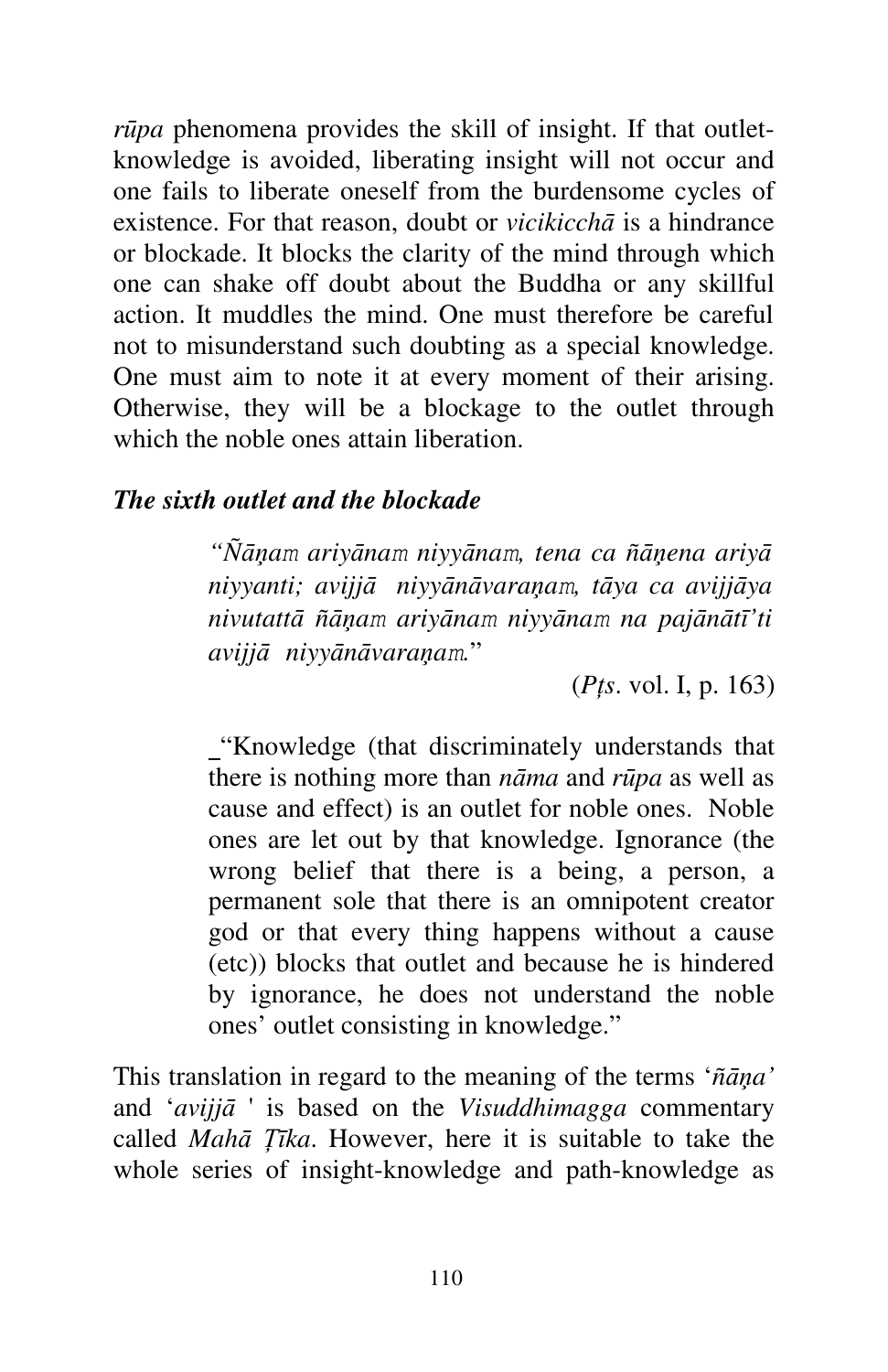*rūpa* phenomena provides the skill of insight. If that outlet-knowledge is avoided, liberating insight will not occur and one fails to liberate oneself from the burdensome cycles of existence. For that reason, doubt or *vicikicchā* is a hindrance or blockade. It blocks the clarity of the mind through which one can shake off doubt about the Buddha or any skillful action. It muddles the mind. One must therefore be careful not to misunderstand such doubting as a special knowledge. One must aim to note it at every moment of their arising. Otherwise, they will be a blockage to the outlet through which the noble ones attain liberation.

### *The sixth outlet and the blockade*

> *"Ñāṇam ariyānam niyyānam, tena ca ñāṇena ariyā niyyanti; avijjā niyyānāvaraṇam, tāya ca avijjāya nivutattā ñāṇam ariyānam niyyānam na pajānātī'ti avijjā niyyānāvaraṇam.*"
>
> (*Pṭs*. vol. I, p. 163)
>
> "Knowledge (that discriminately understands that there is nothing more than *nāma* and *rūpa* as well as cause and effect) is an outlet for noble ones. Noble ones are let out by that knowledge. Ignorance (the wrong belief that there is a being, a person, a permanent sole that there is an omnipotent creator god or that every thing happens without a cause (etc)) blocks that outlet and because he is hindered by ignorance, he does not understand the noble ones' outlet consisting in knowledge."

This translation in regard to the meaning of the terms '*ñāṇa'* and '*avijjā* ' is based on the *Visuddhimagga* commentary called *Mahā Ṭīka*. However, here it is suitable to take the whole series of insight-knowledge and path-knowledge as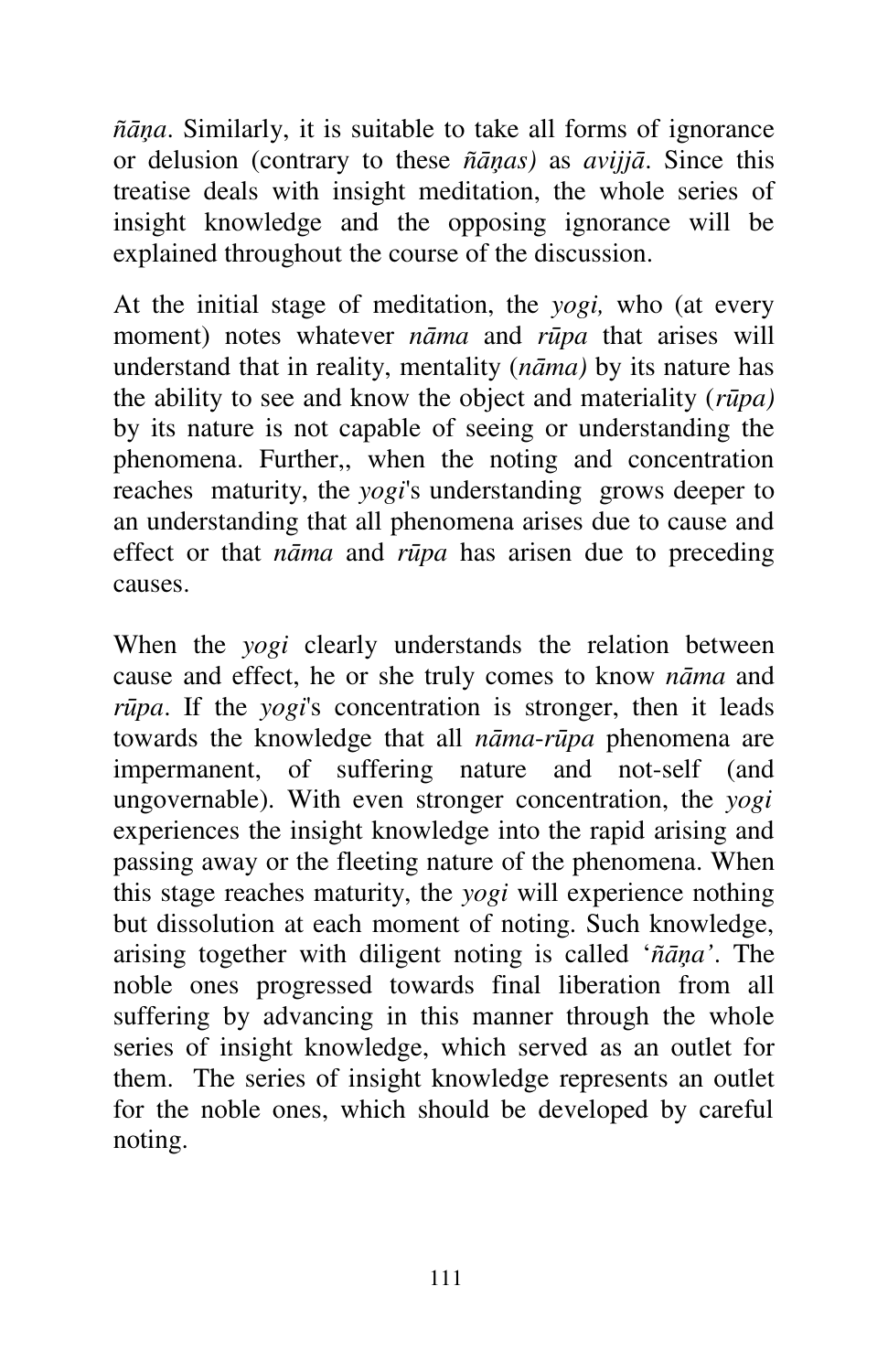*ñāṇa*. Similarly, it is suitable to take all forms of ignorance or delusion (contrary to these *ñāṇas)* as *avijjā*. Since this treatise deals with insight meditation, the whole series of insight knowledge and the opposing ignorance will be explained throughout the course of the discussion.

At the initial stage of meditation, the *yogi,* who (at every moment) notes whatever *nāma* and *rūpa* that arises will understand that in reality, mentality (*nāma)* by its nature has the ability to see and know the object and materiality (*rūpa)* by its nature is not capable of seeing or understanding the phenomena. Further,, when the noting and concentration reaches maturity, the *yogi*'s understanding grows deeper to an understanding that all phenomena arises due to cause and effect or that *nāma* and *rūpa* has arisen due to preceding causes.

When the *yogi* clearly understands the relation between cause and effect, he or she truly comes to know *nāma* and *rūpa*. If the *yogi*'s concentration is stronger, then it leads towards the knowledge that all *nāma-rūpa* phenomena are impermanent, of suffering nature and not-self (and ungovernable). With even stronger concentration, the *yogi* experiences the insight knowledge into the rapid arising and passing away or the fleeting nature of the phenomena. When this stage reaches maturity, the *yogi* will experience nothing but dissolution at each moment of noting. Such knowledge, arising together with diligent noting is called '*ñāṇa'*. The noble ones progressed towards final liberation from all suffering by advancing in this manner through the whole series of insight knowledge, which served as an outlet for them. The series of insight knowledge represents an outlet for the noble ones, which should be developed by careful noting.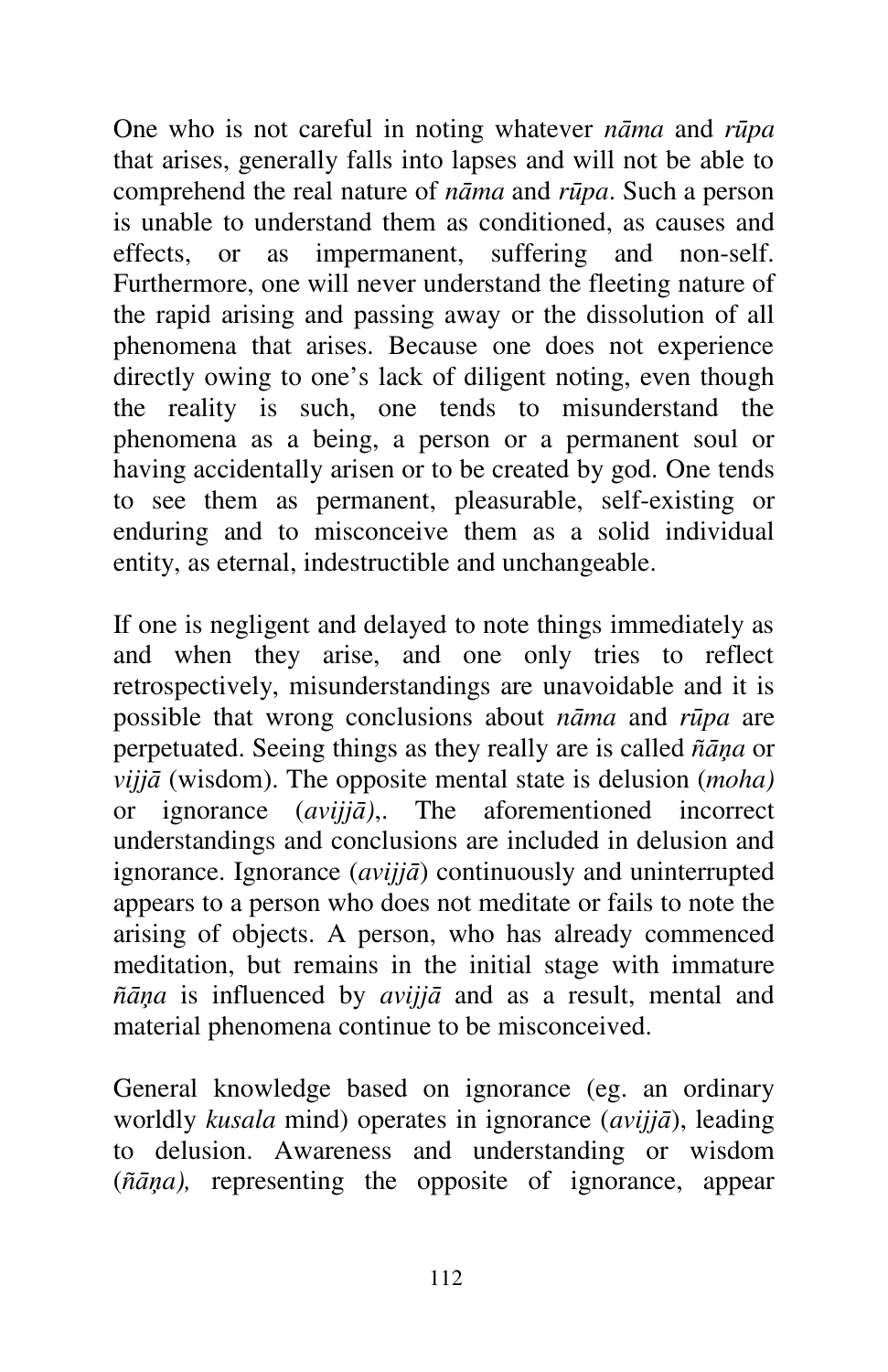One who is not careful in noting whatever *nāma* and *rūpa* that arises, generally falls into lapses and will not be able to comprehend the real nature of *nāma* and *rūpa*. Such a person is unable to understand them as conditioned, as causes and effects, or as impermanent, suffering and non-self. Furthermore, one will never understand the fleeting nature of the rapid arising and passing away or the dissolution of all phenomena that arises. Because one does not experience directly owing to one's lack of diligent noting, even though the reality is such, one tends to misunderstand the phenomena as a being, a person or a permanent soul or having accidentally arisen or to be created by god. One tends to see them as permanent, pleasurable, self-existing or enduring and to misconceive them as a solid individual entity, as eternal, indestructible and unchangeable.

If one is negligent and delayed to note things immediately as and when they arise, and one only tries to reflect retrospectively, misunderstandings are unavoidable and it is possible that wrong conclusions about *nāma* and *rūpa* are perpetuated. Seeing things as they really are is called *ñāṇa* or *vijjā* (wisdom). The opposite mental state is delusion (*moha)* or ignorance (*avijjā)*,. The aforementioned incorrect understandings and conclusions are included in delusion and ignorance. Ignorance (*avijjā*) continuously and uninterrupted appears to a person who does not meditate or fails to note the arising of objects. A person, who has already commenced meditation, but remains in the initial stage with immature *ñāṇa* is influenced by *avijjā* and as a result, mental and material phenomena continue to be misconceived.

General knowledge based on ignorance (eg. an ordinary worldly *kusala* mind) operates in ignorance (*avijjā*), leading to delusion. Awareness and understanding or wisdom (*ñāṇa),* representing the opposite of ignorance, appear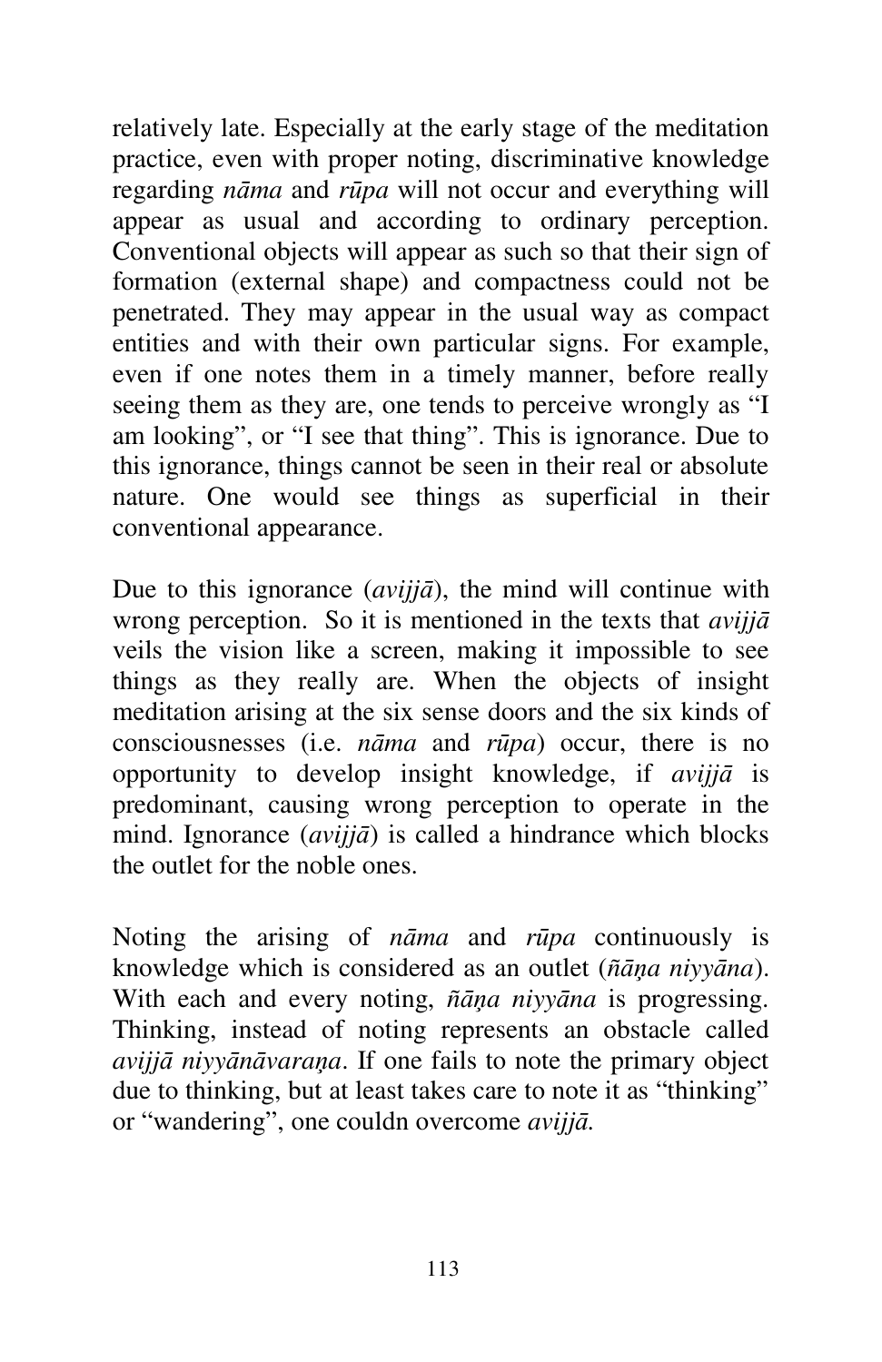relatively late. Especially at the early stage of the meditation practice, even with proper noting, discriminative knowledge regarding *nāma* and *rūpa* will not occur and everything will appear as usual and according to ordinary perception. Conventional objects will appear as such so that their sign of formation (external shape) and compactness could not be penetrated. They may appear in the usual way as compact entities and with their own particular signs. For example, even if one notes them in a timely manner, before really seeing them as they are, one tends to perceive wrongly as "I am looking", or "I see that thing". This is ignorance. Due to this ignorance, things cannot be seen in their real or absolute nature. One would see things as superficial in their conventional appearance.

Due to this ignorance (*avijjā*), the mind will continue with wrong perception. So it is mentioned in the texts that *avijjā* veils the vision like a screen, making it impossible to see things as they really are. When the objects of insight meditation arising at the six sense doors and the six kinds of consciousnesses (i.e. *nāma* and *rūpa*) occur, there is no opportunity to develop insight knowledge, if *avijjā* is predominant, causing wrong perception to operate in the mind. Ignorance (*avijjā*) is called a hindrance which blocks the outlet for the noble ones.

Noting the arising of *nāma* and *rūpa* continuously is knowledge which is considered as an outlet (*ñāṇa niyyāna*). With each and every noting, *ñāṇa niyyāna* is progressing. Thinking, instead of noting represents an obstacle called *avijjā niyyānāvaraṇa*. If one fails to note the primary object due to thinking, but at least takes care to note it as "thinking" or "wandering", one couldn overcome *avijjā.*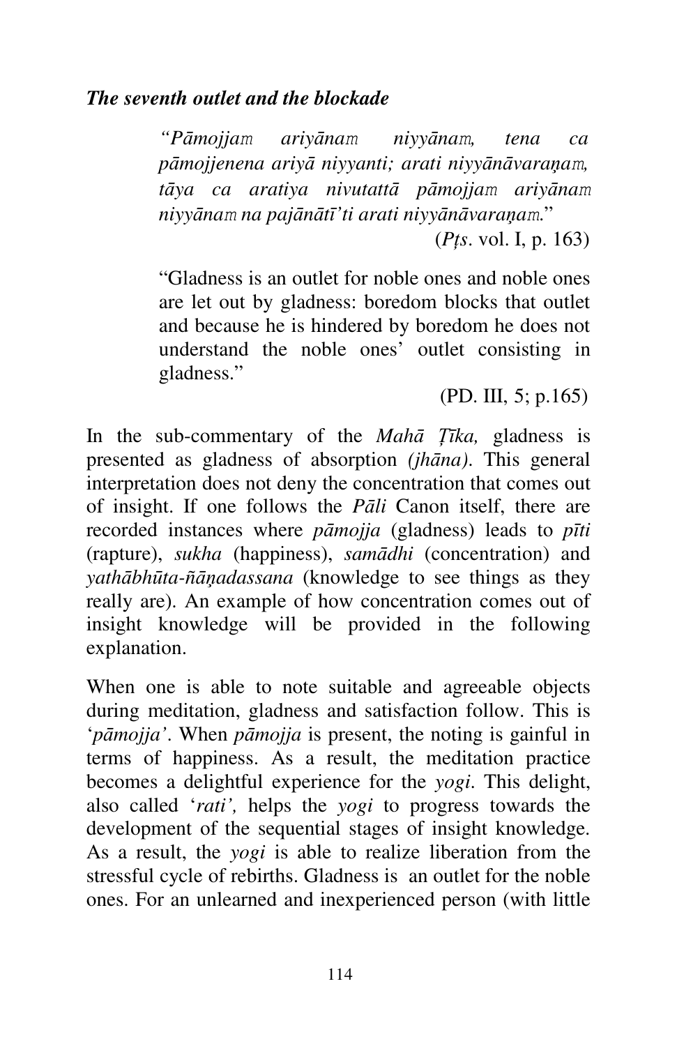***The seventh outlet and the blockade***

> *"Pāmojjaṁ ariyānaṁ niyyānaṁ, tena ca pāmojjenena ariyā niyyanti; arati niyyānāvaraṇaṁ, tāya ca aratiya nivutattā pāmojjaṁ ariyānaṁ niyyānaṁ na pajānātī'ti arati niyyānāvaraṇaṁ.*"
>
> (*Pṭs*. vol. I, p. 163)
>
> "Gladness is an outlet for noble ones and noble ones are let out by gladness: boredom blocks that outlet and because he is hindered by boredom he does not understand the noble ones' outlet consisting in gladness."
>
> (PD. III, 5; p.165)

In the sub-commentary of the *Mahā Ṭīka,* gladness is presented as gladness of absorption *(jhāna)*. This general interpretation does not deny the concentration that comes out of insight. If one follows the *Pāli* Canon itself, there are recorded instances where *pāmojja* (gladness) leads to *pīti* (rapture), *sukha* (happiness), *samādhi* (concentration) and *yathābhūta-ñāṇadassana* (knowledge to see things as they really are). An example of how concentration comes out of insight knowledge will be provided in the following explanation.

When one is able to note suitable and agreeable objects during meditation, gladness and satisfaction follow. This is '*pāmojja'*. When *pāmojja* is present, the noting is gainful in terms of happiness. As a result, the meditation practice becomes a delightful experience for the *yogi.* This delight, also called '*rati',* helps the *yogi* to progress towards the development of the sequential stages of insight knowledge. As a result, the *yogi* is able to realize liberation from the stressful cycle of rebirths. Gladness is an outlet for the noble ones. For an unlearned and inexperienced person (with little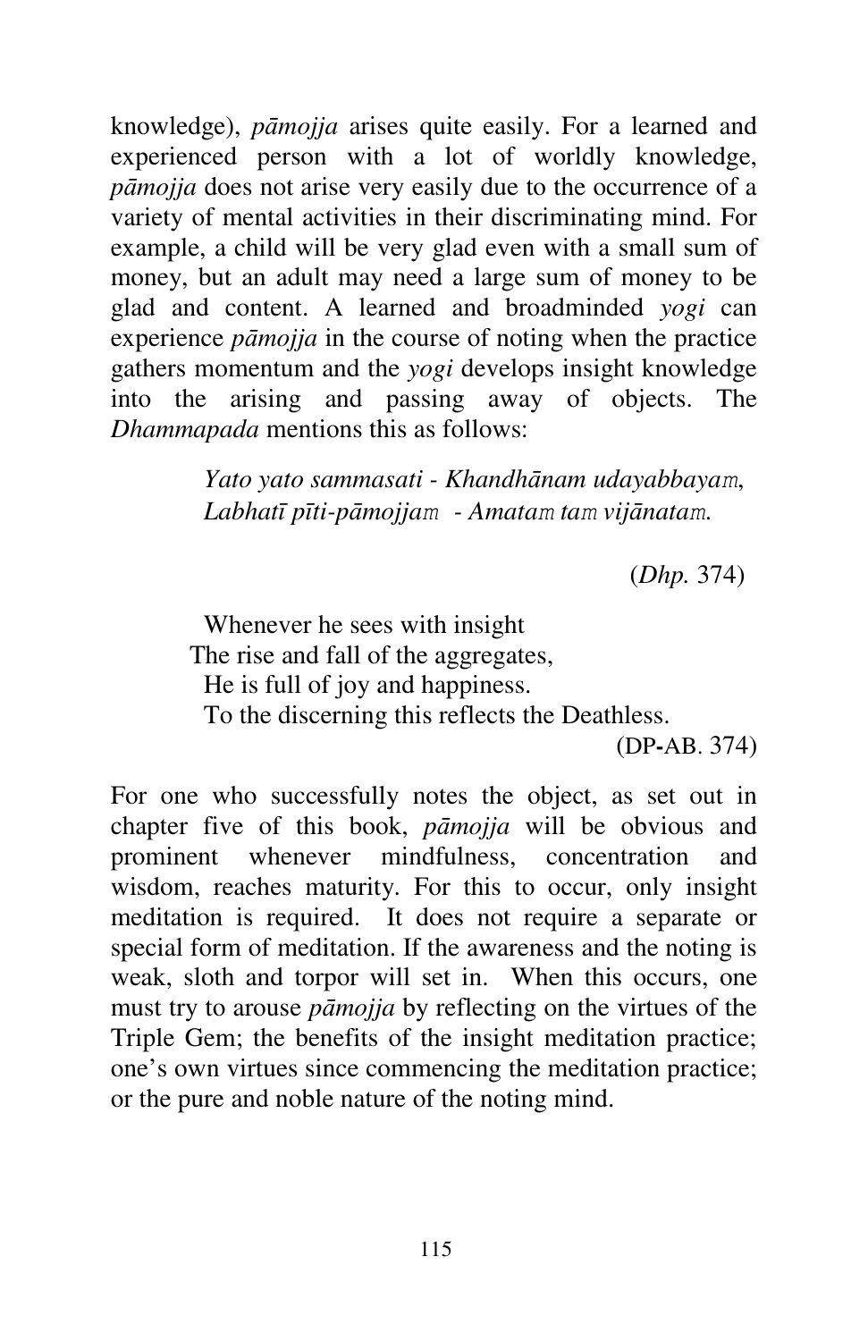knowledge), *pāmojja* arises quite easily. For a learned and experienced person with a lot of worldly knowledge, *pāmojja* does not arise very easily due to the occurrence of a variety of mental activities in their discriminating mind. For example, a child will be very glad even with a small sum of money, but an adult may need a large sum of money to be glad and content. A learned and broadminded *yogi* can experience *pāmojja* in the course of noting when the practice gathers momentum and the *yogi* develops insight knowledge into the arising and passing away of objects. The *Dhammapada* mentions this as follows:

> *Yato yato sammasati - Khandhānam udayabbayaṃ,*
> *Labhatī pīti-pāmojjaṃ - Amataṃ taṃ vijānataṃ.*
>
> (*Dhp.* 374)

> Whenever he sees with insight
> The rise and fall of the aggregates,
> He is full of joy and happiness.
> To the discerning this reflects the Deathless.
>
> (DP-AB. 374)

For one who successfully notes the object, as set out in chapter five of this book, *pāmojja* will be obvious and prominent whenever mindfulness, concentration and wisdom, reaches maturity. For this to occur, only insight meditation is required. It does not require a separate or special form of meditation. If the awareness and the noting is weak, sloth and torpor will set in. When this occurs, one must try to arouse *pāmojja* by reflecting on the virtues of the Triple Gem; the benefits of the insight meditation practice; one's own virtues since commencing the meditation practice; or the pure and noble nature of the noting mind.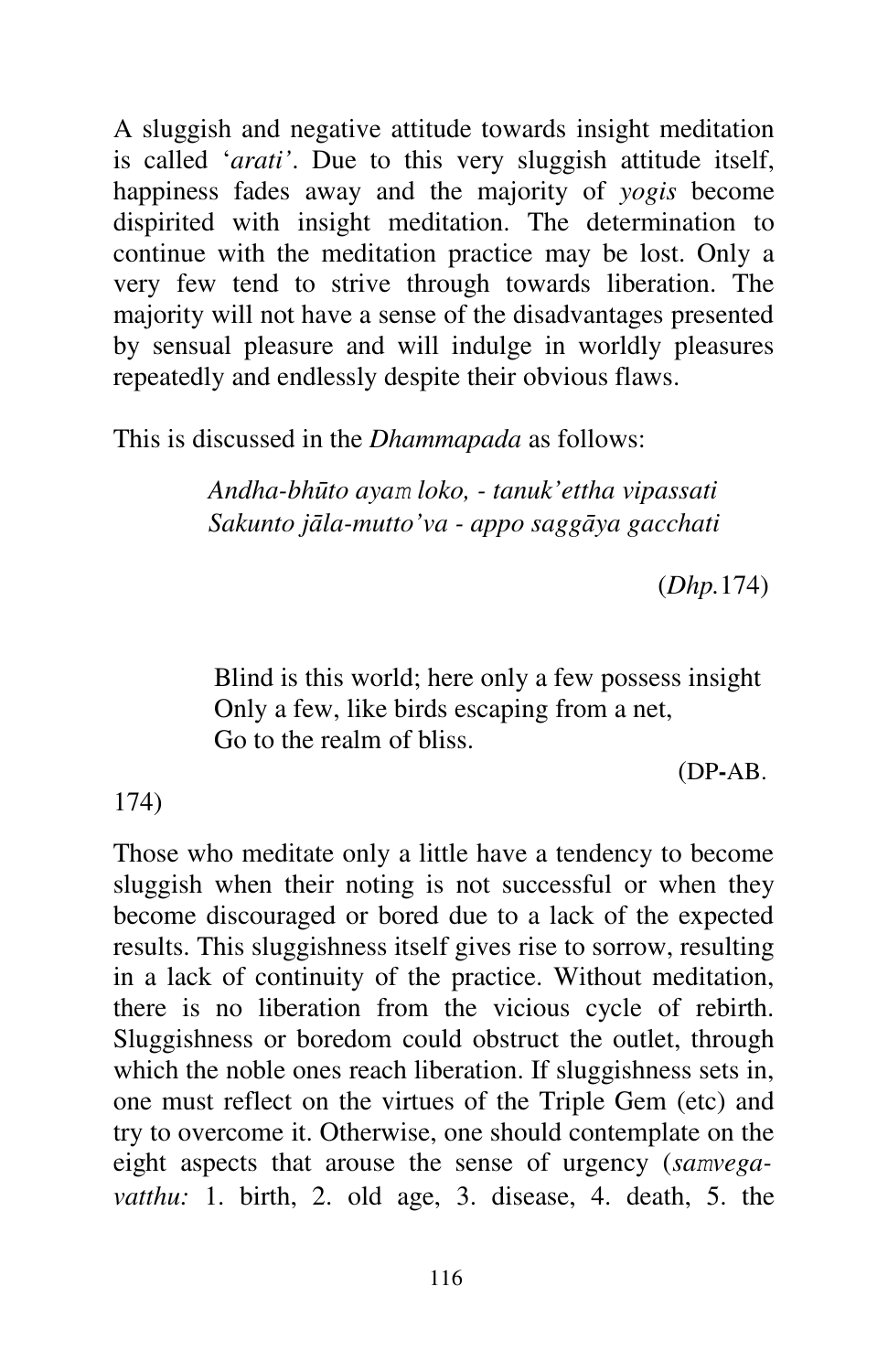A sluggish and negative attitude towards insight meditation is called '*arati'*. Due to this very sluggish attitude itself, happiness fades away and the majority of *yogis* become dispirited with insight meditation. The determination to continue with the meditation practice may be lost. Only a very few tend to strive through towards liberation. The majority will not have a sense of the disadvantages presented by sensual pleasure and will indulge in worldly pleasures repeatedly and endlessly despite their obvious flaws.

This is discussed in the *Dhammapada* as follows:

> *Andha-bhūto ayaṁ loko, - tanuk'ettha vipassati*
> *Sakunto jāla-mutto'va - appo saggāya gacchati*
>
> (*Dhp.*174)

> Blind is this world; here only a few possess insight
> Only a few, like birds escaping from a net,
> Go to the realm of bliss.
>
> (DP-AB. 174)

Those who meditate only a little have a tendency to become sluggish when their noting is not successful or when they become discouraged or bored due to a lack of the expected results. This sluggishness itself gives rise to sorrow, resulting in a lack of continuity of the practice. Without meditation, there is no liberation from the vicious cycle of rebirth. Sluggishness or boredom could obstruct the outlet, through which the noble ones reach liberation. If sluggishness sets in, one must reflect on the virtues of the Triple Gem (etc) and try to overcome it. Otherwise, one should contemplate on the eight aspects that arouse the sense of urgency (*saṁvega-vatthu:* 1. birth, 2. old age, 3. disease, 4. death, 5. the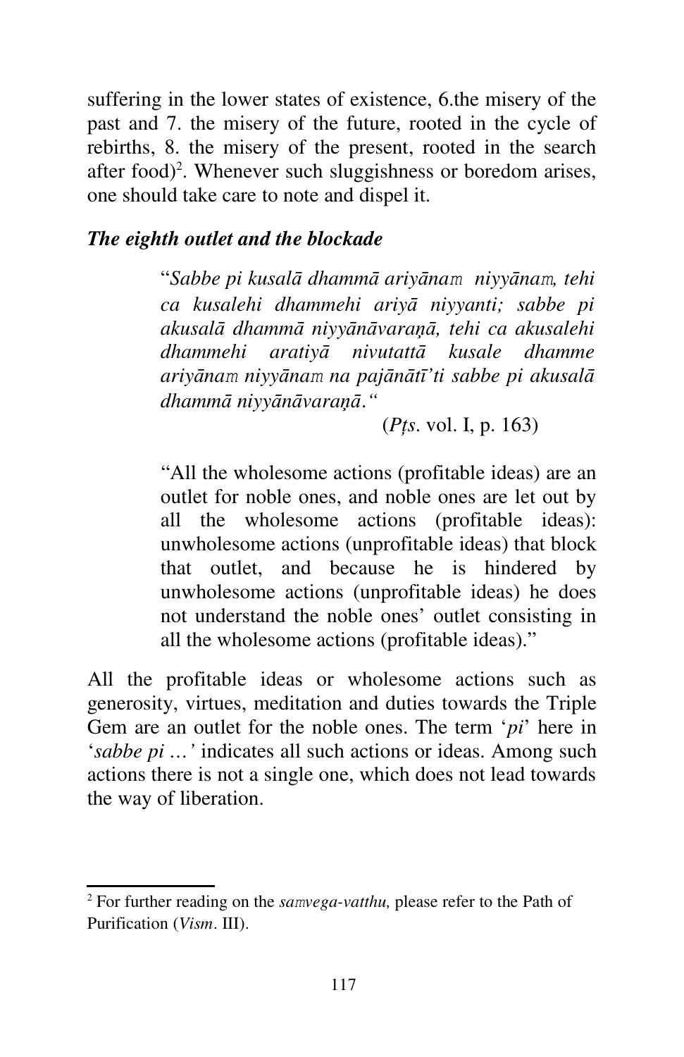suffering in the lower states of existence, 6.the misery of the past and 7. the misery of the future, rooted in the cycle of rebirths, 8. the misery of the present, rooted in the search after food)[2]. Whenever such sluggishness or boredom arises, one should take care to note and dispel it.

### *The eighth outlet and the blockade*

> "*Sabbe pi kusalā dhammā ariyānaṃ niyyānaṃ, tehi ca kusalehi dhammehi ariyā niyyanti; sabbe pi akusalā dhammā niyyānāvaraṇā, tehi ca akusalehi dhammehi aratiyā nivutattā kusale dhamme ariyānaṃ niyyānaṃ na pajānātī'ti sabbe pi akusalā dhammā niyyānāvaraṇā.*"
>
> (*Pṭs*. vol. I, p. 163)
>
> "All the wholesome actions (profitable ideas) are an outlet for noble ones, and noble ones are let out by all the wholesome actions (profitable ideas): unwholesome actions (unprofitable ideas) that block that outlet, and because he is hindered by unwholesome actions (unprofitable ideas) he does not understand the noble ones' outlet consisting in all the wholesome actions (profitable ideas)."

All the profitable ideas or wholesome actions such as generosity, virtues, meditation and duties towards the Triple Gem are an outlet for the noble ones. The term '*pi*' here in '*sabbe pi …*' indicates all such actions or ideas. Among such actions there is not a single one, which does not lead towards the way of liberation.

---

[2] For further reading on the *saṃvega-vatthu,* please refer to the Path of Purification (*Vism*. III).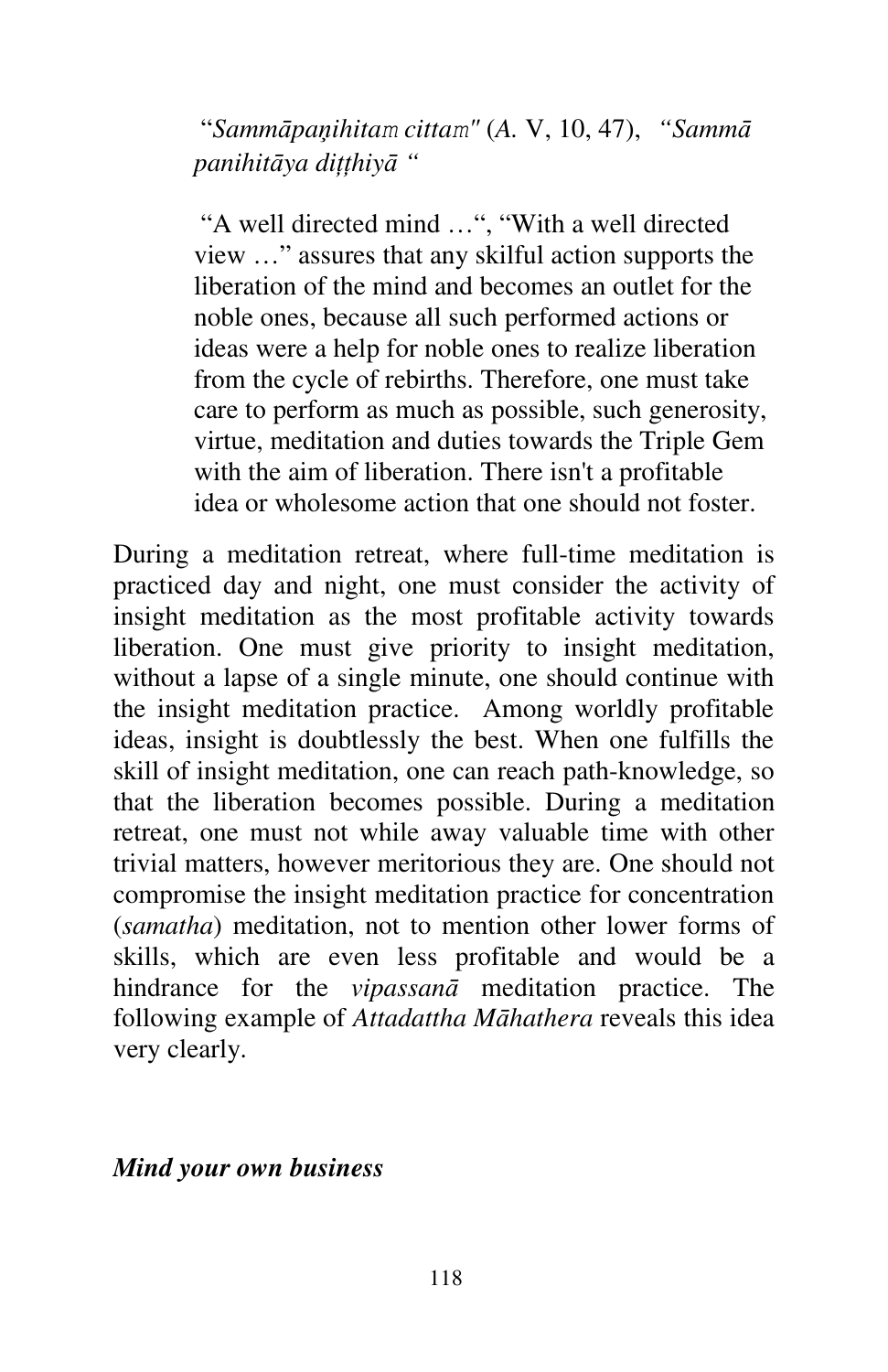> "*Sammāpaṇihitaṃ cittaṃ"* (*A.* V, 10, 47), *"Sammā panihitāya diṭṭhiyā "*
>
> "A well directed mind …", "With a well directed view …" assures that any skilful action supports the liberation of the mind and becomes an outlet for the noble ones, because all such performed actions or ideas were a help for noble ones to realize liberation from the cycle of rebirths. Therefore, one must take care to perform as much as possible, such generosity, virtue, meditation and duties towards the Triple Gem with the aim of liberation. There isn't a profitable idea or wholesome action that one should not foster.

During a meditation retreat, where full-time meditation is practiced day and night, one must consider the activity of insight meditation as the most profitable activity towards liberation. One must give priority to insight meditation, without a lapse of a single minute, one should continue with the insight meditation practice. Among worldly profitable ideas, insight is doubtlessly the best. When one fulfills the skill of insight meditation, one can reach path-knowledge, so that the liberation becomes possible. During a meditation retreat, one must not while away valuable time with other trivial matters, however meritorious they are. One should not compromise the insight meditation practice for concentration (*samatha*) meditation, not to mention other lower forms of skills, which are even less profitable and would be a hindrance for the *vipassanā* meditation practice. The following example of *Attadattha Māhathera* reveals this idea very clearly.

***Mind your own business***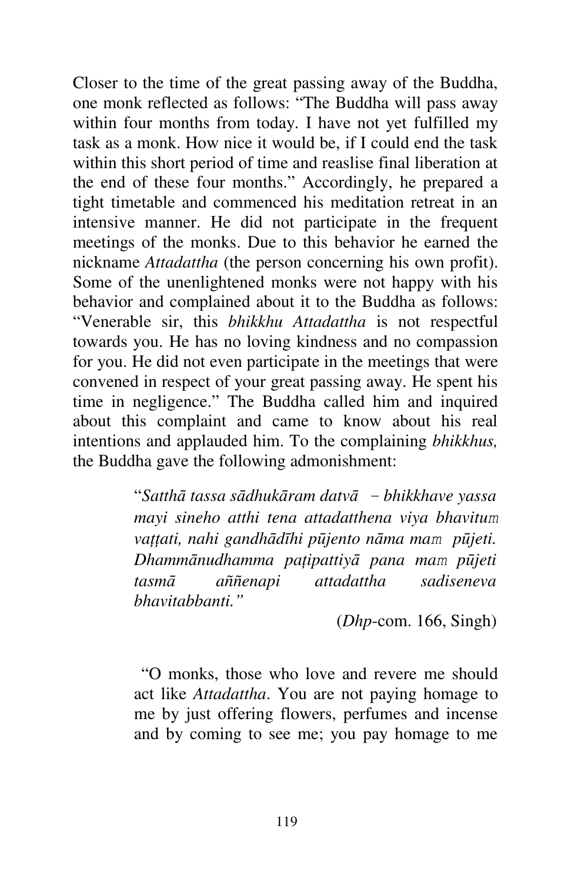Closer to the time of the great passing away of the Buddha, one monk reflected as follows: "The Buddha will pass away within four months from today. I have not yet fulfilled my task as a monk. How nice it would be, if I could end the task within this short period of time and reaslise final liberation at the end of these four months." Accordingly, he prepared a tight timetable and commenced his meditation retreat in an intensive manner. He did not participate in the frequent meetings of the monks. Due to this behavior he earned the nickname *Attadattha* (the person concerning his own profit). Some of the unenlightened monks were not happy with his behavior and complained about it to the Buddha as follows: "Venerable sir, this *bhikkhu Attadattha* is not respectful towards you. He has no loving kindness and no compassion for you. He did not even participate in the meetings that were convened in respect of your great passing away. He spent his time in negligence." The Buddha called him and inquired about this complaint and came to know about his real intentions and applauded him. To the complaining *bhikkhus,* the Buddha gave the following admonishment:

> "*Satthā tassa sādhukāram datvā – bhikkhave yassa mayi sineho atthi tena attadatthena viya bhavitum vaṭṭati, nahi gandhādīhi pūjento nāma mam pūjeti. Dhammānudhamma paṭipattiyā pana mam pūjeti tasmā aññenapi attadattha sadiseneva bhavitabbanti.*"
>
> (*Dhp*-com. 166, Singh)

> "O monks, those who love and revere me should act like *Attadattha*. You are not paying homage to me by just offering flowers, perfumes and incense and by coming to see me; you pay homage to me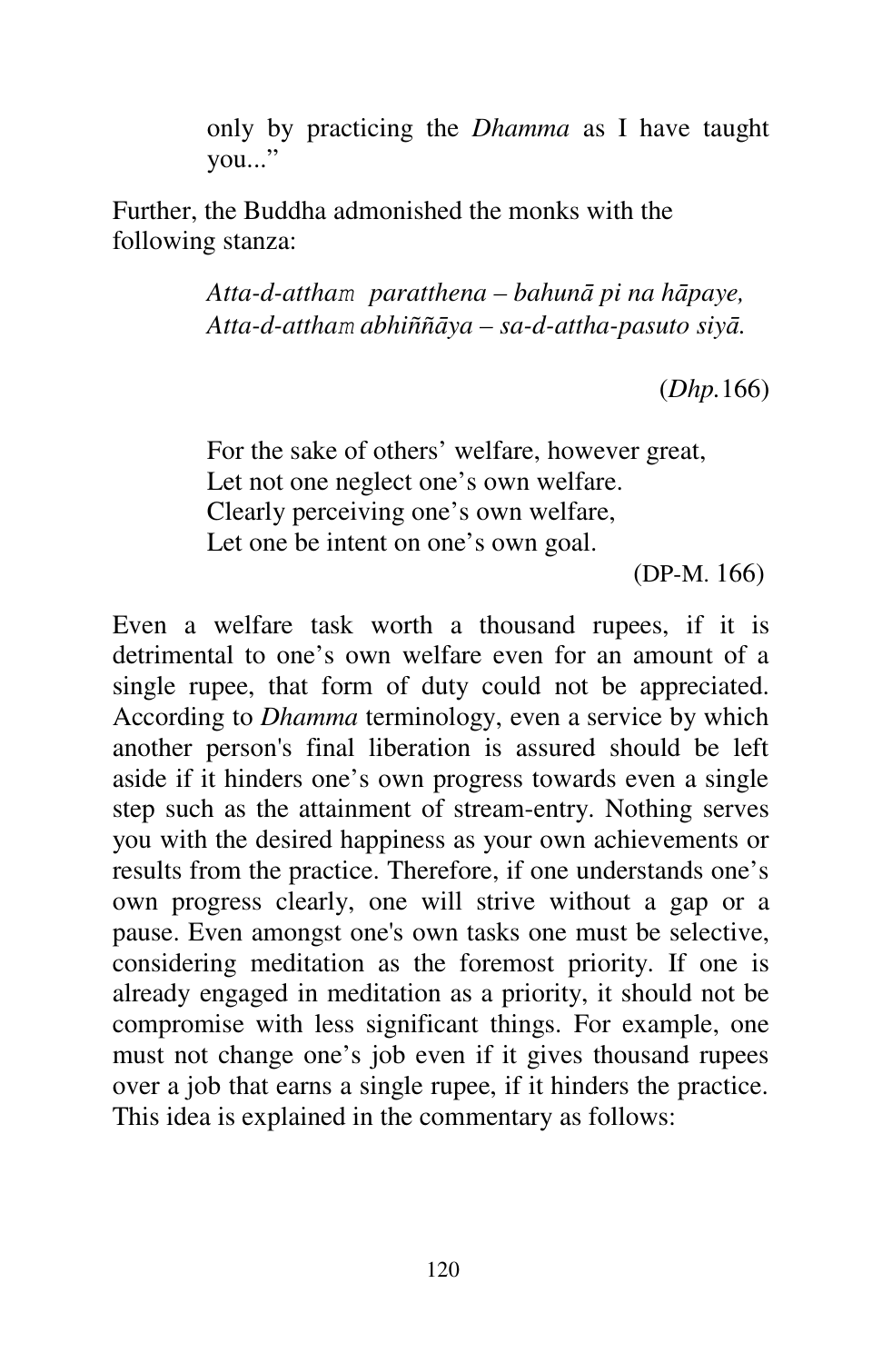only by practicing the *Dhamma* as I have taught you..."

Further, the Buddha admonished the monks with the following stanza:

> *Atta-d-attham paratthena – bahunā pi na hāpaye,*
> *Atta-d-attham abhiññāya – sa-d-attha-pasuto siyā.*
>
> (*Dhp.*166)

> For the sake of others' welfare, however great,
> Let not one neglect one's own welfare.
> Clearly perceiving one's own welfare,
> Let one be intent on one's own goal.
>
> (DP-M. 166)

Even a welfare task worth a thousand rupees, if it is detrimental to one's own welfare even for an amount of a single rupee, that form of duty could not be appreciated. According to *Dhamma* terminology, even a service by which another person's final liberation is assured should be left aside if it hinders one's own progress towards even a single step such as the attainment of stream-entry. Nothing serves you with the desired happiness as your own achievements or results from the practice. Therefore, if one understands one's own progress clearly, one will strive without a gap or a pause. Even amongst one's own tasks one must be selective, considering meditation as the foremost priority. If one is already engaged in meditation as a priority, it should not be compromise with less significant things. For example, one must not change one's job even if it gives thousand rupees over a job that earns a single rupee, if it hinders the practice. This idea is explained in the commentary as follows: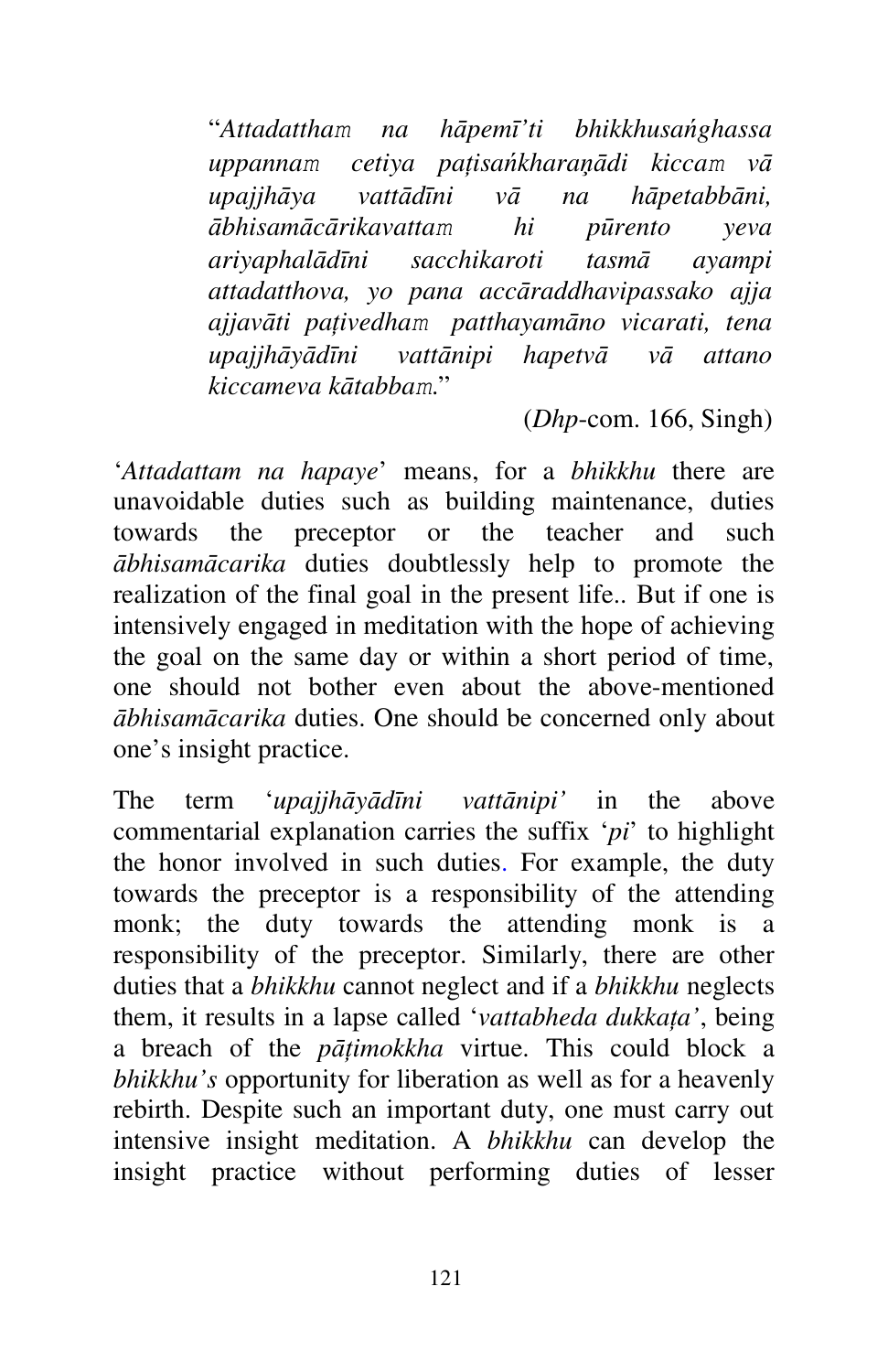> "*Attadattham na hāpemī'ti bhikkhusaṅghassa uppannam cetiya paṭisaṅkharaṇādi kiccam vā upajjhāya vattādīni vā na hāpetabbāni, ābhisamācārikavattam hi pūrento yeva ariyaphalādīni sacchikaroti tasmā ayampi attadatthova, yo pana accāraddhavipassako ajja ajjavāti paṭivedham patthayamāno vicarati, tena upajjhāyādīni vattānipi hapetvā vā attano kiccameva kātabbam.*"
>
> (*Dhp*-com. 166, Singh)

'*Attadattam na hapaye*' means, for a *bhikkhu* there are unavoidable duties such as building maintenance, duties towards the preceptor or the teacher and such *ābhisamācarika* duties doubtlessly help to promote the realization of the final goal in the present life.. But if one is intensively engaged in meditation with the hope of achieving the goal on the same day or within a short period of time, one should not bother even about the above-mentioned *ābhisamācarika* duties. One should be concerned only about one's insight practice.

The term '*upajjhāyādīni vattānipi'* in the above commentarial explanation carries the suffix '*pi*' to highlight the honor involved in such duties. For example, the duty towards the preceptor is a responsibility of the attending monk; the duty towards the attending monk is a responsibility of the preceptor. Similarly, there are other duties that a *bhikkhu* cannot neglect and if a *bhikkhu* neglects them, it results in a lapse called '*vattabheda dukkaṭa'*, being a breach of the *pāṭimokkha* virtue. This could block a *bhikkhu's* opportunity for liberation as well as for a heavenly rebirth. Despite such an important duty, one must carry out intensive insight meditation. A *bhikkhu* can develop the insight practice without performing duties of lesser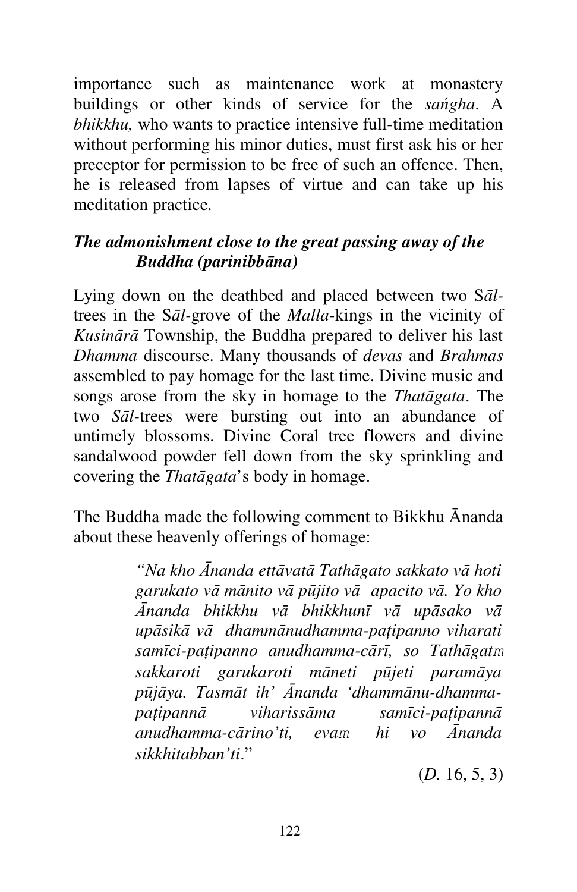importance such as maintenance work at monastery buildings or other kinds of service for the *sańgha*. A *bhikkhu,* who wants to practice intensive full-time meditation without performing his minor duties, must first ask his or her preceptor for permission to be free of such an offence. Then, he is released from lapses of virtue and can take up his meditation practice.

### *The admonishment close to the great passing away of the Buddha (parinibbāna)*

Lying down on the deathbed and placed between two S*āl*-trees in the S*āl*-grove of the *Malla*-kings in the vicinity of *Kusinārā* Township, the Buddha prepared to deliver his last *Dhamma* discourse. Many thousands of *devas* and *Brahmas* assembled to pay homage for the last time. Divine music and songs arose from the sky in homage to the *Thatāgata*. The two *Sāl*-trees were bursting out into an abundance of untimely blossoms. Divine Coral tree flowers and divine sandalwood powder fell down from the sky sprinkling and covering the *Thatāgata*'s body in homage.

The Buddha made the following comment to Bikkhu Ānanda about these heavenly offerings of homage:

> *"Na kho Ānanda ettāvatā Tathāgato sakkato vā hoti garukato vā mānito vā pūjito vā apacito vā. Yo kho Ānanda bhikkhu vā bhikkhunī vā upāsako vā upāsikā vā dhammānudhamma-paṭipanno viharati samīci-paṭipanno anudhamma-cārī, so Tathāgatm sakkaroti garukaroti māneti pūjeti paramāya pūjāya. Tasmāt ih' Ānanda 'dhammānu-dhamma-paṭipannā viharissāma samīci-paṭipannā anudhamma-cārino'ti, evam hi vo Ānanda sikkhitabban'ti*."
>
> (*D.* 16, 5, 3)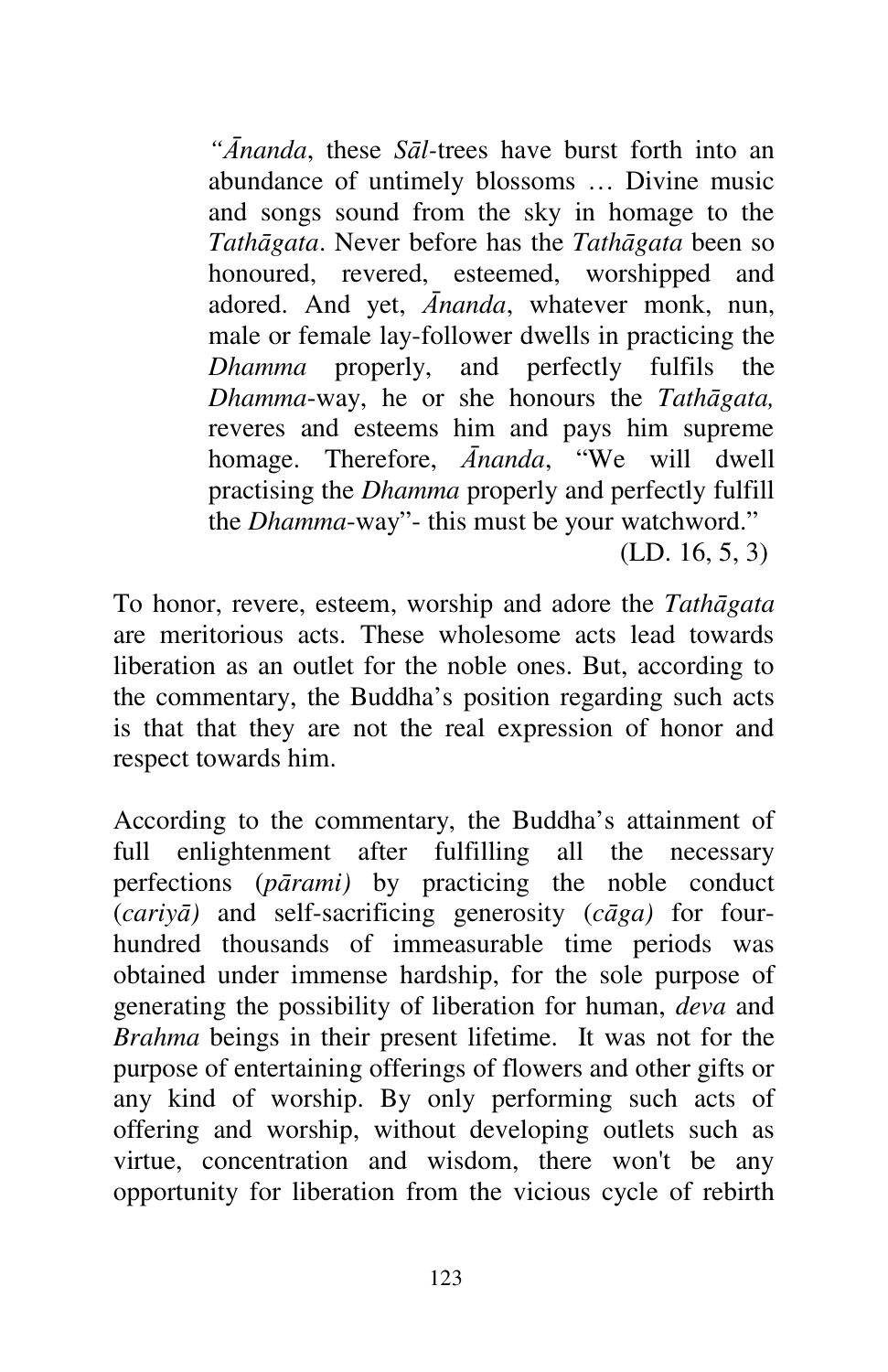> *"Ānanda*, these *Sāl*-trees have burst forth into an abundance of untimely blossoms … Divine music and songs sound from the sky in homage to the *Tathāgata*. Never before has the *Tathāgata* been so honoured, revered, esteemed, worshipped and adored. And yet, *Ānanda*, whatever monk, nun, male or female lay-follower dwells in practicing the *Dhamma* properly, and perfectly fulfils the *Dhamma*-way, he or she honours the *Tathāgata,* reveres and esteems him and pays him supreme homage. Therefore, *Ānanda*, "We will dwell practising the *Dhamma* properly and perfectly fulfill the *Dhamma*-way"- this must be your watchword."
>
> (LD. 16, 5, 3)

To honor, revere, esteem, worship and adore the *Tathāgata* are meritorious acts. These wholesome acts lead towards liberation as an outlet for the noble ones. But, according to the commentary, the Buddha's position regarding such acts is that that they are not the real expression of honor and respect towards him.

According to the commentary, the Buddha's attainment of full enlightenment after fulfilling all the necessary perfections (*pārami)* by practicing the noble conduct (*cariyā)* and self-sacrificing generosity (*cāga)* for four-hundred thousands of immeasurable time periods was obtained under immense hardship, for the sole purpose of generating the possibility of liberation for human, *deva* and *Brahma* beings in their present lifetime. It was not for the purpose of entertaining offerings of flowers and other gifts or any kind of worship. By only performing such acts of offering and worship, without developing outlets such as virtue, concentration and wisdom, there won't be any opportunity for liberation from the vicious cycle of rebirth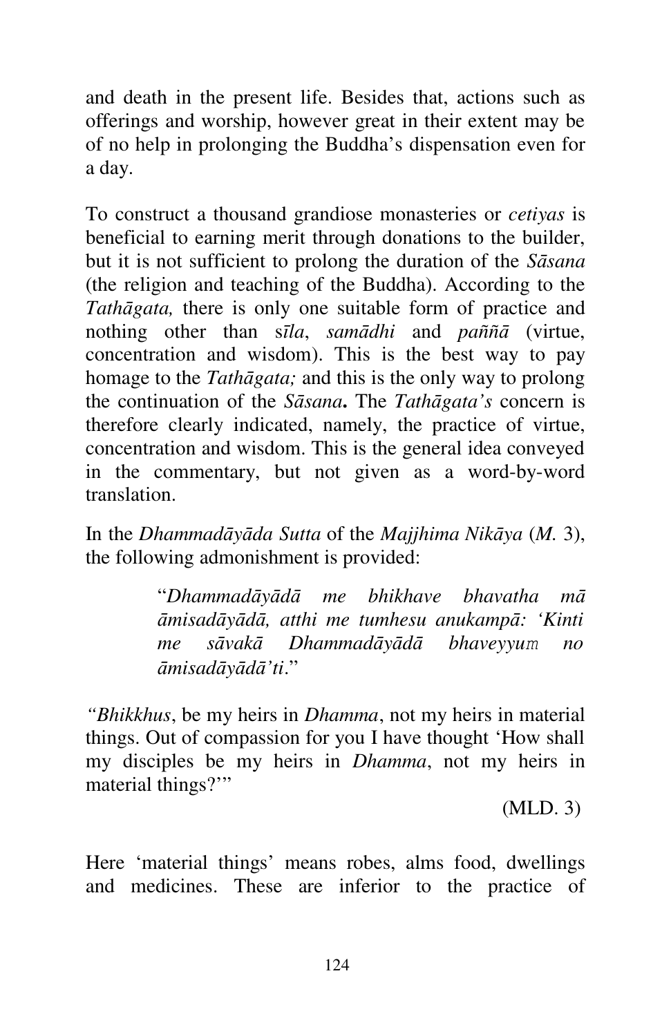and death in the present life. Besides that, actions such as offerings and worship, however great in their extent may be of no help in prolonging the Buddha's dispensation even for a day.

To construct a thousand grandiose monasteries or *cetiyas* is beneficial to earning merit through donations to the builder, but it is not sufficient to prolong the duration of the *Sāsana* (the religion and teaching of the Buddha). According to the *Tathāgata,* there is only one suitable form of practice and nothing other than *sīla*, *samādhi* and *paññā* (virtue, concentration and wisdom). This is the best way to pay homage to the *Tathāgata;* and this is the only way to prolong the continuation of the *Sāsana***.** The *Tathāgata's* concern is therefore clearly indicated, namely, the practice of virtue, concentration and wisdom. This is the general idea conveyed in the commentary, but not given as a word-by-word translation.

In the *Dhammadāyāda Sutta* of the *Majjhima Nikāya* (*M.* 3), the following admonishment is provided:

> "*Dhammadāyādā me bhikhave bhavatha mā āmisadāyādā, atthi me tumhesu anukampā: 'Kinti me sāvakā Dhammadāyādā bhaveyyuṁ no āmisadāyādā'ti*."

*"Bhikkhus*, be my heirs in *Dhamma*, not my heirs in material things. Out of compassion for you I have thought 'How shall my disciples be my heirs in *Dhamma*, not my heirs in material things?'"

(MLD. 3)

Here 'material things' means robes, alms food, dwellings and medicines. These are inferior to the practice of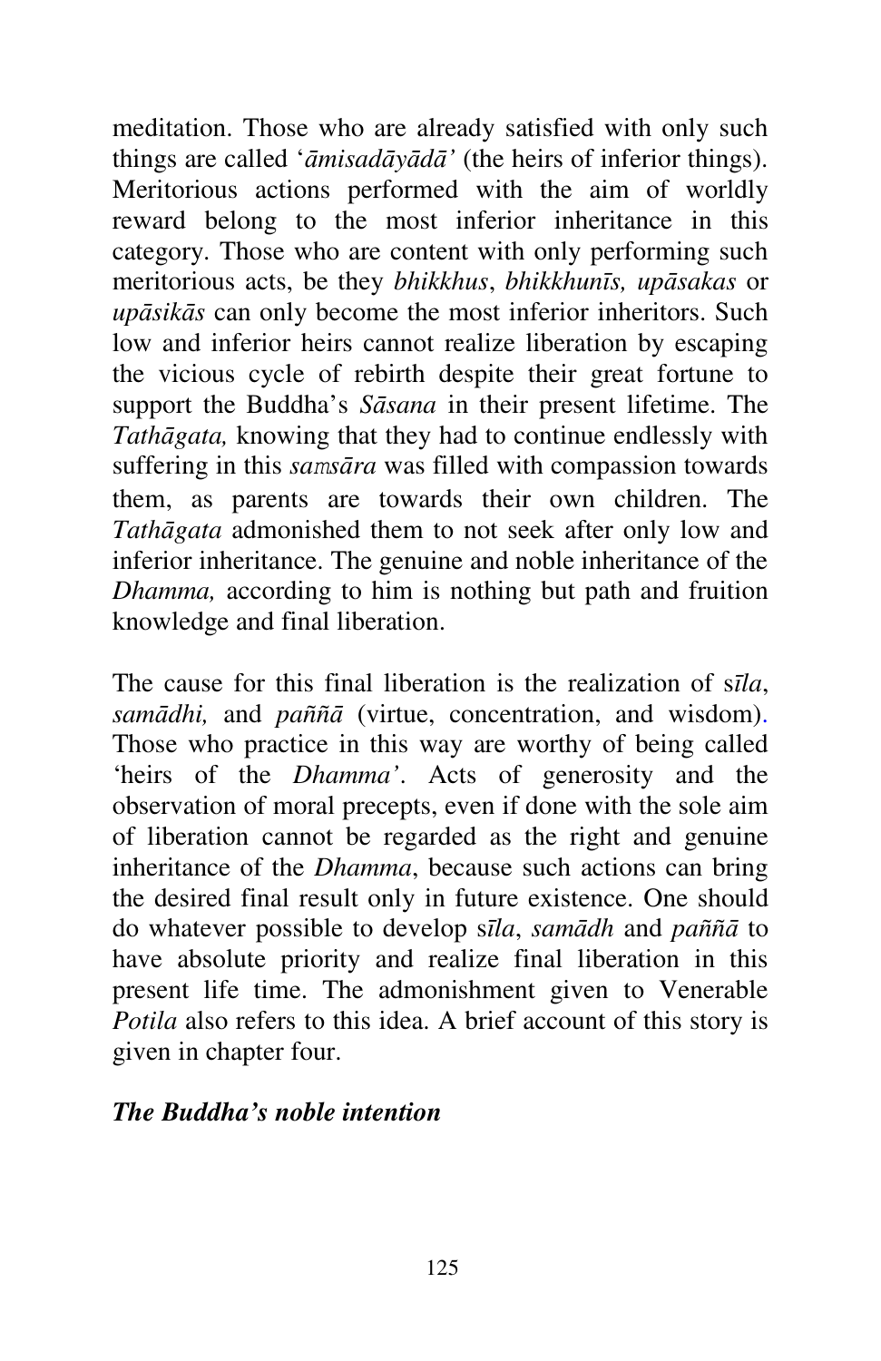meditation. Those who are already satisfied with only such things are called '*āmisadāyādā'* (the heirs of inferior things). Meritorious actions performed with the aim of worldly reward belong to the most inferior inheritance in this category. Those who are content with only performing such meritorious acts, be they *bhikkhus*, *bhikkhunīs, upāsakas* or *upāsikās* can only become the most inferior inheritors. Such low and inferior heirs cannot realize liberation by escaping the vicious cycle of rebirth despite their great fortune to support the Buddha's *Sāsana* in their present lifetime. The *Tathāgata,* knowing that they had to continue endlessly with suffering in this *saṃsāra* was filled with compassion towards them, as parents are towards their own children. The *Tathāgata* admonished them to not seek after only low and inferior inheritance. The genuine and noble inheritance of the *Dhamma,* according to him is nothing but path and fruition knowledge and final liberation.

The cause for this final liberation is the realization of s*īla*, *samādhi,* and *paññā* (virtue, concentration, and wisdom). Those who practice in this way are worthy of being called 'heirs of the *Dhamma'*. Acts of generosity and the observation of moral precepts, even if done with the sole aim of liberation cannot be regarded as the right and genuine inheritance of the *Dhamma*, because such actions can bring the desired final result only in future existence. One should do whatever possible to develop s*īla*, *samādh* and *paññā* to have absolute priority and realize final liberation in this present life time. The admonishment given to Venerable *Potila* also refers to this idea. A brief account of this story is given in chapter four.

### *The Buddha's noble intention*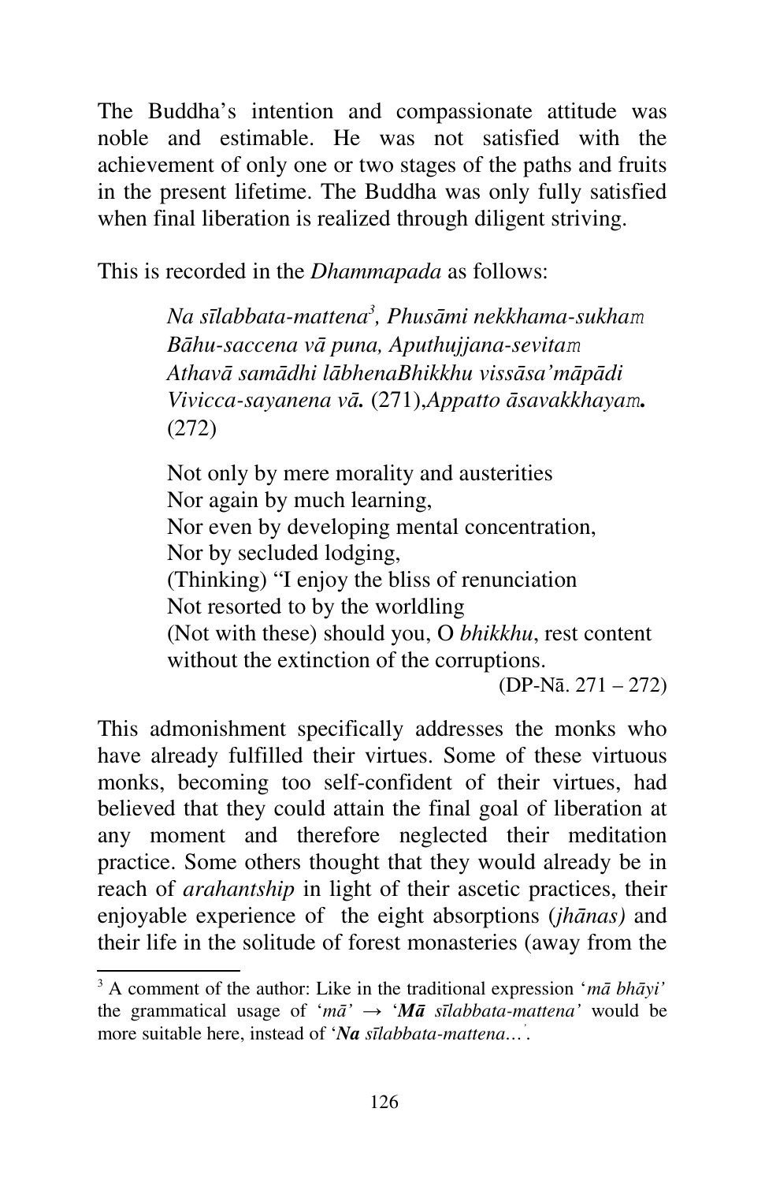The Buddha's intention and compassionate attitude was noble and estimable. He was not satisfied with the achievement of only one or two stages of the paths and fruits in the present lifetime. The Buddha was only fully satisfied when final liberation is realized through diligent striving.

This is recorded in the *Dhammapada* as follows:

> *Na sīlabbata-mattena*[3]*, Phusāmi nekkhama-sukham*
> *Bāhu-saccena vā puna, Aputhujjana-sevitam*
> *Athavā samādhi lābhenaBhikkhu vissāsa'māpādi*
> *Vivicca-sayanena vā.* (271),*Appatto āsavakkhayam.*
> (272)
>
> Not only by mere morality and austerities
> Nor again by much learning,
> Nor even by developing mental concentration,
> Nor by secluded lodging,
> (Thinking) "I enjoy the bliss of renunciation
> Not resorted to by the worldling
> (Not with these) should you, O *bhikkhu*, rest content
> without the extinction of the corruptions.
>
> (DP-Nā. 271 – 272)

This admonishment specifically addresses the monks who have already fulfilled their virtues. Some of these virtuous monks, becoming too self-confident of their virtues, had believed that they could attain the final goal of liberation at any moment and therefore neglected their meditation practice. Some others thought that they would already be in reach of *arahantship* in light of their ascetic practices, their enjoyable experience of the eight absorptions (*jhānas)* and their life in the solitude of forest monasteries (away from the

---

[3] A comment of the author: Like in the traditional expression '*mā bhāyi'* the grammatical usage of '*mā'* → '***Mā*** *sīlabbata-mattena'* would be more suitable here, instead of '***Na*** *sīlabbata-mattena…*'.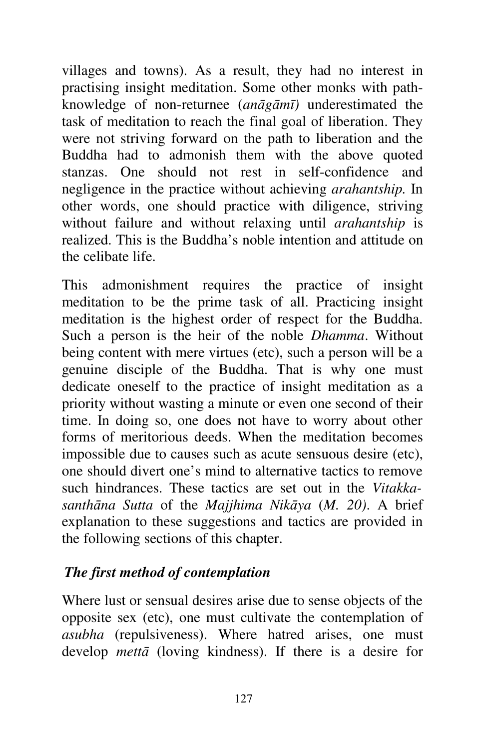villages and towns). As a result, they had no interest in practising insight meditation. Some other monks with path-knowledge of non-returnee (*anāgāmī)* underestimated the task of meditation to reach the final goal of liberation. They were not striving forward on the path to liberation and the Buddha had to admonish them with the above quoted stanzas. One should not rest in self-confidence and negligence in the practice without achieving *arahantship.* In other words, one should practice with diligence, striving without failure and without relaxing until *arahantship* is realized. This is the Buddha's noble intention and attitude on the celibate life.

This admonishment requires the practice of insight meditation to be the prime task of all. Practicing insight meditation is the highest order of respect for the Buddha. Such a person is the heir of the noble *Dhamma*. Without being content with mere virtues (etc), such a person will be a genuine disciple of the Buddha. That is why one must dedicate oneself to the practice of insight meditation as a priority without wasting a minute or even one second of their time. In doing so, one does not have to worry about other forms of meritorious deeds. When the meditation becomes impossible due to causes such as acute sensuous desire (etc), one should divert one's mind to alternative tactics to remove such hindrances. These tactics are set out in the *Vitakka-santhāna Sutta* of the *Majjhima Nikāya* (*M. 20)*. A brief explanation to these suggestions and tactics are provided in the following sections of this chapter.

### *The first method of contemplation*

Where lust or sensual desires arise due to sense objects of the opposite sex (etc), one must cultivate the contemplation of *asubha* (repulsiveness). Where hatred arises, one must develop *mettā* (loving kindness). If there is a desire for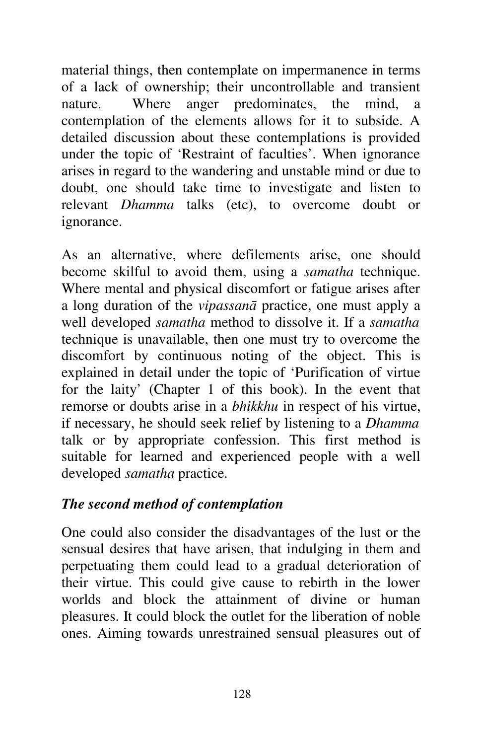material things, then contemplate on impermanence in terms of a lack of ownership; their uncontrollable and transient nature. Where anger predominates, the mind, a contemplation of the elements allows for it to subside. A detailed discussion about these contemplations is provided under the topic of 'Restraint of faculties'. When ignorance arises in regard to the wandering and unstable mind or due to doubt, one should take time to investigate and listen to relevant *Dhamma* talks (etc), to overcome doubt or ignorance.

As an alternative, where defilements arise, one should become skilful to avoid them, using a *samatha* technique. Where mental and physical discomfort or fatigue arises after a long duration of the *vipassanā* practice, one must apply a well developed *samatha* method to dissolve it. If a *samatha* technique is unavailable, then one must try to overcome the discomfort by continuous noting of the object. This is explained in detail under the topic of 'Purification of virtue for the laity' (Chapter 1 of this book). In the event that remorse or doubts arise in a *bhikkhu* in respect of his virtue, if necessary, he should seek relief by listening to a *Dhamma* talk or by appropriate confession. This first method is suitable for learned and experienced people with a well developed *samatha* practice.

***The second method of contemplation***

One could also consider the disadvantages of the lust or the sensual desires that have arisen, that indulging in them and perpetuating them could lead to a gradual deterioration of their virtue. This could give cause to rebirth in the lower worlds and block the attainment of divine or human pleasures. It could block the outlet for the liberation of noble ones. Aiming towards unrestrained sensual pleasures out of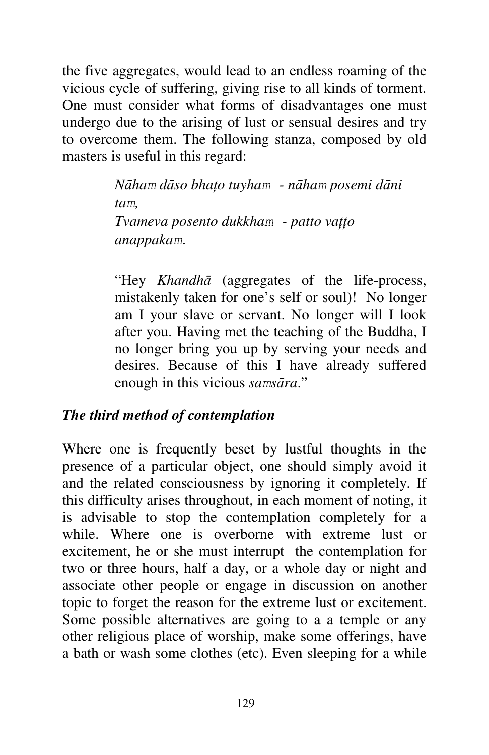the five aggregates, would lead to an endless roaming of the vicious cycle of suffering, giving rise to all kinds of torment. One must consider what forms of disadvantages one must undergo due to the arising of lust or sensual desires and try to overcome them. The following stanza, composed by old masters is useful in this regard:

> *Nāhaṃ dāso bhaṭo tuyhaṃ - nāhaṃ posemi dāni taṃ,*
> *Tvameva posento dukkhaṃ - patto vaṭṭo anappakaṃ.*
>
> "Hey *Khandhā* (aggregates of the life-process, mistakenly taken for one's self or soul)! No longer am I your slave or servant. No longer will I look after you. Having met the teaching of the Buddha, I no longer bring you up by serving your needs and desires. Because of this I have already suffered enough in this vicious *saṃsāra*."

***The third method of contemplation***

Where one is frequently beset by lustful thoughts in the presence of a particular object, one should simply avoid it and the related consciousness by ignoring it completely. If this difficulty arises throughout, in each moment of noting, it is advisable to stop the contemplation completely for a while. Where one is overborne with extreme lust or excitement, he or she must interrupt the contemplation for two or three hours, half a day, or a whole day or night and associate other people or engage in discussion on another topic to forget the reason for the extreme lust or excitement. Some possible alternatives are going to a a temple or any other religious place of worship, make some offerings, have a bath or wash some clothes (etc). Even sleeping for a while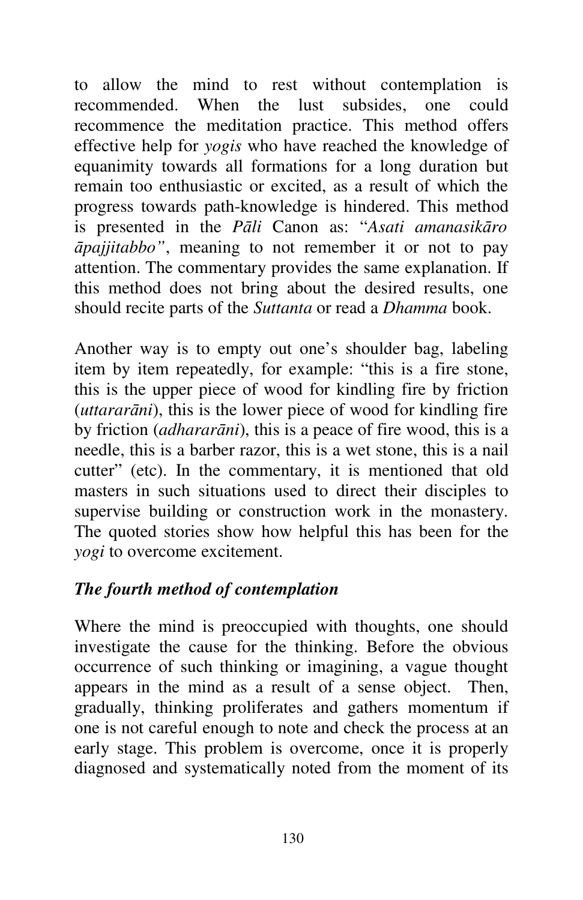to allow the mind to rest without contemplation is recommended. When the lust subsides, one could recommence the meditation practice. This method offers effective help for *yogis* who have reached the knowledge of equanimity towards all formations for a long duration but remain too enthusiastic or excited, as a result of which the progress towards path-knowledge is hindered. This method is presented in the *Pāli* Canon as: "*Asati amanasikāro āpajjitabbo"*, meaning to not remember it or not to pay attention. The commentary provides the same explanation. If this method does not bring about the desired results, one should recite parts of the *Suttanta* or read a *Dhamma* book.

Another way is to empty out one's shoulder bag, labeling item by item repeatedly, for example: "this is a fire stone, this is the upper piece of wood for kindling fire by friction (*uttararāni*), this is the lower piece of wood for kindling fire by friction (*adhararāni*), this is a peace of fire wood, this is a needle, this is a barber razor, this is a wet stone, this is a nail cutter" (etc). In the commentary, it is mentioned that old masters in such situations used to direct their disciples to supervise building or construction work in the monastery. The quoted stories show how helpful this has been for the *yogi* to overcome excitement.

***The fourth method of contemplation***

Where the mind is preoccupied with thoughts, one should investigate the cause for the thinking. Before the obvious occurrence of such thinking or imagining, a vague thought appears in the mind as a result of a sense object. Then, gradually, thinking proliferates and gathers momentum if one is not careful enough to note and check the process at an early stage. This problem is overcome, once it is properly diagnosed and systematically noted from the moment of its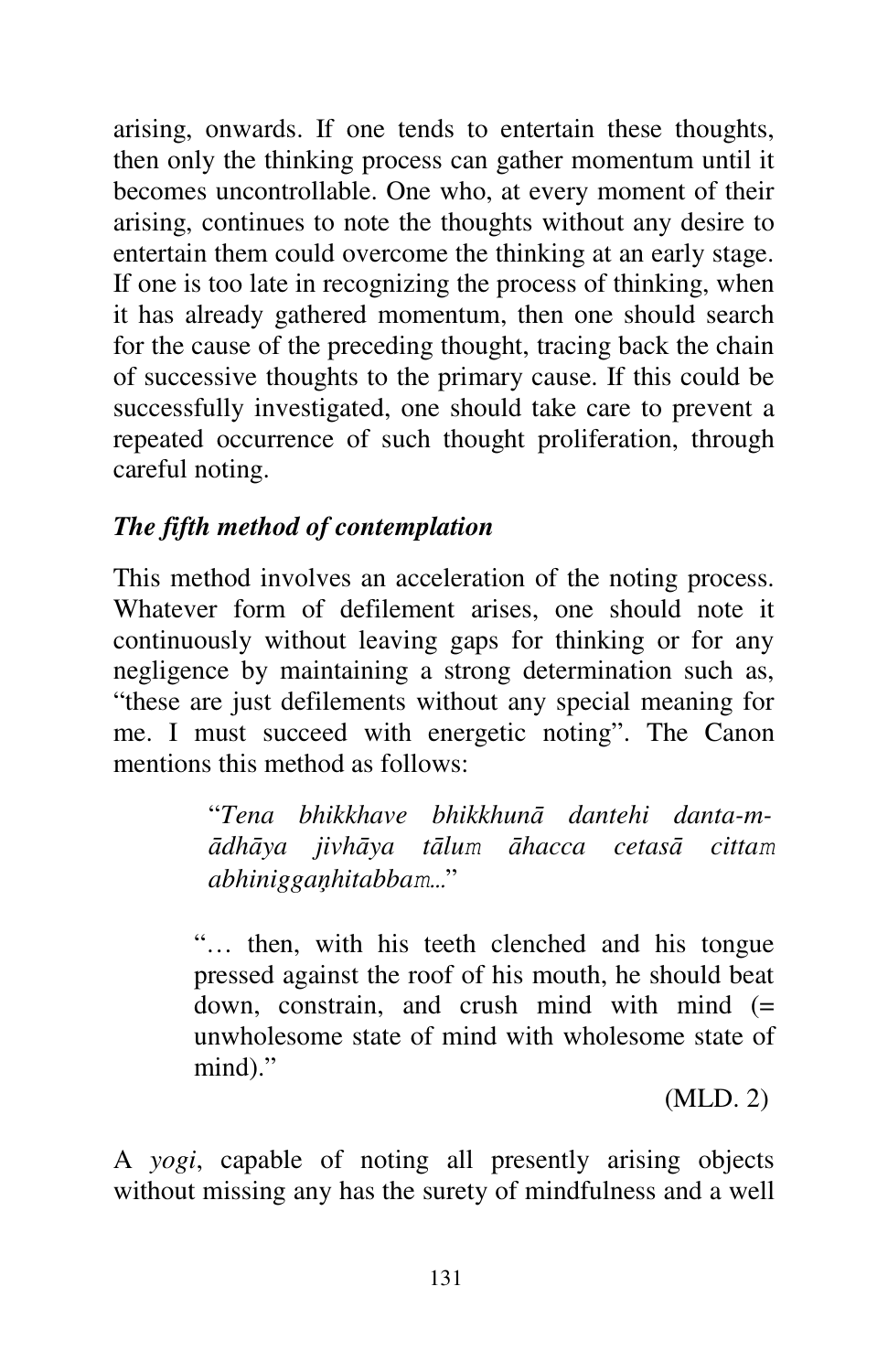arising, onwards. If one tends to entertain these thoughts, then only the thinking process can gather momentum until it becomes uncontrollable. One who, at every moment of their arising, continues to note the thoughts without any desire to entertain them could overcome the thinking at an early stage. If one is too late in recognizing the process of thinking, when it has already gathered momentum, then one should search for the cause of the preceding thought, tracing back the chain of successive thoughts to the primary cause. If this could be successfully investigated, one should take care to prevent a repeated occurrence of such thought proliferation, through careful noting.

### *The fifth method of contemplation*

This method involves an acceleration of the noting process. Whatever form of defilement arises, one should note it continuously without leaving gaps for thinking or for any negligence by maintaining a strong determination such as, "these are just defilements without any special meaning for me. I must succeed with energetic noting". The Canon mentions this method as follows:

> "*Tena bhikkhave bhikkhunā dantehi danta-m-ādhāya jivhāya tāluṃ āhacca cetasā cittaṃ abhiniggaṇhitabbaṃ...*"

> "… then, with his teeth clenched and his tongue pressed against the roof of his mouth, he should beat down, constrain, and crush mind with mind (= unwholesome state of mind with wholesome state of mind)."
>
> (MLD. 2)

A *yogi*, capable of noting all presently arising objects without missing any has the surety of mindfulness and a well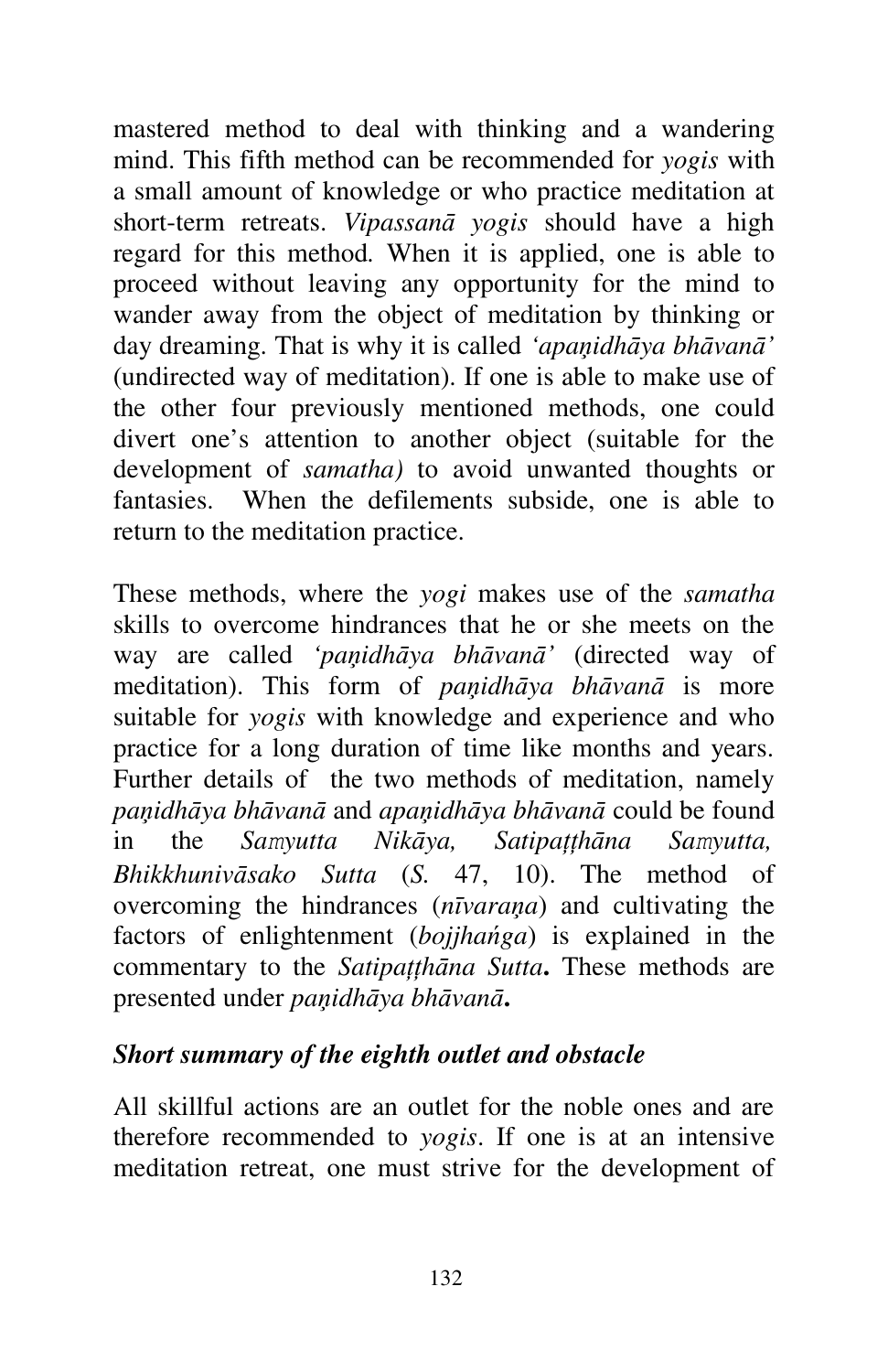mastered method to deal with thinking and a wandering mind. This fifth method can be recommended for *yogis* with a small amount of knowledge or who practice meditation at short-term retreats. *Vipassanā yogis* should have a high regard for this method. When it is applied, one is able to proceed without leaving any opportunity for the mind to wander away from the object of meditation by thinking or day dreaming. That is why it is called *'apaṇidhāya bhāvanā'* (undirected way of meditation). If one is able to make use of the other four previously mentioned methods, one could divert one's attention to another object (suitable for the development of *samatha)* to avoid unwanted thoughts or fantasies. When the defilements subside, one is able to return to the meditation practice.

These methods, where the *yogi* makes use of the *samatha* skills to overcome hindrances that he or she meets on the way are called *'paṇidhāya bhāvanā'* (directed way of meditation). This form of *paṇidhāya bhāvanā* is more suitable for *yogis* with knowledge and experience and who practice for a long duration of time like months and years. Further details of the two methods of meditation, namely *paṇidhāya bhāvanā* and *apaṇidhāya bhāvanā* could be found in the *Saṁyutta Nikāya, Satipaṭṭhāna Saṁyutta, Bhikkhunivāsako Sutta* (*S.* 47, 10). The method of overcoming the hindrances (*nīvaraṇa*) and cultivating the factors of enlightenment (*bojjhaṅga*) is explained in the commentary to the *Satipaṭṭhāna Sutta***.** These methods are presented under *paṇidhāya bhāvanā***.**

### ***Short summary of the eighth outlet and obstacle***

All skillful actions are an outlet for the noble ones and are therefore recommended to *yogis*. If one is at an intensive meditation retreat, one must strive for the development of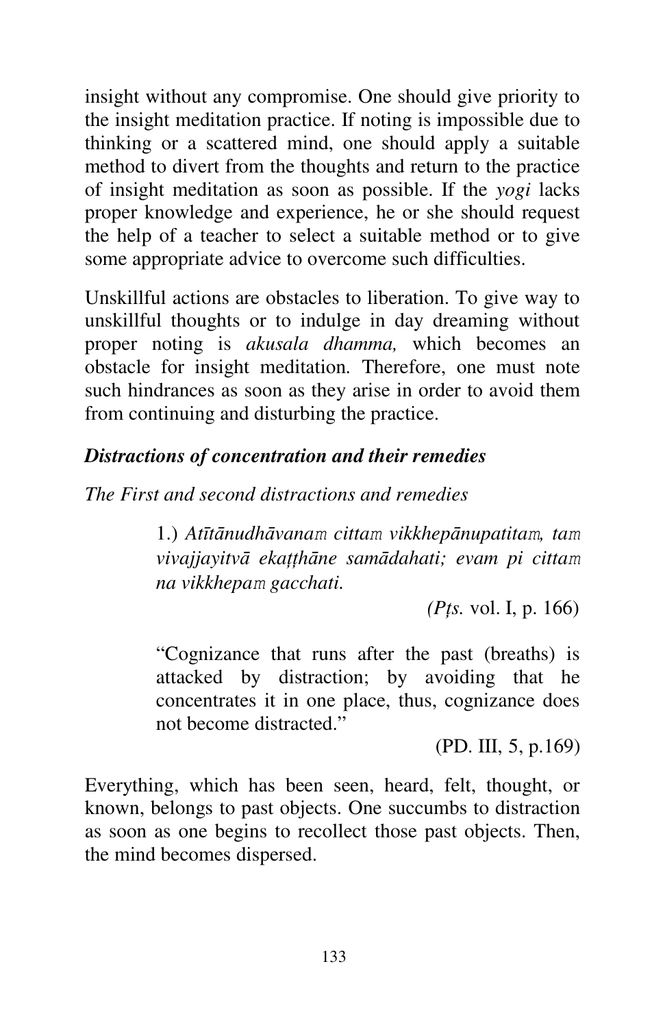insight without any compromise. One should give priority to the insight meditation practice. If noting is impossible due to thinking or a scattered mind, one should apply a suitable method to divert from the thoughts and return to the practice of insight meditation as soon as possible. If the *yogi* lacks proper knowledge and experience, he or she should request the help of a teacher to select a suitable method or to give some appropriate advice to overcome such difficulties.

Unskillful actions are obstacles to liberation. To give way to unskillful thoughts or to indulge in day dreaming without proper noting is *akusala dhamma,* which becomes an obstacle for insight meditation. Therefore, one must note such hindrances as soon as they arise in order to avoid them from continuing and disturbing the practice.

### *Distractions of concentration and their remedies*

*The First and second distractions and remedies*

> 1.) *Atītānudhāvanaṁ cittaṁ vikkhepānupatitaṁ, taṁ vivajjayitvā ekaṭṭhāne samādahati; evam pi cittaṁ na vikkhepaṁ gacchati.*
>
> *(Pṭs.* vol. I, p. 166)
>
> "Cognizance that runs after the past (breaths) is attacked by distraction; by avoiding that he concentrates it in one place, thus, cognizance does not become distracted."
>
> (PD. III, 5, p.169)

Everything, which has been seen, heard, felt, thought, or known, belongs to past objects. One succumbs to distraction as soon as one begins to recollect those past objects. Then, the mind becomes dispersed.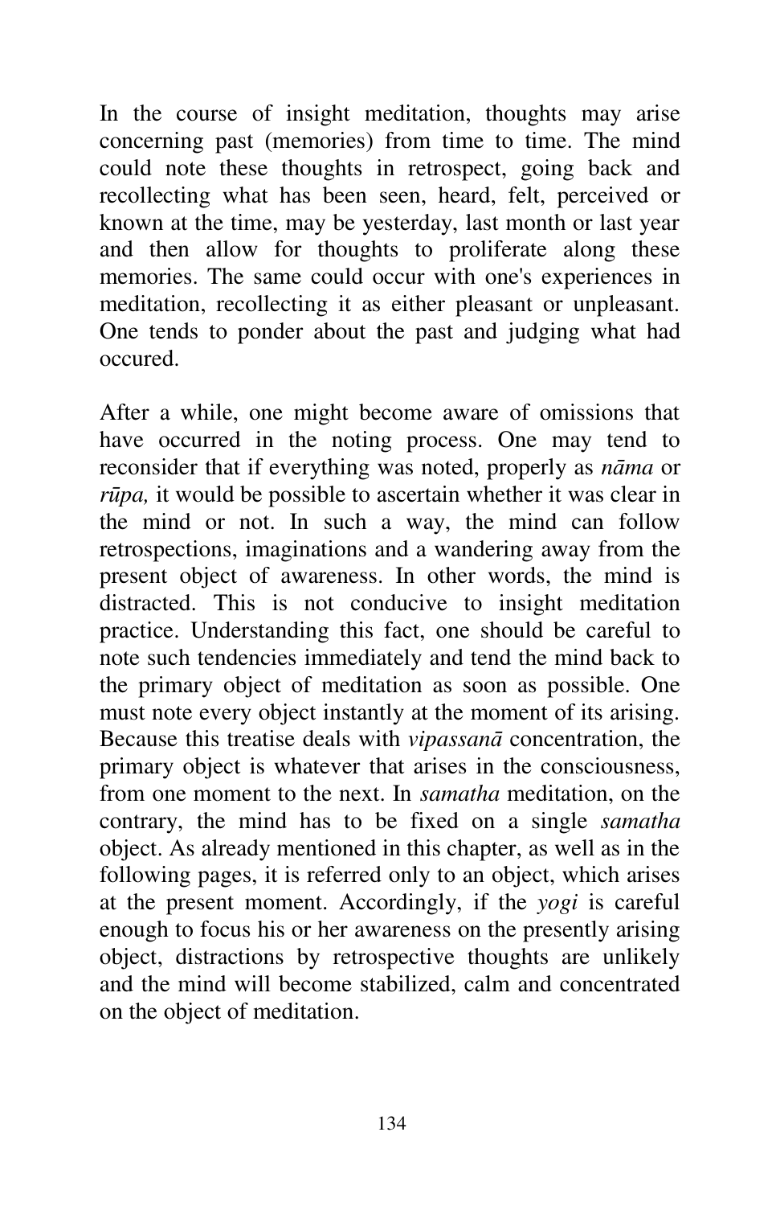In the course of insight meditation, thoughts may arise concerning past (memories) from time to time. The mind could note these thoughts in retrospect, going back and recollecting what has been seen, heard, felt, perceived or known at the time, may be yesterday, last month or last year and then allow for thoughts to proliferate along these memories. The same could occur with one's experiences in meditation, recollecting it as either pleasant or unpleasant. One tends to ponder about the past and judging what had occured.

After a while, one might become aware of omissions that have occurred in the noting process. One may tend to reconsider that if everything was noted, properly as *nāma* or *rūpa,* it would be possible to ascertain whether it was clear in the mind or not. In such a way, the mind can follow retrospections, imaginations and a wandering away from the present object of awareness. In other words, the mind is distracted. This is not conducive to insight meditation practice. Understanding this fact, one should be careful to note such tendencies immediately and tend the mind back to the primary object of meditation as soon as possible. One must note every object instantly at the moment of its arising. Because this treatise deals with *vipassanā* concentration, the primary object is whatever that arises in the consciousness, from one moment to the next. In *samatha* meditation, on the contrary, the mind has to be fixed on a single *samatha* object. As already mentioned in this chapter, as well as in the following pages, it is referred only to an object, which arises at the present moment. Accordingly, if the *yogi* is careful enough to focus his or her awareness on the presently arising object, distractions by retrospective thoughts are unlikely and the mind will become stabilized, calm and concentrated on the object of meditation.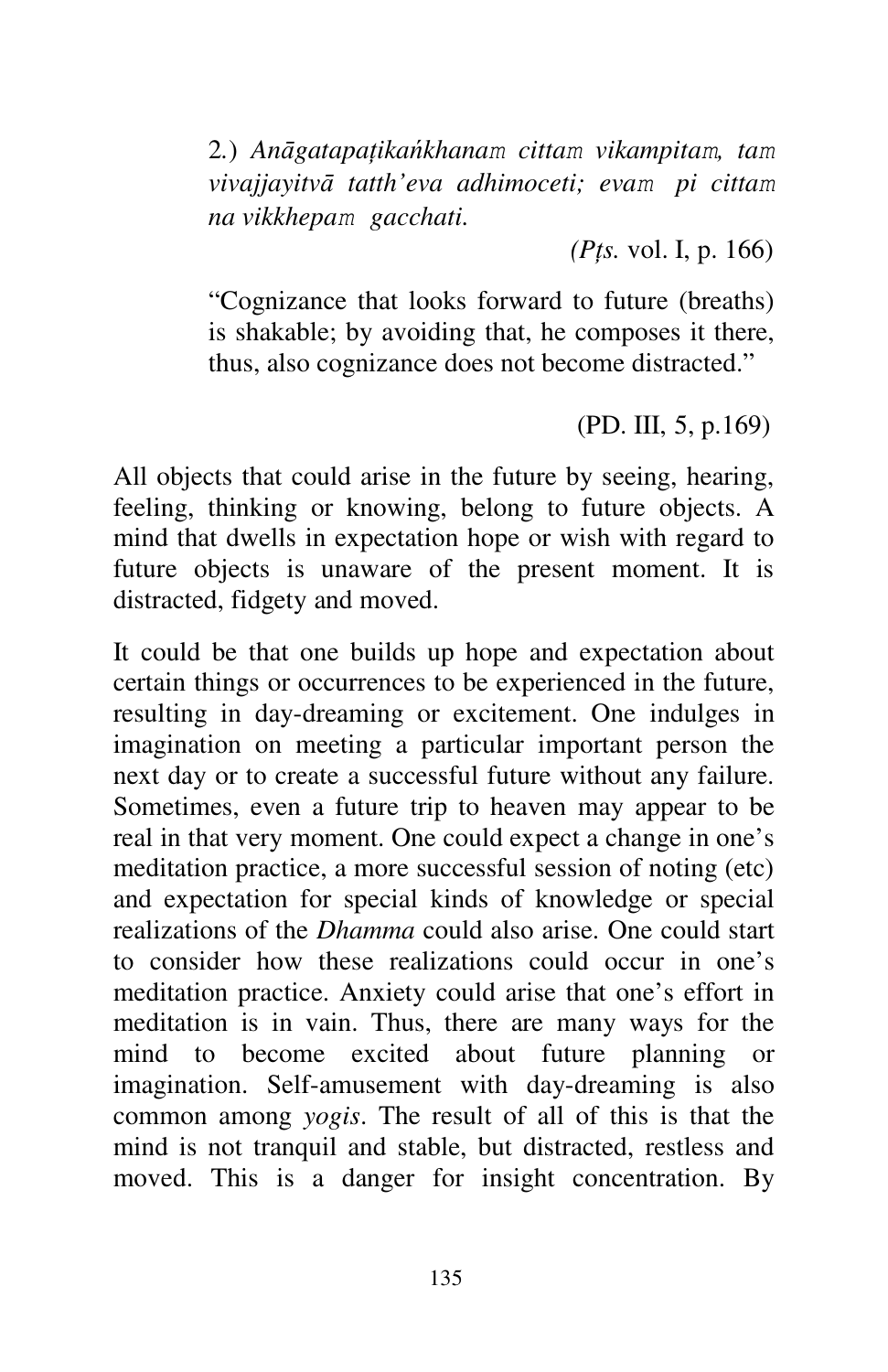> 2.) *Anāgatapaṭikaṅkhanaṁ cittaṁ vikampitaṁ, taṁ vivajjayitvā tatth'eva adhimoceti; evaṁ pi cittaṁ na vikkhepaṁ gacchati.*
>
> *(Pṭs.* vol. I, p. 166)
>
> "Cognizance that looks forward to future (breaths) is shakable; by avoiding that, he composes it there, thus, also cognizance does not become distracted."
>
> (PD. III, 5, p.169)

All objects that could arise in the future by seeing, hearing, feeling, thinking or knowing, belong to future objects. A mind that dwells in expectation hope or wish with regard to future objects is unaware of the present moment. It is distracted, fidgety and moved.

It could be that one builds up hope and expectation about certain things or occurrences to be experienced in the future, resulting in day-dreaming or excitement. One indulges in imagination on meeting a particular important person the next day or to create a successful future without any failure. Sometimes, even a future trip to heaven may appear to be real in that very moment. One could expect a change in one's meditation practice, a more successful session of noting (etc) and expectation for special kinds of knowledge or special realizations of the *Dhamma* could also arise. One could start to consider how these realizations could occur in one's meditation practice. Anxiety could arise that one's effort in meditation is in vain. Thus, there are many ways for the mind to become excited about future planning or imagination. Self-amusement with day-dreaming is also common among *yogis*. The result of all of this is that the mind is not tranquil and stable, but distracted, restless and moved. This is a danger for insight concentration. By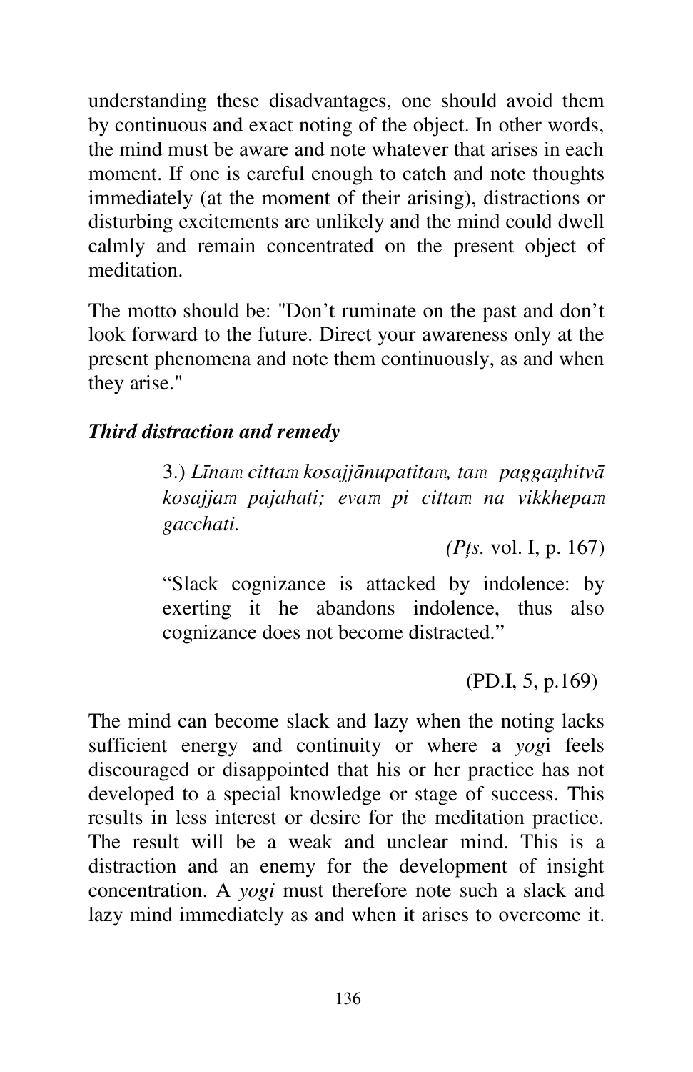understanding these disadvantages, one should avoid them by continuous and exact noting of the object. In other words, the mind must be aware and note whatever that arises in each moment. If one is careful enough to catch and note thoughts immediately (at the moment of their arising), distractions or disturbing excitements are unlikely and the mind could dwell calmly and remain concentrated on the present object of meditation.

The motto should be: "Don't ruminate on the past and don't look forward to the future. Direct your awareness only at the present phenomena and note them continuously, as and when they arise."

### *Third distraction and remedy*

> 3.) *Līnaṃ cittaṃ kosajjānupatitaṃ, taṃ paggaṇhitvā kosajjaṃ pajahati; evaṃ pi cittaṃ na vikkhepaṃ gacchati.*
>
> *(Pṭs.* vol. I, p. 167)
>
> "Slack cognizance is attacked by indolence: by exerting it he abandons indolence, thus also cognizance does not become distracted."
>
> (PD.I, 5, p.169)

The mind can become slack and lazy when the noting lacks sufficient energy and continuity or where a *yog*i feels discouraged or disappointed that his or her practice has not developed to a special knowledge or stage of success. This results in less interest or desire for the meditation practice. The result will be a weak and unclear mind. This is a distraction and an enemy for the development of insight concentration. A *yogi* must therefore note such a slack and lazy mind immediately as and when it arises to overcome it.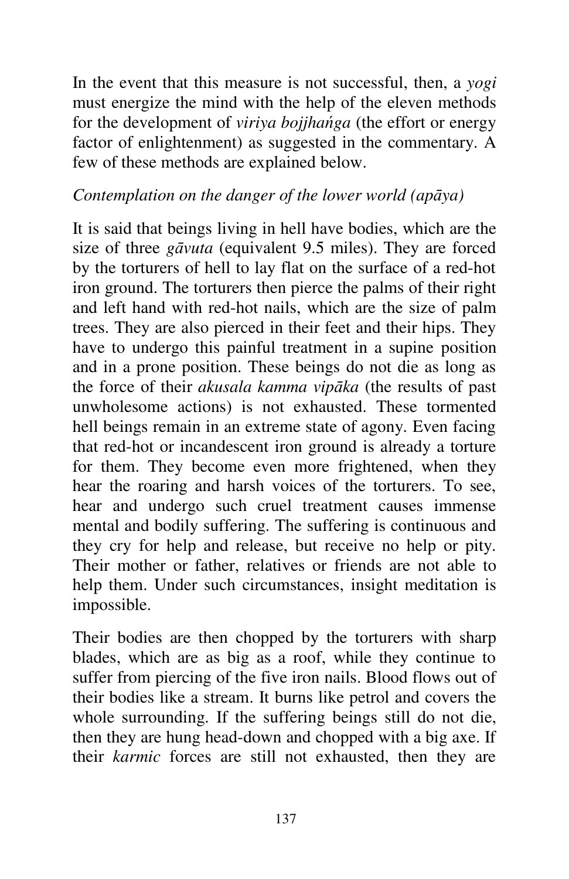In the event that this measure is not successful, then, a *yogi* must energize the mind with the help of the eleven methods for the development of *viriya bojjhańga* (the effort or energy factor of enlightenment) as suggested in the commentary. A few of these methods are explained below.

*Contemplation on the danger of the lower world (apāya)*

It is said that beings living in hell have bodies, which are the size of three *gāvuta* (equivalent 9.5 miles). They are forced by the torturers of hell to lay flat on the surface of a red-hot iron ground. The torturers then pierce the palms of their right and left hand with red-hot nails, which are the size of palm trees. They are also pierced in their feet and their hips. They have to undergo this painful treatment in a supine position and in a prone position. These beings do not die as long as the force of their *akusala kamma vipāka* (the results of past unwholesome actions) is not exhausted. These tormented hell beings remain in an extreme state of agony. Even facing that red-hot or incandescent iron ground is already a torture for them. They become even more frightened, when they hear the roaring and harsh voices of the torturers. To see, hear and undergo such cruel treatment causes immense mental and bodily suffering. The suffering is continuous and they cry for help and release, but receive no help or pity. Their mother or father, relatives or friends are not able to help them. Under such circumstances, insight meditation is impossible.

Their bodies are then chopped by the torturers with sharp blades, which are as big as a roof, while they continue to suffer from piercing of the five iron nails. Blood flows out of their bodies like a stream. It burns like petrol and covers the whole surrounding. If the suffering beings still do not die, then they are hung head-down and chopped with a big axe. If their *karmic* forces are still not exhausted, then they are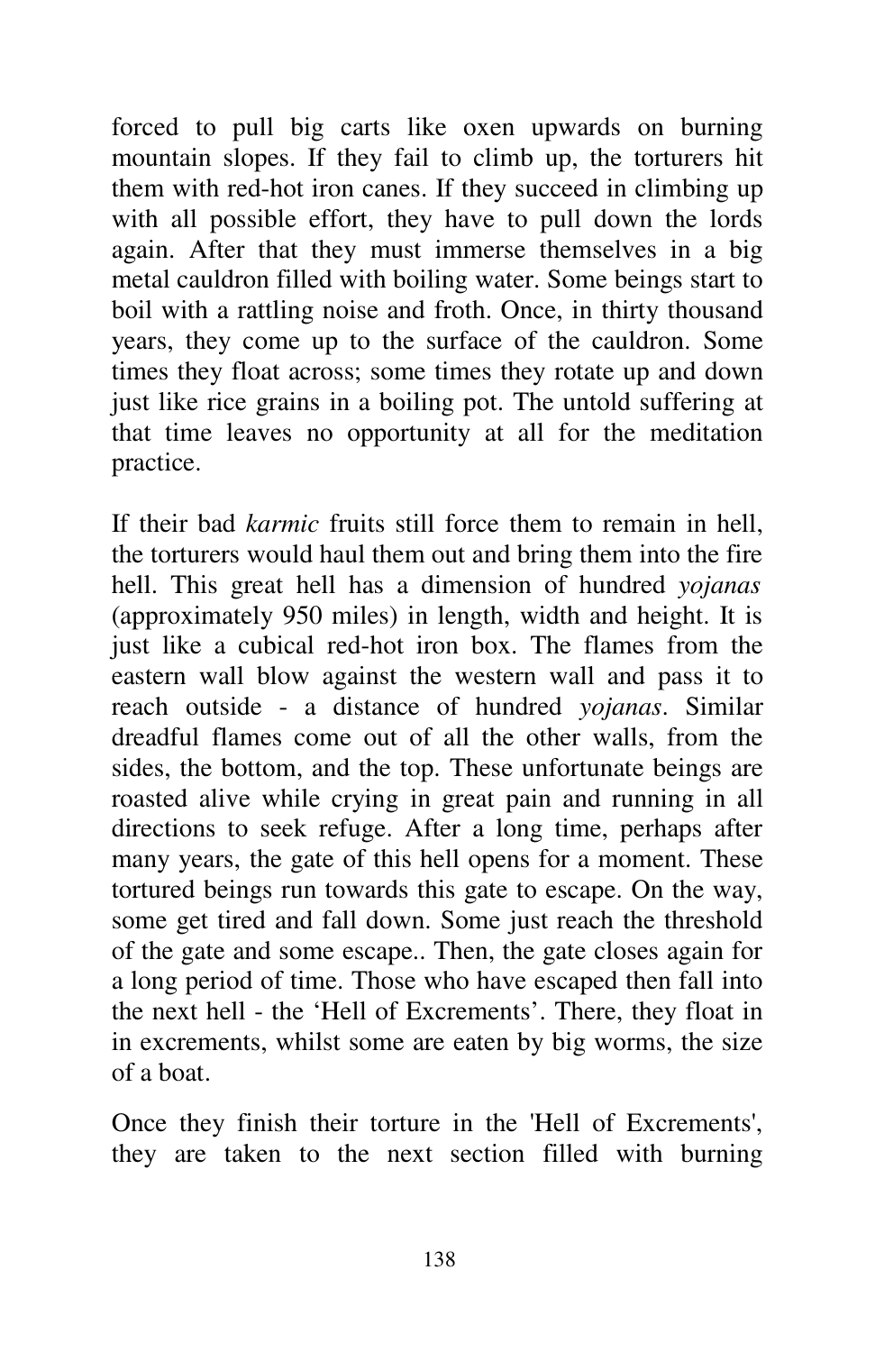forced to pull big carts like oxen upwards on burning mountain slopes. If they fail to climb up, the torturers hit them with red-hot iron canes. If they succeed in climbing up with all possible effort, they have to pull down the lords again. After that they must immerse themselves in a big metal cauldron filled with boiling water. Some beings start to boil with a rattling noise and froth. Once, in thirty thousand years, they come up to the surface of the cauldron. Some times they float across; some times they rotate up and down just like rice grains in a boiling pot. The untold suffering at that time leaves no opportunity at all for the meditation practice.

If their bad *karmic* fruits still force them to remain in hell, the torturers would haul them out and bring them into the fire hell. This great hell has a dimension of hundred *yojanas* (approximately 950 miles) in length, width and height. It is just like a cubical red-hot iron box. The flames from the eastern wall blow against the western wall and pass it to reach outside - a distance of hundred *yojanas*. Similar dreadful flames come out of all the other walls, from the sides, the bottom, and the top. These unfortunate beings are roasted alive while crying in great pain and running in all directions to seek refuge. After a long time, perhaps after many years, the gate of this hell opens for a moment. These tortured beings run towards this gate to escape. On the way, some get tired and fall down. Some just reach the threshold of the gate and some escape.. Then, the gate closes again for a long period of time. Those who have escaped then fall into the next hell - the 'Hell of Excrements'. There, they float in in excrements, whilst some are eaten by big worms, the size of a boat.

Once they finish their torture in the 'Hell of Excrements', they are taken to the next section filled with burning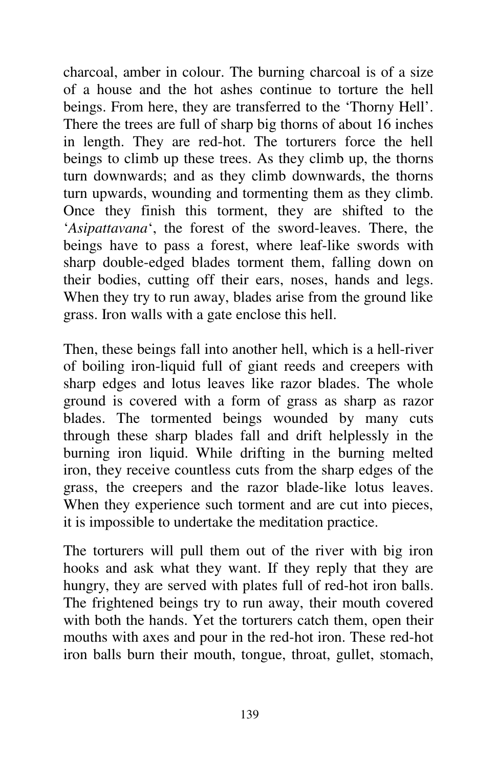charcoal, amber in colour. The burning charcoal is of a size of a house and the hot ashes continue to torture the hell beings. From here, they are transferred to the 'Thorny Hell'. There the trees are full of sharp big thorns of about 16 inches in length. They are red-hot. The torturers force the hell beings to climb up these trees. As they climb up, the thorns turn downwards; and as they climb downwards, the thorns turn upwards, wounding and tormenting them as they climb. Once they finish this torment, they are shifted to the '*Asipattavana*', the forest of the sword-leaves. There, the beings have to pass a forest, where leaf-like swords with sharp double-edged blades torment them, falling down on their bodies, cutting off their ears, noses, hands and legs. When they try to run away, blades arise from the ground like grass. Iron walls with a gate enclose this hell.

Then, these beings fall into another hell, which is a hell-river of boiling iron-liquid full of giant reeds and creepers with sharp edges and lotus leaves like razor blades. The whole ground is covered with a form of grass as sharp as razor blades. The tormented beings wounded by many cuts through these sharp blades fall and drift helplessly in the burning iron liquid. While drifting in the burning melted iron, they receive countless cuts from the sharp edges of the grass, the creepers and the razor blade-like lotus leaves. When they experience such torment and are cut into pieces, it is impossible to undertake the meditation practice.

The torturers will pull them out of the river with big iron hooks and ask what they want. If they reply that they are hungry, they are served with plates full of red-hot iron balls. The frightened beings try to run away, their mouth covered with both the hands. Yet the torturers catch them, open their mouths with axes and pour in the red-hot iron. These red-hot iron balls burn their mouth, tongue, throat, gullet, stomach,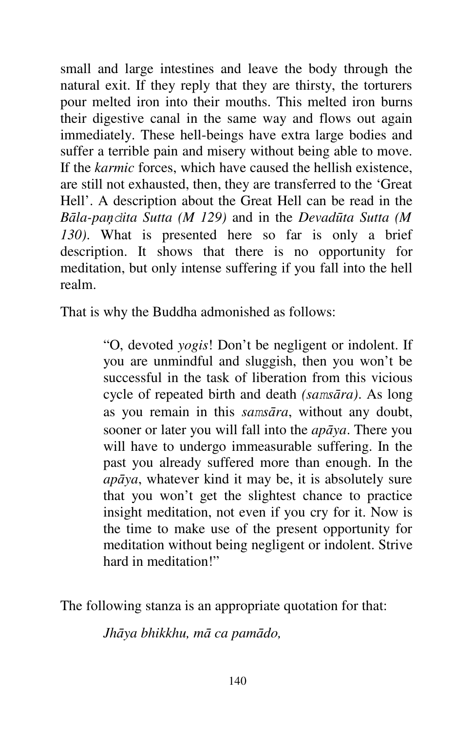small and large intestines and leave the body through the natural exit. If they reply that they are thirsty, the torturers pour melted iron into their mouths. This melted iron burns their digestive canal in the same way and flows out again immediately. These hell-beings have extra large bodies and suffer a terrible pain and misery without being able to move. If the *karmic* forces, which have caused the hellish existence, are still not exhausted, then, they are transferred to the 'Great Hell'. A description about the Great Hell can be read in the *Bāla-paṇḍita Sutta (M 129)* and in the *Devadūta Sutta (M 130)*. What is presented here so far is only a brief description. It shows that there is no opportunity for meditation, but only intense suffering if you fall into the hell realm.

That is why the Buddha admonished as follows:

> "O, devoted *yogis*! Don't be negligent or indolent. If you are unmindful and sluggish, then you won't be successful in the task of liberation from this vicious cycle of repeated birth and death *(saṃsāra)*. As long as you remain in this *saṃsāra*, without any doubt, sooner or later you will fall into the *apāya*. There you will have to undergo immeasurable suffering. In the past you already suffered more than enough. In the *apāya*, whatever kind it may be, it is absolutely sure that you won't get the slightest chance to practice insight meditation, not even if you cry for it. Now is the time to make use of the present opportunity for meditation without being negligent or indolent. Strive hard in meditation!"

The following stanza is an appropriate quotation for that:

> *Jhāya bhikkhu, mā ca pamādo,*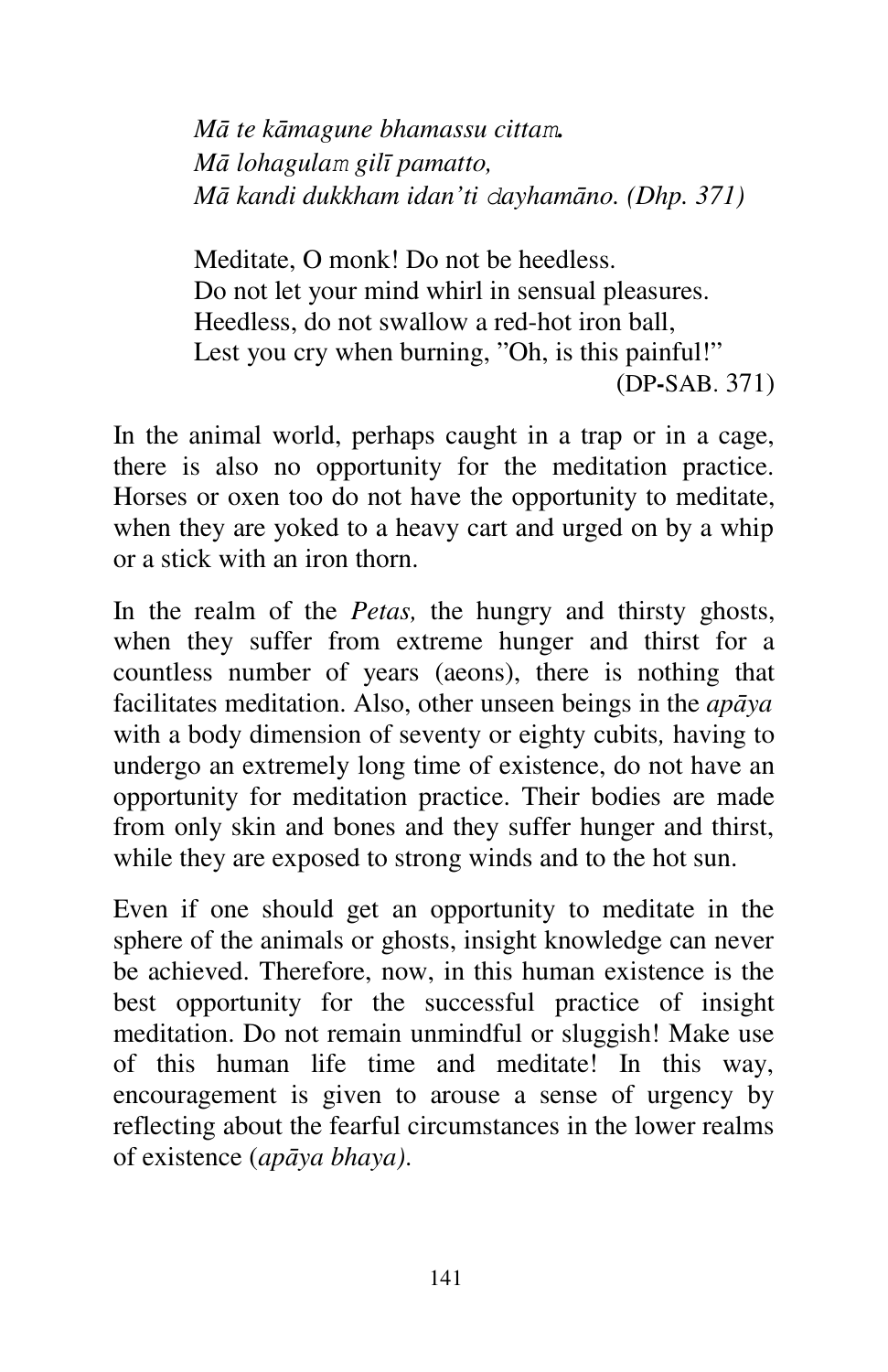*Mā te kāmagune bhamassu cittaṁ.*
*Mā lohagulaṁ gilī pamatto,*
*Mā kandi dukkham idan'ti ḍayhamāno. (Dhp. 371)*

Meditate, O monk! Do not be heedless.
Do not let your mind whirl in sensual pleasures.
Heedless, do not swallow a red-hot iron ball,
Lest you cry when burning, "Oh, is this painful!"
(DP-SAB. 371)

In the animal world, perhaps caught in a trap or in a cage, there is also no opportunity for the meditation practice. Horses or oxen too do not have the opportunity to meditate, when they are yoked to a heavy cart and urged on by a whip or a stick with an iron thorn.

In the realm of the *Petas,* the hungry and thirsty ghosts, when they suffer from extreme hunger and thirst for a countless number of years (aeons), there is nothing that facilitates meditation. Also, other unseen beings in the *apāya* with a body dimension of seventy or eighty cubits*,* having to undergo an extremely long time of existence, do not have an opportunity for meditation practice. Their bodies are made from only skin and bones and they suffer hunger and thirst, while they are exposed to strong winds and to the hot sun.

Even if one should get an opportunity to meditate in the sphere of the animals or ghosts, insight knowledge can never be achieved. Therefore, now, in this human existence is the best opportunity for the successful practice of insight meditation. Do not remain unmindful or sluggish! Make use of this human life time and meditate! In this way, encouragement is given to arouse a sense of urgency by reflecting about the fearful circumstances in the lower realms of existence (*apāya bhaya).*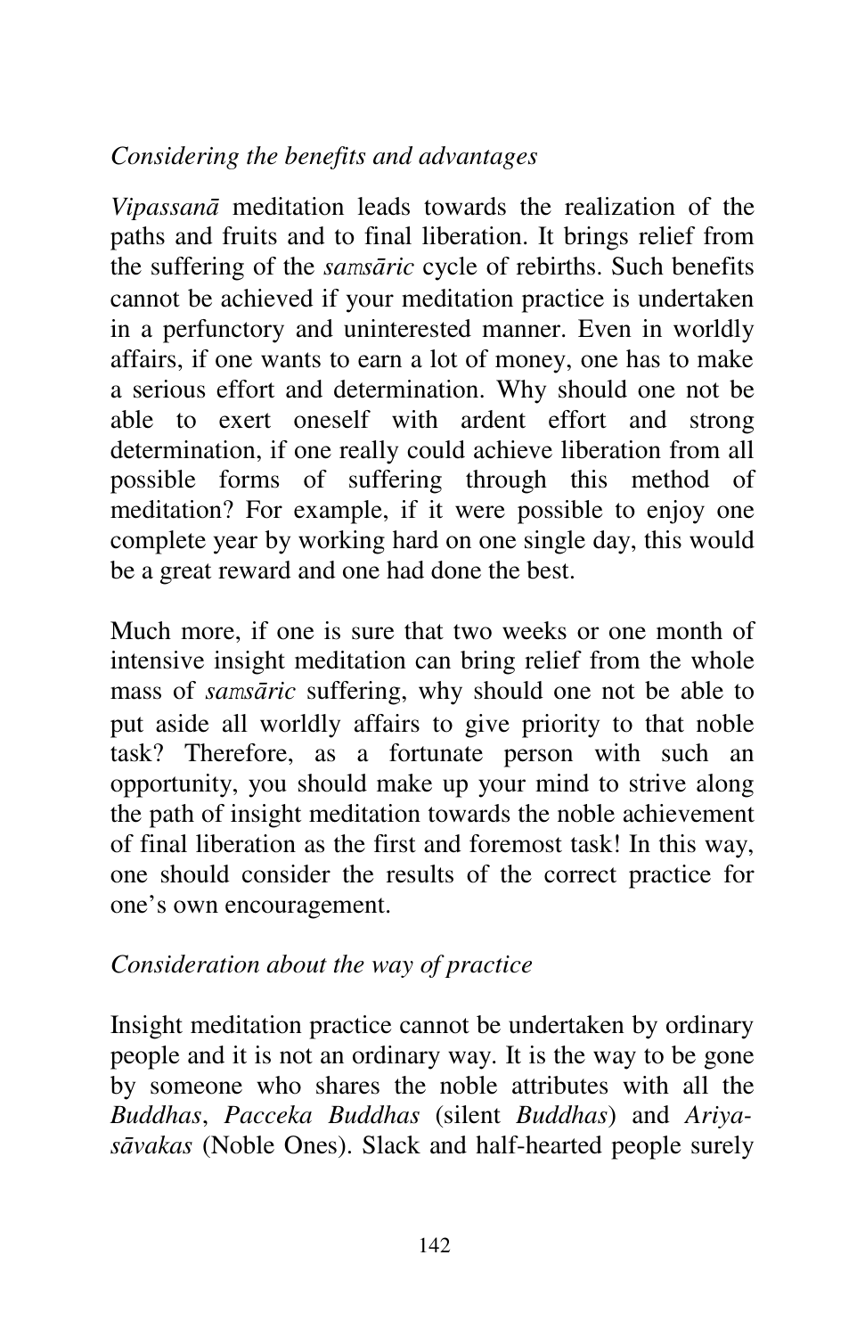*Considering the benefits and advantages*

*Vipassanā* meditation leads towards the realization of the paths and fruits and to final liberation. It brings relief from the suffering of the *samsāric* cycle of rebirths. Such benefits cannot be achieved if your meditation practice is undertaken in a perfunctory and uninterested manner. Even in worldly affairs, if one wants to earn a lot of money, one has to make a serious effort and determination. Why should one not be able to exert oneself with ardent effort and strong determination, if one really could achieve liberation from all possible forms of suffering through this method of meditation? For example, if it were possible to enjoy one complete year by working hard on one single day, this would be a great reward and one had done the best.

Much more, if one is sure that two weeks or one month of intensive insight meditation can bring relief from the whole mass of *samsāric* suffering, why should one not be able to put aside all worldly affairs to give priority to that noble task? Therefore, as a fortunate person with such an opportunity, you should make up your mind to strive along the path of insight meditation towards the noble achievement of final liberation as the first and foremost task! In this way, one should consider the results of the correct practice for one's own encouragement.

*Consideration about the way of practice*

Insight meditation practice cannot be undertaken by ordinary people and it is not an ordinary way. It is the way to be gone by someone who shares the noble attributes with all the *Buddhas*, *Pacceka Buddhas* (silent *Buddhas*) and *Ariya-sāvakas* (Noble Ones). Slack and half-hearted people surely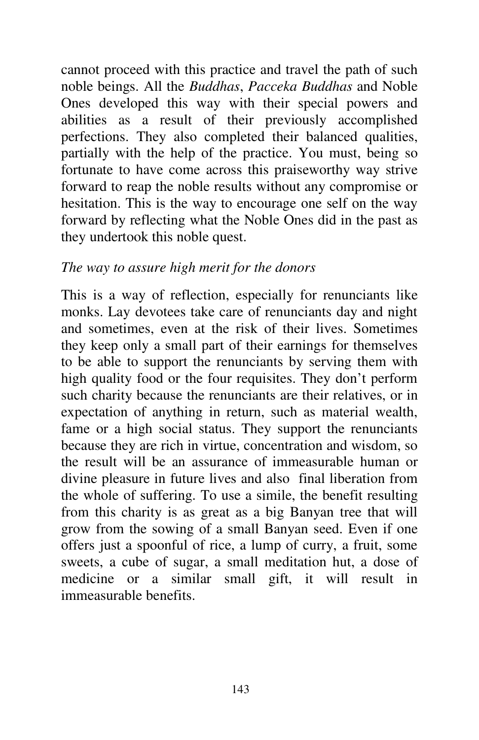cannot proceed with this practice and travel the path of such noble beings. All the *Buddhas*, *Pacceka Buddhas* and Noble Ones developed this way with their special powers and abilities as a result of their previously accomplished perfections. They also completed their balanced qualities, partially with the help of the practice. You must, being so fortunate to have come across this praiseworthy way strive forward to reap the noble results without any compromise or hesitation. This is the way to encourage one self on the way forward by reflecting what the Noble Ones did in the past as they undertook this noble quest.

*The way to assure high merit for the donors*

This is a way of reflection, especially for renunciants like monks. Lay devotees take care of renunciants day and night and sometimes, even at the risk of their lives. Sometimes they keep only a small part of their earnings for themselves to be able to support the renunciants by serving them with high quality food or the four requisites. They don't perform such charity because the renunciants are their relatives, or in expectation of anything in return, such as material wealth, fame or a high social status. They support the renunciants because they are rich in virtue, concentration and wisdom, so the result will be an assurance of immeasurable human or divine pleasure in future lives and also final liberation from the whole of suffering. To use a simile, the benefit resulting from this charity is as great as a big Banyan tree that will grow from the sowing of a small Banyan seed. Even if one offers just a spoonful of rice, a lump of curry, a fruit, some sweets, a cube of sugar, a small meditation hut, a dose of medicine or a similar small gift, it will result in immeasurable benefits.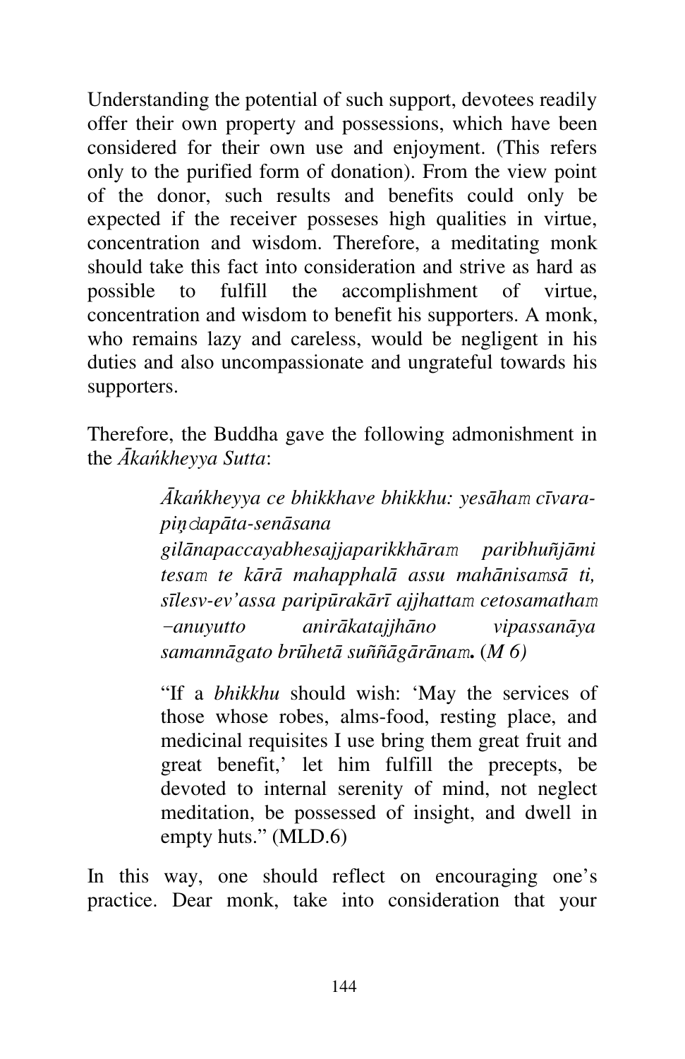Understanding the potential of such support, devotees readily offer their own property and possessions, which have been considered for their own use and enjoyment. (This refers only to the purified form of donation). From the view point of the donor, such results and benefits could only be expected if the receiver posseses high qualities in virtue, concentration and wisdom. Therefore, a meditating monk should take this fact into consideration and strive as hard as possible to fulfill the accomplishment of virtue, concentration and wisdom to benefit his supporters. A monk, who remains lazy and careless, would be negligent in his duties and also uncompassionate and ungrateful towards his supporters.

Therefore, the Buddha gave the following admonishment in the *Ākaṅkheyya Sutta*:

> *Ākaṅkheyya ce bhikkhave bhikkhu: yesāhaṁ cīvara-piṇḍapāta-senāsana gilānapaccayabhesajjaparikkhāraṁ paribhuñjāmi tesaṁ te kārā mahapphalā assu mahānisaṁsā ti, sīlesv-ev'assa paripūrakārī ajjhattaṁ cetosamathaṁ –anuyutto anirākatajjhāno vipassanāya samannāgato brūhetā suññāgārānaṁ.* (*M 6)*
>
> "If a *bhikkhu* should wish: 'May the services of those whose robes, alms-food, resting place, and medicinal requisites I use bring them great fruit and great benefit,' let him fulfill the precepts, be devoted to internal serenity of mind, not neglect meditation, be possessed of insight, and dwell in empty huts." (MLD.6)

In this way, one should reflect on encouraging one's practice. Dear monk, take into consideration that your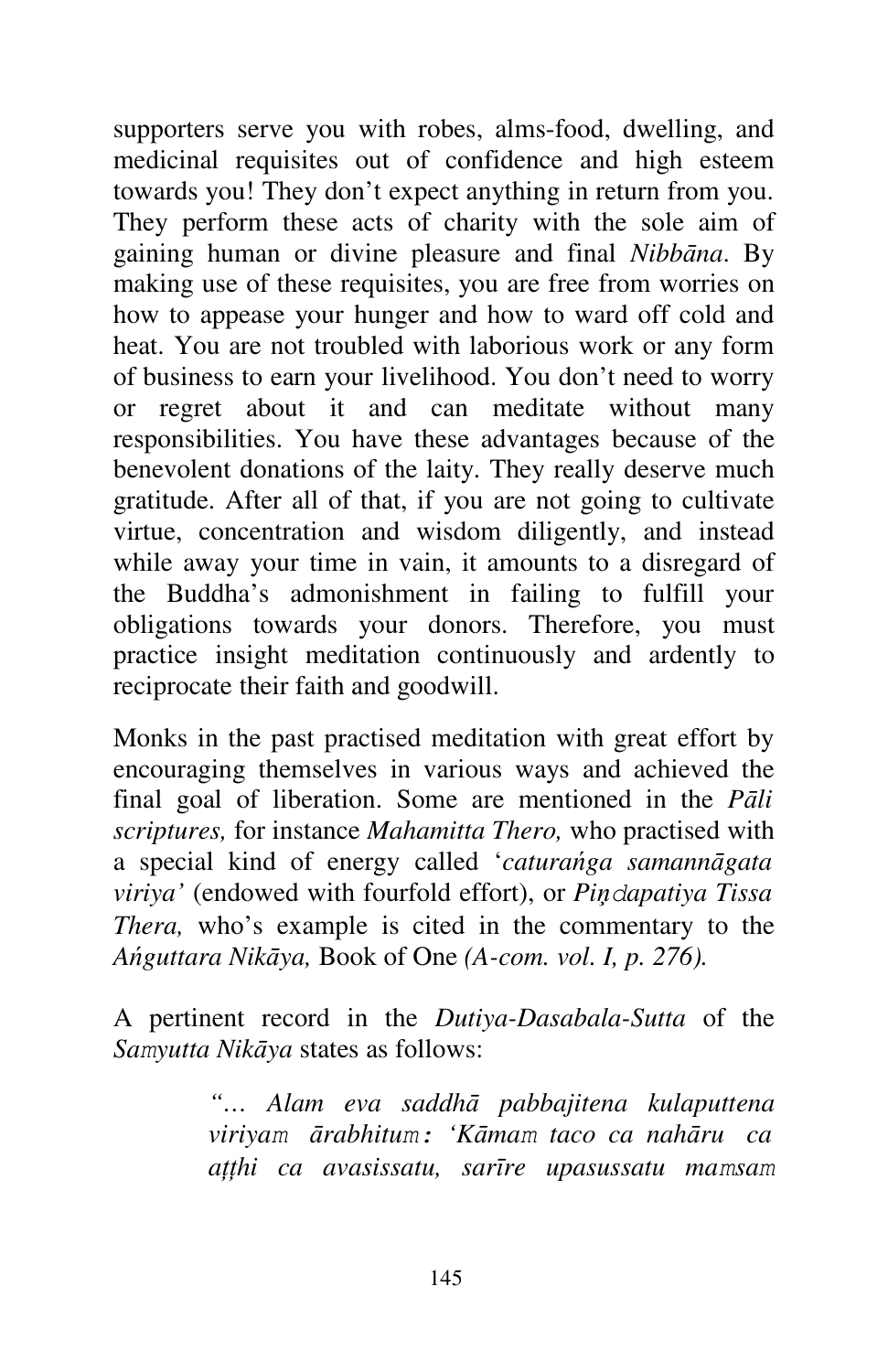supporters serve you with robes, alms-food, dwelling, and medicinal requisites out of confidence and high esteem towards you! They don't expect anything in return from you. They perform these acts of charity with the sole aim of gaining human or divine pleasure and final *Nibbāna*. By making use of these requisites, you are free from worries on how to appease your hunger and how to ward off cold and heat. You are not troubled with laborious work or any form of business to earn your livelihood. You don't need to worry or regret about it and can meditate without many responsibilities. You have these advantages because of the benevolent donations of the laity. They really deserve much gratitude. After all of that, if you are not going to cultivate virtue, concentration and wisdom diligently, and instead while away your time in vain, it amounts to a disregard of the Buddha's admonishment in failing to fulfill your obligations towards your donors. Therefore, you must practice insight meditation continuously and ardently to reciprocate their faith and goodwill.

Monks in the past practised meditation with great effort by encouraging themselves in various ways and achieved the final goal of liberation. Some are mentioned in the *Pāli scriptures,* for instance *Mahamitta Thero,* who practised with a special kind of energy called '*caturaṅga samannāgata viriya'* (endowed with fourfold effort), or *Piṇḍapatiya Tissa Thera,* who's example is cited in the commentary to the *Aṅguttara Nikāya,* Book of One *(A-com. vol. I, p. 276).*

A pertinent record in the *Dutiya-Dasabala-Sutta* of the *Saṃyutta Nikāya* states as follows:

> *"… Alam eva saddhā pabbajitena kulaputtena viriyaṃ ārabhituṃ: 'Kāmaṃ taco ca nahāru ca aṭṭhi ca avasissatu, sarīre upasussatu maṃsaṃ*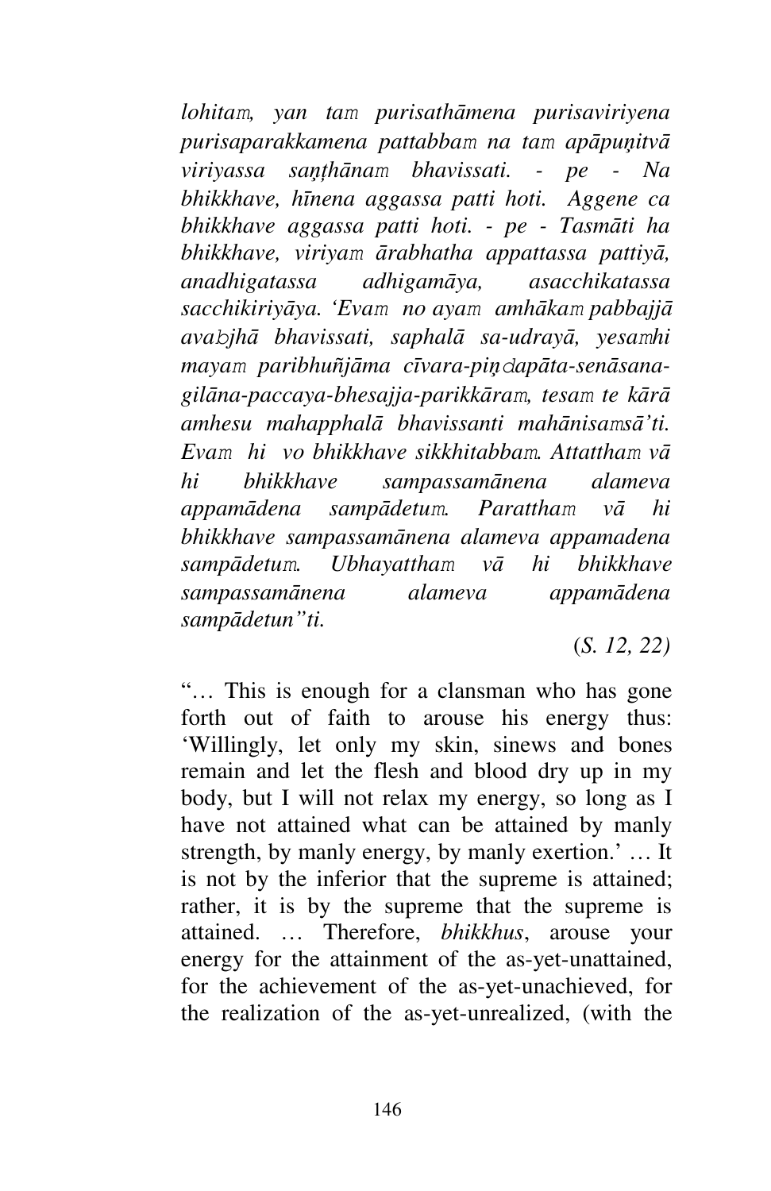*lohitaṃ, yan taṃ purisathāmena purisaviriyena purisaparakkamena pattabbaṃ na taṃ apāpuṇitvā viriyassa saṇṭhānaṃ bhavissati. - pe - Na bhikkhave, hīnena aggassa patti hoti. Aggene ca bhikkhave aggassa patti hoti. - pe - Tasmāti ha bhikkhave, viriyaṃ ārabhatha appattassa pattiyā, anadhigatassa adhigamāya, asacchikatassa sacchikiriyāya. 'Evaṃ no ayaṃ amhākaṃ pabbajjā avañjhā bhavissati, saphalā sa-udrayā, yesaṃhi mayaṃ paribhuñjāma cīvara-piṇḍapāta-senāsana-gilāna-paccaya-bhesajja-parikkāraṃ, tesaṃ te kārā amhesu mahapphalā bhavissanti mahānisaṃsā'ti. Evaṃ hi vo bhikkhave sikkhitabbaṃ. Attatthaṃ vā hi bhikkhave sampassamānena alameva appamādena sampādetuṃ. Paratthaṃ vā hi bhikkhave sampassamānena alameva appamadena sampādetuṃ. Ubhayatthaṃ vā hi bhikkhave sampassamānena alameva appamādena sampādetun"ti.*

(*S. 12, 22*)

"… This is enough for a clansman who has gone forth out of faith to arouse his energy thus: 'Willingly, let only my skin, sinews and bones remain and let the flesh and blood dry up in my body, but I will not relax my energy, so long as I have not attained what can be attained by manly strength, by manly energy, by manly exertion.' … It is not by the inferior that the supreme is attained; rather, it is by the supreme that the supreme is attained. … Therefore, *bhikkhus*, arouse your energy for the attainment of the as-yet-unattained, for the achievement of the as-yet-unachieved, for the realization of the as-yet-unrealized, (with the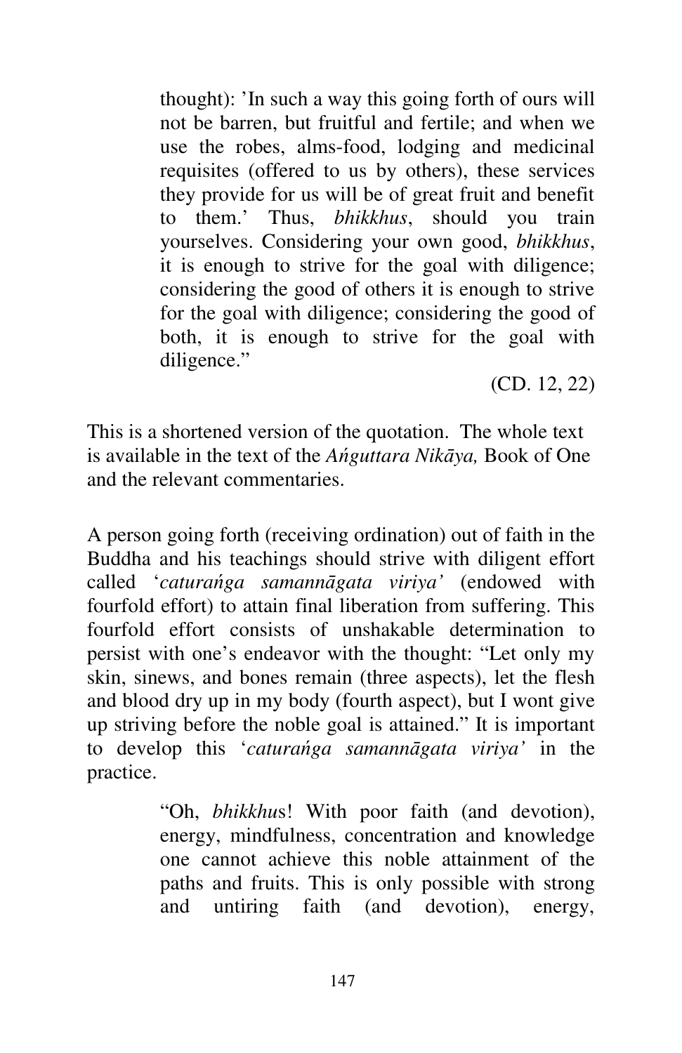> thought): 'In such a way this going forth of ours will not be barren, but fruitful and fertile; and when we use the robes, alms-food, lodging and medicinal requisites (offered to us by others), these services they provide for us will be of great fruit and benefit to them.' Thus, *bhikkhus*, should you train yourselves. Considering your own good, *bhikkhus*, it is enough to strive for the goal with diligence; considering the good of others it is enough to strive for the goal with diligence; considering the good of both, it is enough to strive for the goal with diligence."
>
> (CD. 12, 22)

This is a shortened version of the quotation. The whole text is available in the text of the *Aṅguttara Nikāya,* Book of One and the relevant commentaries.

A person going forth (receiving ordination) out of faith in the Buddha and his teachings should strive with diligent effort called '*caturaṅga samannāgata viriya'* (endowed with fourfold effort) to attain final liberation from suffering. This fourfold effort consists of unshakable determination to persist with one's endeavor with the thought: "Let only my skin, sinews, and bones remain (three aspects), let the flesh and blood dry up in my body (fourth aspect), but I wont give up striving before the noble goal is attained." It is important to develop this '*caturaṅga samannāgata viriya'* in the practice.

> "Oh, *bhikkhu*s! With poor faith (and devotion), energy, mindfulness, concentration and knowledge one cannot achieve this noble attainment of the paths and fruits. This is only possible with strong and untiring faith (and devotion), energy,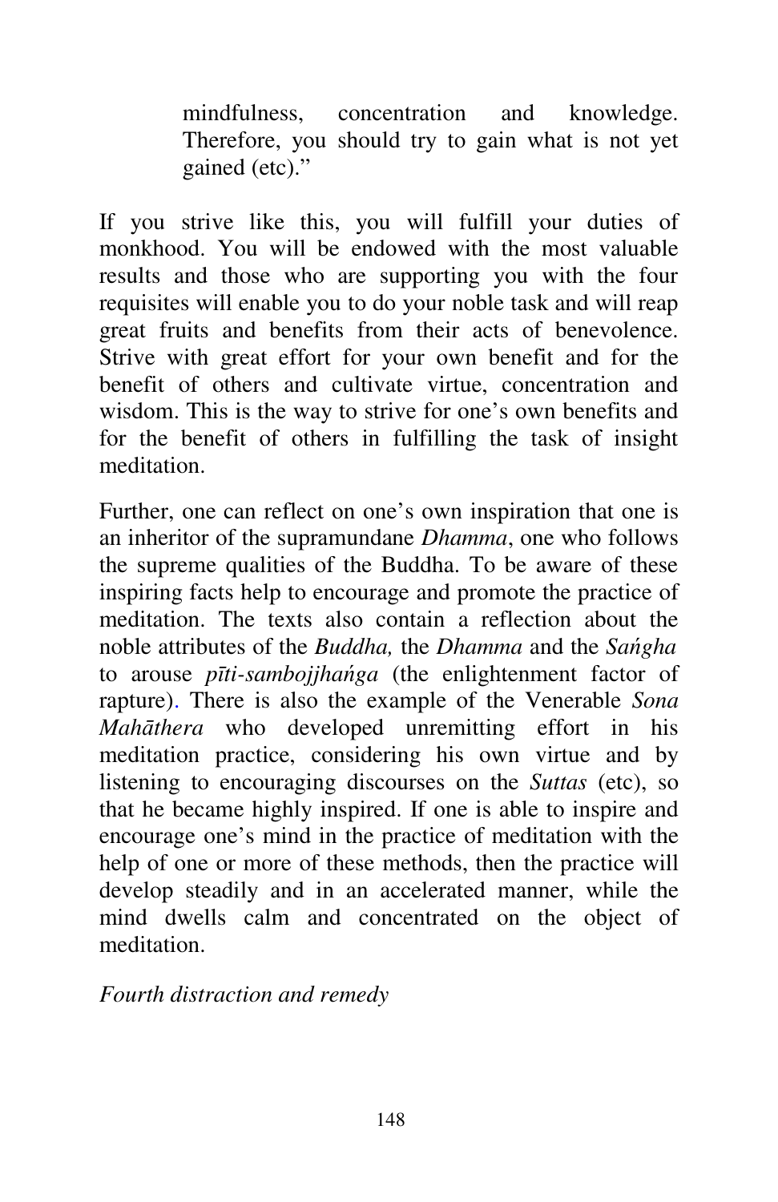> mindfulness, concentration and knowledge. Therefore, you should try to gain what is not yet gained (etc)."

If you strive like this, you will fulfill your duties of monkhood. You will be endowed with the most valuable results and those who are supporting you with the four requisites will enable you to do your noble task and will reap great fruits and benefits from their acts of benevolence. Strive with great effort for your own benefit and for the benefit of others and cultivate virtue, concentration and wisdom. This is the way to strive for one's own benefits and for the benefit of others in fulfilling the task of insight meditation.

Further, one can reflect on one's own inspiration that one is an inheritor of the supramundane *Dhamma*, one who follows the supreme qualities of the Buddha. To be aware of these inspiring facts help to encourage and promote the practice of meditation. The texts also contain a reflection about the noble attributes of the *Buddha,* the *Dhamma* and the *Saṅgha* to arouse *pīti-sambojjhaṅga* (the enlightenment factor of rapture). There is also the example of the Venerable *Sona Mahāthera* who developed unremitting effort in his meditation practice, considering his own virtue and by listening to encouraging discourses on the *Suttas* (etc), so that he became highly inspired. If one is able to inspire and encourage one's mind in the practice of meditation with the help of one or more of these methods, then the practice will develop steadily and in an accelerated manner, while the mind dwells calm and concentrated on the object of meditation.

*Fourth distraction and remedy*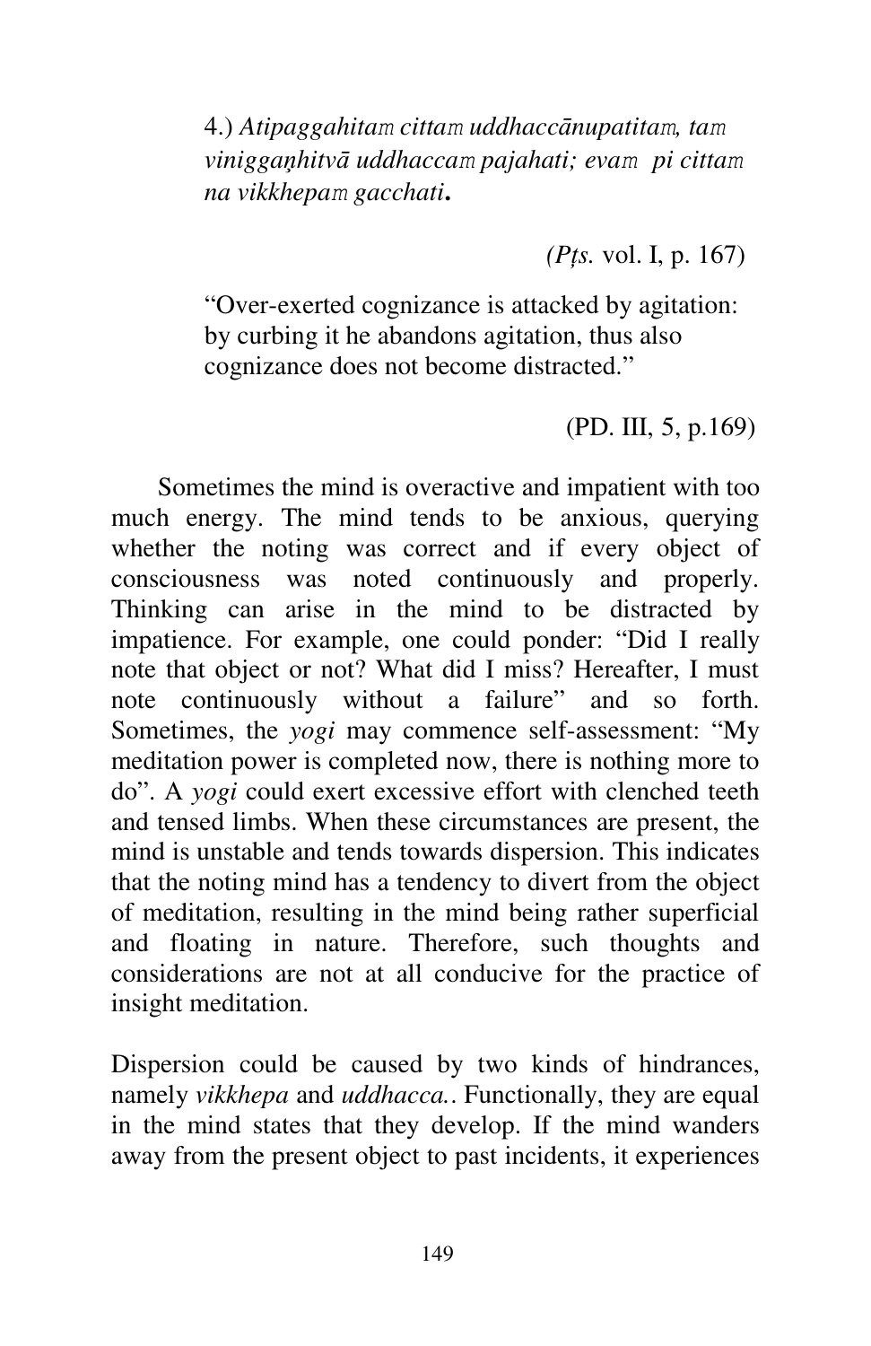4.) *Atipaggahitaṁ cittaṁ uddhaccānupatitaṁ, taṁ viniggaṇhitvā uddhaccaṁ pajahati; evaṁ pi cittaṁ na vikkhepaṁ gacchati***.**

*(Pṭs.* vol. I, p. 167)

"Over-exerted cognizance is attacked by agitation: by curbing it he abandons agitation, thus also cognizance does not become distracted."

(PD. III, 5, p.169)

Sometimes the mind is overactive and impatient with too much energy. The mind tends to be anxious, querying whether the noting was correct and if every object of consciousness was noted continuously and properly. Thinking can arise in the mind to be distracted by impatience. For example, one could ponder: "Did I really note that object or not? What did I miss? Hereafter, I must note continuously without a failure" and so forth. Sometimes, the *yogi* may commence self-assessment: "My meditation power is completed now, there is nothing more to do". A *yogi* could exert excessive effort with clenched teeth and tensed limbs. When these circumstances are present, the mind is unstable and tends towards dispersion. This indicates that the noting mind has a tendency to divert from the object of meditation, resulting in the mind being rather superficial and floating in nature. Therefore, such thoughts and considerations are not at all conducive for the practice of insight meditation.

Dispersion could be caused by two kinds of hindrances, namely *vikkhepa* and *uddhacca.*. Functionally, they are equal in the mind states that they develop. If the mind wanders away from the present object to past incidents, it experiences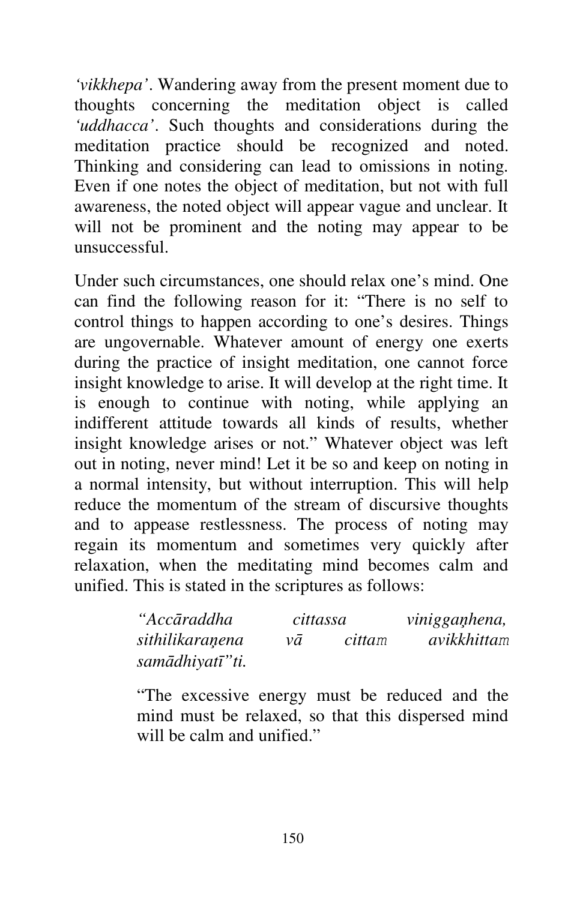*'vikkhepa'*. Wandering away from the present moment due to thoughts concerning the meditation object is called *'uddhacca'*. Such thoughts and considerations during the meditation practice should be recognized and noted. Thinking and considering can lead to omissions in noting. Even if one notes the object of meditation, but not with full awareness, the noted object will appear vague and unclear. It will not be prominent and the noting may appear to be unsuccessful.

Under such circumstances, one should relax one's mind. One can find the following reason for it: "There is no self to control things to happen according to one's desires. Things are ungovernable. Whatever amount of energy one exerts during the practice of insight meditation, one cannot force insight knowledge to arise. It will develop at the right time. It is enough to continue with noting, while applying an indifferent attitude towards all kinds of results, whether insight knowledge arises or not." Whatever object was left out in noting, never mind! Let it be so and keep on noting in a normal intensity, but without interruption. This will help reduce the momentum of the stream of discursive thoughts and to appease restlessness. The process of noting may regain its momentum and sometimes very quickly after relaxation, when the meditating mind becomes calm and unified. This is stated in the scriptures as follows:

> *"Accāraddha cittassa viniggaṇhena, sithilikaraṇena vā cittaṁ avikkhittaṁ samādhiyatī"ti.*
>
> "The excessive energy must be reduced and the mind must be relaxed, so that this dispersed mind will be calm and unified."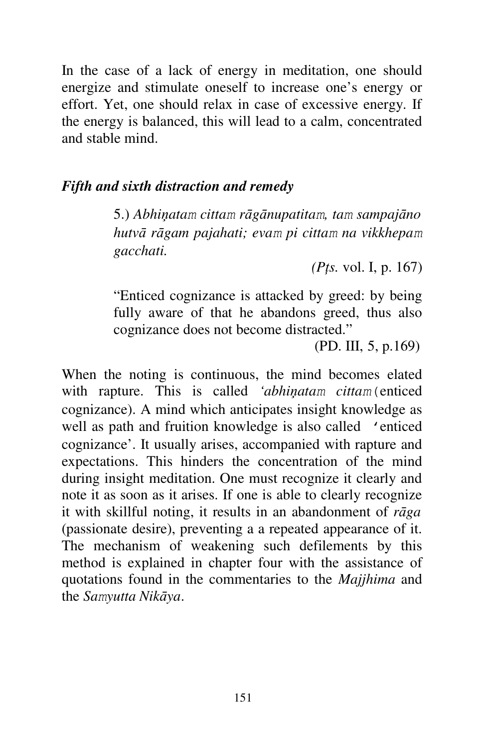In the case of a lack of energy in meditation, one should energize and stimulate oneself to increase one's energy or effort. Yet, one should relax in case of excessive energy. If the energy is balanced, this will lead to a calm, concentrated and stable mind.

### *Fifth and sixth distraction and remedy*

> 5.) *Abhiṇataṃ cittaṃ rāgānupatitaṃ, taṃ sampajāno hutvā rāgam pajahati; evaṃ pi cittaṃ na vikkhepaṃ gacchati.*
>
> *(Pṭs.* vol. I, p. 167)
>
> "Enticed cognizance is attacked by greed: by being fully aware of that he abandons greed, thus also cognizance does not become distracted."
>
> (PD. III, 5, p.169)

When the noting is continuous, the mind becomes elated with rapture. This is called *'abhiṇataṃ cittaṃ*(enticed cognizance). A mind which anticipates insight knowledge as well as path and fruition knowledge is also called 'enticed cognizance'. It usually arises, accompanied with rapture and expectations. This hinders the concentration of the mind during insight meditation. One must recognize it clearly and note it as soon as it arises. If one is able to clearly recognize it with skillful noting, it results in an abandonment of *rāga* (passionate desire), preventing a a repeated appearance of it. The mechanism of weakening such defilements by this method is explained in chapter four with the assistance of quotations found in the commentaries to the *Majjhima* and the *Saṃyutta Nikāya*.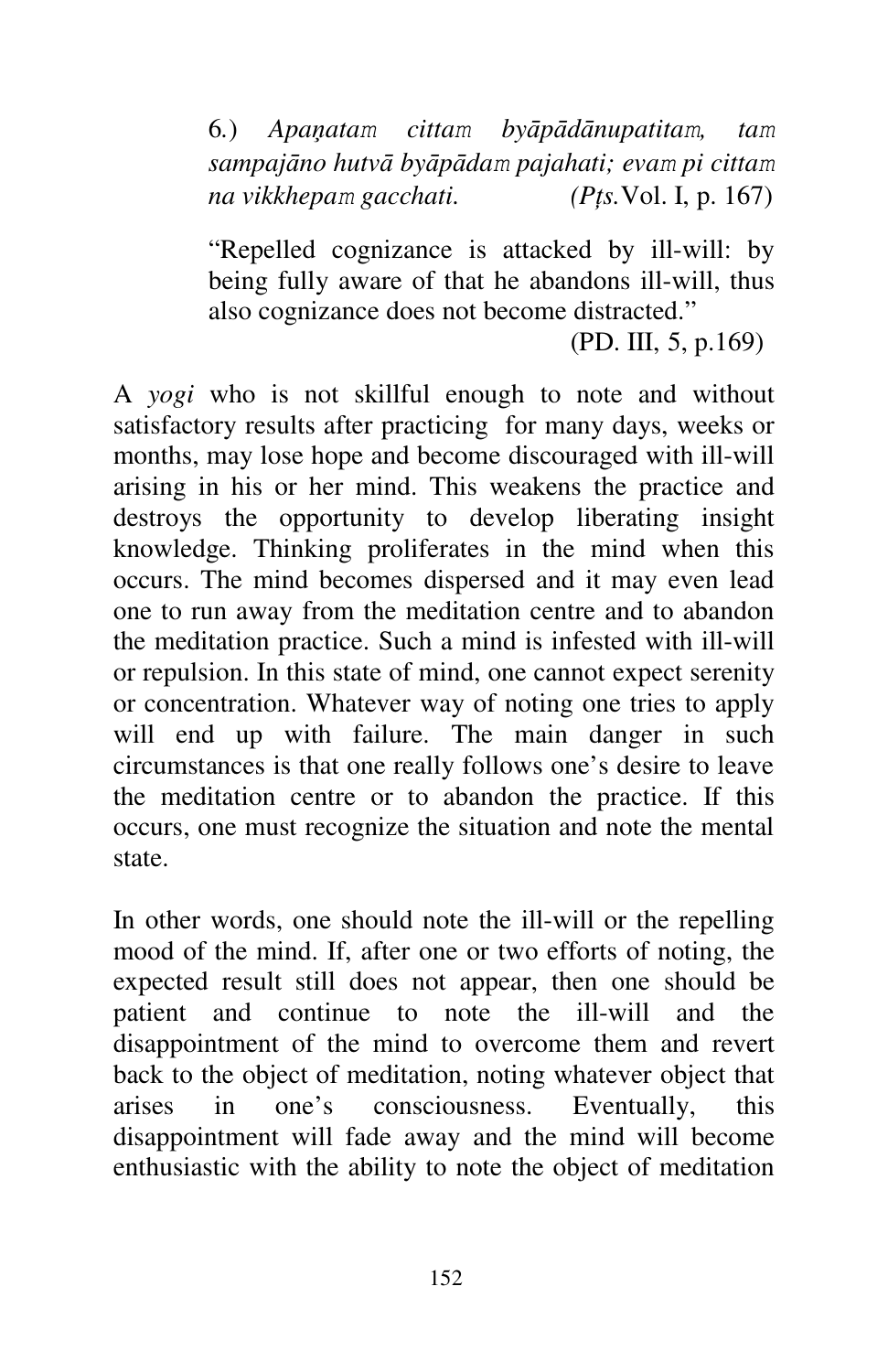> 6.) *Apaṇataṃ cittaṃ byāpādānupatitaṃ, taṃ sampajāno hutvā byāpādaṃ pajahati; evaṃ pi cittaṃ na vikkhepaṃ gacchati.* *(Pṭs.*Vol. I, p. 167)
>
> "Repelled cognizance is attacked by ill-will: by being fully aware of that he abandons ill-will, thus also cognizance does not become distracted."
> (PD. III, 5, p.169)

A *yogi* who is not skillful enough to note and without satisfactory results after practicing for many days, weeks or months, may lose hope and become discouraged with ill-will arising in his or her mind. This weakens the practice and destroys the opportunity to develop liberating insight knowledge. Thinking proliferates in the mind when this occurs. The mind becomes dispersed and it may even lead one to run away from the meditation centre and to abandon the meditation practice. Such a mind is infested with ill-will or repulsion. In this state of mind, one cannot expect serenity or concentration. Whatever way of noting one tries to apply will end up with failure. The main danger in such circumstances is that one really follows one's desire to leave the meditation centre or to abandon the practice. If this occurs, one must recognize the situation and note the mental state.

In other words, one should note the ill-will or the repelling mood of the mind. If, after one or two efforts of noting, the expected result still does not appear, then one should be patient and continue to note the ill-will and the disappointment of the mind to overcome them and revert back to the object of meditation, noting whatever object that arises in one's consciousness. Eventually, this disappointment will fade away and the mind will become enthusiastic with the ability to note the object of meditation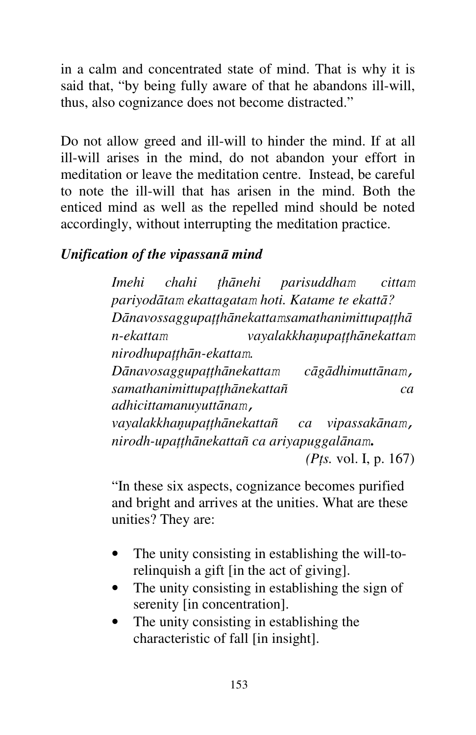in a calm and concentrated state of mind. That is why it is said that, "by being fully aware of that he abandons ill-will, thus, also cognizance does not become distracted."

Do not allow greed and ill-will to hinder the mind. If at all ill-will arises in the mind, do not abandon your effort in meditation or leave the meditation centre. Instead, be careful to note the ill-will that has arisen in the mind. Both the enticed mind as well as the repelled mind should be noted accordingly, without interrupting the meditation practice.

***Unification of the vipassanā mind***

> *Imehi chahi ṭhānehi parisuddhaṃ cittaṃ pariyodātaṃ ekattagataṃ hoti. Katame te ekattā? Dānavossaggupaṭṭhānekattaṃsamathanimittupaṭṭhān-ekattaṃ vayalakkhaṇupaṭṭhānekattaṃ nirodhupaṭṭhān-ekattaṃ. Dānavosaggupaṭṭhānekattaṃ cāgādhimuttānaṃ, samathanimittupaṭṭhānekattañ ca adhicittamanuyuttānaṃ, vayalakkhaṇupaṭṭhānekattañ ca vipassakānaṃ, nirodh-upaṭṭhānekattañ ca ariyapuggalānaṃ.*
>
> *(Pṭs.* vol. I, p. 167)

> "In these six aspects, cognizance becomes purified and bright and arrives at the unities. What are these unities? They are:
>
> - The unity consisting in establishing the will-to-relinquish a gift [in the act of giving].
> - The unity consisting in establishing the sign of serenity [in concentration].
> - The unity consisting in establishing the characteristic of fall [in insight].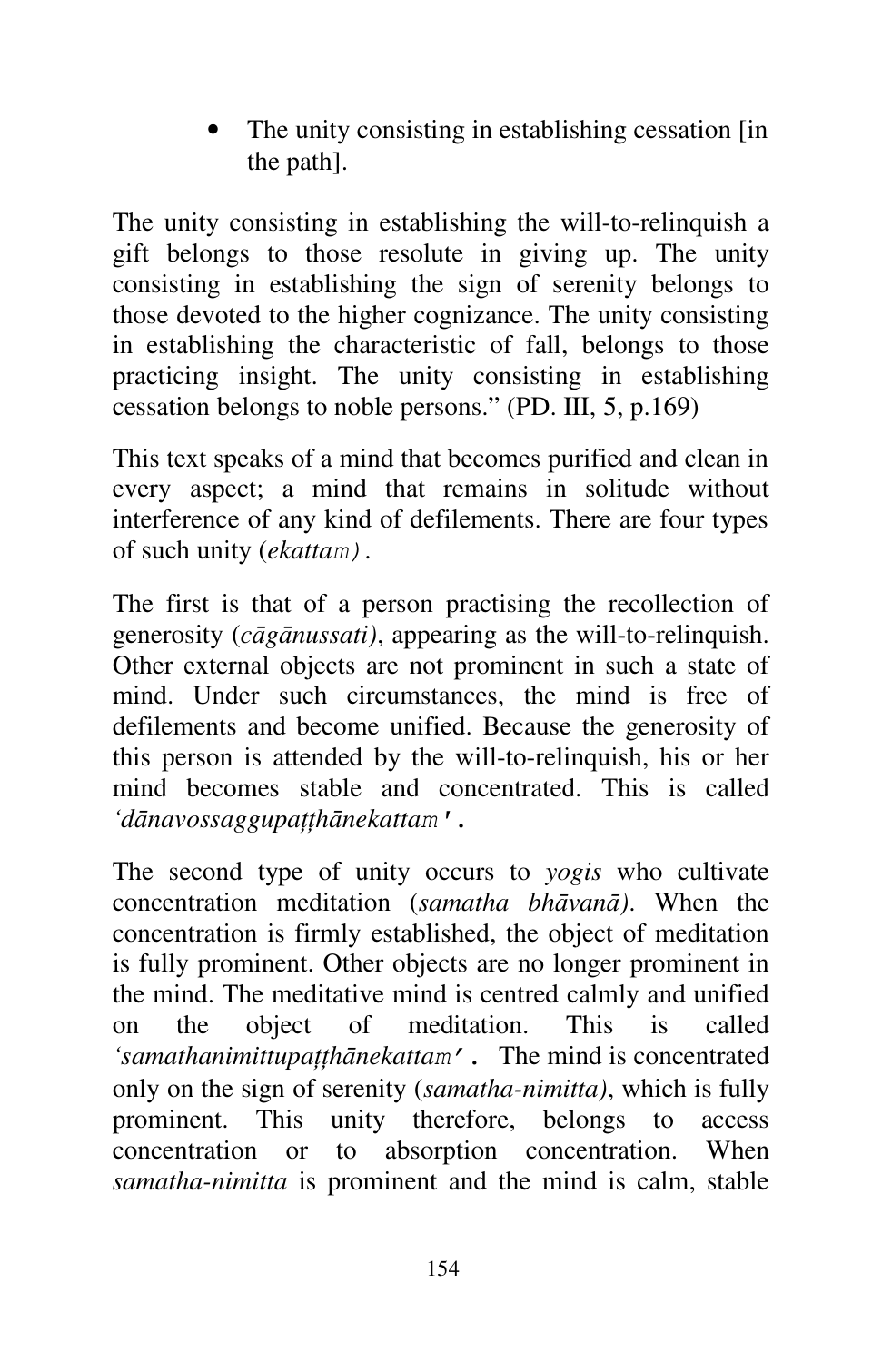- The unity consisting in establishing cessation [in the path].

The unity consisting in establishing the will-to-relinquish a gift belongs to those resolute in giving up. The unity consisting in establishing the sign of serenity belongs to those devoted to the higher cognizance. The unity consisting in establishing the characteristic of fall, belongs to those practicing insight. The unity consisting in establishing cessation belongs to noble persons." (PD. III, 5, p.169)

This text speaks of a mind that becomes purified and clean in every aspect; a mind that remains in solitude without interference of any kind of defilements. There are four types of such unity (*ekattaṁ)*.

The first is that of a person practising the recollection of generosity (*cāgānussati)*, appearing as the will-to-relinquish. Other external objects are not prominent in such a state of mind. Under such circumstances, the mind is free of defilements and become unified. Because the generosity of this person is attended by the will-to-relinquish, his or her mind becomes stable and concentrated. This is called *'dānavossaggupaṭṭhānekattaṁ'*.

The second type of unity occurs to *yogis* who cultivate concentration meditation (*samatha bhāvanā)*. When the concentration is firmly established, the object of meditation is fully prominent. Other objects are no longer prominent in the mind. The meditative mind is centred calmly and unified on the object of meditation. This is called *'samathanimittupaṭṭhānekattaṁ'*. The mind is concentrated only on the sign of serenity (*samatha-nimitta)*, which is fully prominent. This unity therefore, belongs to access concentration or to absorption concentration. When *samatha-nimitta* is prominent and the mind is calm, stable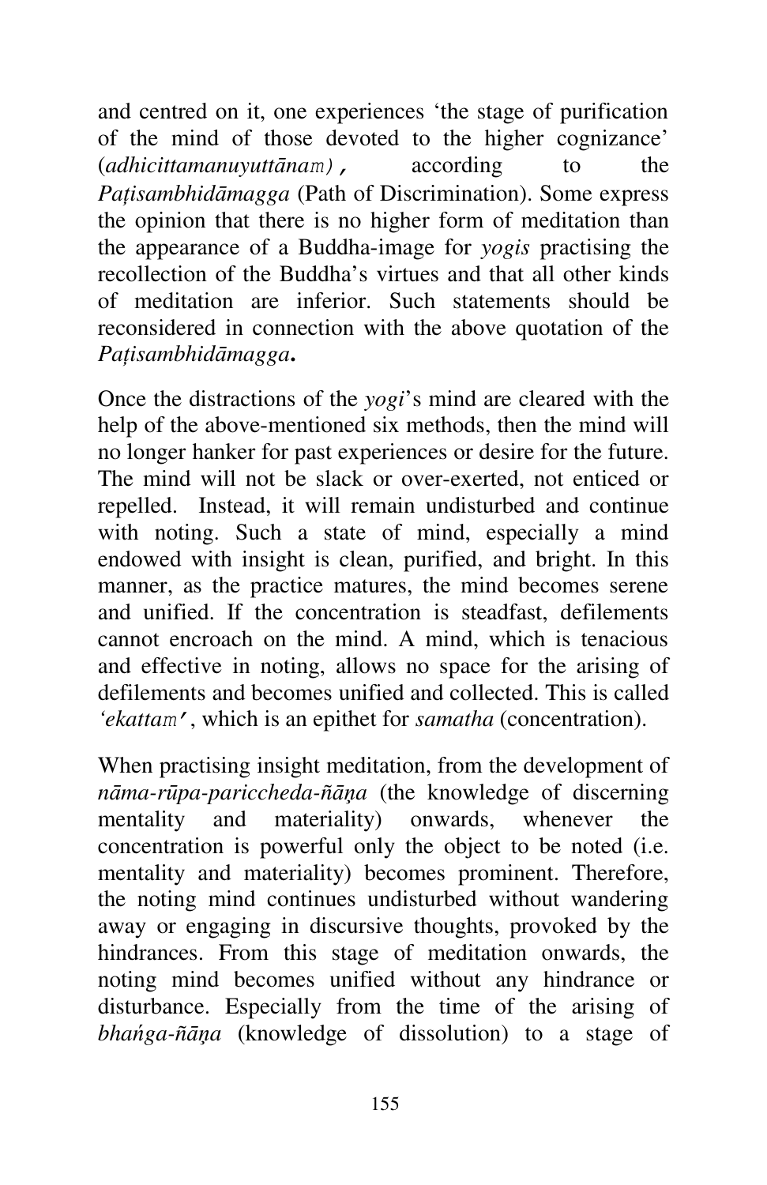and centred on it, one experiences 'the stage of purification of the mind of those devoted to the higher cognizance' (*adhicittamanuyuttānam*), according to the *Paṭisambhidāmagga* (Path of Discrimination). Some express the opinion that there is no higher form of meditation than the appearance of a Buddha-image for *yogis* practising the recollection of the Buddha's virtues and that all other kinds of meditation are inferior. Such statements should be reconsidered in connection with the above quotation of the *Paṭisambhidāmagga*.

Once the distractions of the *yogi*'s mind are cleared with the help of the above-mentioned six methods, then the mind will no longer hanker for past experiences or desire for the future. The mind will not be slack or over-exerted, not enticed or repelled. Instead, it will remain undisturbed and continue with noting. Such a state of mind, especially a mind endowed with insight is clean, purified, and bright. In this manner, as the practice matures, the mind becomes serene and unified. If the concentration is steadfast, defilements cannot encroach on the mind. A mind, which is tenacious and effective in noting, allows no space for the arising of defilements and becomes unified and collected. This is called *'ekattam'*, which is an epithet for *samatha* (concentration).

When practising insight meditation, from the development of *nāma-rūpa-pariccheda-ñāṇa* (the knowledge of discerning mentality and materiality) onwards, whenever the concentration is powerful only the object to be noted (i.e. mentality and materiality) becomes prominent. Therefore, the noting mind continues undisturbed without wandering away or engaging in discursive thoughts, provoked by the hindrances. From this stage of meditation onwards, the noting mind becomes unified without any hindrance or disturbance. Especially from the time of the arising of *bhaṅga-ñāṇa* (knowledge of dissolution) to a stage of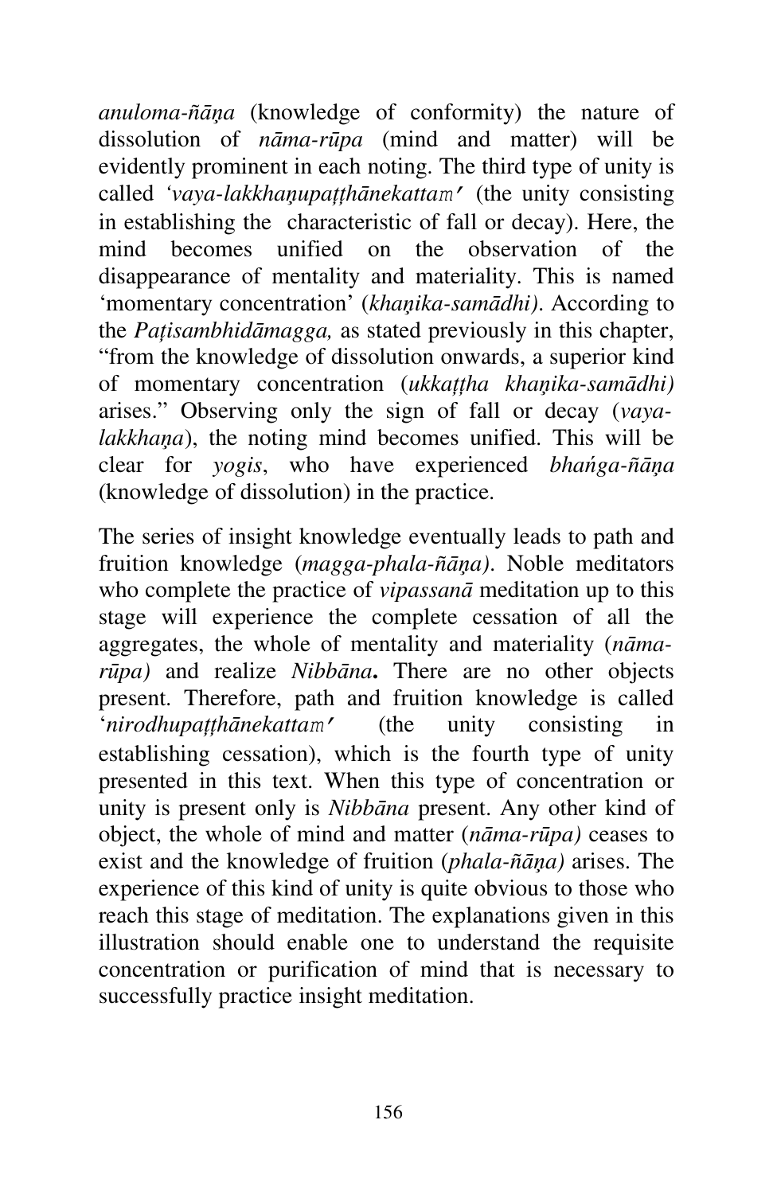*anuloma-ñāṇa* (knowledge of conformity) the nature of dissolution of *nāma-rūpa* (mind and matter) will be evidently prominent in each noting. The third type of unity is called *'vaya-lakkhaṇupaṭṭhānekattam'* (the unity consisting in establishing the characteristic of fall or decay). Here, the mind becomes unified on the observation of the disappearance of mentality and materiality. This is named 'momentary concentration' (*khaṇika-samādhi)*. According to the *Paṭisambhidāmagga,* as stated previously in this chapter, "from the knowledge of dissolution onwards, a superior kind of momentary concentration (*ukkaṭṭha khaṇika-samādhi)* arises." Observing only the sign of fall or decay (*vaya-lakkhaṇa*), the noting mind becomes unified. This will be clear for *yogis*, who have experienced *bhaṅga-ñāṇa* (knowledge of dissolution) in the practice.

The series of insight knowledge eventually leads to path and fruition knowledge (*magga-phala-ñāṇa)*. Noble meditators who complete the practice of *vipassanā* meditation up to this stage will experience the complete cessation of all the aggregates, the whole of mentality and materiality (*nāma-rūpa)* and realize *Nibbāna***.** There are no other objects present. Therefore, path and fruition knowledge is called '*nirodhupaṭṭhānekattam'* (the unity consisting in establishing cessation), which is the fourth type of unity presented in this text. When this type of concentration or unity is present only is *Nibbāna* present. Any other kind of object, the whole of mind and matter (*nāma-rūpa)* ceases to exist and the knowledge of fruition (*phala-ñāṇa)* arises. The experience of this kind of unity is quite obvious to those who reach this stage of meditation. The explanations given in this illustration should enable one to understand the requisite concentration or purification of mind that is necessary to successfully practice insight meditation.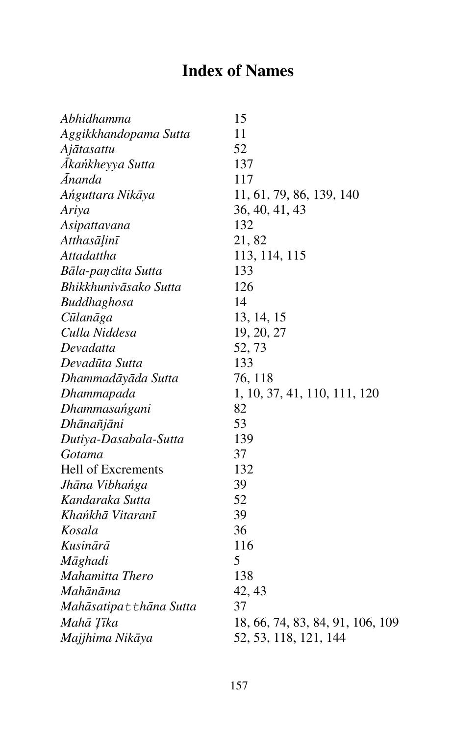# Index of Names

| | |
|---|---|
| *Abhidhamma* | 15 |
| *Aggikkhandopama Sutta* | 11 |
| *Ajātasattu* | 52 |
| *Ākaṅkheyya Sutta* | 137 |
| *Ānanda* | 117 |
| *Aṅguttara Nikāya* | 11, 61, 79, 86, 139, 140 |
| *Ariya* | 36, 40, 41, 43 |
| *Asipattavana* | 132 |
| *Atthasāḷinī* | 21, 82 |
| *Attadattha* | 113, 114, 115 |
| *Bāla-paṇḍita Sutta* | 133 |
| *Bhikkhunivāsako Sutta* | 126 |
| *Buddhaghosa* | 14 |
| *Cūlanāga* | 13, 14, 15 |
| *Culla Niddesa* | 19, 20, 27 |
| *Devadatta* | 52, 73 |
| *Devadūta Sutta* | 133 |
| *Dhammadāyāda Sutta* | 76, 118 |
| *Dhammapada* | 1, 10, 37, 41, 110, 111, 120 |
| *Dhammasaṅgani* | 82 |
| *Dhānañjāni* | 53 |
| *Dutiya-Dasabala-Sutta* | 139 |
| *Gotama* | 37 |
| Hell of Excrements | 132 |
| *Jhāna Vibhaṅga* | 39 |
| *Kandaraka Sutta* | 52 |
| *Khaṅkhā Vitaranī* | 39 |
| *Kosala* | 36 |
| *Kusinārā* | 116 |
| *Māghadi* | 5 |
| *Mahamitta Thero* | 138 |
| *Mahānāma* | 42, 43 |
| *Mahāsatipaṭṭhāna Sutta* | 37 |
| *Mahā Ṭīka* | 18, 66, 74, 83, 84, 91, 106, 109 |
| *Majjhima Nikāya* | 52, 53, 118, 121, 144 |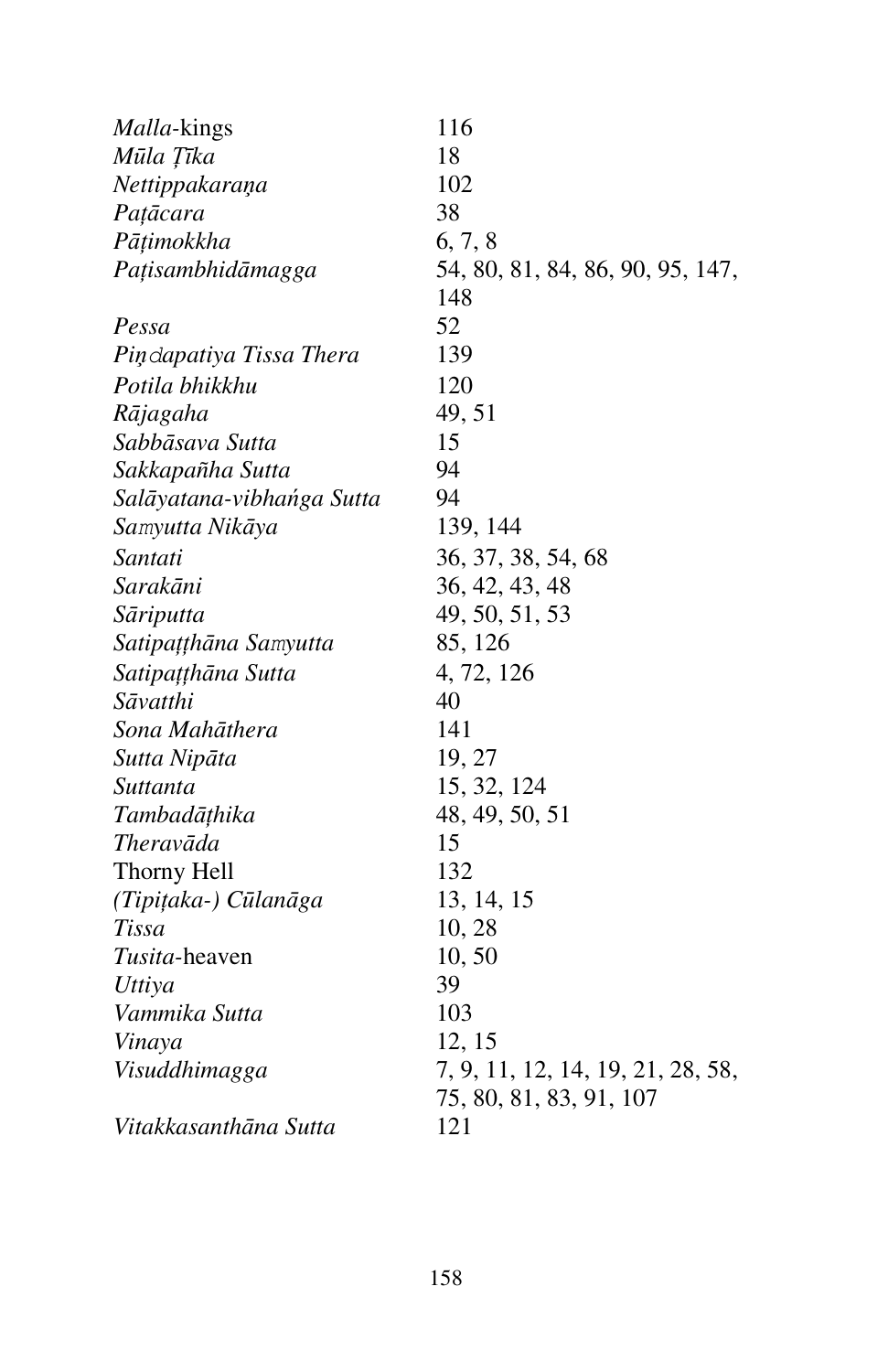*Malla*-kings 116
*Mūla Ṭīka* 18
*Nettippakaraṇa* 102
*Paṭācara* 38
*Pāṭimokkha* 6, 7, 8
*Paṭisambhidāmagga* 54, 80, 81, 84, 86, 90, 95, 147, 148
*Pessa* 52
*Piṇḍapatiya Tissa Thera* 139
*Potila bhikkhu* 120
*Rājagaha* 49, 51
*Sabbāsava Sutta* 15
*Sakkapañha Sutta* 94
*Salāyatana-vibhaṅga Sutta* 94
*Saṃyutta Nikāya* 139, 144
*Santati* 36, 37, 38, 54, 68
*Sarakāni* 36, 42, 43, 48
*Sāriputta* 49, 50, 51, 53
*Satipaṭṭhāna Saṃyutta* 85, 126
*Satipaṭṭhāna Sutta* 4, 72, 126
*Sāvatthi* 40
*Sona Mahāthera* 141
*Sutta Nipāta* 19, 27
*Suttanta* 15, 32, 124
*Tambadāṭhika* 48, 49, 50, 51
*Theravāda* 15
Thorny Hell 132
*(Tipiṭaka-) Cūlanāga* 13, 14, 15
*Tissa* 10, 28
*Tusita*-heaven 10, 50
*Uttiya* 39
*Vammika Sutta* 103
*Vinaya* 12, 15
*Visuddhimagga* 7, 9, 11, 12, 14, 19, 21, 28, 58, 75, 80, 81, 83, 91, 107
*Vitakkasanthāna Sutta* 121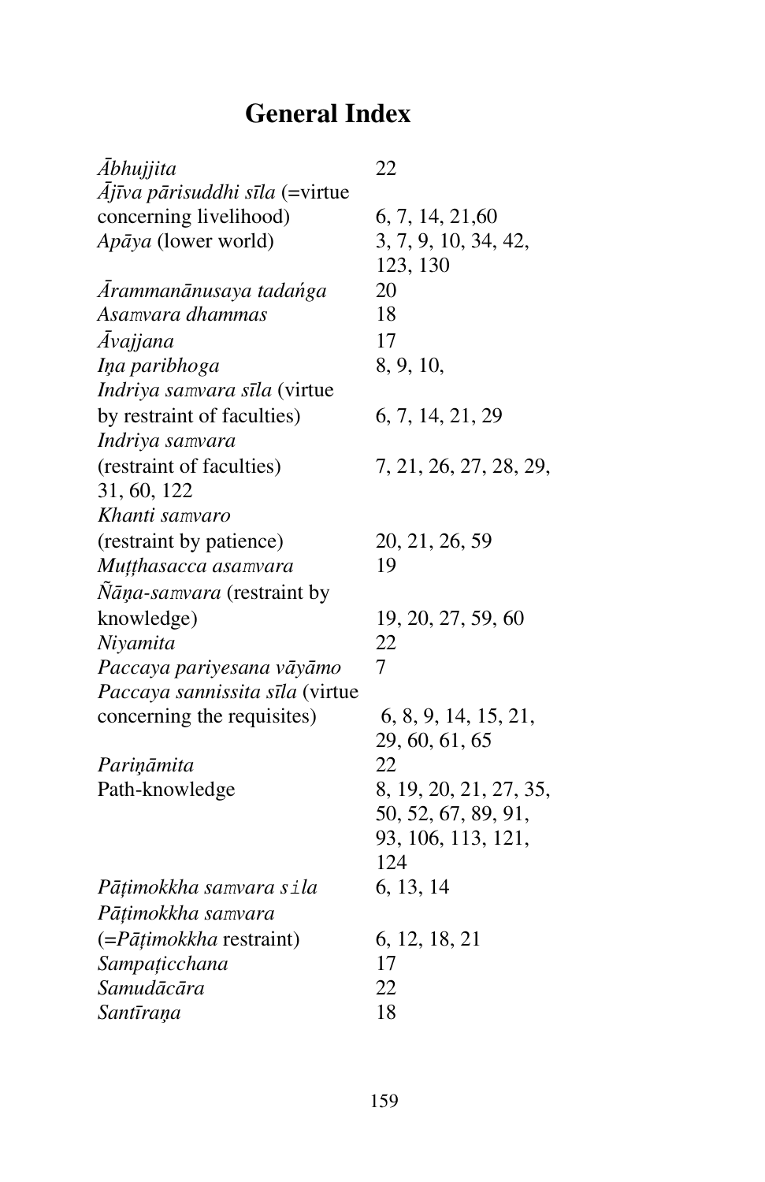# General Index

*Ābhujjita* 22
*Ājīva pārisuddhi sīla* (=virtue concerning livelihood) 6, 7, 14, 21,60
*Apāya* (lower world) 3, 7, 9, 10, 34, 42, 123, 130
*Ārammanānusaya tadaṅga* 20
*Asamvara dhammas* 18
*Āvajjana* 17
*Iṇa paribhoga* 8, 9, 10,
*Indriya samvara sīla* (virtue by restraint of faculties) 6, 7, 14, 21, 29
*Indriya samvara* (restraint of faculties) 7, 21, 26, 27, 28, 29, 31, 60, 122
*Khanti samvaro* (restraint by patience) 20, 21, 26, 59
*Muṭṭhasacca asamvara* 19
*Ñāṇa-samvara* (restraint by knowledge) 19, 20, 27, 59, 60
*Niyamita* 22
*Paccaya pariyesana vāyāmo* 7
*Paccaya sannissita sīla* (virtue concerning the requisites) 6, 8, 9, 14, 15, 21, 29, 60, 61, 65
*Pariṇāmita* 22
Path-knowledge 8, 19, 20, 21, 27, 35, 50, 52, 67, 89, 91, 93, 106, 113, 121, 124
*Pāṭimokkha samvara sila* 6, 13, 14
*Pāṭimokkha samvara* (=*Pāṭimokkha* restraint) 6, 12, 18, 21
*Sampaṭicchana* 17
*Samudācāra* 22
*Santīraṇa* 18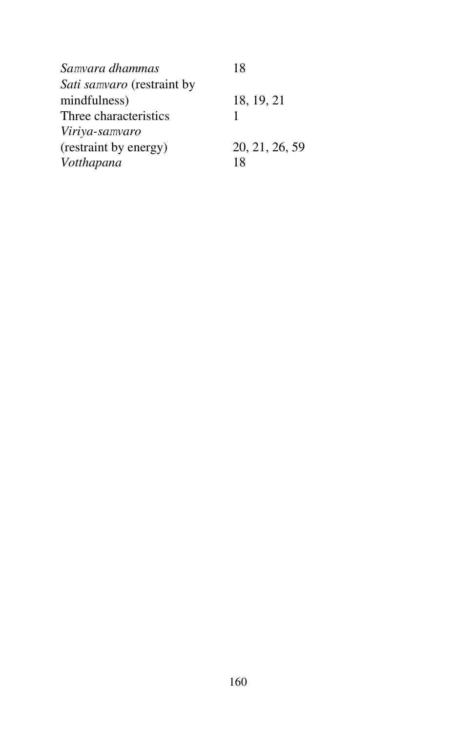*Saṃvara dhammas* 18

*Sati saṃvaro* (restraint by mindfulness) 18, 19, 21

Three characteristics 1

*Viriya-saṃvaro* (restraint by energy) 20, 21, 26, 59

*Votthapana* 18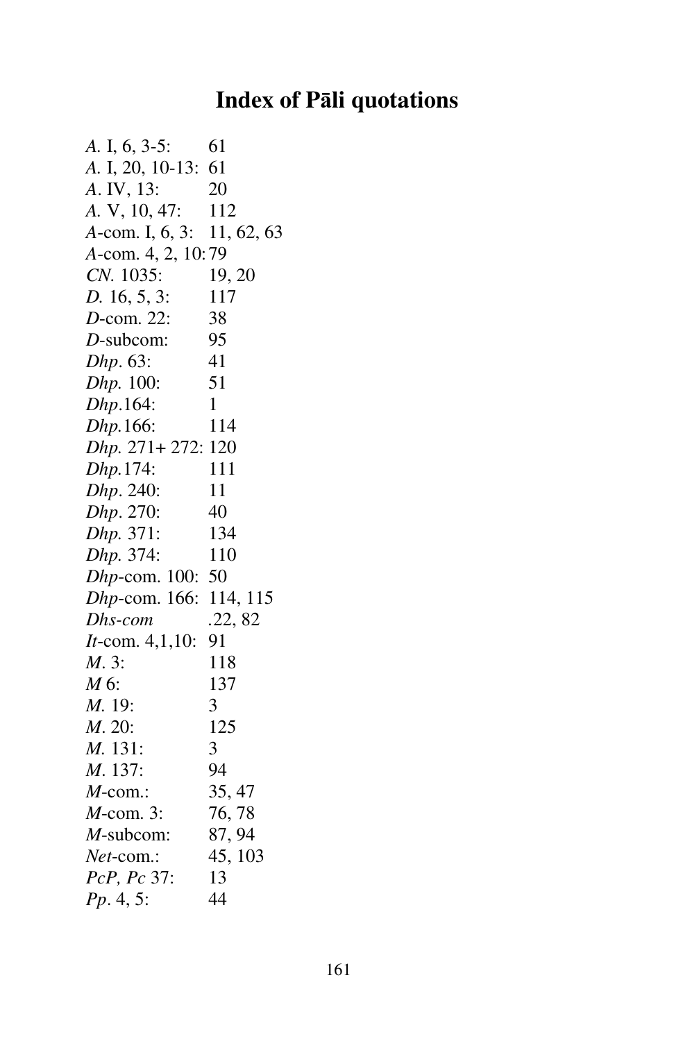# Index of Pāli quotations

*A.* I, 6, 3-5: 61
*A.* I, 20, 10-13: 61
*A.* IV, 13: 20
*A.* V, 10, 47: 112
*A*-com. I, 6, 3: 11, 62, 63
*A*-com. 4, 2, 10: 79
*CN.* 1035: 19, 20
*D.* 16, 5, 3: 117
*D*-com. 22: 38
*D*-subcom: 95
*Dhp*. 63: 41
*Dhp.* 100: 51
*Dhp*.164: 1
*Dhp.*166: 114
*Dhp.* 271+ 272: 120
*Dhp.*174: 111
*Dhp*. 240: 11
*Dhp*. 270: 40
*Dhp.* 371: 134
*Dhp.* 374: 110
*Dhp*-com. 100: 50
*Dhp*-com. 166: 114, 115
*Dhs-com* .22, 82
*It*-com. 4,1,10: 91
*M*. 3: 118
*M* 6: 137
*M.* 19: 3
*M*. 20: 125
*M.* 131: 3
*M*. 137: 94
*M*-com.: 35, 47
*M*-com. 3: 76, 78
*M*-subcom: 87, 94
*Net*-com.: 45, 103
*PcP, Pc* 37: 13
*Pp*. 4, 5: 44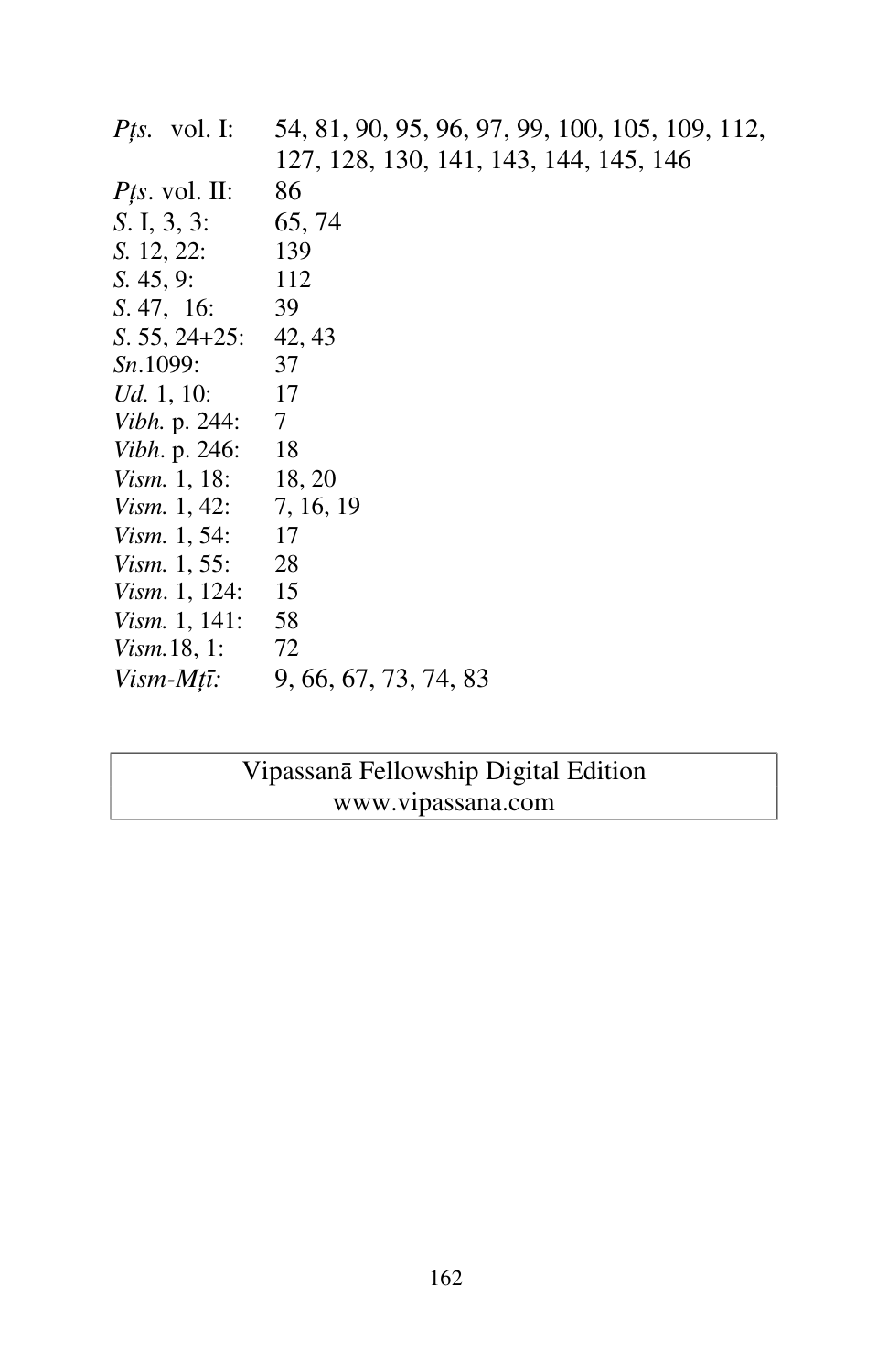| | |
|---|---|
| *Pṭs.* vol. I: | 54, 81, 90, 95, 96, 97, 99, 100, 105, 109, 112, 127, 128, 130, 141, 143, 144, 145, 146 |
| *Pṭs*. vol. II: | 86 |
| *S*. I, 3, 3: | 65, 74 |
| *S.* 12, 22: | 139 |
| *S.* 45, 9: | 112 |
| *S*. 47, 16: | 39 |
| *S*. 55, 24+25: | 42, 43 |
| *Sn*.1099: | 37 |
| *Ud.* 1, 10: | 17 |
| *Vibh.* p. 244: | 7 |
| *Vibh*. p. 246: | 18 |
| *Vism.* 1, 18: | 18, 20 |
| *Vism.* 1, 42: | 7, 16, 19 |
| *Vism.* 1, 54: | 17 |
| *Vism.* 1, 55: | 28 |
| *Vism*. 1, 124: | 15 |
| *Vism.* 1, 141: | 58 |
| *Vism.*18, 1: | 72 |
| *Vism-Mṭī:* | 9, 66, 67, 73, 74, 83 |

Vipassanā Fellowship Digital Edition
www.vipassana.com